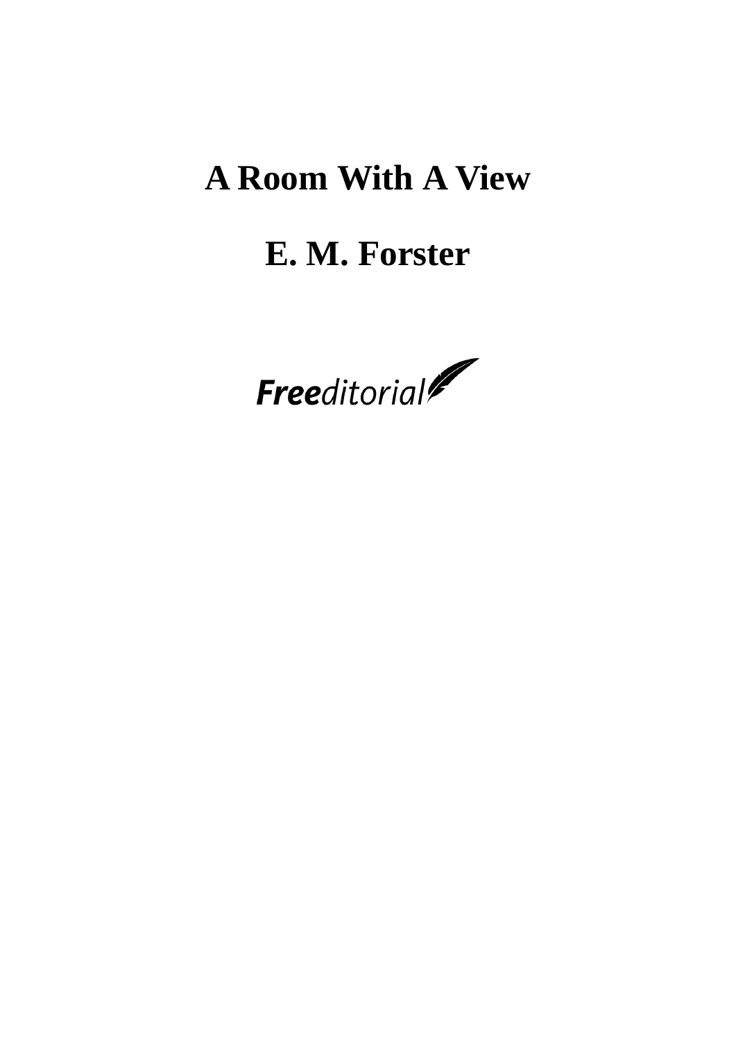# A Room With A View

## E. M. Forster

Freeditorial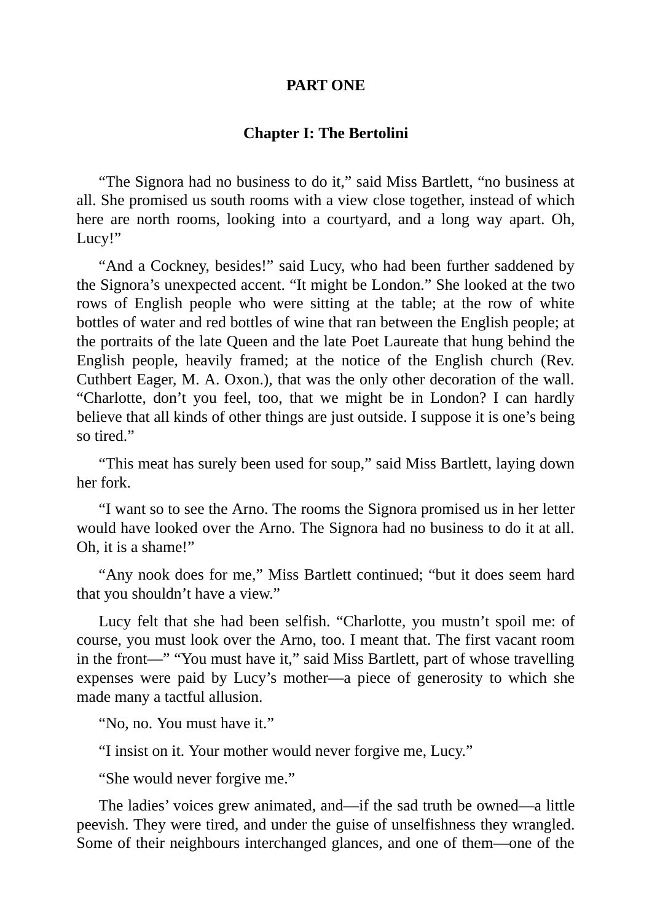## PART ONE

### Chapter I: The Bertolini

"The Signora had no business to do it," said Miss Bartlett, "no business at all. She promised us south rooms with a view close together, instead of which here are north rooms, looking into a courtyard, and a long way apart. Oh, Lucy!"

"And a Cockney, besides!" said Lucy, who had been further saddened by the Signora's unexpected accent. "It might be London." She looked at the two rows of English people who were sitting at the table; at the row of white bottles of water and red bottles of wine that ran between the English people; at the portraits of the late Queen and the late Poet Laureate that hung behind the English people, heavily framed; at the notice of the English church (Rev. Cuthbert Eager, M. A. Oxon.), that was the only other decoration of the wall. "Charlotte, don't you feel, too, that we might be in London? I can hardly believe that all kinds of other things are just outside. I suppose it is one's being so tired."

"This meat has surely been used for soup," said Miss Bartlett, laying down her fork.

"I want so to see the Arno. The rooms the Signora promised us in her letter would have looked over the Arno. The Signora had no business to do it at all. Oh, it is a shame!"

"Any nook does for me," Miss Bartlett continued; "but it does seem hard that you shouldn't have a view."

Lucy felt that she had been selfish. "Charlotte, you mustn't spoil me: of course, you must look over the Arno, too. I meant that. The first vacant room in the front—" "You must have it," said Miss Bartlett, part of whose travelling expenses were paid by Lucy's mother—a piece of generosity to which she made many a tactful allusion.

"No, no. You must have it."

"I insist on it. Your mother would never forgive me, Lucy."

"She would never forgive me."

The ladies' voices grew animated, and—if the sad truth be owned—a little peevish. They were tired, and under the guise of unselfishness they wrangled. Some of their neighbours interchanged glances, and one of them—one of the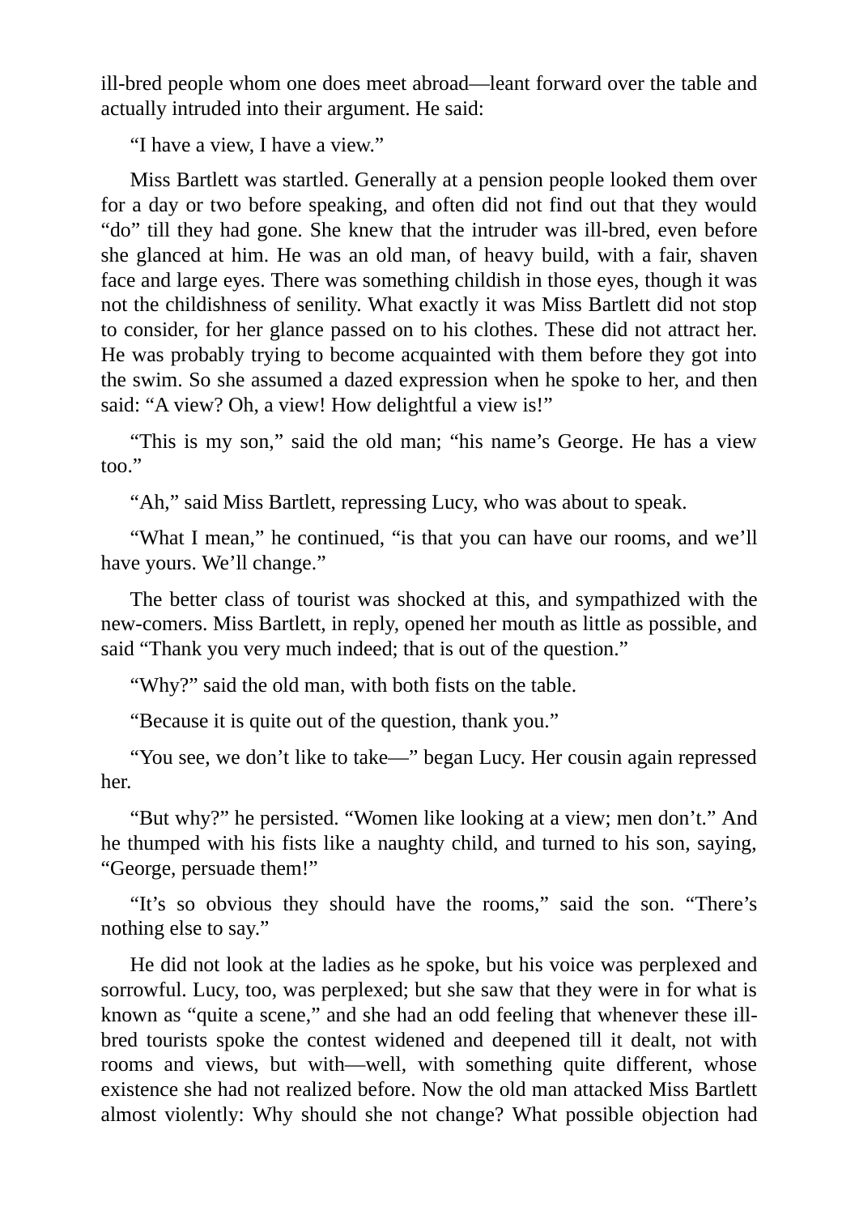ill-bred people whom one does meet abroad—leant forward over the table and actually intruded into their argument. He said:

"I have a view, I have a view."

Miss Bartlett was startled. Generally at a pension people looked them over for a day or two before speaking, and often did not find out that they would "do" till they had gone. She knew that the intruder was ill-bred, even before she glanced at him. He was an old man, of heavy build, with a fair, shaven face and large eyes. There was something childish in those eyes, though it was not the childishness of senility. What exactly it was Miss Bartlett did not stop to consider, for her glance passed on to his clothes. These did not attract her. He was probably trying to become acquainted with them before they got into the swim. So she assumed a dazed expression when he spoke to her, and then said: "A view? Oh, a view! How delightful a view is!"

"This is my son," said the old man; "his name's George. He has a view too."

"Ah," said Miss Bartlett, repressing Lucy, who was about to speak.

"What I mean," he continued, "is that you can have our rooms, and we'll have yours. We'll change."

The better class of tourist was shocked at this, and sympathized with the new-comers. Miss Bartlett, in reply, opened her mouth as little as possible, and said "Thank you very much indeed; that is out of the question."

"Why?" said the old man, with both fists on the table.

"Because it is quite out of the question, thank you."

"You see, we don't like to take—" began Lucy. Her cousin again repressed her.

"But why?" he persisted. "Women like looking at a view; men don't." And he thumped with his fists like a naughty child, and turned to his son, saying, "George, persuade them!"

"It's so obvious they should have the rooms," said the son. "There's nothing else to say."

He did not look at the ladies as he spoke, but his voice was perplexed and sorrowful. Lucy, too, was perplexed; but she saw that they were in for what is known as "quite a scene," and she had an odd feeling that whenever these ill-bred tourists spoke the contest widened and deepened till it dealt, not with rooms and views, but with—well, with something quite different, whose existence she had not realized before. Now the old man attacked Miss Bartlett almost violently: Why should she not change? What possible objection had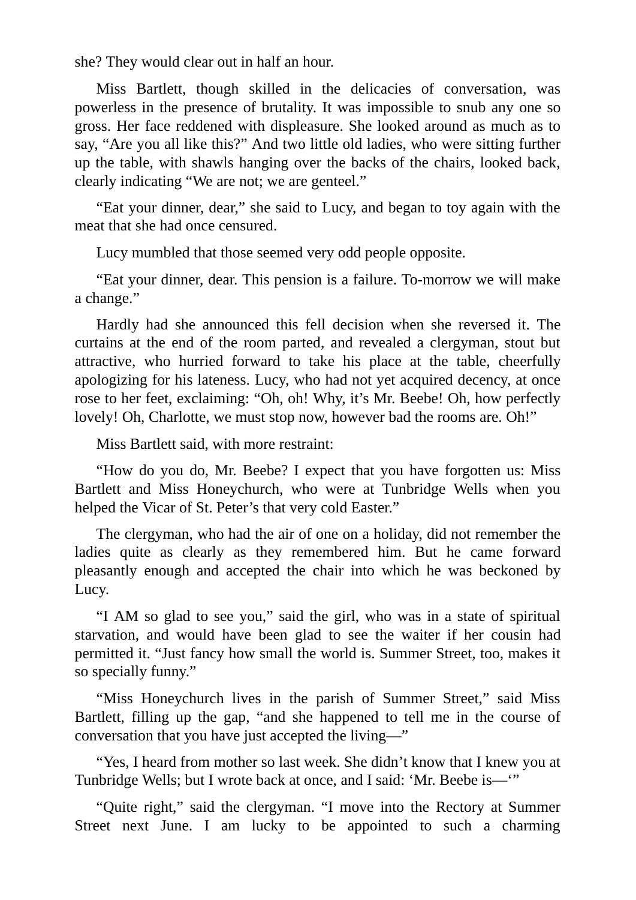she? They would clear out in half an hour.

Miss Bartlett, though skilled in the delicacies of conversation, was powerless in the presence of brutality. It was impossible to snub any one so gross. Her face reddened with displeasure. She looked around as much as to say, “Are you all like this?” And two little old ladies, who were sitting further up the table, with shawls hanging over the backs of the chairs, looked back, clearly indicating “We are not; we are genteel.”

“Eat your dinner, dear,” she said to Lucy, and began to toy again with the meat that she had once censured.

Lucy mumbled that those seemed very odd people opposite.

“Eat your dinner, dear. This pension is a failure. To-morrow we will make a change.”

Hardly had she announced this fell decision when she reversed it. The curtains at the end of the room parted, and revealed a clergyman, stout but attractive, who hurried forward to take his place at the table, cheerfully apologizing for his lateness. Lucy, who had not yet acquired decency, at once rose to her feet, exclaiming: “Oh, oh! Why, it’s Mr. Beebe! Oh, how perfectly lovely! Oh, Charlotte, we must stop now, however bad the rooms are. Oh!”

Miss Bartlett said, with more restraint:

“How do you do, Mr. Beebe? I expect that you have forgotten us: Miss Bartlett and Miss Honeychurch, who were at Tunbridge Wells when you helped the Vicar of St. Peter’s that very cold Easter.”

The clergyman, who had the air of one on a holiday, did not remember the ladies quite as clearly as they remembered him. But he came forward pleasantly enough and accepted the chair into which he was beckoned by Lucy.

“I AM so glad to see you,” said the girl, who was in a state of spiritual starvation, and would have been glad to see the waiter if her cousin had permitted it. “Just fancy how small the world is. Summer Street, too, makes it so specially funny.”

“Miss Honeychurch lives in the parish of Summer Street,” said Miss Bartlett, filling up the gap, “and she happened to tell me in the course of conversation that you have just accepted the living—”

“Yes, I heard from mother so last week. She didn’t know that I knew you at Tunbridge Wells; but I wrote back at once, and I said: ‘Mr. Beebe is—’”

“Quite right,” said the clergyman. “I move into the Rectory at Summer Street next June. I am lucky to be appointed to such a charming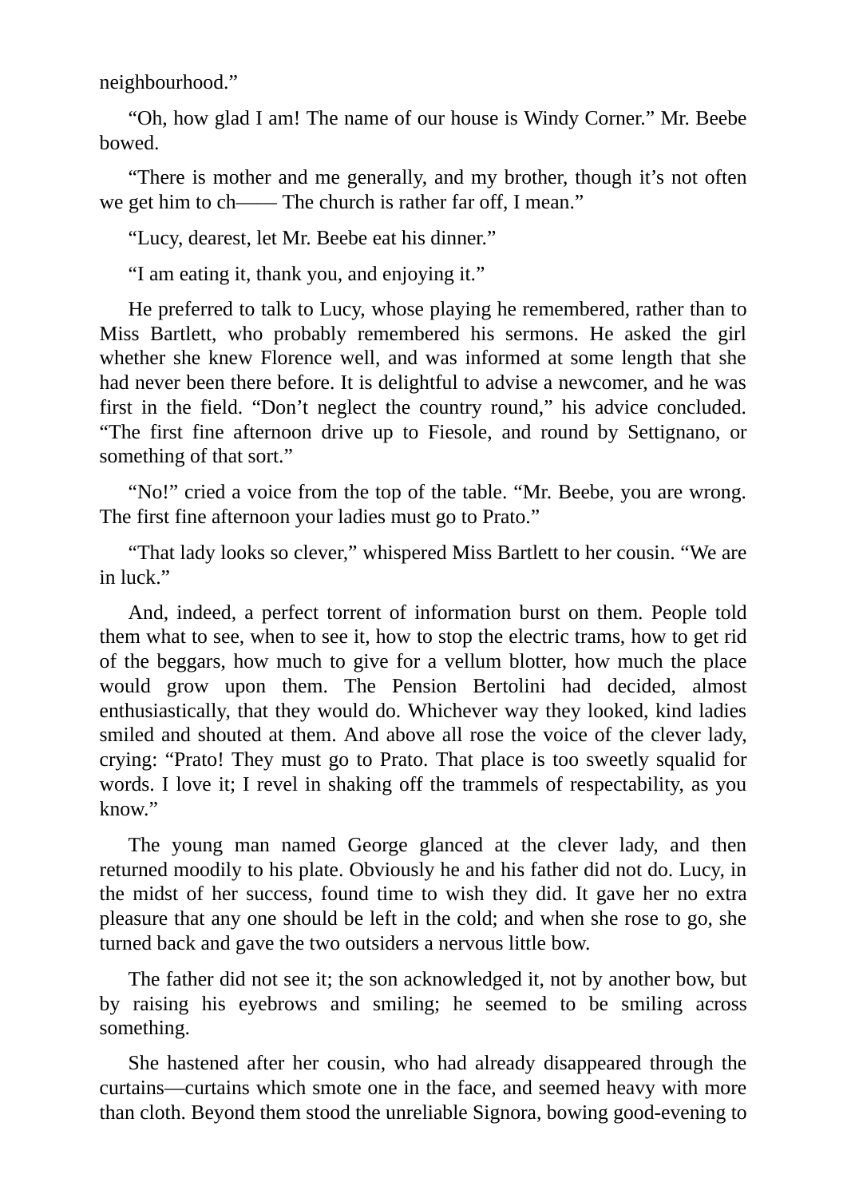neighbourhood.”

“Oh, how glad I am! The name of our house is Windy Corner.” Mr. Beebe bowed.

“There is mother and me generally, and my brother, though it’s not often we get him to ch—— The church is rather far off, I mean.”

“Lucy, dearest, let Mr. Beebe eat his dinner.”

“I am eating it, thank you, and enjoying it.”

He preferred to talk to Lucy, whose playing he remembered, rather than to Miss Bartlett, who probably remembered his sermons. He asked the girl whether she knew Florence well, and was informed at some length that she had never been there before. It is delightful to advise a newcomer, and he was first in the field. “Don’t neglect the country round,” his advice concluded. “The first fine afternoon drive up to Fiesole, and round by Settignano, or something of that sort.”

“No!” cried a voice from the top of the table. “Mr. Beebe, you are wrong. The first fine afternoon your ladies must go to Prato.”

“That lady looks so clever,” whispered Miss Bartlett to her cousin. “We are in luck.”

And, indeed, a perfect torrent of information burst on them. People told them what to see, when to see it, how to stop the electric trams, how to get rid of the beggars, how much to give for a vellum blotter, how much the place would grow upon them. The Pension Bertolini had decided, almost enthusiastically, that they would do. Whichever way they looked, kind ladies smiled and shouted at them. And above all rose the voice of the clever lady, crying: “Prato! They must go to Prato. That place is too sweetly squalid for words. I love it; I revel in shaking off the trammels of respectability, as you know.”

The young man named George glanced at the clever lady, and then returned moodily to his plate. Obviously he and his father did not do. Lucy, in the midst of her success, found time to wish they did. It gave her no extra pleasure that any one should be left in the cold; and when she rose to go, she turned back and gave the two outsiders a nervous little bow.

The father did not see it; the son acknowledged it, not by another bow, but by raising his eyebrows and smiling; he seemed to be smiling across something.

She hastened after her cousin, who had already disappeared through the curtains—curtains which smote one in the face, and seemed heavy with more than cloth. Beyond them stood the unreliable Signora, bowing good-evening to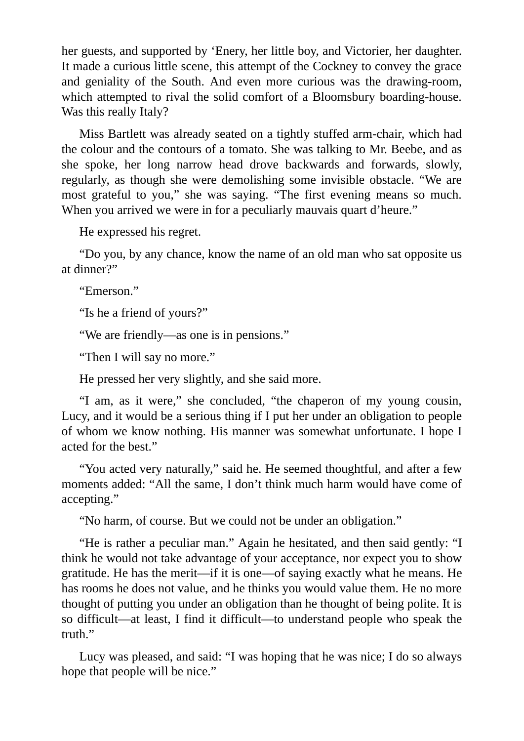her guests, and supported by 'Enery, her little boy, and Victorier, her daughter. It made a curious little scene, this attempt of the Cockney to convey the grace and geniality of the South. And even more curious was the drawing-room, which attempted to rival the solid comfort of a Bloomsbury boarding-house. Was this really Italy?

Miss Bartlett was already seated on a tightly stuffed arm-chair, which had the colour and the contours of a tomato. She was talking to Mr. Beebe, and as she spoke, her long narrow head drove backwards and forwards, slowly, regularly, as though she were demolishing some invisible obstacle. "We are most grateful to you," she was saying. "The first evening means so much. When you arrived we were in for a peculiarly mauvais quart d'heure."

He expressed his regret.

"Do you, by any chance, know the name of an old man who sat opposite us at dinner?"

"Emerson."

"Is he a friend of yours?"

"We are friendly—as one is in pensions."

"Then I will say no more."

He pressed her very slightly, and she said more.

"I am, as it were," she concluded, "the chaperon of my young cousin, Lucy, and it would be a serious thing if I put her under an obligation to people of whom we know nothing. His manner was somewhat unfortunate. I hope I acted for the best."

"You acted very naturally," said he. He seemed thoughtful, and after a few moments added: "All the same, I don't think much harm would have come of accepting."

"No harm, of course. But we could not be under an obligation."

"He is rather a peculiar man." Again he hesitated, and then said gently: "I think he would not take advantage of your acceptance, nor expect you to show gratitude. He has the merit—if it is one—of saying exactly what he means. He has rooms he does not value, and he thinks you would value them. He no more thought of putting you under an obligation than he thought of being polite. It is so difficult—at least, I find it difficult—to understand people who speak the truth."

Lucy was pleased, and said: "I was hoping that he was nice; I do so always hope that people will be nice."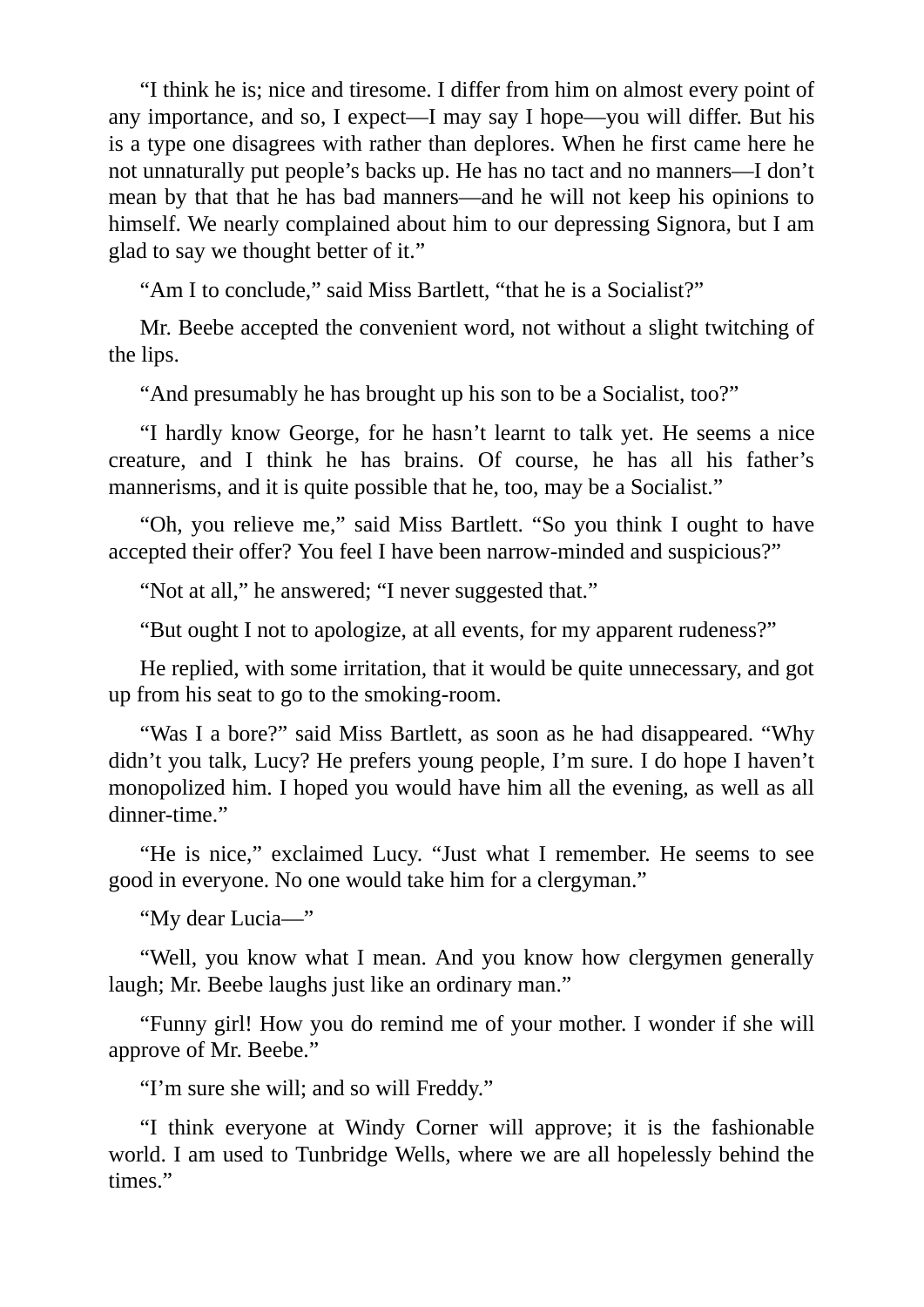"I think he is; nice and tiresome. I differ from him on almost every point of any importance, and so, I expect—I may say I hope—you will differ. But his is a type one disagrees with rather than deplores. When he first came here he not unnaturally put people's backs up. He has no tact and no manners—I don't mean by that that he has bad manners—and he will not keep his opinions to himself. We nearly complained about him to our depressing Signora, but I am glad to say we thought better of it."

"Am I to conclude," said Miss Bartlett, "that he is a Socialist?"

Mr. Beebe accepted the convenient word, not without a slight twitching of the lips.

"And presumably he has brought up his son to be a Socialist, too?"

"I hardly know George, for he hasn't learnt to talk yet. He seems a nice creature, and I think he has brains. Of course, he has all his father's mannerisms, and it is quite possible that he, too, may be a Socialist."

"Oh, you relieve me," said Miss Bartlett. "So you think I ought to have accepted their offer? You feel I have been narrow-minded and suspicious?"

"Not at all," he answered; "I never suggested that."

"But ought I not to apologize, at all events, for my apparent rudeness?"

He replied, with some irritation, that it would be quite unnecessary, and got up from his seat to go to the smoking-room.

"Was I a bore?" said Miss Bartlett, as soon as he had disappeared. "Why didn't you talk, Lucy? He prefers young people, I'm sure. I do hope I haven't monopolized him. I hoped you would have him all the evening, as well as all dinner-time."

"He is nice," exclaimed Lucy. "Just what I remember. He seems to see good in everyone. No one would take him for a clergyman."

"My dear Lucia—"

"Well, you know what I mean. And you know how clergymen generally laugh; Mr. Beebe laughs just like an ordinary man."

"Funny girl! How you do remind me of your mother. I wonder if she will approve of Mr. Beebe."

"I'm sure she will; and so will Freddy."

"I think everyone at Windy Corner will approve; it is the fashionable world. I am used to Tunbridge Wells, where we are all hopelessly behind the times."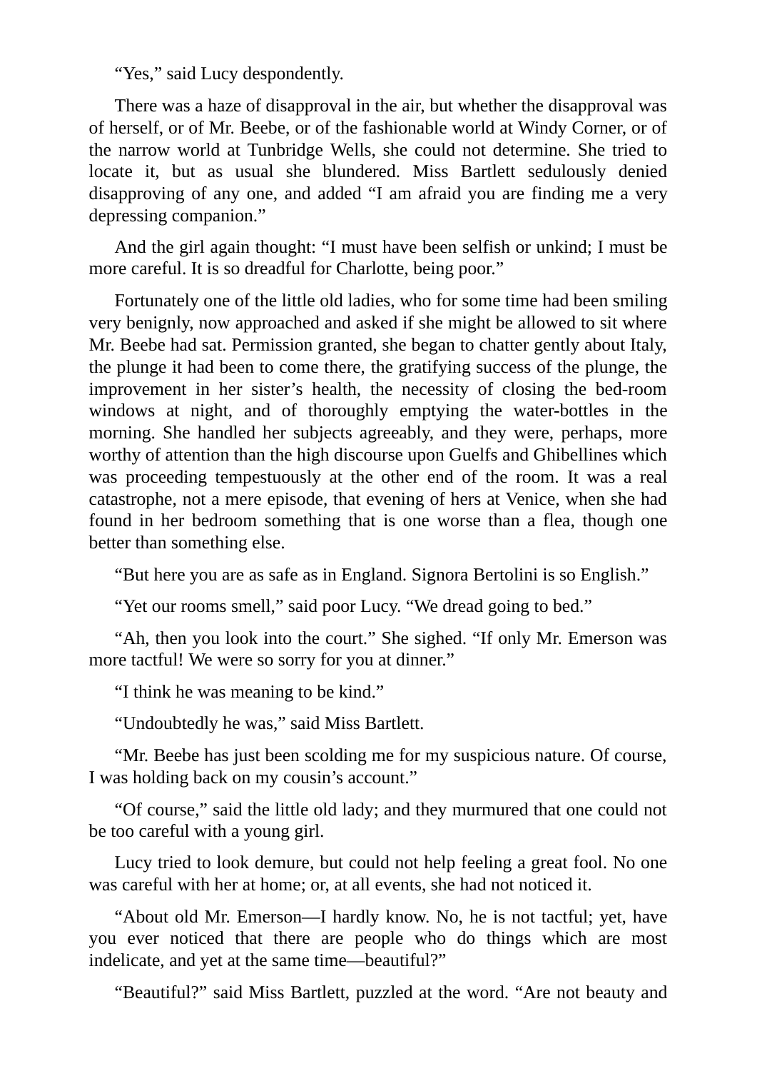“Yes,” said Lucy despondently.

There was a haze of disapproval in the air, but whether the disapproval was of herself, or of Mr. Beebe, or of the fashionable world at Windy Corner, or of the narrow world at Tunbridge Wells, she could not determine. She tried to locate it, but as usual she blundered. Miss Bartlett sedulously denied disapproving of any one, and added “I am afraid you are finding me a very depressing companion.”

And the girl again thought: “I must have been selfish or unkind; I must be more careful. It is so dreadful for Charlotte, being poor.”

Fortunately one of the little old ladies, who for some time had been smiling very benignly, now approached and asked if she might be allowed to sit where Mr. Beebe had sat. Permission granted, she began to chatter gently about Italy, the plunge it had been to come there, the gratifying success of the plunge, the improvement in her sister’s health, the necessity of closing the bed-room windows at night, and of thoroughly emptying the water-bottles in the morning. She handled her subjects agreeably, and they were, perhaps, more worthy of attention than the high discourse upon Guelfs and Ghibellines which was proceeding tempestuously at the other end of the room. It was a real catastrophe, not a mere episode, that evening of hers at Venice, when she had found in her bedroom something that is one worse than a flea, though one better than something else.

“But here you are as safe as in England. Signora Bertolini is so English.”

“Yet our rooms smell,” said poor Lucy. “We dread going to bed.”

“Ah, then you look into the court.” She sighed. “If only Mr. Emerson was more tactful! We were so sorry for you at dinner.”

“I think he was meaning to be kind.”

“Undoubtedly he was,” said Miss Bartlett.

“Mr. Beebe has just been scolding me for my suspicious nature. Of course, I was holding back on my cousin’s account.”

“Of course,” said the little old lady; and they murmured that one could not be too careful with a young girl.

Lucy tried to look demure, but could not help feeling a great fool. No one was careful with her at home; or, at all events, she had not noticed it.

“About old Mr. Emerson—I hardly know. No, he is not tactful; yet, have you ever noticed that there are people who do things which are most indelicate, and yet at the same time—beautiful?”

“Beautiful?” said Miss Bartlett, puzzled at the word. “Are not beauty and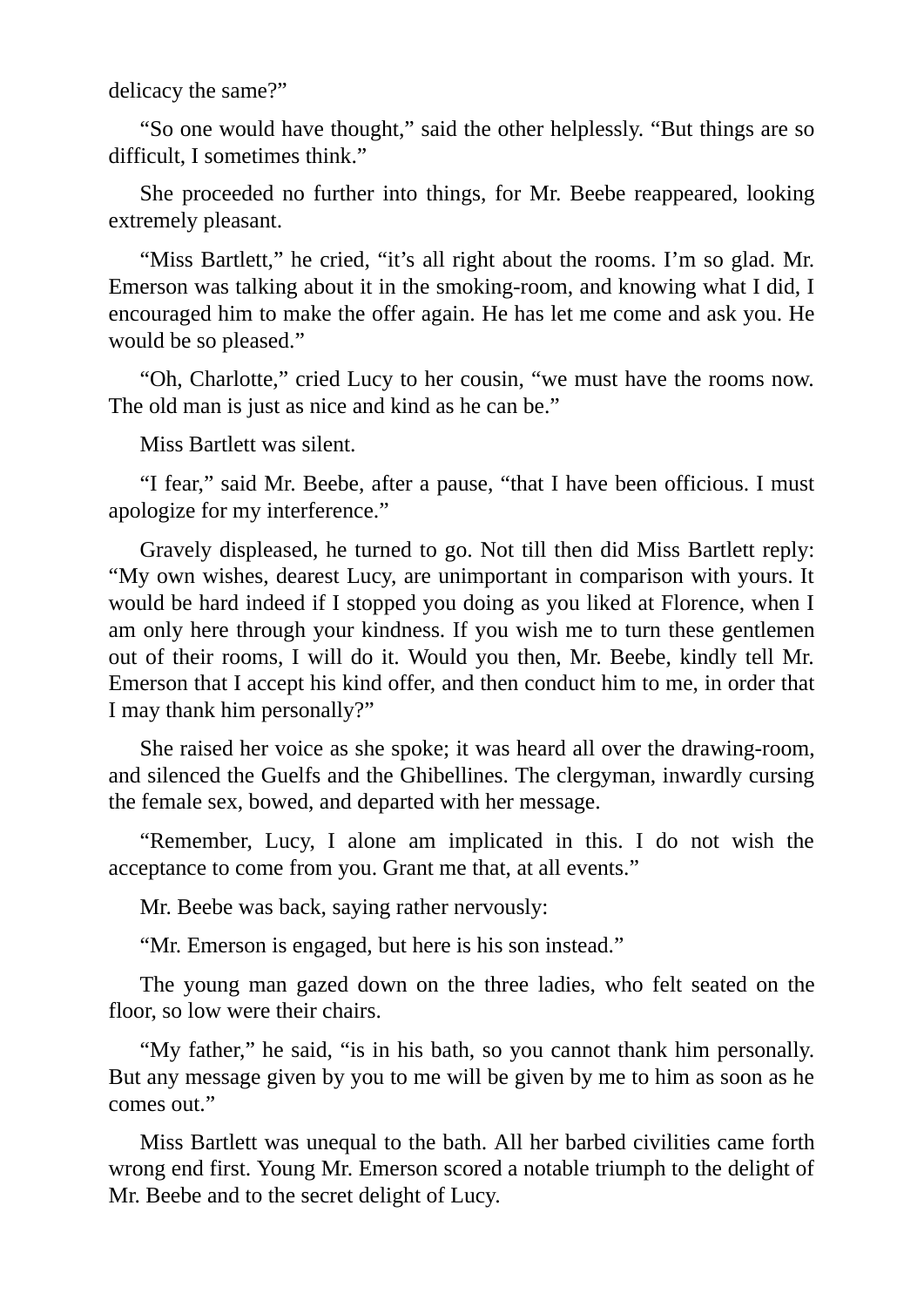delicacy the same?"

"So one would have thought," said the other helplessly. "But things are so difficult, I sometimes think."

She proceeded no further into things, for Mr. Beebe reappeared, looking extremely pleasant.

"Miss Bartlett," he cried, "it's all right about the rooms. I'm so glad. Mr. Emerson was talking about it in the smoking-room, and knowing what I did, I encouraged him to make the offer again. He has let me come and ask you. He would be so pleased."

"Oh, Charlotte," cried Lucy to her cousin, "we must have the rooms now. The old man is just as nice and kind as he can be."

Miss Bartlett was silent.

"I fear," said Mr. Beebe, after a pause, "that I have been officious. I must apologize for my interference."

Gravely displeased, he turned to go. Not till then did Miss Bartlett reply: "My own wishes, dearest Lucy, are unimportant in comparison with yours. It would be hard indeed if I stopped you doing as you liked at Florence, when I am only here through your kindness. If you wish me to turn these gentlemen out of their rooms, I will do it. Would you then, Mr. Beebe, kindly tell Mr. Emerson that I accept his kind offer, and then conduct him to me, in order that I may thank him personally?"

She raised her voice as she spoke; it was heard all over the drawing-room, and silenced the Guelfs and the Ghibellines. The clergyman, inwardly cursing the female sex, bowed, and departed with her message.

"Remember, Lucy, I alone am implicated in this. I do not wish the acceptance to come from you. Grant me that, at all events."

Mr. Beebe was back, saying rather nervously:

"Mr. Emerson is engaged, but here is his son instead."

The young man gazed down on the three ladies, who felt seated on the floor, so low were their chairs.

"My father," he said, "is in his bath, so you cannot thank him personally. But any message given by you to me will be given by me to him as soon as he comes out."

Miss Bartlett was unequal to the bath. All her barbed civilities came forth wrong end first. Young Mr. Emerson scored a notable triumph to the delight of Mr. Beebe and to the secret delight of Lucy.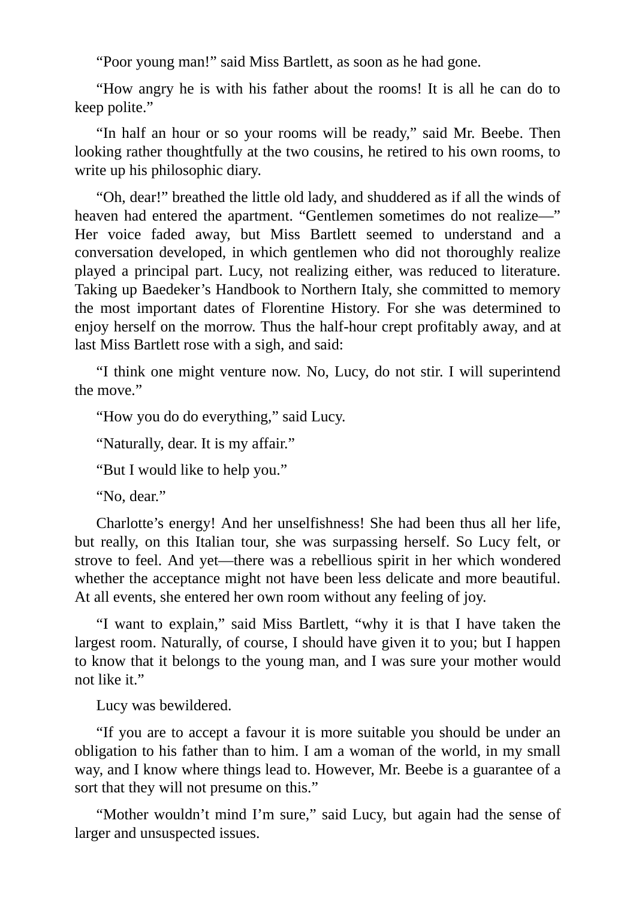"Poor young man!" said Miss Bartlett, as soon as he had gone.

"How angry he is with his father about the rooms! It is all he can do to keep polite."

"In half an hour or so your rooms will be ready," said Mr. Beebe. Then looking rather thoughtfully at the two cousins, he retired to his own rooms, to write up his philosophic diary.

"Oh, dear!" breathed the little old lady, and shuddered as if all the winds of heaven had entered the apartment. "Gentlemen sometimes do not realize—" Her voice faded away, but Miss Bartlett seemed to understand and a conversation developed, in which gentlemen who did not thoroughly realize played a principal part. Lucy, not realizing either, was reduced to literature. Taking up Baedeker's Handbook to Northern Italy, she committed to memory the most important dates of Florentine History. For she was determined to enjoy herself on the morrow. Thus the half-hour crept profitably away, and at last Miss Bartlett rose with a sigh, and said:

"I think one might venture now. No, Lucy, do not stir. I will superintend the move."

"How you do do everything," said Lucy.

"Naturally, dear. It is my affair."

"But I would like to help you."

"No, dear."

Charlotte's energy! And her unselfishness! She had been thus all her life, but really, on this Italian tour, she was surpassing herself. So Lucy felt, or strove to feel. And yet—there was a rebellious spirit in her which wondered whether the acceptance might not have been less delicate and more beautiful. At all events, she entered her own room without any feeling of joy.

"I want to explain," said Miss Bartlett, "why it is that I have taken the largest room. Naturally, of course, I should have given it to you; but I happen to know that it belongs to the young man, and I was sure your mother would not like it."

Lucy was bewildered.

"If you are to accept a favour it is more suitable you should be under an obligation to his father than to him. I am a woman of the world, in my small way, and I know where things lead to. However, Mr. Beebe is a guarantee of a sort that they will not presume on this."

"Mother wouldn't mind I'm sure," said Lucy, but again had the sense of larger and unsuspected issues.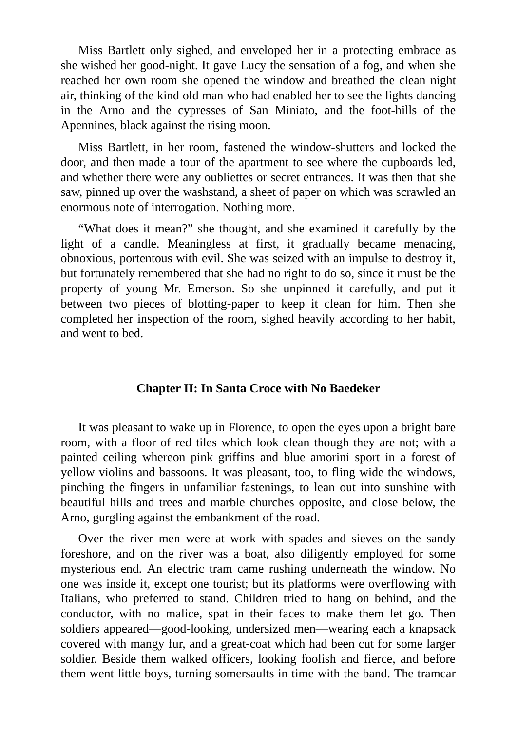Miss Bartlett only sighed, and enveloped her in a protecting embrace as she wished her good-night. It gave Lucy the sensation of a fog, and when she reached her own room she opened the window and breathed the clean night air, thinking of the kind old man who had enabled her to see the lights dancing in the Arno and the cypresses of San Miniato, and the foot-hills of the Apennines, black against the rising moon.

Miss Bartlett, in her room, fastened the window-shutters and locked the door, and then made a tour of the apartment to see where the cupboards led, and whether there were any oubliettes or secret entrances. It was then that she saw, pinned up over the washstand, a sheet of paper on which was scrawled an enormous note of interrogation. Nothing more.

"What does it mean?" she thought, and she examined it carefully by the light of a candle. Meaningless at first, it gradually became menacing, obnoxious, portentous with evil. She was seized with an impulse to destroy it, but fortunately remembered that she had no right to do so, since it must be the property of young Mr. Emerson. So she unpinned it carefully, and put it between two pieces of blotting-paper to keep it clean for him. Then she completed her inspection of the room, sighed heavily according to her habit, and went to bed.

## Chapter II: In Santa Croce with No Baedeker

It was pleasant to wake up in Florence, to open the eyes upon a bright bare room, with a floor of red tiles which look clean though they are not; with a painted ceiling whereon pink griffins and blue amorini sport in a forest of yellow violins and bassoons. It was pleasant, too, to fling wide the windows, pinching the fingers in unfamiliar fastenings, to lean out into sunshine with beautiful hills and trees and marble churches opposite, and close below, the Arno, gurgling against the embankment of the road.

Over the river men were at work with spades and sieves on the sandy foreshore, and on the river was a boat, also diligently employed for some mysterious end. An electric tram came rushing underneath the window. No one was inside it, except one tourist; but its platforms were overflowing with Italians, who preferred to stand. Children tried to hang on behind, and the conductor, with no malice, spat in their faces to make them let go. Then soldiers appeared—good-looking, undersized men—wearing each a knapsack covered with mangy fur, and a great-coat which had been cut for some larger soldier. Beside them walked officers, looking foolish and fierce, and before them went little boys, turning somersaults in time with the band. The tramcar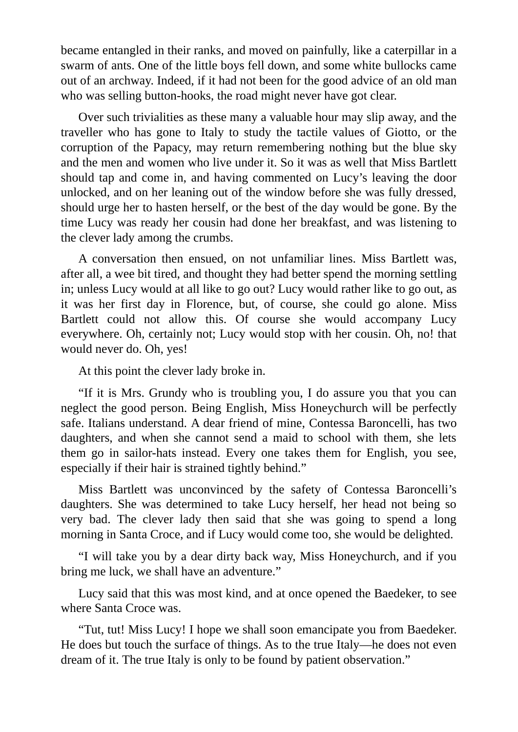became entangled in their ranks, and moved on painfully, like a caterpillar in a swarm of ants. One of the little boys fell down, and some white bullocks came out of an archway. Indeed, if it had not been for the good advice of an old man who was selling button-hooks, the road might never have got clear.

Over such trivialities as these many a valuable hour may slip away, and the traveller who has gone to Italy to study the tactile values of Giotto, or the corruption of the Papacy, may return remembering nothing but the blue sky and the men and women who live under it. So it was as well that Miss Bartlett should tap and come in, and having commented on Lucy's leaving the door unlocked, and on her leaning out of the window before she was fully dressed, should urge her to hasten herself, or the best of the day would be gone. By the time Lucy was ready her cousin had done her breakfast, and was listening to the clever lady among the crumbs.

A conversation then ensued, on not unfamiliar lines. Miss Bartlett was, after all, a wee bit tired, and thought they had better spend the morning settling in; unless Lucy would at all like to go out? Lucy would rather like to go out, as it was her first day in Florence, but, of course, she could go alone. Miss Bartlett could not allow this. Of course she would accompany Lucy everywhere. Oh, certainly not; Lucy would stop with her cousin. Oh, no! that would never do. Oh, yes!

At this point the clever lady broke in.

"If it is Mrs. Grundy who is troubling you, I do assure you that you can neglect the good person. Being English, Miss Honeychurch will be perfectly safe. Italians understand. A dear friend of mine, Contessa Baroncelli, has two daughters, and when she cannot send a maid to school with them, she lets them go in sailor-hats instead. Every one takes them for English, you see, especially if their hair is strained tightly behind."

Miss Bartlett was unconvinced by the safety of Contessa Baroncelli's daughters. She was determined to take Lucy herself, her head not being so very bad. The clever lady then said that she was going to spend a long morning in Santa Croce, and if Lucy would come too, she would be delighted.

"I will take you by a dear dirty back way, Miss Honeychurch, and if you bring me luck, we shall have an adventure."

Lucy said that this was most kind, and at once opened the Baedeker, to see where Santa Croce was.

"Tut, tut! Miss Lucy! I hope we shall soon emancipate you from Baedeker. He does but touch the surface of things. As to the true Italy—he does not even dream of it. The true Italy is only to be found by patient observation."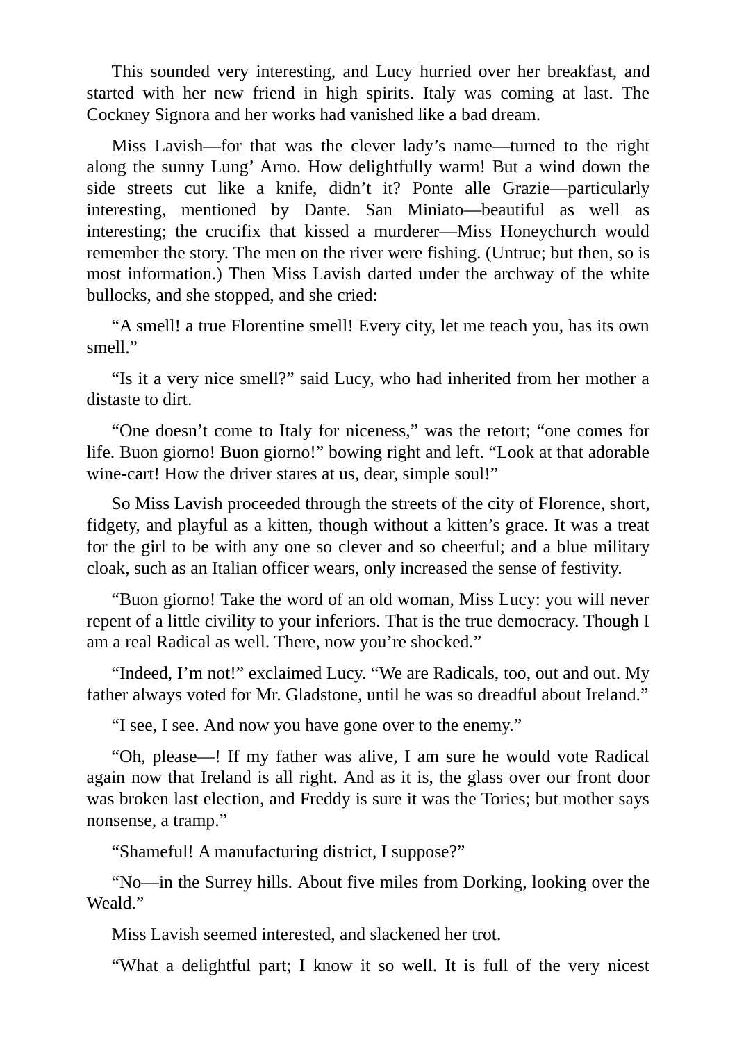This sounded very interesting, and Lucy hurried over her breakfast, and started with her new friend in high spirits. Italy was coming at last. The Cockney Signora and her works had vanished like a bad dream.

Miss Lavish—for that was the clever lady's name—turned to the right along the sunny Lung' Arno. How delightfully warm! But a wind down the side streets cut like a knife, didn't it? Ponte alle Grazie—particularly interesting, mentioned by Dante. San Miniato—beautiful as well as interesting; the crucifix that kissed a murderer—Miss Honeychurch would remember the story. The men on the river were fishing. (Untrue; but then, so is most information.) Then Miss Lavish darted under the archway of the white bullocks, and she stopped, and she cried:

"A smell! a true Florentine smell! Every city, let me teach you, has its own smell."

"Is it a very nice smell?" said Lucy, who had inherited from her mother a distaste to dirt.

"One doesn't come to Italy for niceness," was the retort; "one comes for life. Buon giorno! Buon giorno!" bowing right and left. "Look at that adorable wine-cart! How the driver stares at us, dear, simple soul!"

So Miss Lavish proceeded through the streets of the city of Florence, short, fidgety, and playful as a kitten, though without a kitten's grace. It was a treat for the girl to be with any one so clever and so cheerful; and a blue military cloak, such as an Italian officer wears, only increased the sense of festivity.

"Buon giorno! Take the word of an old woman, Miss Lucy: you will never repent of a little civility to your inferiors. That is the true democracy. Though I am a real Radical as well. There, now you're shocked."

"Indeed, I'm not!" exclaimed Lucy. "We are Radicals, too, out and out. My father always voted for Mr. Gladstone, until he was so dreadful about Ireland."

"I see, I see. And now you have gone over to the enemy."

"Oh, please—! If my father was alive, I am sure he would vote Radical again now that Ireland is all right. And as it is, the glass over our front door was broken last election, and Freddy is sure it was the Tories; but mother says nonsense, a tramp."

"Shameful! A manufacturing district, I suppose?"

"No—in the Surrey hills. About five miles from Dorking, looking over the Weald."

Miss Lavish seemed interested, and slackened her trot.

"What a delightful part; I know it so well. It is full of the very nicest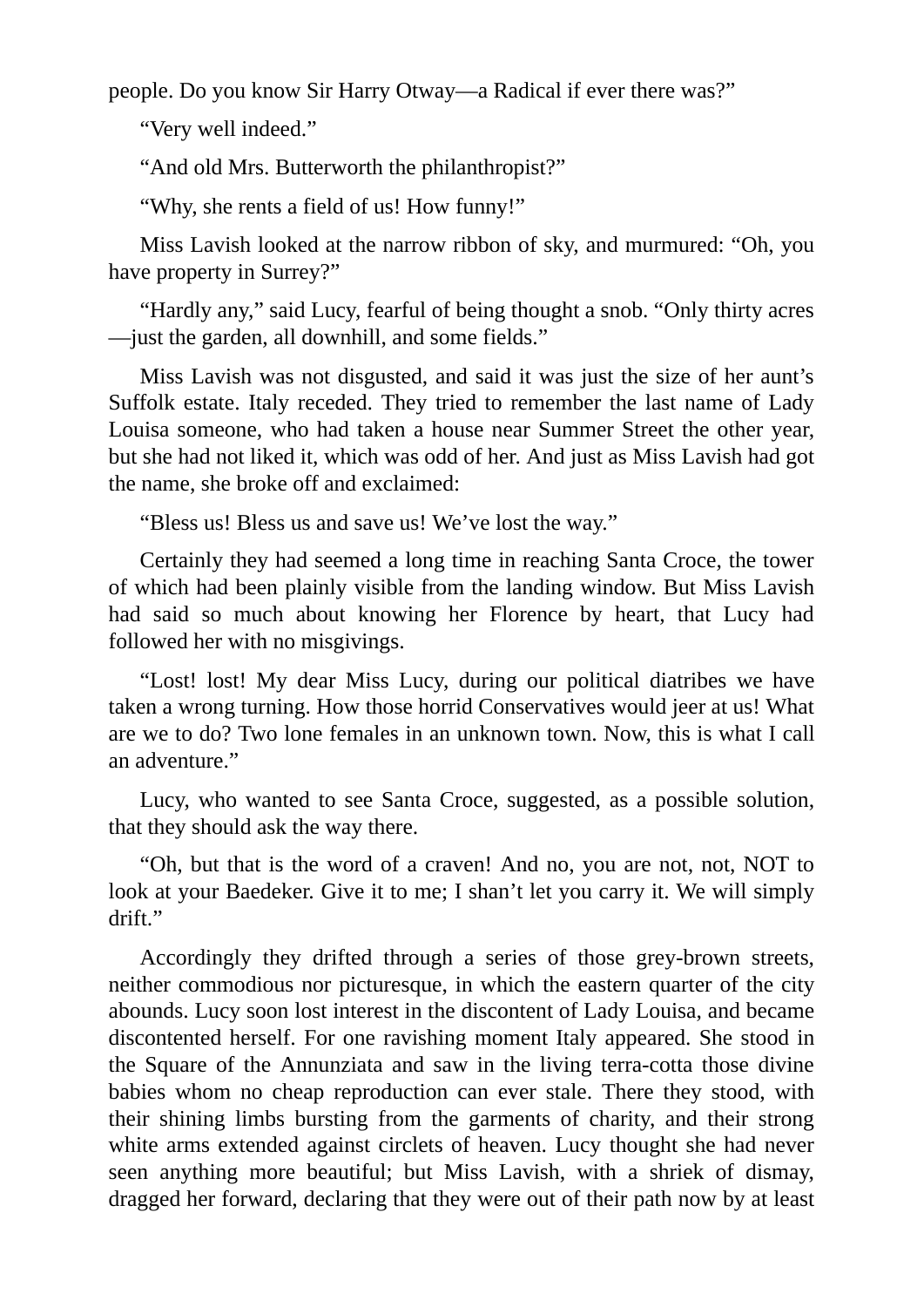people. Do you know Sir Harry Otway—a Radical if ever there was?”

“Very well indeed.”

“And old Mrs. Butterworth the philanthropist?”

“Why, she rents a field of us! How funny!”

Miss Lavish looked at the narrow ribbon of sky, and murmured: “Oh, you have property in Surrey?”

“Hardly any,” said Lucy, fearful of being thought a snob. “Only thirty acres—just the garden, all downhill, and some fields.”

Miss Lavish was not disgusted, and said it was just the size of her aunt’s Suffolk estate. Italy receded. They tried to remember the last name of Lady Louisa someone, who had taken a house near Summer Street the other year, but she had not liked it, which was odd of her. And just as Miss Lavish had got the name, she broke off and exclaimed:

“Bless us! Bless us and save us! We’ve lost the way.”

Certainly they had seemed a long time in reaching Santa Croce, the tower of which had been plainly visible from the landing window. But Miss Lavish had said so much about knowing her Florence by heart, that Lucy had followed her with no misgivings.

“Lost! lost! My dear Miss Lucy, during our political diatribes we have taken a wrong turning. How those horrid Conservatives would jeer at us! What are we to do? Two lone females in an unknown town. Now, this is what I call an adventure.”

Lucy, who wanted to see Santa Croce, suggested, as a possible solution, that they should ask the way there.

“Oh, but that is the word of a craven! And no, you are not, not, NOT to look at your Baedeker. Give it to me; I shan’t let you carry it. We will simply drift.”

Accordingly they drifted through a series of those grey-brown streets, neither commodious nor picturesque, in which the eastern quarter of the city abounds. Lucy soon lost interest in the discontent of Lady Louisa, and became discontented herself. For one ravishing moment Italy appeared. She stood in the Square of the Annunziata and saw in the living terra-cotta those divine babies whom no cheap reproduction can ever stale. There they stood, with their shining limbs bursting from the garments of charity, and their strong white arms extended against circlets of heaven. Lucy thought she had never seen anything more beautiful; but Miss Lavish, with a shriek of dismay, dragged her forward, declaring that they were out of their path now by at least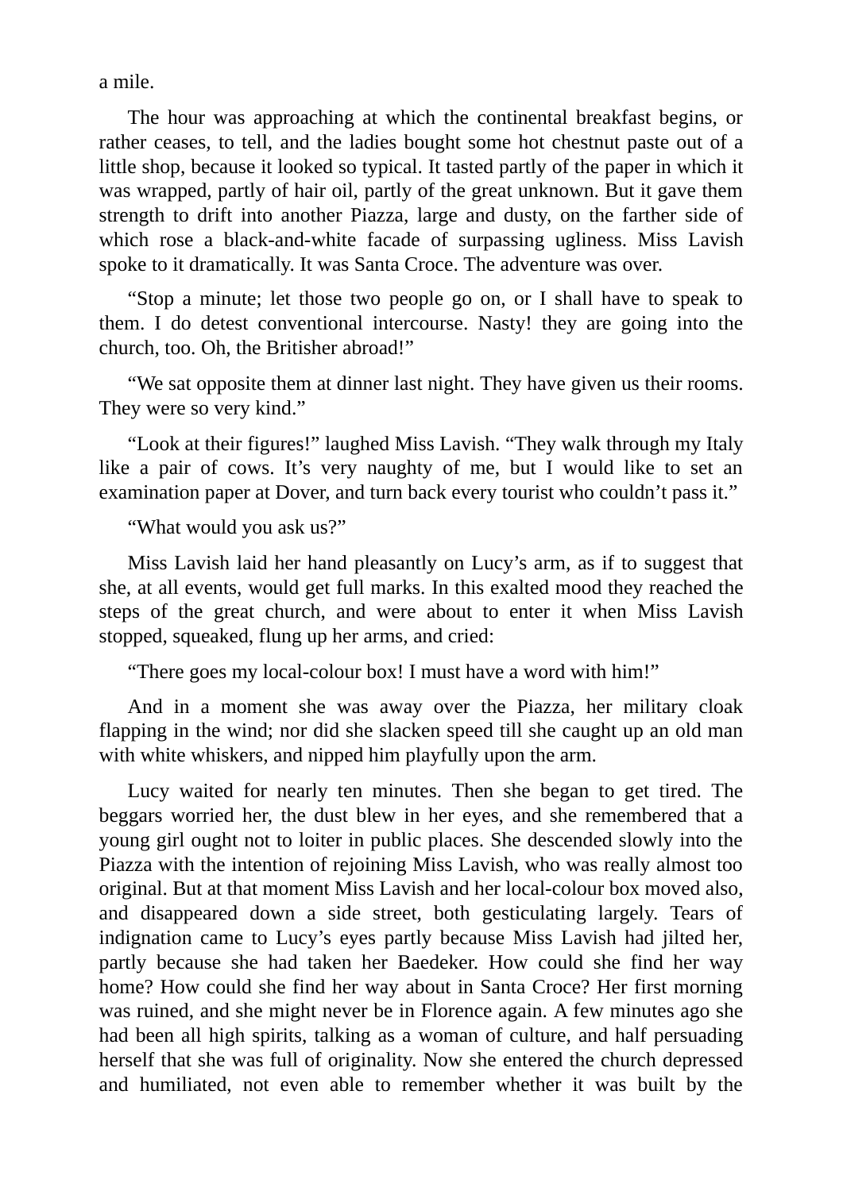a mile.

The hour was approaching at which the continental breakfast begins, or rather ceases, to tell, and the ladies bought some hot chestnut paste out of a little shop, because it looked so typical. It tasted partly of the paper in which it was wrapped, partly of hair oil, partly of the great unknown. But it gave them strength to drift into another Piazza, large and dusty, on the farther side of which rose a black-and-white facade of surpassing ugliness. Miss Lavish spoke to it dramatically. It was Santa Croce. The adventure was over.

“Stop a minute; let those two people go on, or I shall have to speak to them. I do detest conventional intercourse. Nasty! they are going into the church, too. Oh, the Britisher abroad!”

“We sat opposite them at dinner last night. They have given us their rooms. They were so very kind.”

“Look at their figures!” laughed Miss Lavish. “They walk through my Italy like a pair of cows. It’s very naughty of me, but I would like to set an examination paper at Dover, and turn back every tourist who couldn’t pass it.”

“What would you ask us?”

Miss Lavish laid her hand pleasantly on Lucy’s arm, as if to suggest that she, at all events, would get full marks. In this exalted mood they reached the steps of the great church, and were about to enter it when Miss Lavish stopped, squeaked, flung up her arms, and cried:

“There goes my local-colour box! I must have a word with him!”

And in a moment she was away over the Piazza, her military cloak flapping in the wind; nor did she slacken speed till she caught up an old man with white whiskers, and nipped him playfully upon the arm.

Lucy waited for nearly ten minutes. Then she began to get tired. The beggars worried her, the dust blew in her eyes, and she remembered that a young girl ought not to loiter in public places. She descended slowly into the Piazza with the intention of rejoining Miss Lavish, who was really almost too original. But at that moment Miss Lavish and her local-colour box moved also, and disappeared down a side street, both gesticulating largely. Tears of indignation came to Lucy’s eyes partly because Miss Lavish had jilted her, partly because she had taken her Baedeker. How could she find her way home? How could she find her way about in Santa Croce? Her first morning was ruined, and she might never be in Florence again. A few minutes ago she had been all high spirits, talking as a woman of culture, and half persuading herself that she was full of originality. Now she entered the church depressed and humiliated, not even able to remember whether it was built by the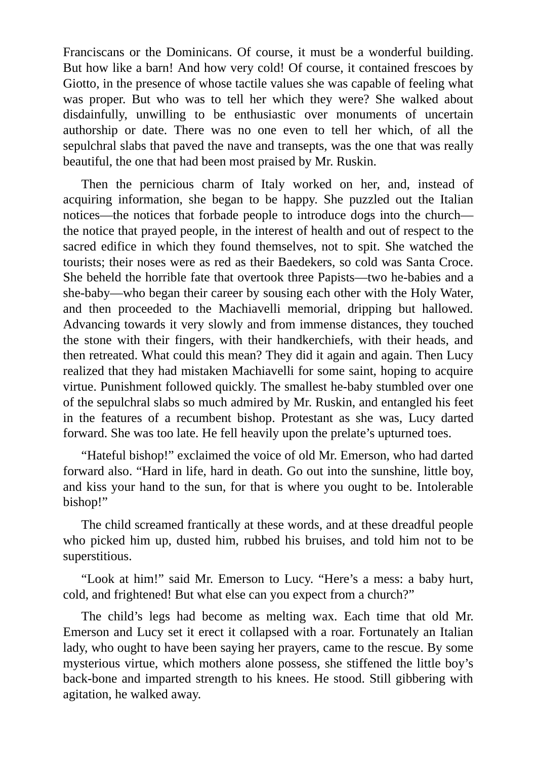Franciscans or the Dominicans. Of course, it must be a wonderful building. But how like a barn! And how very cold! Of course, it contained frescoes by Giotto, in the presence of whose tactile values she was capable of feeling what was proper. But who was to tell her which they were? She walked about disdainfully, unwilling to be enthusiastic over monuments of uncertain authorship or date. There was no one even to tell her which, of all the sepulchral slabs that paved the nave and transepts, was the one that was really beautiful, the one that had been most praised by Mr. Ruskin.

Then the pernicious charm of Italy worked on her, and, instead of acquiring information, she began to be happy. She puzzled out the Italian notices—the notices that forbade people to introduce dogs into the church—the notice that prayed people, in the interest of health and out of respect to the sacred edifice in which they found themselves, not to spit. She watched the tourists; their noses were as red as their Baedekers, so cold was Santa Croce. She beheld the horrible fate that overtook three Papists—two he-babies and a she-baby—who began their career by sousing each other with the Holy Water, and then proceeded to the Machiavelli memorial, dripping but hallowed. Advancing towards it very slowly and from immense distances, they touched the stone with their fingers, with their handkerchiefs, with their heads, and then retreated. What could this mean? They did it again and again. Then Lucy realized that they had mistaken Machiavelli for some saint, hoping to acquire virtue. Punishment followed quickly. The smallest he-baby stumbled over one of the sepulchral slabs so much admired by Mr. Ruskin, and entangled his feet in the features of a recumbent bishop. Protestant as she was, Lucy darted forward. She was too late. He fell heavily upon the prelate's upturned toes.

"Hateful bishop!" exclaimed the voice of old Mr. Emerson, who had darted forward also. "Hard in life, hard in death. Go out into the sunshine, little boy, and kiss your hand to the sun, for that is where you ought to be. Intolerable bishop!"

The child screamed frantically at these words, and at these dreadful people who picked him up, dusted him, rubbed his bruises, and told him not to be superstitious.

"Look at him!" said Mr. Emerson to Lucy. "Here's a mess: a baby hurt, cold, and frightened! But what else can you expect from a church?"

The child's legs had become as melting wax. Each time that old Mr. Emerson and Lucy set it erect it collapsed with a roar. Fortunately an Italian lady, who ought to have been saying her prayers, came to the rescue. By some mysterious virtue, which mothers alone possess, she stiffened the little boy's back-bone and imparted strength to his knees. He stood. Still gibbering with agitation, he walked away.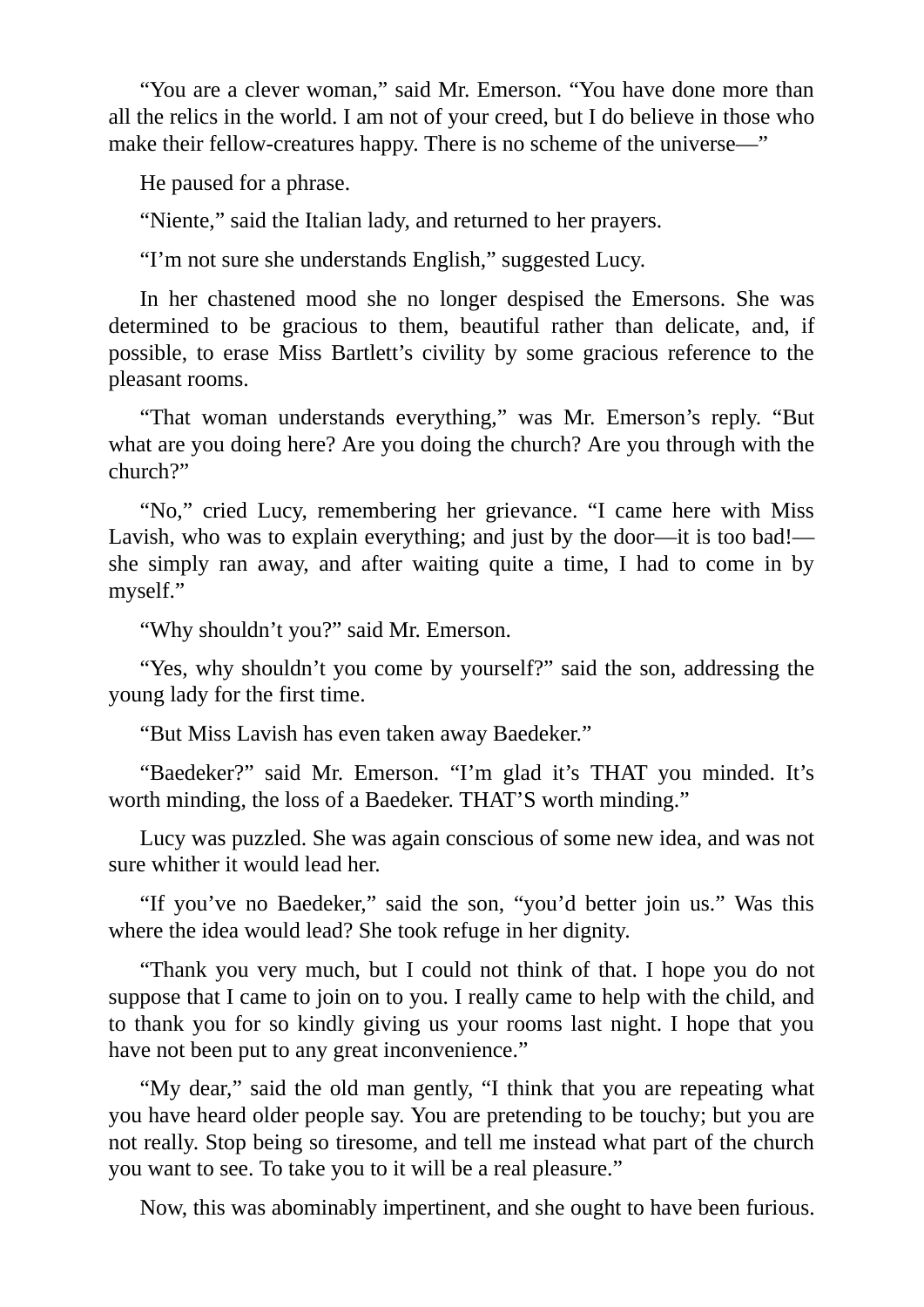“You are a clever woman,” said Mr. Emerson. “You have done more than all the relics in the world. I am not of your creed, but I do believe in those who make their fellow-creatures happy. There is no scheme of the universe—”

He paused for a phrase.

“Niente,” said the Italian lady, and returned to her prayers.

“I’m not sure she understands English,” suggested Lucy.

In her chastened mood she no longer despised the Emersons. She was determined to be gracious to them, beautiful rather than delicate, and, if possible, to erase Miss Bartlett’s civility by some gracious reference to the pleasant rooms.

“That woman understands everything,” was Mr. Emerson’s reply. “But what are you doing here? Are you doing the church? Are you through with the church?”

“No,” cried Lucy, remembering her grievance. “I came here with Miss Lavish, who was to explain everything; and just by the door—it is too bad!—she simply ran away, and after waiting quite a time, I had to come in by myself.”

“Why shouldn’t you?” said Mr. Emerson.

“Yes, why shouldn’t you come by yourself?” said the son, addressing the young lady for the first time.

“But Miss Lavish has even taken away Baedeker.”

“Baedeker?” said Mr. Emerson. “I’m glad it’s THAT you minded. It’s worth minding, the loss of a Baedeker. THAT’S worth minding.”

Lucy was puzzled. She was again conscious of some new idea, and was not sure whither it would lead her.

“If you’ve no Baedeker,” said the son, “you’d better join us.” Was this where the idea would lead? She took refuge in her dignity.

“Thank you very much, but I could not think of that. I hope you do not suppose that I came to join on to you. I really came to help with the child, and to thank you for so kindly giving us your rooms last night. I hope that you have not been put to any great inconvenience.”

“My dear,” said the old man gently, “I think that you are repeating what you have heard older people say. You are pretending to be touchy; but you are not really. Stop being so tiresome, and tell me instead what part of the church you want to see. To take you to it will be a real pleasure.”

Now, this was abominably impertinent, and she ought to have been furious.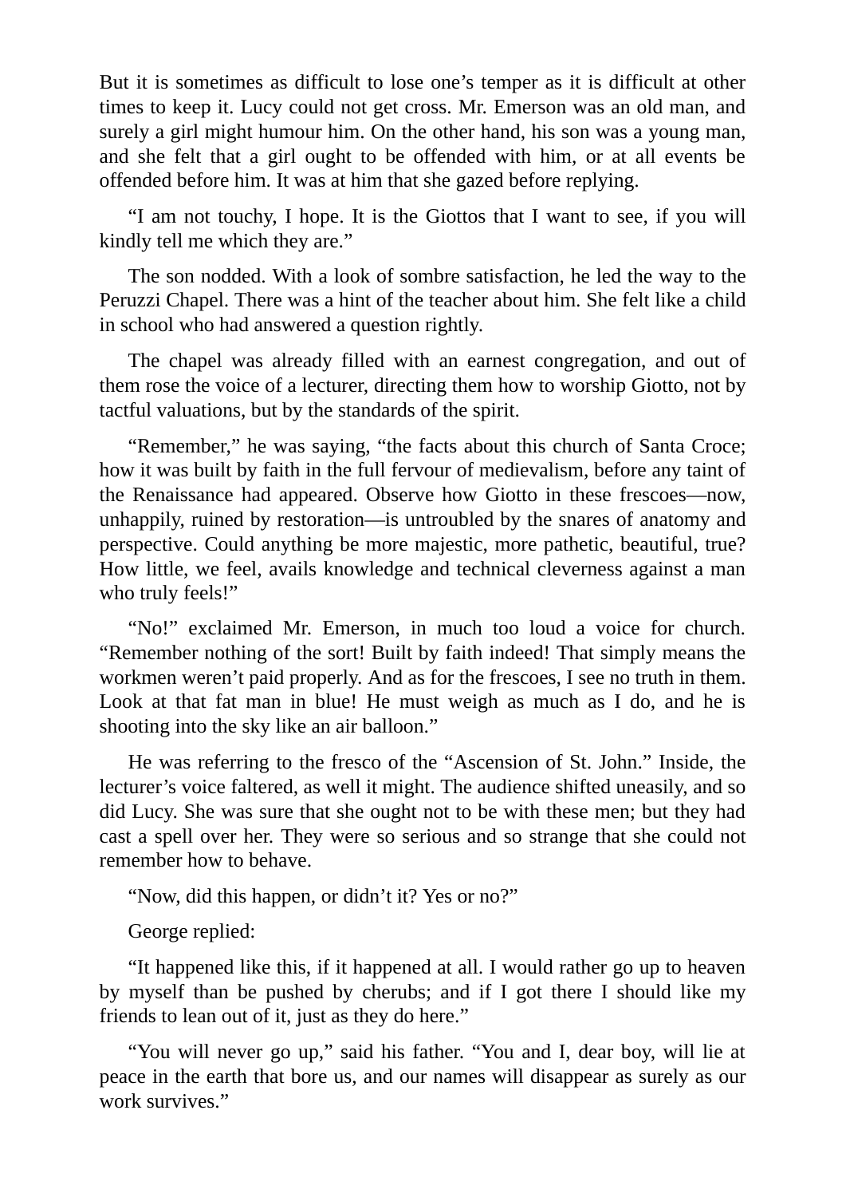But it is sometimes as difficult to lose one's temper as it is difficult at other times to keep it. Lucy could not get cross. Mr. Emerson was an old man, and surely a girl might humour him. On the other hand, his son was a young man, and she felt that a girl ought to be offended with him, or at all events be offended before him. It was at him that she gazed before replying.

"I am not touchy, I hope. It is the Giottos that I want to see, if you will kindly tell me which they are."

The son nodded. With a look of sombre satisfaction, he led the way to the Peruzzi Chapel. There was a hint of the teacher about him. She felt like a child in school who had answered a question rightly.

The chapel was already filled with an earnest congregation, and out of them rose the voice of a lecturer, directing them how to worship Giotto, not by tactful valuations, but by the standards of the spirit.

"Remember," he was saying, "the facts about this church of Santa Croce; how it was built by faith in the full fervour of medievalism, before any taint of the Renaissance had appeared. Observe how Giotto in these frescoes—now, unhappily, ruined by restoration—is untroubled by the snares of anatomy and perspective. Could anything be more majestic, more pathetic, beautiful, true? How little, we feel, avails knowledge and technical cleverness against a man who truly feels!"

"No!" exclaimed Mr. Emerson, in much too loud a voice for church. "Remember nothing of the sort! Built by faith indeed! That simply means the workmen weren't paid properly. And as for the frescoes, I see no truth in them. Look at that fat man in blue! He must weigh as much as I do, and he is shooting into the sky like an air balloon."

He was referring to the fresco of the "Ascension of St. John." Inside, the lecturer's voice faltered, as well it might. The audience shifted uneasily, and so did Lucy. She was sure that she ought not to be with these men; but they had cast a spell over her. They were so serious and so strange that she could not remember how to behave.

"Now, did this happen, or didn't it? Yes or no?"

George replied:

"It happened like this, if it happened at all. I would rather go up to heaven by myself than be pushed by cherubs; and if I got there I should like my friends to lean out of it, just as they do here."

"You will never go up," said his father. "You and I, dear boy, will lie at peace in the earth that bore us, and our names will disappear as surely as our work survives."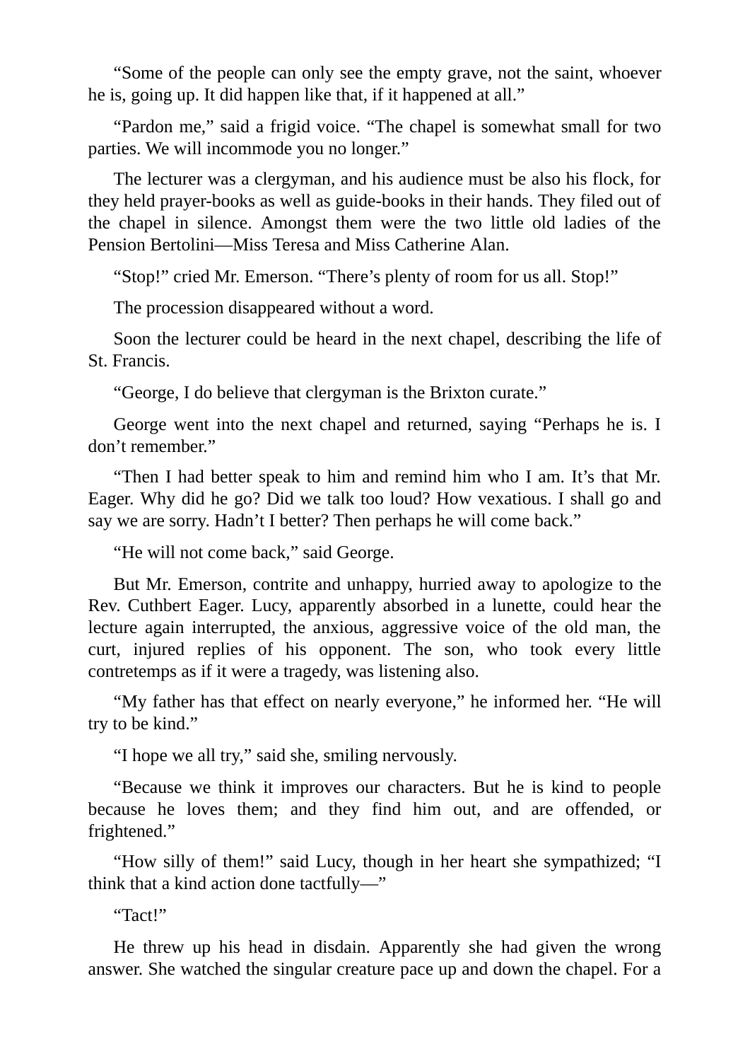"Some of the people can only see the empty grave, not the saint, whoever he is, going up. It did happen like that, if it happened at all."

"Pardon me," said a frigid voice. "The chapel is somewhat small for two parties. We will incommode you no longer."

The lecturer was a clergyman, and his audience must be also his flock, for they held prayer-books as well as guide-books in their hands. They filed out of the chapel in silence. Amongst them were the two little old ladies of the Pension Bertolini—Miss Teresa and Miss Catherine Alan.

"Stop!" cried Mr. Emerson. "There's plenty of room for us all. Stop!"

The procession disappeared without a word.

Soon the lecturer could be heard in the next chapel, describing the life of St. Francis.

"George, I do believe that clergyman is the Brixton curate."

George went into the next chapel and returned, saying "Perhaps he is. I don't remember."

"Then I had better speak to him and remind him who I am. It's that Mr. Eager. Why did he go? Did we talk too loud? How vexatious. I shall go and say we are sorry. Hadn't I better? Then perhaps he will come back."

"He will not come back," said George.

But Mr. Emerson, contrite and unhappy, hurried away to apologize to the Rev. Cuthbert Eager. Lucy, apparently absorbed in a lunette, could hear the lecture again interrupted, the anxious, aggressive voice of the old man, the curt, injured replies of his opponent. The son, who took every little contretemps as if it were a tragedy, was listening also.

"My father has that effect on nearly everyone," he informed her. "He will try to be kind."

"I hope we all try," said she, smiling nervously.

"Because we think it improves our characters. But he is kind to people because he loves them; and they find him out, and are offended, or frightened."

"How silly of them!" said Lucy, though in her heart she sympathized; "I think that a kind action done tactfully—"

"Tact!"

He threw up his head in disdain. Apparently she had given the wrong answer. She watched the singular creature pace up and down the chapel. For a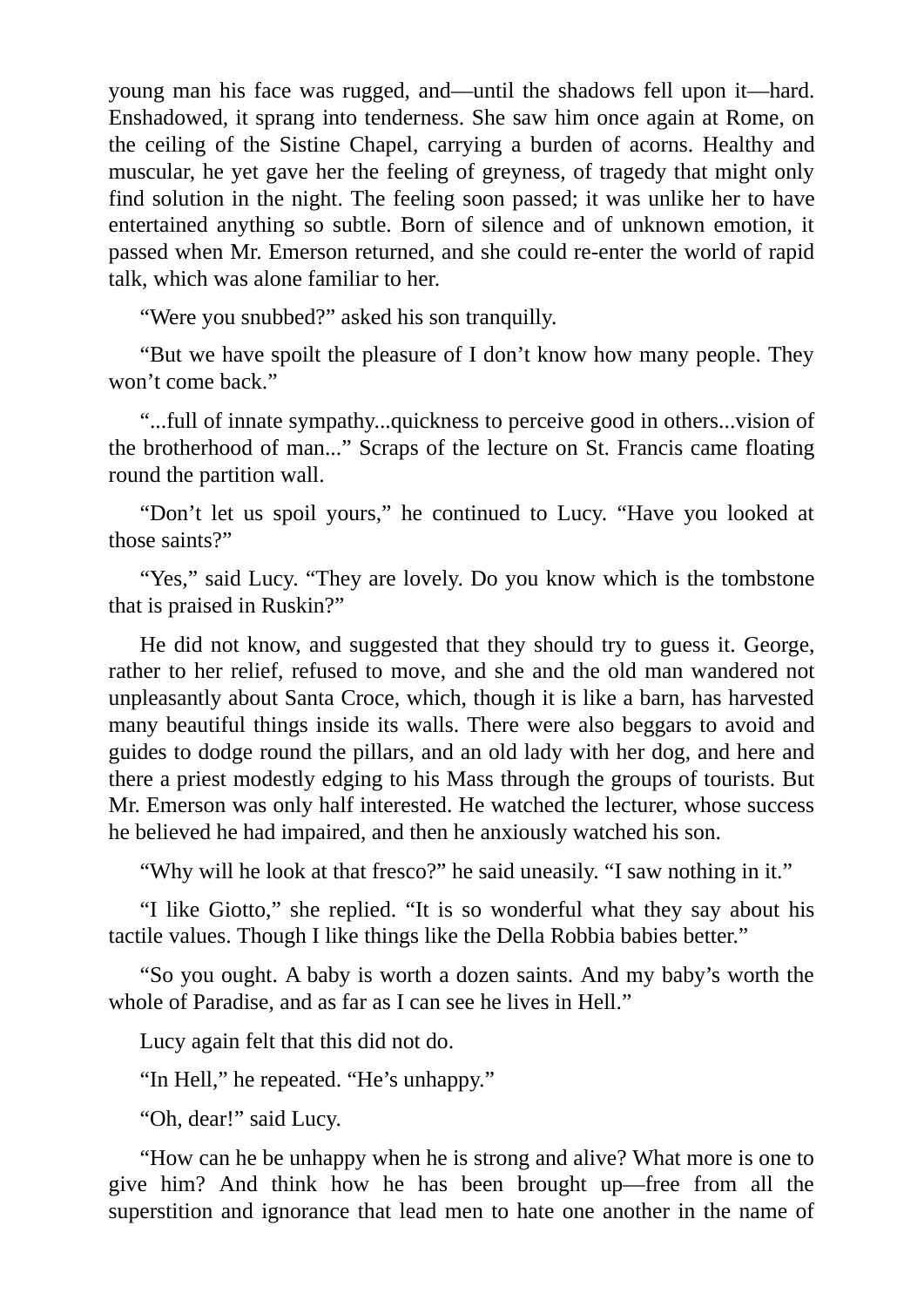young man his face was rugged, and—until the shadows fell upon it—hard. Enshadowed, it sprang into tenderness. She saw him once again at Rome, on the ceiling of the Sistine Chapel, carrying a burden of acorns. Healthy and muscular, he yet gave her the feeling of greyness, of tragedy that might only find solution in the night. The feeling soon passed; it was unlike her to have entertained anything so subtle. Born of silence and of unknown emotion, it passed when Mr. Emerson returned, and she could re-enter the world of rapid talk, which was alone familiar to her.

“Were you snubbed?” asked his son tranquilly.

“But we have spoilt the pleasure of I don’t know how many people. They won’t come back.”

“...full of innate sympathy...quickness to perceive good in others...vision of the brotherhood of man...” Scraps of the lecture on St. Francis came floating round the partition wall.

“Don’t let us spoil yours,” he continued to Lucy. “Have you looked at those saints?”

“Yes,” said Lucy. “They are lovely. Do you know which is the tombstone that is praised in Ruskin?”

He did not know, and suggested that they should try to guess it. George, rather to her relief, refused to move, and she and the old man wandered not unpleasantly about Santa Croce, which, though it is like a barn, has harvested many beautiful things inside its walls. There were also beggars to avoid and guides to dodge round the pillars, and an old lady with her dog, and here and there a priest modestly edging to his Mass through the groups of tourists. But Mr. Emerson was only half interested. He watched the lecturer, whose success he believed he had impaired, and then he anxiously watched his son.

“Why will he look at that fresco?” he said uneasily. “I saw nothing in it.”

“I like Giotto,” she replied. “It is so wonderful what they say about his tactile values. Though I like things like the Della Robbia babies better.”

“So you ought. A baby is worth a dozen saints. And my baby’s worth the whole of Paradise, and as far as I can see he lives in Hell.”

Lucy again felt that this did not do.

“In Hell,” he repeated. “He’s unhappy.”

“Oh, dear!” said Lucy.

“How can he be unhappy when he is strong and alive? What more is one to give him? And think how he has been brought up—free from all the superstition and ignorance that lead men to hate one another in the name of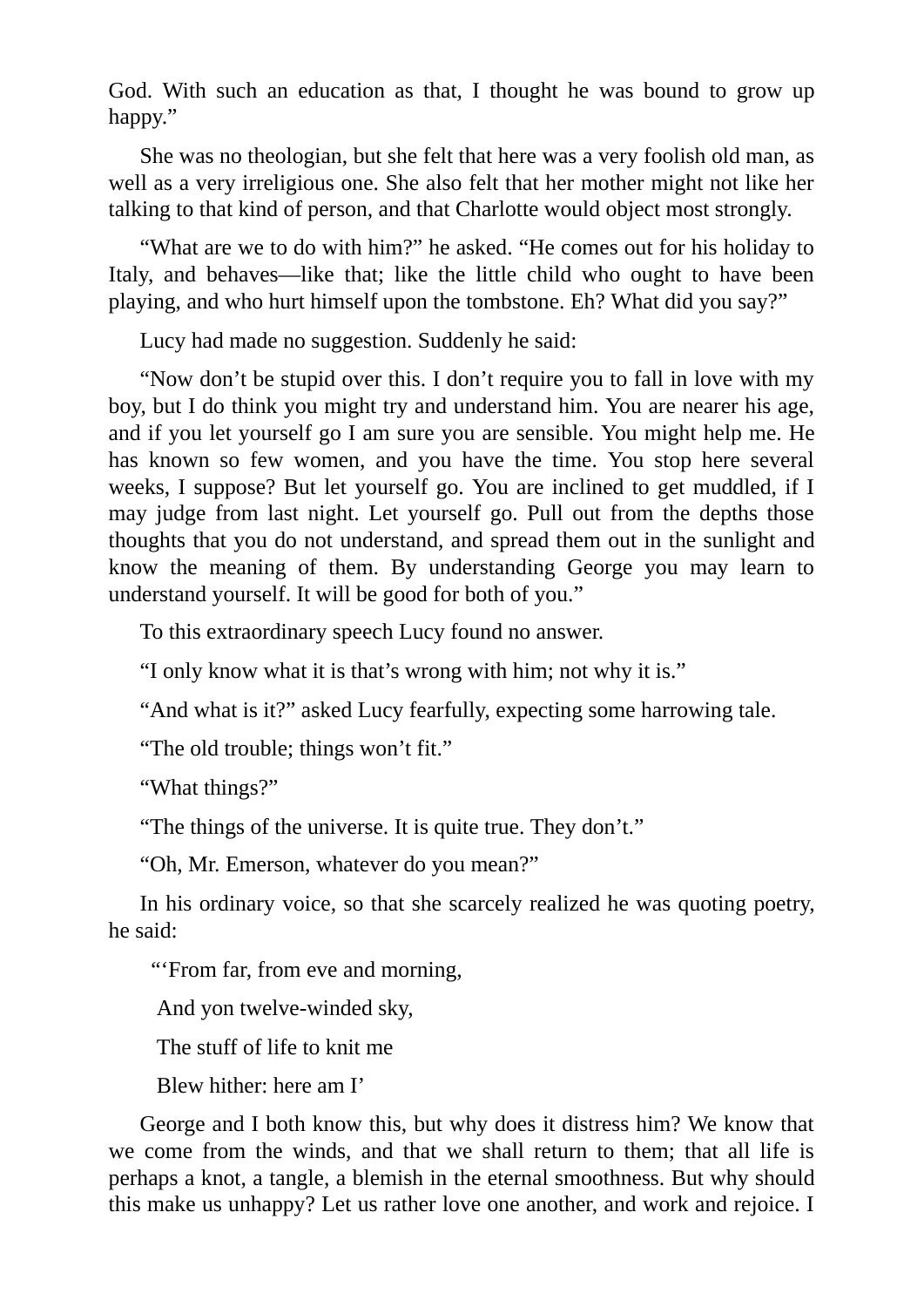God. With such an education as that, I thought he was bound to grow up happy.”

She was no theologian, but she felt that here was a very foolish old man, as well as a very irreligious one. She also felt that her mother might not like her talking to that kind of person, and that Charlotte would object most strongly.

“What are we to do with him?” he asked. “He comes out for his holiday to Italy, and behaves—like that; like the little child who ought to have been playing, and who hurt himself upon the tombstone. Eh? What did you say?”

Lucy had made no suggestion. Suddenly he said:

“Now don’t be stupid over this. I don’t require you to fall in love with my boy, but I do think you might try and understand him. You are nearer his age, and if you let yourself go I am sure you are sensible. You might help me. He has known so few women, and you have the time. You stop here several weeks, I suppose? But let yourself go. You are inclined to get muddled, if I may judge from last night. Let yourself go. Pull out from the depths those thoughts that you do not understand, and spread them out in the sunlight and know the meaning of them. By understanding George you may learn to understand yourself. It will be good for both of you.”

To this extraordinary speech Lucy found no answer.

“I only know what it is that’s wrong with him; not why it is.”

“And what is it?” asked Lucy fearfully, expecting some harrowing tale.

“The old trouble; things won’t fit.”

“What things?”

“The things of the universe. It is quite true. They don’t.”

“Oh, Mr. Emerson, whatever do you mean?”

In his ordinary voice, so that she scarcely realized he was quoting poetry, he said:

“‘From far, from eve and morning,

And yon twelve-winded sky,

The stuff of life to knit me

Blew hither: here am I’

George and I both know this, but why does it distress him? We know that we come from the winds, and that we shall return to them; that all life is perhaps a knot, a tangle, a blemish in the eternal smoothness. But why should this make us unhappy? Let us rather love one another, and work and rejoice. I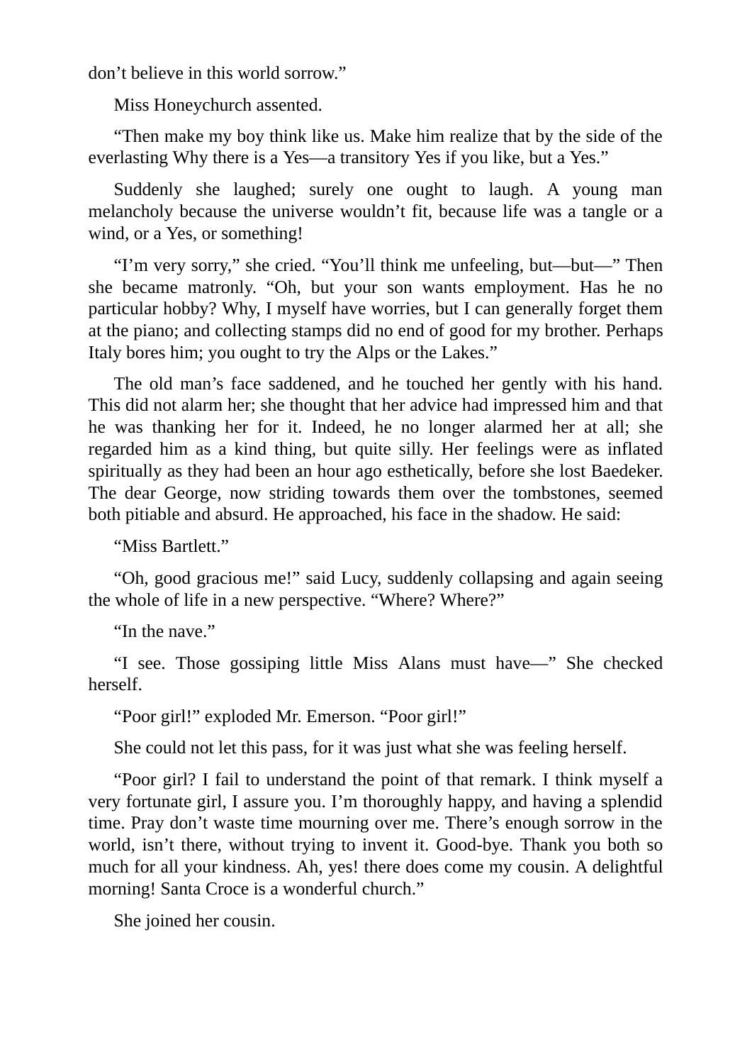don’t believe in this world sorrow.”

Miss Honeychurch assented.

“Then make my boy think like us. Make him realize that by the side of the everlasting Why there is a Yes—a transitory Yes if you like, but a Yes.”

Suddenly she laughed; surely one ought to laugh. A young man melancholy because the universe wouldn’t fit, because life was a tangle or a wind, or a Yes, or something!

“I’m very sorry,” she cried. “You’ll think me unfeeling, but—but—” Then she became matronly. “Oh, but your son wants employment. Has he no particular hobby? Why, I myself have worries, but I can generally forget them at the piano; and collecting stamps did no end of good for my brother. Perhaps Italy bores him; you ought to try the Alps or the Lakes.”

The old man’s face saddened, and he touched her gently with his hand. This did not alarm her; she thought that her advice had impressed him and that he was thanking her for it. Indeed, he no longer alarmed her at all; she regarded him as a kind thing, but quite silly. Her feelings were as inflated spiritually as they had been an hour ago esthetically, before she lost Baedeker. The dear George, now striding towards them over the tombstones, seemed both pitiable and absurd. He approached, his face in the shadow. He said:

“Miss Bartlett.”

“Oh, good gracious me!” said Lucy, suddenly collapsing and again seeing the whole of life in a new perspective. “Where? Where?”

“In the nave.”

“I see. Those gossiping little Miss Alans must have—” She checked herself.

“Poor girl!” exploded Mr. Emerson. “Poor girl!”

She could not let this pass, for it was just what she was feeling herself.

“Poor girl? I fail to understand the point of that remark. I think myself a very fortunate girl, I assure you. I’m thoroughly happy, and having a splendid time. Pray don’t waste time mourning over me. There’s enough sorrow in the world, isn’t there, without trying to invent it. Good-bye. Thank you both so much for all your kindness. Ah, yes! there does come my cousin. A delightful morning! Santa Croce is a wonderful church.”

She joined her cousin.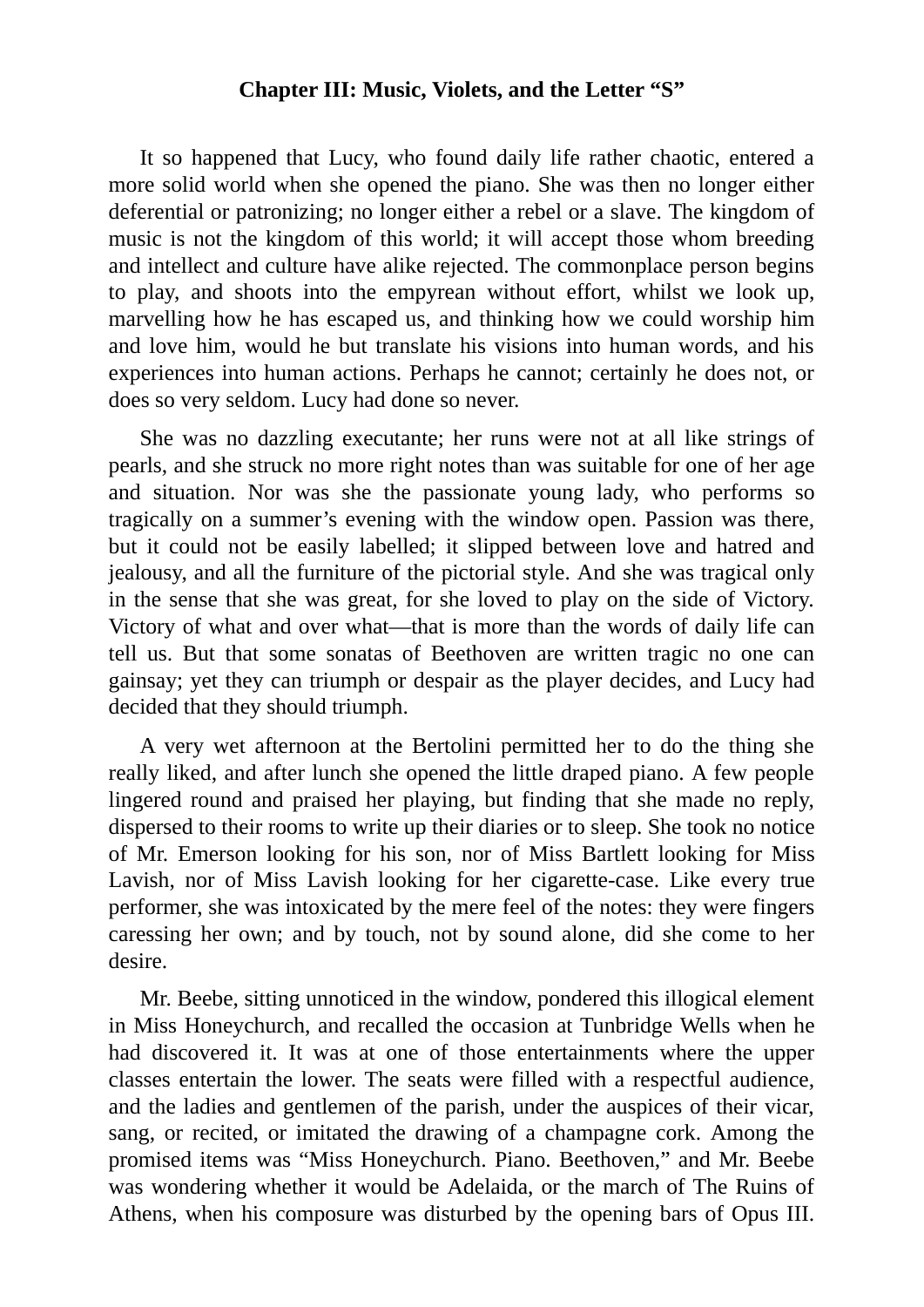### Chapter III: Music, Violets, and the Letter "S"

It so happened that Lucy, who found daily life rather chaotic, entered a more solid world when she opened the piano. She was then no longer either deferential or patronizing; no longer either a rebel or a slave. The kingdom of music is not the kingdom of this world; it will accept those whom breeding and intellect and culture have alike rejected. The commonplace person begins to play, and shoots into the empyrean without effort, whilst we look up, marvelling how he has escaped us, and thinking how we could worship him and love him, would he but translate his visions into human words, and his experiences into human actions. Perhaps he cannot; certainly he does not, or does so very seldom. Lucy had done so never.

She was no dazzling executante; her runs were not at all like strings of pearls, and she struck no more right notes than was suitable for one of her age and situation. Nor was she the passionate young lady, who performs so tragically on a summer's evening with the window open. Passion was there, but it could not be easily labelled; it slipped between love and hatred and jealousy, and all the furniture of the pictorial style. And she was tragical only in the sense that she was great, for she loved to play on the side of Victory. Victory of what and over what—that is more than the words of daily life can tell us. But that some sonatas of Beethoven are written tragic no one can gainsay; yet they can triumph or despair as the player decides, and Lucy had decided that they should triumph.

A very wet afternoon at the Bertolini permitted her to do the thing she really liked, and after lunch she opened the little draped piano. A few people lingered round and praised her playing, but finding that she made no reply, dispersed to their rooms to write up their diaries or to sleep. She took no notice of Mr. Emerson looking for his son, nor of Miss Bartlett looking for Miss Lavish, nor of Miss Lavish looking for her cigarette-case. Like every true performer, she was intoxicated by the mere feel of the notes: they were fingers caressing her own; and by touch, not by sound alone, did she come to her desire.

Mr. Beebe, sitting unnoticed in the window, pondered this illogical element in Miss Honeychurch, and recalled the occasion at Tunbridge Wells when he had discovered it. It was at one of those entertainments where the upper classes entertain the lower. The seats were filled with a respectful audience, and the ladies and gentlemen of the parish, under the auspices of their vicar, sang, or recited, or imitated the drawing of a champagne cork. Among the promised items was "Miss Honeychurch. Piano. Beethoven," and Mr. Beebe was wondering whether it would be Adelaida, or the march of The Ruins of Athens, when his composure was disturbed by the opening bars of Opus III.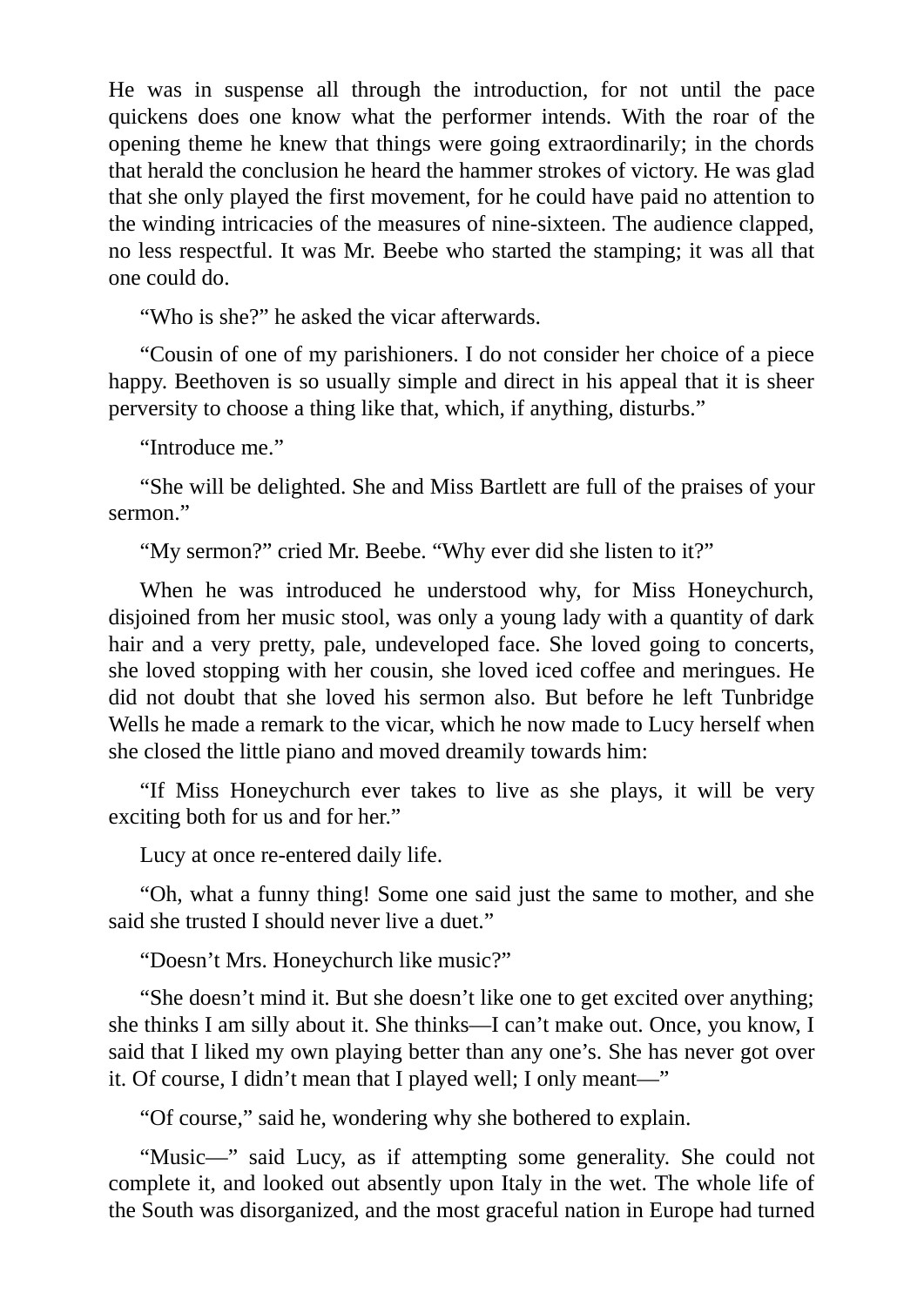He was in suspense all through the introduction, for not until the pace quickens does one know what the performer intends. With the roar of the opening theme he knew that things were going extraordinarily; in the chords that herald the conclusion he heard the hammer strokes of victory. He was glad that she only played the first movement, for he could have paid no attention to the winding intricacies of the measures of nine-sixteen. The audience clapped, no less respectful. It was Mr. Beebe who started the stamping; it was all that one could do.

"Who is she?" he asked the vicar afterwards.

"Cousin of one of my parishioners. I do not consider her choice of a piece happy. Beethoven is so usually simple and direct in his appeal that it is sheer perversity to choose a thing like that, which, if anything, disturbs."

"Introduce me."

"She will be delighted. She and Miss Bartlett are full of the praises of your sermon."

"My sermon?" cried Mr. Beebe. "Why ever did she listen to it?"

When he was introduced he understood why, for Miss Honeychurch, disjoined from her music stool, was only a young lady with a quantity of dark hair and a very pretty, pale, undeveloped face. She loved going to concerts, she loved stopping with her cousin, she loved iced coffee and meringues. He did not doubt that she loved his sermon also. But before he left Tunbridge Wells he made a remark to the vicar, which he now made to Lucy herself when she closed the little piano and moved dreamily towards him:

"If Miss Honeychurch ever takes to live as she plays, it will be very exciting both for us and for her."

Lucy at once re-entered daily life.

"Oh, what a funny thing! Some one said just the same to mother, and she said she trusted I should never live a duet."

"Doesn't Mrs. Honeychurch like music?"

"She doesn't mind it. But she doesn't like one to get excited over anything; she thinks I am silly about it. She thinks—I can't make out. Once, you know, I said that I liked my own playing better than any one's. She has never got over it. Of course, I didn't mean that I played well; I only meant—"

"Of course," said he, wondering why she bothered to explain.

"Music—" said Lucy, as if attempting some generality. She could not complete it, and looked out absently upon Italy in the wet. The whole life of the South was disorganized, and the most graceful nation in Europe had turned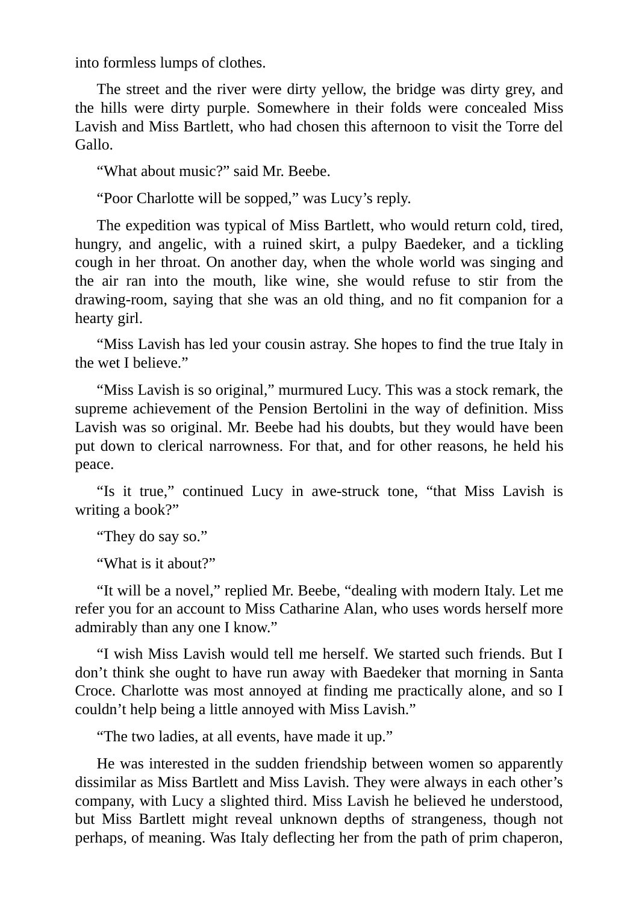into formless lumps of clothes.

The street and the river were dirty yellow, the bridge was dirty grey, and the hills were dirty purple. Somewhere in their folds were concealed Miss Lavish and Miss Bartlett, who had chosen this afternoon to visit the Torre del Gallo.

“What about music?” said Mr. Beebe.

“Poor Charlotte will be sopped,” was Lucy’s reply.

The expedition was typical of Miss Bartlett, who would return cold, tired, hungry, and angelic, with a ruined skirt, a pulpy Baedeker, and a tickling cough in her throat. On another day, when the whole world was singing and the air ran into the mouth, like wine, she would refuse to stir from the drawing-room, saying that she was an old thing, and no fit companion for a hearty girl.

“Miss Lavish has led your cousin astray. She hopes to find the true Italy in the wet I believe.”

“Miss Lavish is so original,” murmured Lucy. This was a stock remark, the supreme achievement of the Pension Bertolini in the way of definition. Miss Lavish was so original. Mr. Beebe had his doubts, but they would have been put down to clerical narrowness. For that, and for other reasons, he held his peace.

“Is it true,” continued Lucy in awe-struck tone, “that Miss Lavish is writing a book?”

“They do say so.”

“What is it about?”

“It will be a novel,” replied Mr. Beebe, “dealing with modern Italy. Let me refer you for an account to Miss Catharine Alan, who uses words herself more admirably than any one I know.”

“I wish Miss Lavish would tell me herself. We started such friends. But I don’t think she ought to have run away with Baedeker that morning in Santa Croce. Charlotte was most annoyed at finding me practically alone, and so I couldn’t help being a little annoyed with Miss Lavish.”

“The two ladies, at all events, have made it up.”

He was interested in the sudden friendship between women so apparently dissimilar as Miss Bartlett and Miss Lavish. They were always in each other’s company, with Lucy a slighted third. Miss Lavish he believed he understood, but Miss Bartlett might reveal unknown depths of strangeness, though not perhaps, of meaning. Was Italy deflecting her from the path of prim chaperon,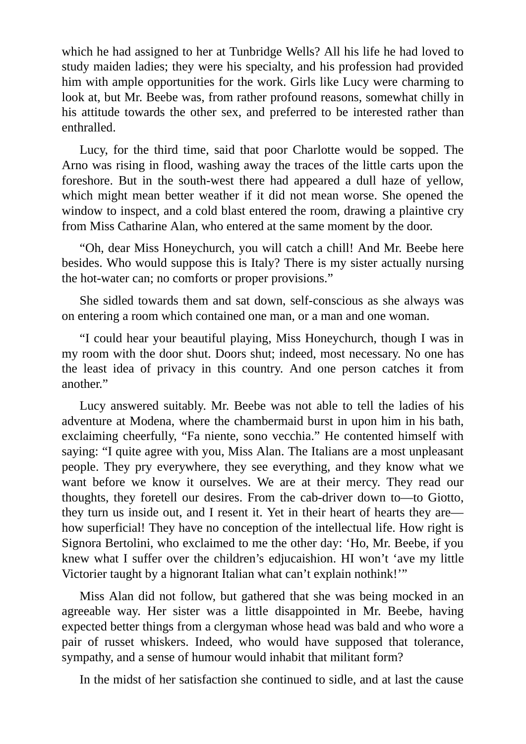which he had assigned to her at Tunbridge Wells? All his life he had loved to study maiden ladies; they were his specialty, and his profession had provided him with ample opportunities for the work. Girls like Lucy were charming to look at, but Mr. Beebe was, from rather profound reasons, somewhat chilly in his attitude towards the other sex, and preferred to be interested rather than enthralled.

Lucy, for the third time, said that poor Charlotte would be sopped. The Arno was rising in flood, washing away the traces of the little carts upon the foreshore. But in the south-west there had appeared a dull haze of yellow, which might mean better weather if it did not mean worse. She opened the window to inspect, and a cold blast entered the room, drawing a plaintive cry from Miss Catharine Alan, who entered at the same moment by the door.

"Oh, dear Miss Honeychurch, you will catch a chill! And Mr. Beebe here besides. Who would suppose this is Italy? There is my sister actually nursing the hot-water can; no comforts or proper provisions."

She sidled towards them and sat down, self-conscious as she always was on entering a room which contained one man, or a man and one woman.

"I could hear your beautiful playing, Miss Honeychurch, though I was in my room with the door shut. Doors shut; indeed, most necessary. No one has the least idea of privacy in this country. And one person catches it from another."

Lucy answered suitably. Mr. Beebe was not able to tell the ladies of his adventure at Modena, where the chambermaid burst in upon him in his bath, exclaiming cheerfully, "Fa niente, sono vecchia." He contented himself with saying: "I quite agree with you, Miss Alan. The Italians are a most unpleasant people. They pry everywhere, they see everything, and they know what we want before we know it ourselves. We are at their mercy. They read our thoughts, they foretell our desires. From the cab-driver down to—to Giotto, they turn us inside out, and I resent it. Yet in their heart of hearts they are—how superficial! They have no conception of the intellectual life. How right is Signora Bertolini, who exclaimed to me the other day: 'Ho, Mr. Beebe, if you knew what I suffer over the children's edjucaishion. HI won't 'ave my little Victorier taught by a hignorant Italian what can't explain nothink!'"

Miss Alan did not follow, but gathered that she was being mocked in an agreeable way. Her sister was a little disappointed in Mr. Beebe, having expected better things from a clergyman whose head was bald and who wore a pair of russet whiskers. Indeed, who would have supposed that tolerance, sympathy, and a sense of humour would inhabit that militant form?

In the midst of her satisfaction she continued to sidle, and at last the cause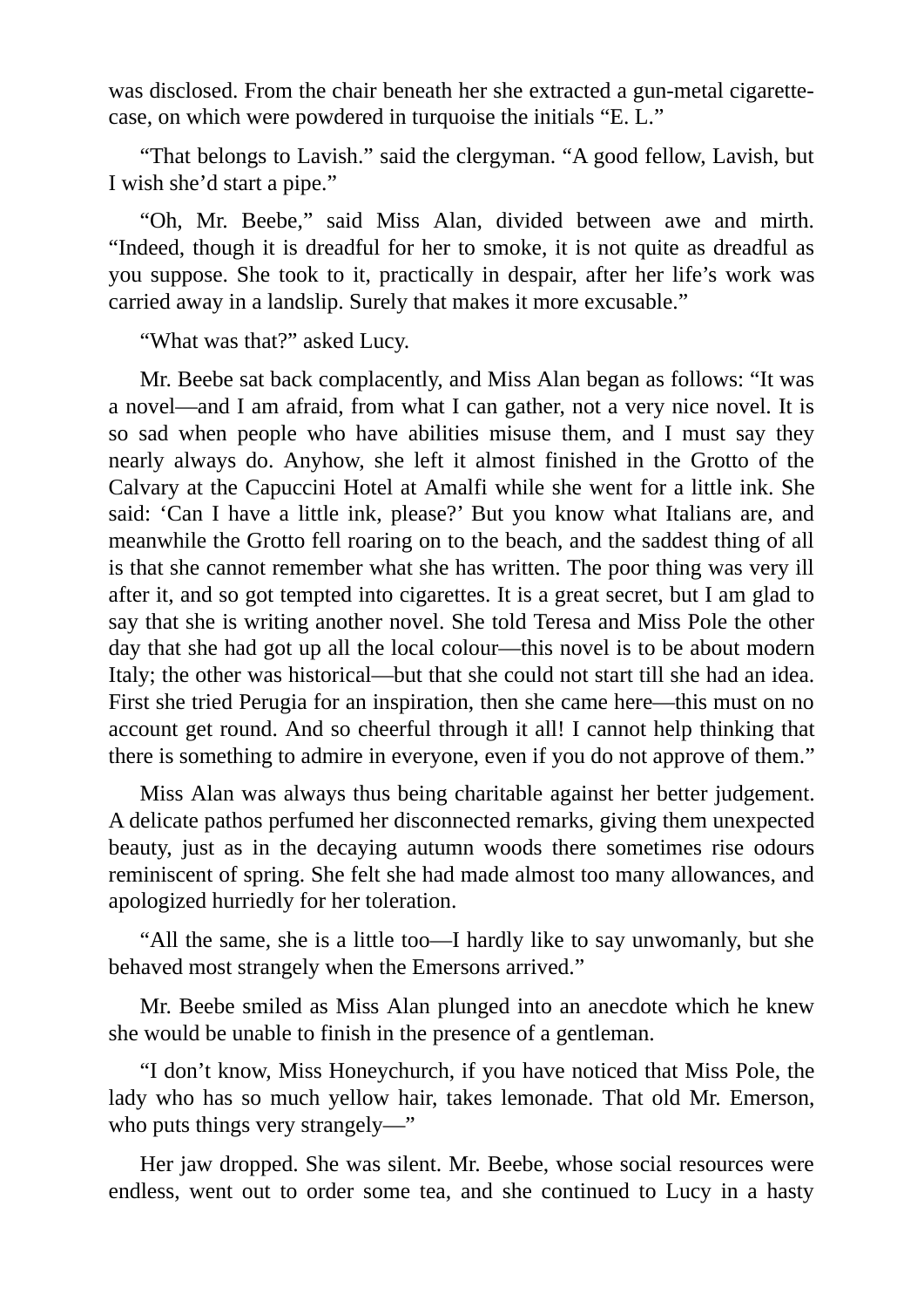was disclosed. From the chair beneath her she extracted a gun-metal cigarette-case, on which were powdered in turquoise the initials “E. L.”

“That belongs to Lavish.” said the clergyman. “A good fellow, Lavish, but I wish she’d start a pipe.”

“Oh, Mr. Beebe,” said Miss Alan, divided between awe and mirth. “Indeed, though it is dreadful for her to smoke, it is not quite as dreadful as you suppose. She took to it, practically in despair, after her life’s work was carried away in a landslip. Surely that makes it more excusable.”

“What was that?” asked Lucy.

Mr. Beebe sat back complacently, and Miss Alan began as follows: “It was a novel—and I am afraid, from what I can gather, not a very nice novel. It is so sad when people who have abilities misuse them, and I must say they nearly always do. Anyhow, she left it almost finished in the Grotto of the Calvary at the Capuccini Hotel at Amalfi while she went for a little ink. She said: ‘Can I have a little ink, please?’ But you know what Italians are, and meanwhile the Grotto fell roaring on to the beach, and the saddest thing of all is that she cannot remember what she has written. The poor thing was very ill after it, and so got tempted into cigarettes. It is a great secret, but I am glad to say that she is writing another novel. She told Teresa and Miss Pole the other day that she had got up all the local colour—this novel is to be about modern Italy; the other was historical—but that she could not start till she had an idea. First she tried Perugia for an inspiration, then she came here—this must on no account get round. And so cheerful through it all! I cannot help thinking that there is something to admire in everyone, even if you do not approve of them.”

Miss Alan was always thus being charitable against her better judgement. A delicate pathos perfumed her disconnected remarks, giving them unexpected beauty, just as in the decaying autumn woods there sometimes rise odours reminiscent of spring. She felt she had made almost too many allowances, and apologized hurriedly for her toleration.

“All the same, she is a little too—I hardly like to say unwomanly, but she behaved most strangely when the Emersons arrived.”

Mr. Beebe smiled as Miss Alan plunged into an anecdote which he knew she would be unable to finish in the presence of a gentleman.

“I don’t know, Miss Honeychurch, if you have noticed that Miss Pole, the lady who has so much yellow hair, takes lemonade. That old Mr. Emerson, who puts things very strangely—”

Her jaw dropped. She was silent. Mr. Beebe, whose social resources were endless, went out to order some tea, and she continued to Lucy in a hasty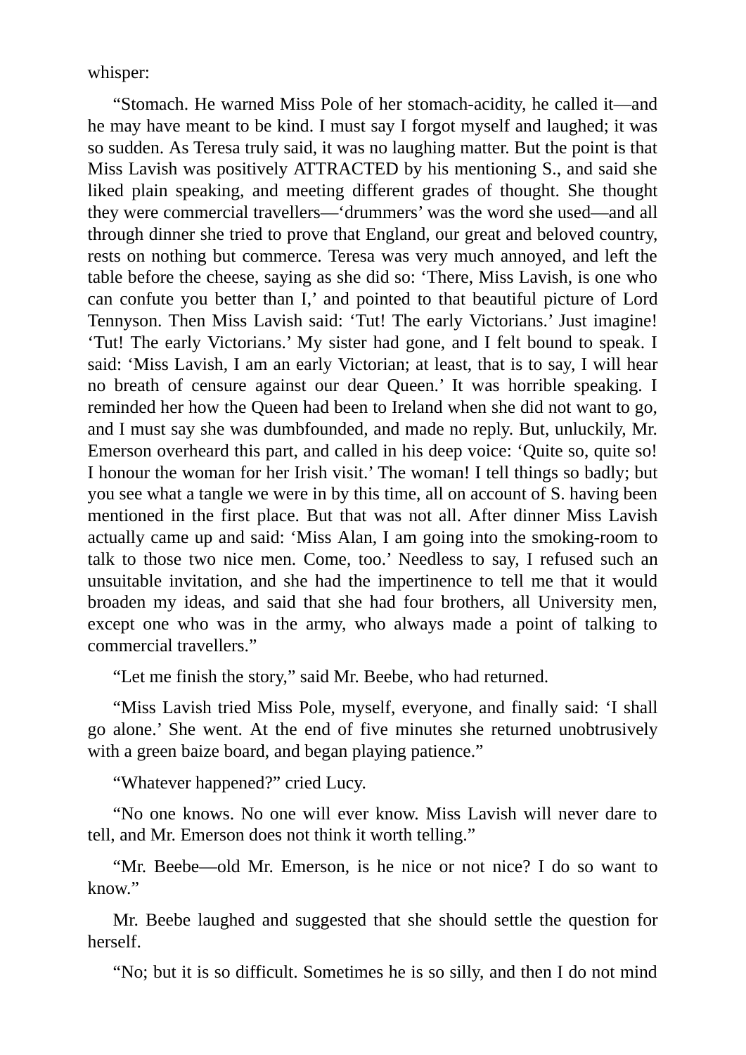whisper:

“Stomach. He warned Miss Pole of her stomach-acidity, he called it—and he may have meant to be kind. I must say I forgot myself and laughed; it was so sudden. As Teresa truly said, it was no laughing matter. But the point is that Miss Lavish was positively ATTRACTED by his mentioning S., and said she liked plain speaking, and meeting different grades of thought. She thought they were commercial travellers—‘drummers’ was the word she used—and all through dinner she tried to prove that England, our great and beloved country, rests on nothing but commerce. Teresa was very much annoyed, and left the table before the cheese, saying as she did so: ‘There, Miss Lavish, is one who can confute you better than I,’ and pointed to that beautiful picture of Lord Tennyson. Then Miss Lavish said: ‘Tut! The early Victorians.’ Just imagine! ‘Tut! The early Victorians.’ My sister had gone, and I felt bound to speak. I said: ‘Miss Lavish, I am an early Victorian; at least, that is to say, I will hear no breath of censure against our dear Queen.’ It was horrible speaking. I reminded her how the Queen had been to Ireland when she did not want to go, and I must say she was dumbfounded, and made no reply. But, unluckily, Mr. Emerson overheard this part, and called in his deep voice: ‘Quite so, quite so! I honour the woman for her Irish visit.’ The woman! I tell things so badly; but you see what a tangle we were in by this time, all on account of S. having been mentioned in the first place. But that was not all. After dinner Miss Lavish actually came up and said: ‘Miss Alan, I am going into the smoking-room to talk to those two nice men. Come, too.’ Needless to say, I refused such an unsuitable invitation, and she had the impertinence to tell me that it would broaden my ideas, and said that she had four brothers, all University men, except one who was in the army, who always made a point of talking to commercial travellers.”

“Let me finish the story,” said Mr. Beebe, who had returned.

“Miss Lavish tried Miss Pole, myself, everyone, and finally said: ‘I shall go alone.’ She went. At the end of five minutes she returned unobtrusively with a green baize board, and began playing patience.”

“Whatever happened?” cried Lucy.

“No one knows. No one will ever know. Miss Lavish will never dare to tell, and Mr. Emerson does not think it worth telling.”

“Mr. Beebe—old Mr. Emerson, is he nice or not nice? I do so want to know.”

Mr. Beebe laughed and suggested that she should settle the question for herself.

“No; but it is so difficult. Sometimes he is so silly, and then I do not mind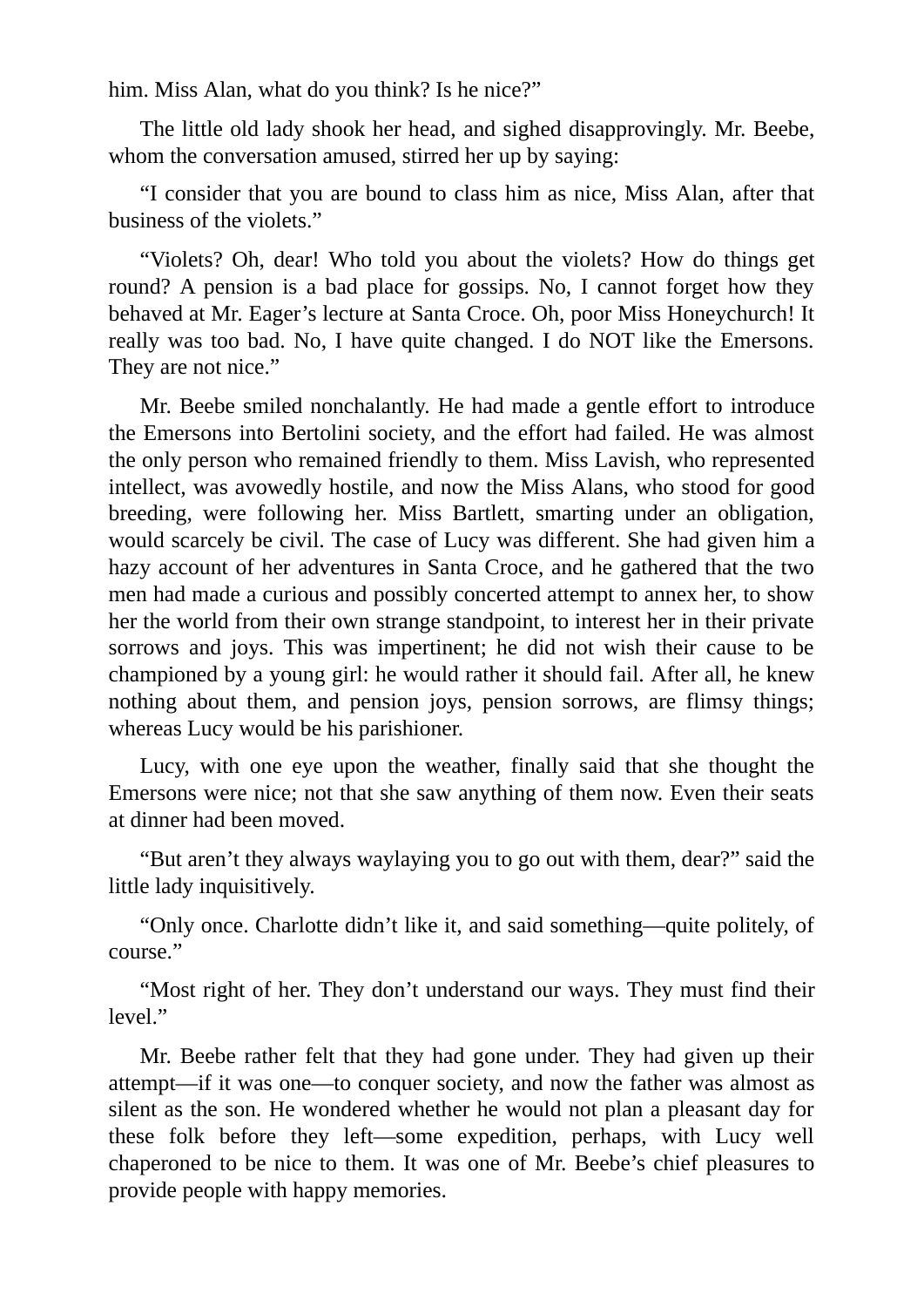him. Miss Alan, what do you think? Is he nice?"

The little old lady shook her head, and sighed disapprovingly. Mr. Beebe, whom the conversation amused, stirred her up by saying:

"I consider that you are bound to class him as nice, Miss Alan, after that business of the violets."

"Violets? Oh, dear! Who told you about the violets? How do things get round? A pension is a bad place for gossips. No, I cannot forget how they behaved at Mr. Eager's lecture at Santa Croce. Oh, poor Miss Honeychurch! It really was too bad. No, I have quite changed. I do NOT like the Emersons. They are not nice."

Mr. Beebe smiled nonchalantly. He had made a gentle effort to introduce the Emersons into Bertolini society, and the effort had failed. He was almost the only person who remained friendly to them. Miss Lavish, who represented intellect, was avowedly hostile, and now the Miss Alans, who stood for good breeding, were following her. Miss Bartlett, smarting under an obligation, would scarcely be civil. The case of Lucy was different. She had given him a hazy account of her adventures in Santa Croce, and he gathered that the two men had made a curious and possibly concerted attempt to annex her, to show her the world from their own strange standpoint, to interest her in their private sorrows and joys. This was impertinent; he did not wish their cause to be championed by a young girl: he would rather it should fail. After all, he knew nothing about them, and pension joys, pension sorrows, are flimsy things; whereas Lucy would be his parishioner.

Lucy, with one eye upon the weather, finally said that she thought the Emersons were nice; not that she saw anything of them now. Even their seats at dinner had been moved.

"But aren't they always waylaying you to go out with them, dear?" said the little lady inquisitively.

"Only once. Charlotte didn't like it, and said something—quite politely, of course."

"Most right of her. They don't understand our ways. They must find their level."

Mr. Beebe rather felt that they had gone under. They had given up their attempt—if it was one—to conquer society, and now the father was almost as silent as the son. He wondered whether he would not plan a pleasant day for these folk before they left—some expedition, perhaps, with Lucy well chaperoned to be nice to them. It was one of Mr. Beebe's chief pleasures to provide people with happy memories.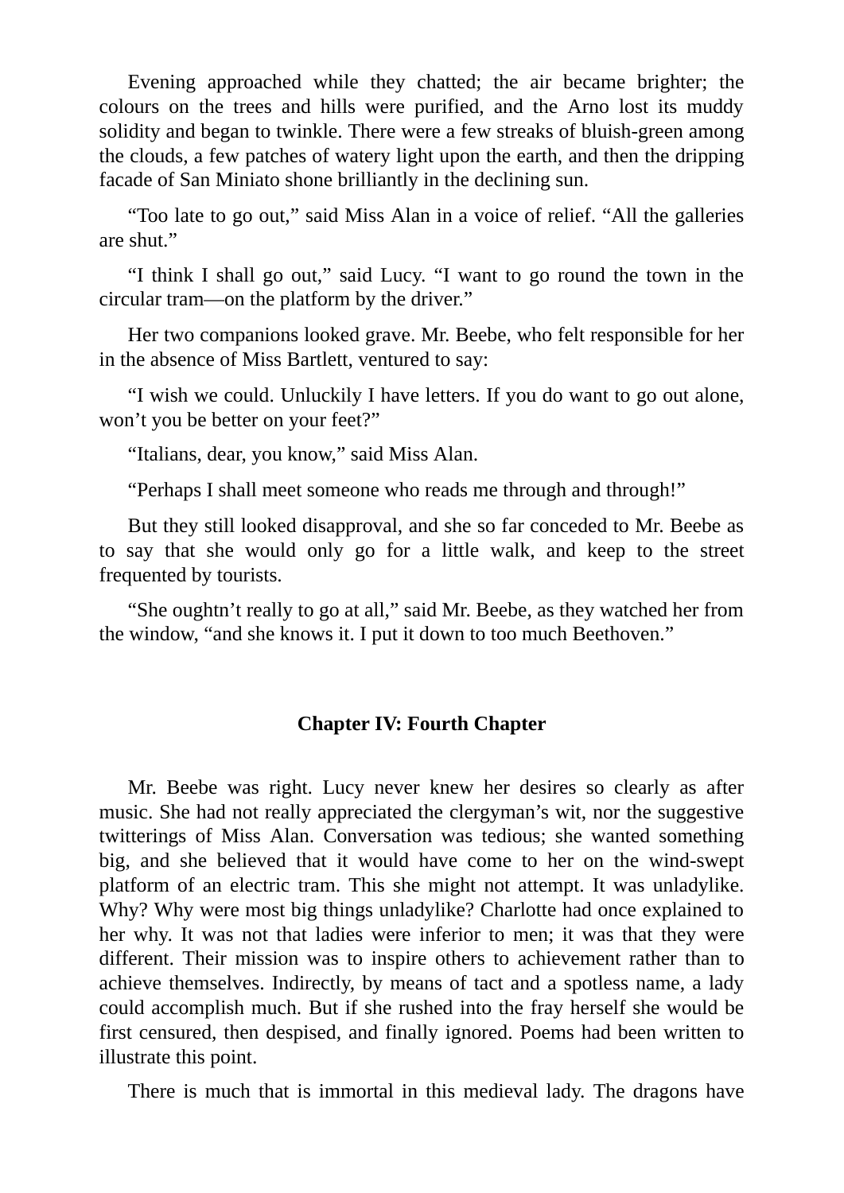Evening approached while they chatted; the air became brighter; the colours on the trees and hills were purified, and the Arno lost its muddy solidity and began to twinkle. There were a few streaks of bluish-green among the clouds, a few patches of watery light upon the earth, and then the dripping facade of San Miniato shone brilliantly in the declining sun.

"Too late to go out," said Miss Alan in a voice of relief. "All the galleries are shut."

"I think I shall go out," said Lucy. "I want to go round the town in the circular tram—on the platform by the driver."

Her two companions looked grave. Mr. Beebe, who felt responsible for her in the absence of Miss Bartlett, ventured to say:

"I wish we could. Unluckily I have letters. If you do want to go out alone, won't you be better on your feet?"

"Italians, dear, you know," said Miss Alan.

"Perhaps I shall meet someone who reads me through and through!"

But they still looked disapproval, and she so far conceded to Mr. Beebe as to say that she would only go for a little walk, and keep to the street frequented by tourists.

"She oughtn't really to go at all," said Mr. Beebe, as they watched her from the window, "and she knows it. I put it down to too much Beethoven."

## Chapter IV: Fourth Chapter

Mr. Beebe was right. Lucy never knew her desires so clearly as after music. She had not really appreciated the clergyman's wit, nor the suggestive twitterings of Miss Alan. Conversation was tedious; she wanted something big, and she believed that it would have come to her on the wind-swept platform of an electric tram. This she might not attempt. It was unladylike. Why? Why were most big things unladylike? Charlotte had once explained to her why. It was not that ladies were inferior to men; it was that they were different. Their mission was to inspire others to achievement rather than to achieve themselves. Indirectly, by means of tact and a spotless name, a lady could accomplish much. But if she rushed into the fray herself she would be first censured, then despised, and finally ignored. Poems had been written to illustrate this point.

There is much that is immortal in this medieval lady. The dragons have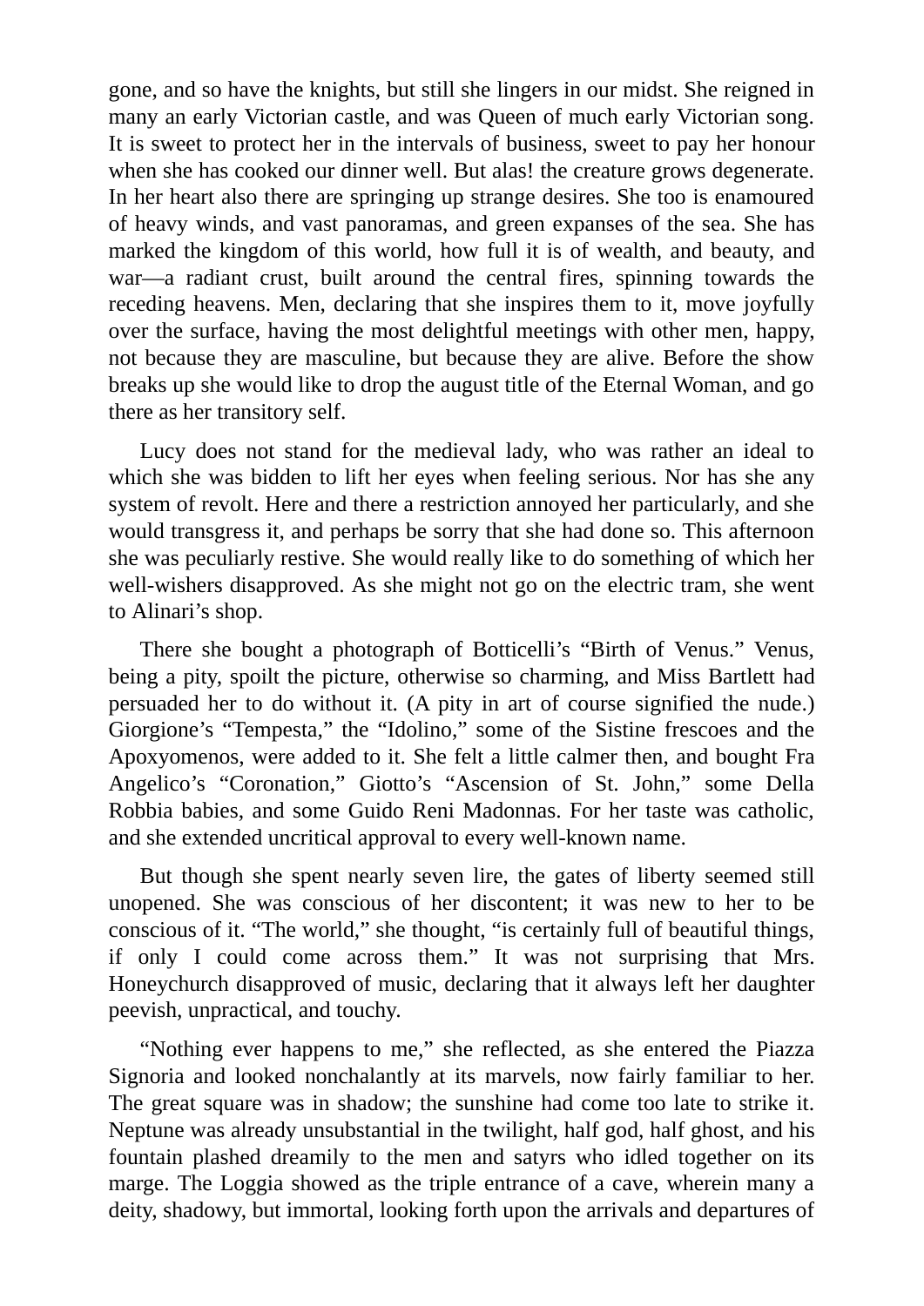gone, and so have the knights, but still she lingers in our midst. She reigned in many an early Victorian castle, and was Queen of much early Victorian song. It is sweet to protect her in the intervals of business, sweet to pay her honour when she has cooked our dinner well. But alas! the creature grows degenerate. In her heart also there are springing up strange desires. She too is enamoured of heavy winds, and vast panoramas, and green expanses of the sea. She has marked the kingdom of this world, how full it is of wealth, and beauty, and war—a radiant crust, built around the central fires, spinning towards the receding heavens. Men, declaring that she inspires them to it, move joyfully over the surface, having the most delightful meetings with other men, happy, not because they are masculine, but because they are alive. Before the show breaks up she would like to drop the august title of the Eternal Woman, and go there as her transitory self.

Lucy does not stand for the medieval lady, who was rather an ideal to which she was bidden to lift her eyes when feeling serious. Nor has she any system of revolt. Here and there a restriction annoyed her particularly, and she would transgress it, and perhaps be sorry that she had done so. This afternoon she was peculiarly restive. She would really like to do something of which her well-wishers disapproved. As she might not go on the electric tram, she went to Alinari's shop.

There she bought a photograph of Botticelli's "Birth of Venus." Venus, being a pity, spoilt the picture, otherwise so charming, and Miss Bartlett had persuaded her to do without it. (A pity in art of course signified the nude.) Giorgione's "Tempesta," the "Idolino," some of the Sistine frescoes and the Apoxyomenos, were added to it. She felt a little calmer then, and bought Fra Angelico's "Coronation," Giotto's "Ascension of St. John," some Della Robbia babies, and some Guido Reni Madonnas. For her taste was catholic, and she extended uncritical approval to every well-known name.

But though she spent nearly seven lire, the gates of liberty seemed still unopened. She was conscious of her discontent; it was new to her to be conscious of it. "The world," she thought, "is certainly full of beautiful things, if only I could come across them." It was not surprising that Mrs. Honeychurch disapproved of music, declaring that it always left her daughter peevish, unpractical, and touchy.

"Nothing ever happens to me," she reflected, as she entered the Piazza Signoria and looked nonchalantly at its marvels, now fairly familiar to her. The great square was in shadow; the sunshine had come too late to strike it. Neptune was already unsubstantial in the twilight, half god, half ghost, and his fountain plashed dreamily to the men and satyrs who idled together on its marge. The Loggia showed as the triple entrance of a cave, wherein many a deity, shadowy, but immortal, looking forth upon the arrivals and departures of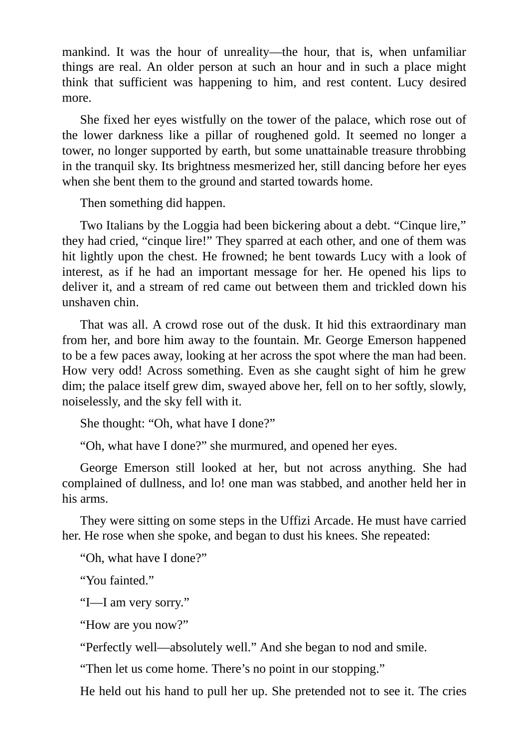mankind. It was the hour of unreality—the hour, that is, when unfamiliar things are real. An older person at such an hour and in such a place might think that sufficient was happening to him, and rest content. Lucy desired more.

She fixed her eyes wistfully on the tower of the palace, which rose out of the lower darkness like a pillar of roughened gold. It seemed no longer a tower, no longer supported by earth, but some unattainable treasure throbbing in the tranquil sky. Its brightness mesmerized her, still dancing before her eyes when she bent them to the ground and started towards home.

Then something did happen.

Two Italians by the Loggia had been bickering about a debt. “Cinque lire,” they had cried, “cinque lire!” They sparred at each other, and one of them was hit lightly upon the chest. He frowned; he bent towards Lucy with a look of interest, as if he had an important message for her. He opened his lips to deliver it, and a stream of red came out between them and trickled down his unshaven chin.

That was all. A crowd rose out of the dusk. It hid this extraordinary man from her, and bore him away to the fountain. Mr. George Emerson happened to be a few paces away, looking at her across the spot where the man had been. How very odd! Across something. Even as she caught sight of him he grew dim; the palace itself grew dim, swayed above her, fell on to her softly, slowly, noiselessly, and the sky fell with it.

She thought: “Oh, what have I done?”

“Oh, what have I done?” she murmured, and opened her eyes.

George Emerson still looked at her, but not across anything. She had complained of dullness, and lo! one man was stabbed, and another held her in his arms.

They were sitting on some steps in the Uffizi Arcade. He must have carried her. He rose when she spoke, and began to dust his knees. She repeated:

“Oh, what have I done?”

“You fainted.”

“I—I am very sorry.”

“How are you now?”

“Perfectly well—absolutely well.” And she began to nod and smile.

“Then let us come home. There’s no point in our stopping.”

He held out his hand to pull her up. She pretended not to see it. The cries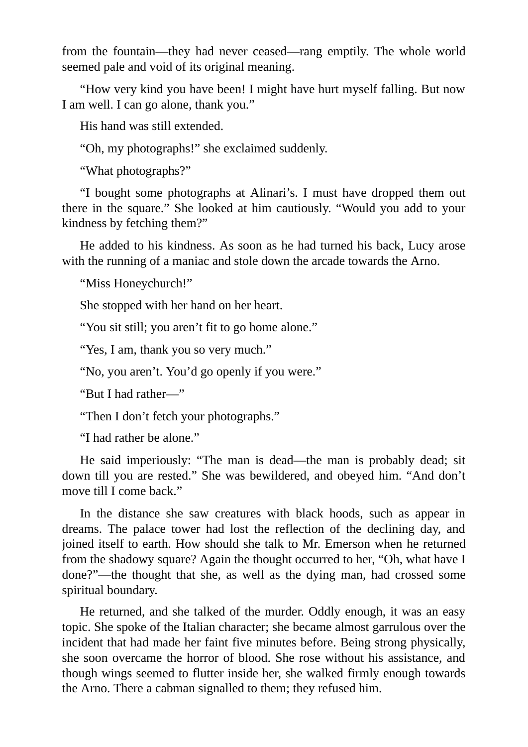from the fountain—they had never ceased—rang emptily. The whole world seemed pale and void of its original meaning.

“How very kind you have been! I might have hurt myself falling. But now I am well. I can go alone, thank you.”

His hand was still extended.

“Oh, my photographs!” she exclaimed suddenly.

“What photographs?”

“I bought some photographs at Alinari’s. I must have dropped them out there in the square.” She looked at him cautiously. “Would you add to your kindness by fetching them?”

He added to his kindness. As soon as he had turned his back, Lucy arose with the running of a maniac and stole down the arcade towards the Arno.

“Miss Honeychurch!”

She stopped with her hand on her heart.

“You sit still; you aren’t fit to go home alone.”

“Yes, I am, thank you so very much.”

“No, you aren’t. You’d go openly if you were.”

“But I had rather—”

“Then I don’t fetch your photographs.”

“I had rather be alone.”

He said imperiously: “The man is dead—the man is probably dead; sit down till you are rested.” She was bewildered, and obeyed him. “And don’t move till I come back.”

In the distance she saw creatures with black hoods, such as appear in dreams. The palace tower had lost the reflection of the declining day, and joined itself to earth. How should she talk to Mr. Emerson when he returned from the shadowy square? Again the thought occurred to her, “Oh, what have I done?”—the thought that she, as well as the dying man, had crossed some spiritual boundary.

He returned, and she talked of the murder. Oddly enough, it was an easy topic. She spoke of the Italian character; she became almost garrulous over the incident that had made her faint five minutes before. Being strong physically, she soon overcame the horror of blood. She rose without his assistance, and though wings seemed to flutter inside her, she walked firmly enough towards the Arno. There a cabman signalled to them; they refused him.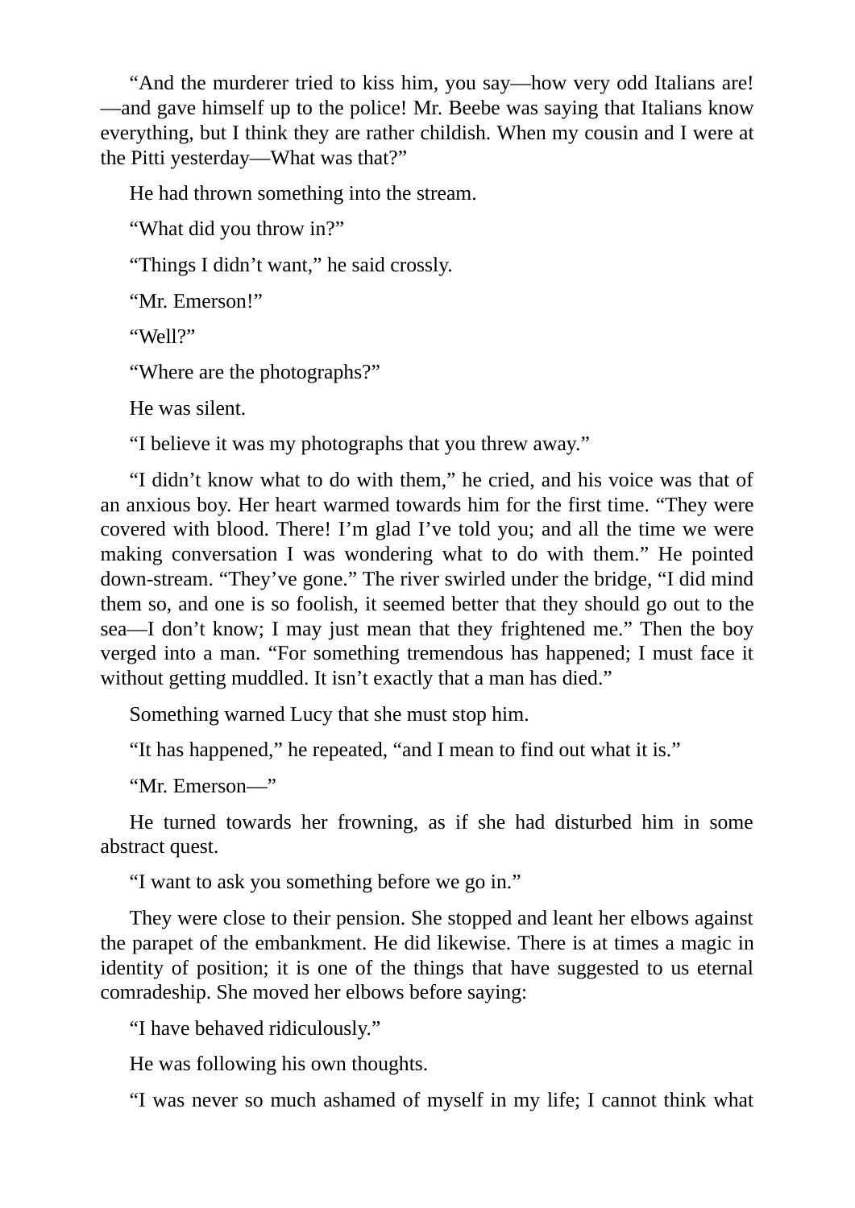“And the murderer tried to kiss him, you say—how very odd Italians are!—and gave himself up to the police! Mr. Beebe was saying that Italians know everything, but I think they are rather childish. When my cousin and I were at the Pitti yesterday—What was that?”

He had thrown something into the stream.

“What did you throw in?”

“Things I didn’t want,” he said crossly.

“Mr. Emerson!”

“Well?”

“Where are the photographs?”

He was silent.

“I believe it was my photographs that you threw away.”

“I didn’t know what to do with them,” he cried, and his voice was that of an anxious boy. Her heart warmed towards him for the first time. “They were covered with blood. There! I’m glad I’ve told you; and all the time we were making conversation I was wondering what to do with them.” He pointed down-stream. “They’ve gone.” The river swirled under the bridge, “I did mind them so, and one is so foolish, it seemed better that they should go out to the sea—I don’t know; I may just mean that they frightened me.” Then the boy verged into a man. “For something tremendous has happened; I must face it without getting muddled. It isn’t exactly that a man has died.”

Something warned Lucy that she must stop him.

“It has happened,” he repeated, “and I mean to find out what it is.”

“Mr. Emerson—”

He turned towards her frowning, as if she had disturbed him in some abstract quest.

“I want to ask you something before we go in.”

They were close to their pension. She stopped and leant her elbows against the parapet of the embankment. He did likewise. There is at times a magic in identity of position; it is one of the things that have suggested to us eternal comradeship. She moved her elbows before saying:

“I have behaved ridiculously.”

He was following his own thoughts.

“I was never so much ashamed of myself in my life; I cannot think what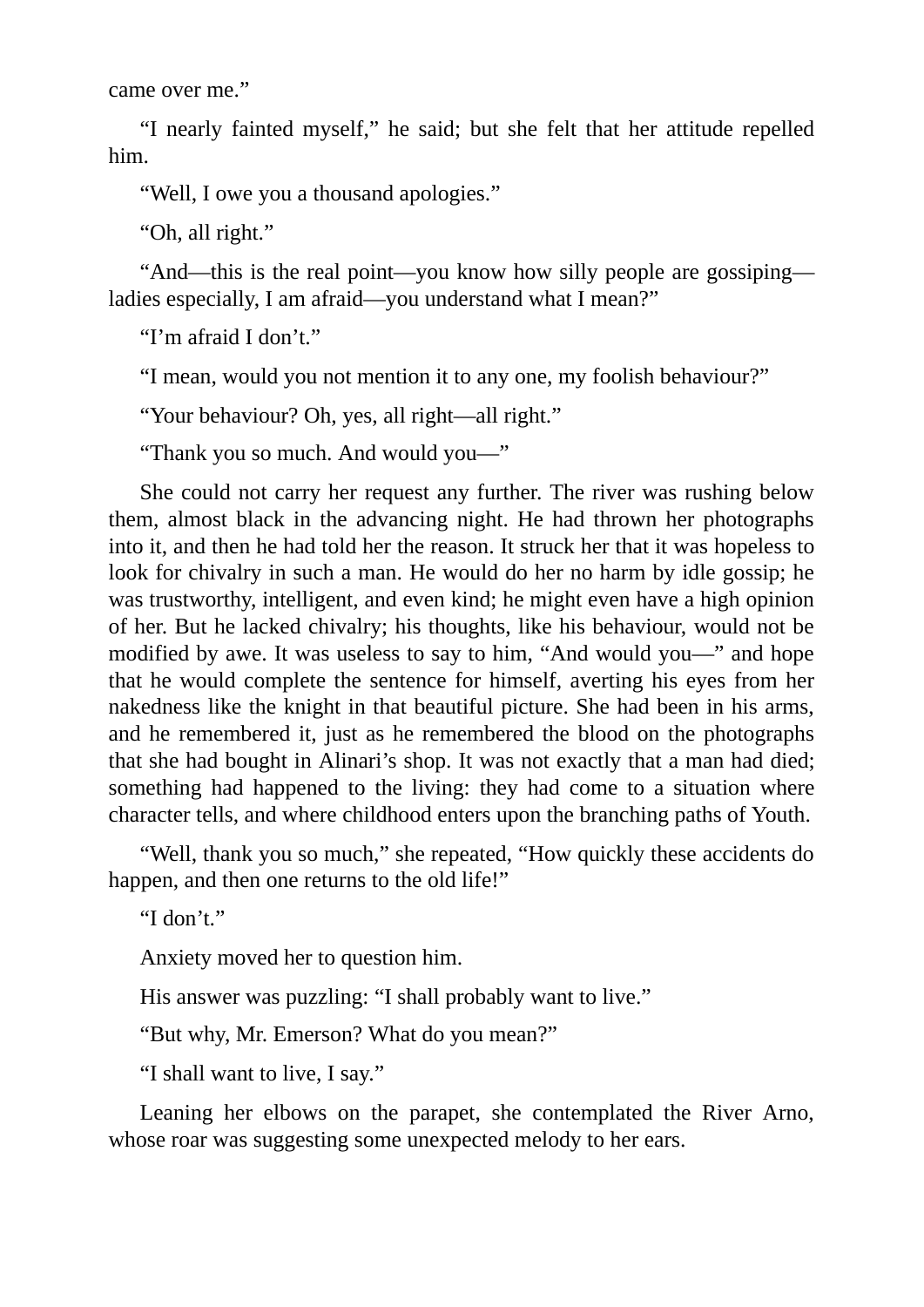came over me."

"I nearly fainted myself," he said; but she felt that her attitude repelled him.

"Well, I owe you a thousand apologies."

"Oh, all right."

"And—this is the real point—you know how silly people are gossiping—ladies especially, I am afraid—you understand what I mean?"

"I'm afraid I don't."

"I mean, would you not mention it to any one, my foolish behaviour?"

"Your behaviour? Oh, yes, all right—all right."

"Thank you so much. And would you—"

She could not carry her request any further. The river was rushing below them, almost black in the advancing night. He had thrown her photographs into it, and then he had told her the reason. It struck her that it was hopeless to look for chivalry in such a man. He would do her no harm by idle gossip; he was trustworthy, intelligent, and even kind; he might even have a high opinion of her. But he lacked chivalry; his thoughts, like his behaviour, would not be modified by awe. It was useless to say to him, "And would you—" and hope that he would complete the sentence for himself, averting his eyes from her nakedness like the knight in that beautiful picture. She had been in his arms, and he remembered it, just as he remembered the blood on the photographs that she had bought in Alinari's shop. It was not exactly that a man had died; something had happened to the living: they had come to a situation where character tells, and where childhood enters upon the branching paths of Youth.

"Well, thank you so much," she repeated, "How quickly these accidents do happen, and then one returns to the old life!"

"I don't."

Anxiety moved her to question him.

His answer was puzzling: "I shall probably want to live."

"But why, Mr. Emerson? What do you mean?"

"I shall want to live, I say."

Leaning her elbows on the parapet, she contemplated the River Arno, whose roar was suggesting some unexpected melody to her ears.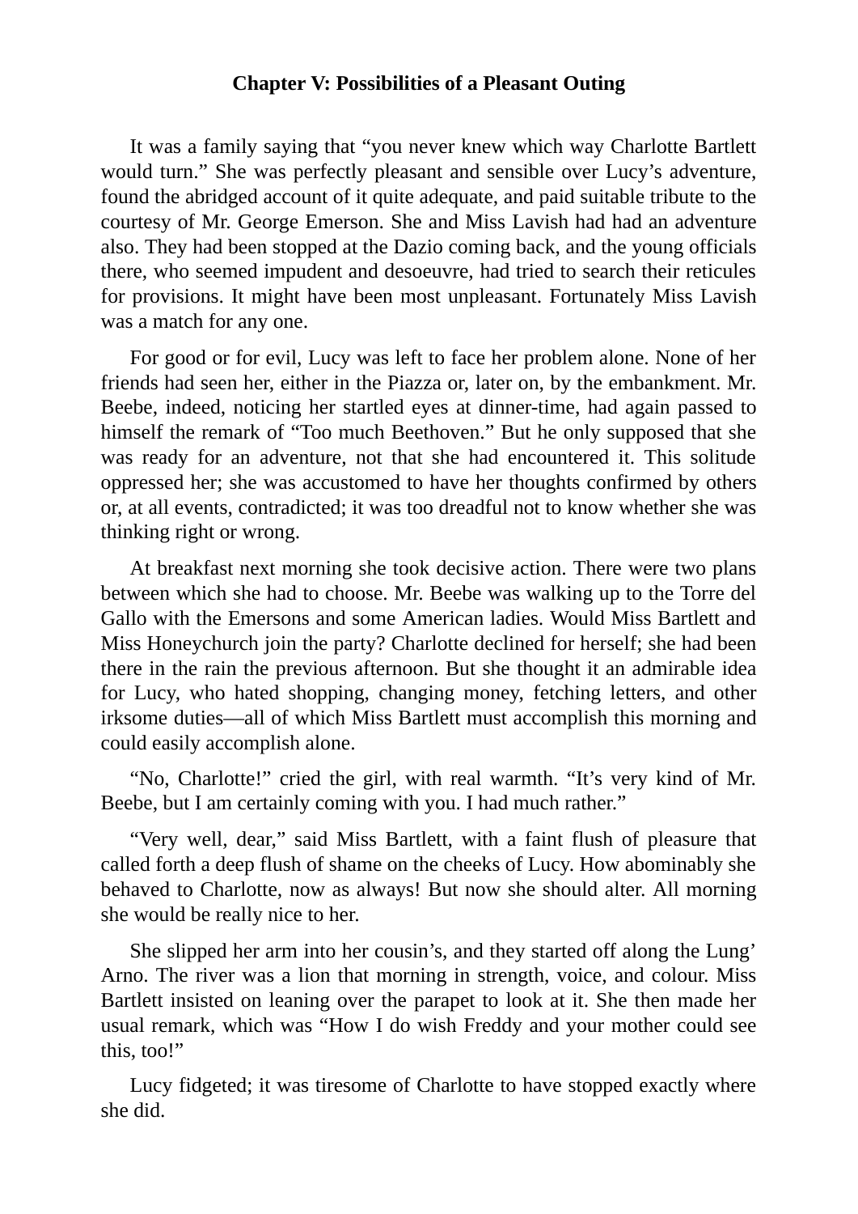## Chapter V: Possibilities of a Pleasant Outing

It was a family saying that "you never knew which way Charlotte Bartlett would turn." She was perfectly pleasant and sensible over Lucy's adventure, found the abridged account of it quite adequate, and paid suitable tribute to the courtesy of Mr. George Emerson. She and Miss Lavish had had an adventure also. They had been stopped at the Dazio coming back, and the young officials there, who seemed impudent and desoeuvre, had tried to search their reticules for provisions. It might have been most unpleasant. Fortunately Miss Lavish was a match for any one.

For good or for evil, Lucy was left to face her problem alone. None of her friends had seen her, either in the Piazza or, later on, by the embankment. Mr. Beebe, indeed, noticing her startled eyes at dinner-time, had again passed to himself the remark of "Too much Beethoven." But he only supposed that she was ready for an adventure, not that she had encountered it. This solitude oppressed her; she was accustomed to have her thoughts confirmed by others or, at all events, contradicted; it was too dreadful not to know whether she was thinking right or wrong.

At breakfast next morning she took decisive action. There were two plans between which she had to choose. Mr. Beebe was walking up to the Torre del Gallo with the Emersons and some American ladies. Would Miss Bartlett and Miss Honeychurch join the party? Charlotte declined for herself; she had been there in the rain the previous afternoon. But she thought it an admirable idea for Lucy, who hated shopping, changing money, fetching letters, and other irksome duties—all of which Miss Bartlett must accomplish this morning and could easily accomplish alone.

"No, Charlotte!" cried the girl, with real warmth. "It's very kind of Mr. Beebe, but I am certainly coming with you. I had much rather."

"Very well, dear," said Miss Bartlett, with a faint flush of pleasure that called forth a deep flush of shame on the cheeks of Lucy. How abominably she behaved to Charlotte, now as always! But now she should alter. All morning she would be really nice to her.

She slipped her arm into her cousin's, and they started off along the Lung' Arno. The river was a lion that morning in strength, voice, and colour. Miss Bartlett insisted on leaning over the parapet to look at it. She then made her usual remark, which was "How I do wish Freddy and your mother could see this, too!"

Lucy fidgeted; it was tiresome of Charlotte to have stopped exactly where she did.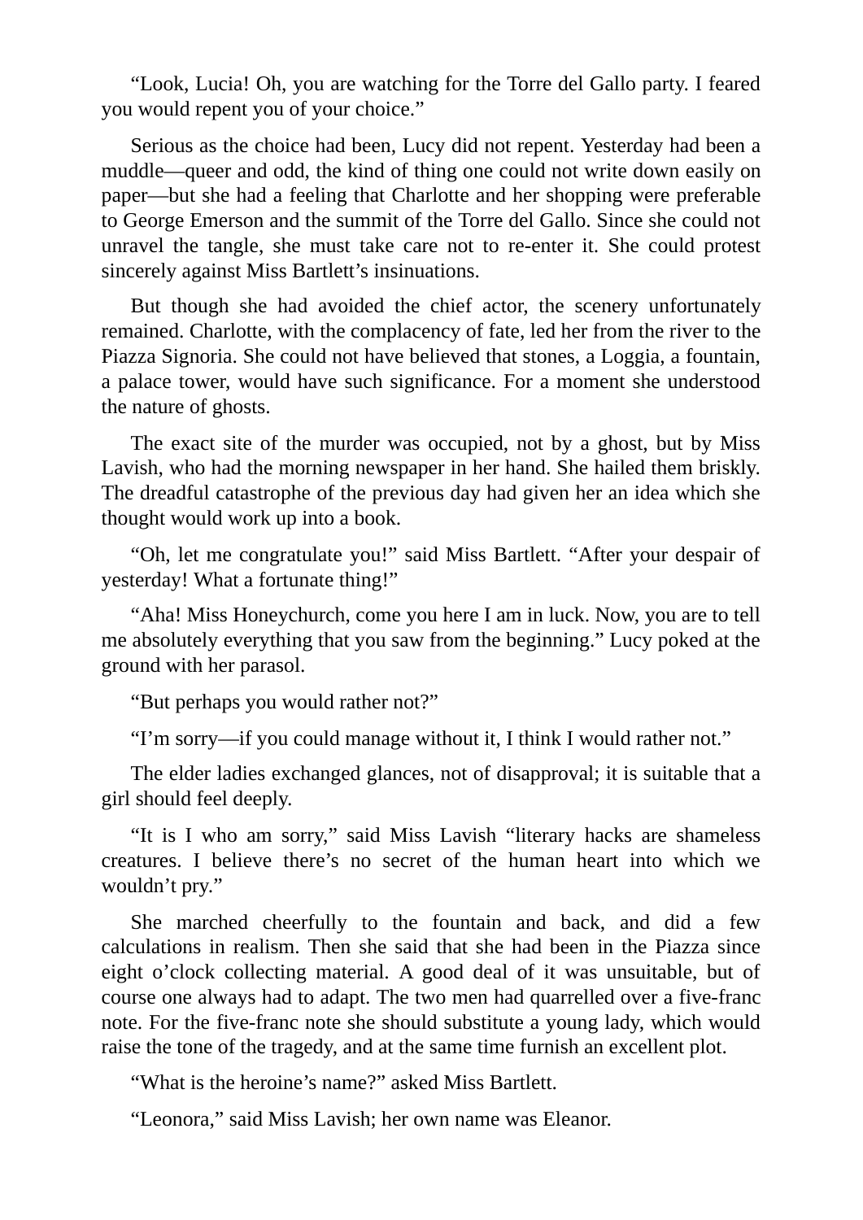"Look, Lucia! Oh, you are watching for the Torre del Gallo party. I feared you would repent you of your choice."

Serious as the choice had been, Lucy did not repent. Yesterday had been a muddle—queer and odd, the kind of thing one could not write down easily on paper—but she had a feeling that Charlotte and her shopping were preferable to George Emerson and the summit of the Torre del Gallo. Since she could not unravel the tangle, she must take care not to re-enter it. She could protest sincerely against Miss Bartlett's insinuations.

But though she had avoided the chief actor, the scenery unfortunately remained. Charlotte, with the complacency of fate, led her from the river to the Piazza Signoria. She could not have believed that stones, a Loggia, a fountain, a palace tower, would have such significance. For a moment she understood the nature of ghosts.

The exact site of the murder was occupied, not by a ghost, but by Miss Lavish, who had the morning newspaper in her hand. She hailed them briskly. The dreadful catastrophe of the previous day had given her an idea which she thought would work up into a book.

"Oh, let me congratulate you!" said Miss Bartlett. "After your despair of yesterday! What a fortunate thing!"

"Aha! Miss Honeychurch, come you here I am in luck. Now, you are to tell me absolutely everything that you saw from the beginning." Lucy poked at the ground with her parasol.

"But perhaps you would rather not?"

"I'm sorry—if you could manage without it, I think I would rather not."

The elder ladies exchanged glances, not of disapproval; it is suitable that a girl should feel deeply.

"It is I who am sorry," said Miss Lavish "literary hacks are shameless creatures. I believe there's no secret of the human heart into which we wouldn't pry."

She marched cheerfully to the fountain and back, and did a few calculations in realism. Then she said that she had been in the Piazza since eight o'clock collecting material. A good deal of it was unsuitable, but of course one always had to adapt. The two men had quarrelled over a five-franc note. For the five-franc note she should substitute a young lady, which would raise the tone of the tragedy, and at the same time furnish an excellent plot.

"What is the heroine's name?" asked Miss Bartlett.

"Leonora," said Miss Lavish; her own name was Eleanor.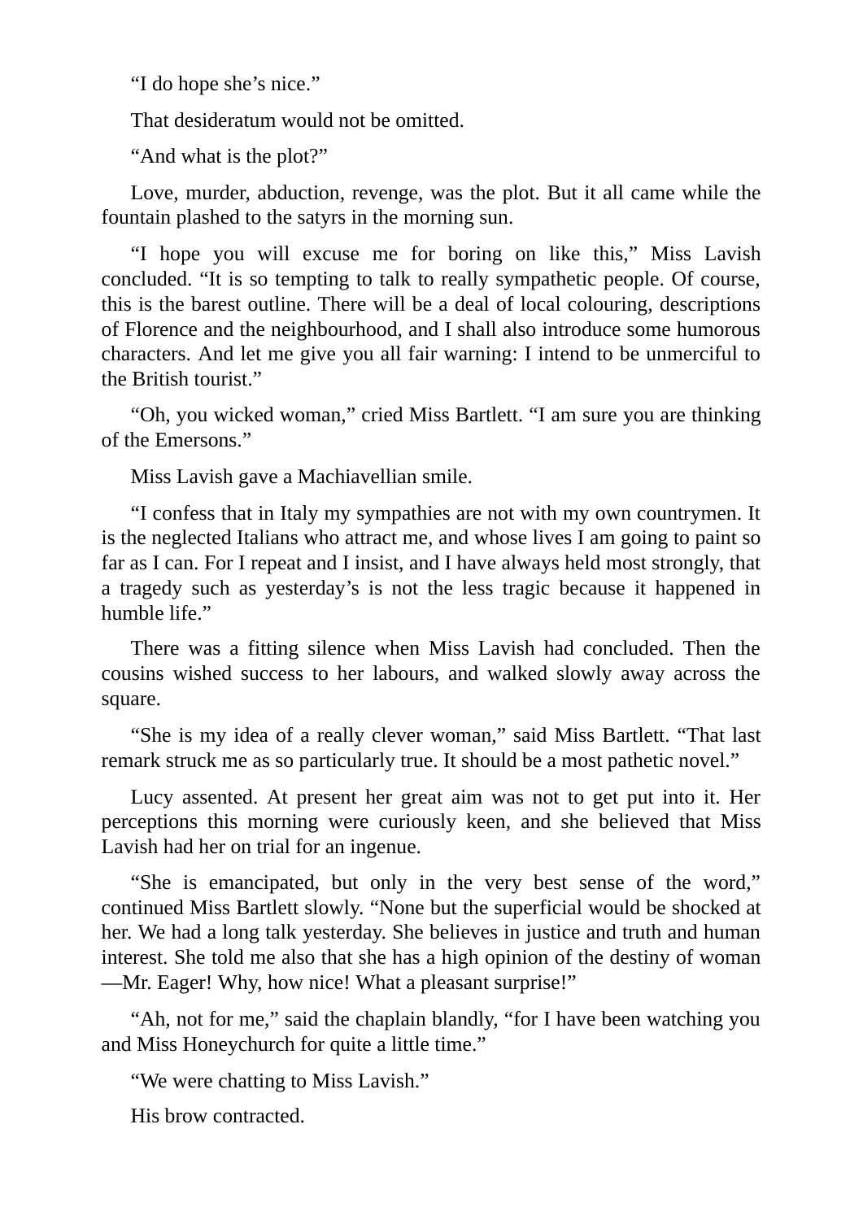"I do hope she's nice."

That desideratum would not be omitted.

"And what is the plot?"

Love, murder, abduction, revenge, was the plot. But it all came while the fountain plashed to the satyrs in the morning sun.

"I hope you will excuse me for boring on like this," Miss Lavish concluded. "It is so tempting to talk to really sympathetic people. Of course, this is the barest outline. There will be a deal of local colouring, descriptions of Florence and the neighbourhood, and I shall also introduce some humorous characters. And let me give you all fair warning: I intend to be unmerciful to the British tourist."

"Oh, you wicked woman," cried Miss Bartlett. "I am sure you are thinking of the Emersons."

Miss Lavish gave a Machiavellian smile.

"I confess that in Italy my sympathies are not with my own countrymen. It is the neglected Italians who attract me, and whose lives I am going to paint so far as I can. For I repeat and I insist, and I have always held most strongly, that a tragedy such as yesterday's is not the less tragic because it happened in humble life."

There was a fitting silence when Miss Lavish had concluded. Then the cousins wished success to her labours, and walked slowly away across the square.

"She is my idea of a really clever woman," said Miss Bartlett. "That last remark struck me as so particularly true. It should be a most pathetic novel."

Lucy assented. At present her great aim was not to get put into it. Her perceptions this morning were curiously keen, and she believed that Miss Lavish had her on trial for an ingenue.

"She is emancipated, but only in the very best sense of the word," continued Miss Bartlett slowly. "None but the superficial would be shocked at her. We had a long talk yesterday. She believes in justice and truth and human interest. She told me also that she has a high opinion of the destiny of woman—Mr. Eager! Why, how nice! What a pleasant surprise!"

"Ah, not for me," said the chaplain blandly, "for I have been watching you and Miss Honeychurch for quite a little time."

"We were chatting to Miss Lavish."

His brow contracted.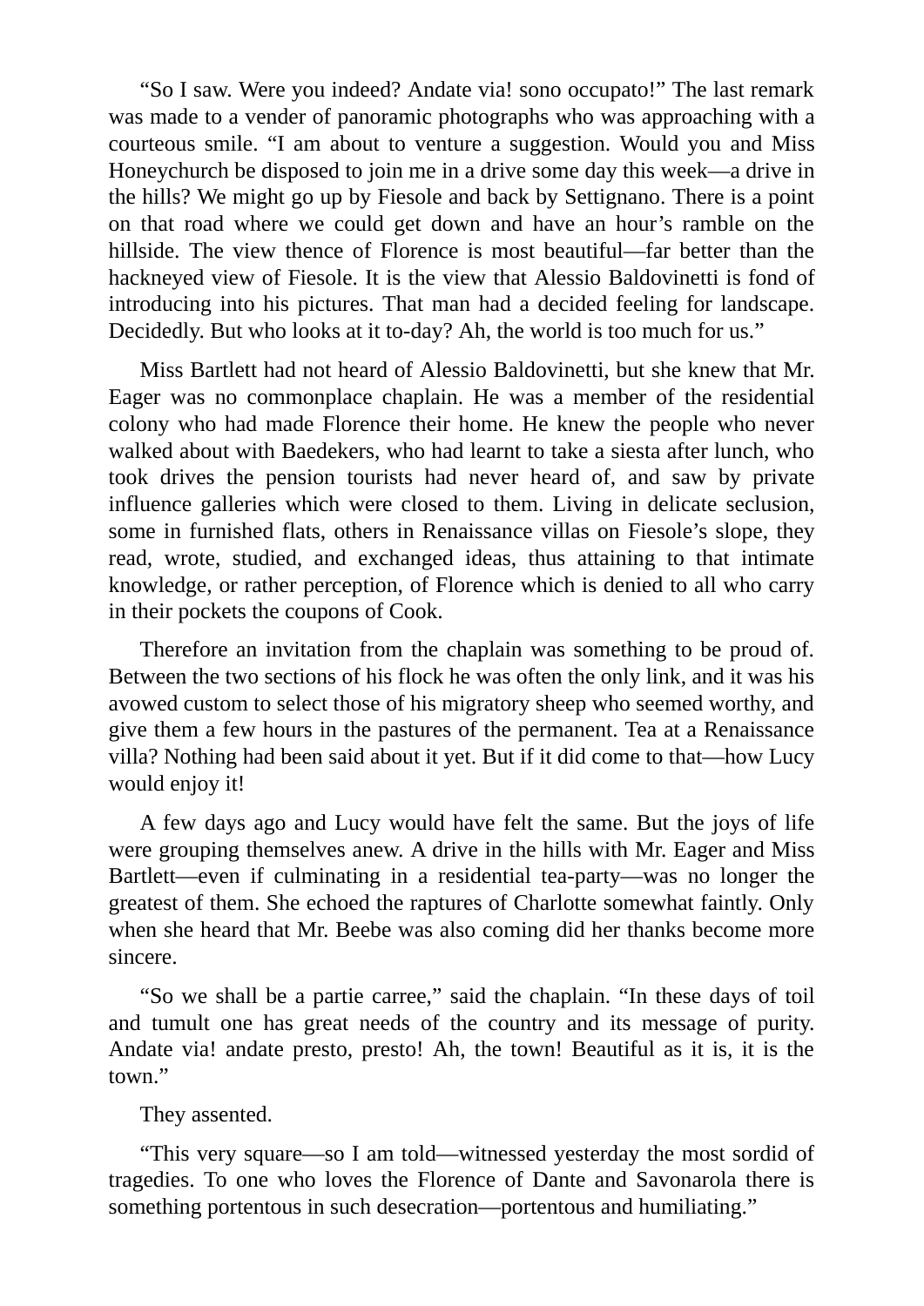"So I saw. Were you indeed? Andate via! sono occupato!" The last remark was made to a vender of panoramic photographs who was approaching with a courteous smile. "I am about to venture a suggestion. Would you and Miss Honeychurch be disposed to join me in a drive some day this week—a drive in the hills? We might go up by Fiesole and back by Settignano. There is a point on that road where we could get down and have an hour's ramble on the hillside. The view thence of Florence is most beautiful—far better than the hackneyed view of Fiesole. It is the view that Alessio Baldovinetti is fond of introducing into his pictures. That man had a decided feeling for landscape. Decidedly. But who looks at it to-day? Ah, the world is too much for us."

Miss Bartlett had not heard of Alessio Baldovinetti, but she knew that Mr. Eager was no commonplace chaplain. He was a member of the residential colony who had made Florence their home. He knew the people who never walked about with Baedekers, who had learnt to take a siesta after lunch, who took drives the pension tourists had never heard of, and saw by private influence galleries which were closed to them. Living in delicate seclusion, some in furnished flats, others in Renaissance villas on Fiesole's slope, they read, wrote, studied, and exchanged ideas, thus attaining to that intimate knowledge, or rather perception, of Florence which is denied to all who carry in their pockets the coupons of Cook.

Therefore an invitation from the chaplain was something to be proud of. Between the two sections of his flock he was often the only link, and it was his avowed custom to select those of his migratory sheep who seemed worthy, and give them a few hours in the pastures of the permanent. Tea at a Renaissance villa? Nothing had been said about it yet. But if it did come to that—how Lucy would enjoy it!

A few days ago and Lucy would have felt the same. But the joys of life were grouping themselves anew. A drive in the hills with Mr. Eager and Miss Bartlett—even if culminating in a residential tea-party—was no longer the greatest of them. She echoed the raptures of Charlotte somewhat faintly. Only when she heard that Mr. Beebe was also coming did her thanks become more sincere.

"So we shall be a partie carree," said the chaplain. "In these days of toil and tumult one has great needs of the country and its message of purity. Andate via! andate presto, presto! Ah, the town! Beautiful as it is, it is the town."

They assented.

"This very square—so I am told—witnessed yesterday the most sordid of tragedies. To one who loves the Florence of Dante and Savonarola there is something portentous in such desecration—portentous and humiliating."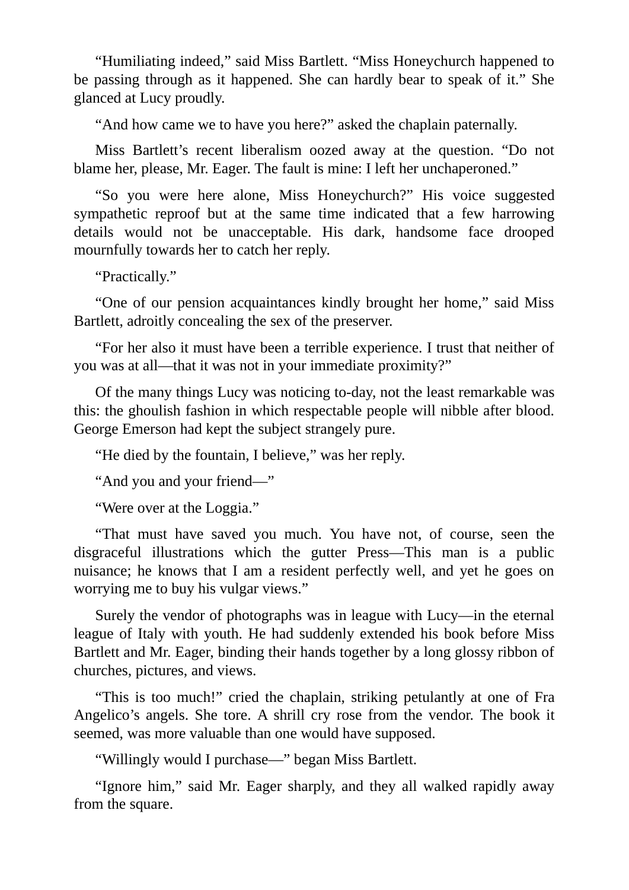“Humiliating indeed,” said Miss Bartlett. “Miss Honeychurch happened to be passing through as it happened. She can hardly bear to speak of it.” She glanced at Lucy proudly.

“And how came we to have you here?” asked the chaplain paternally.

Miss Bartlett’s recent liberalism oozed away at the question. “Do not blame her, please, Mr. Eager. The fault is mine: I left her unchaperoned.”

“So you were here alone, Miss Honeychurch?” His voice suggested sympathetic reproof but at the same time indicated that a few harrowing details would not be unacceptable. His dark, handsome face drooped mournfully towards her to catch her reply.

“Practically.”

“One of our pension acquaintances kindly brought her home,” said Miss Bartlett, adroitly concealing the sex of the preserver.

“For her also it must have been a terrible experience. I trust that neither of you was at all—that it was not in your immediate proximity?”

Of the many things Lucy was noticing to-day, not the least remarkable was this: the ghoulish fashion in which respectable people will nibble after blood. George Emerson had kept the subject strangely pure.

“He died by the fountain, I believe,” was her reply.

“And you and your friend—”

“Were over at the Loggia.”

“That must have saved you much. You have not, of course, seen the disgraceful illustrations which the gutter Press—This man is a public nuisance; he knows that I am a resident perfectly well, and yet he goes on worrying me to buy his vulgar views.”

Surely the vendor of photographs was in league with Lucy—in the eternal league of Italy with youth. He had suddenly extended his book before Miss Bartlett and Mr. Eager, binding their hands together by a long glossy ribbon of churches, pictures, and views.

“This is too much!” cried the chaplain, striking petulantly at one of Fra Angelico’s angels. She tore. A shrill cry rose from the vendor. The book it seemed, was more valuable than one would have supposed.

“Willingly would I purchase—” began Miss Bartlett.

“Ignore him,” said Mr. Eager sharply, and they all walked rapidly away from the square.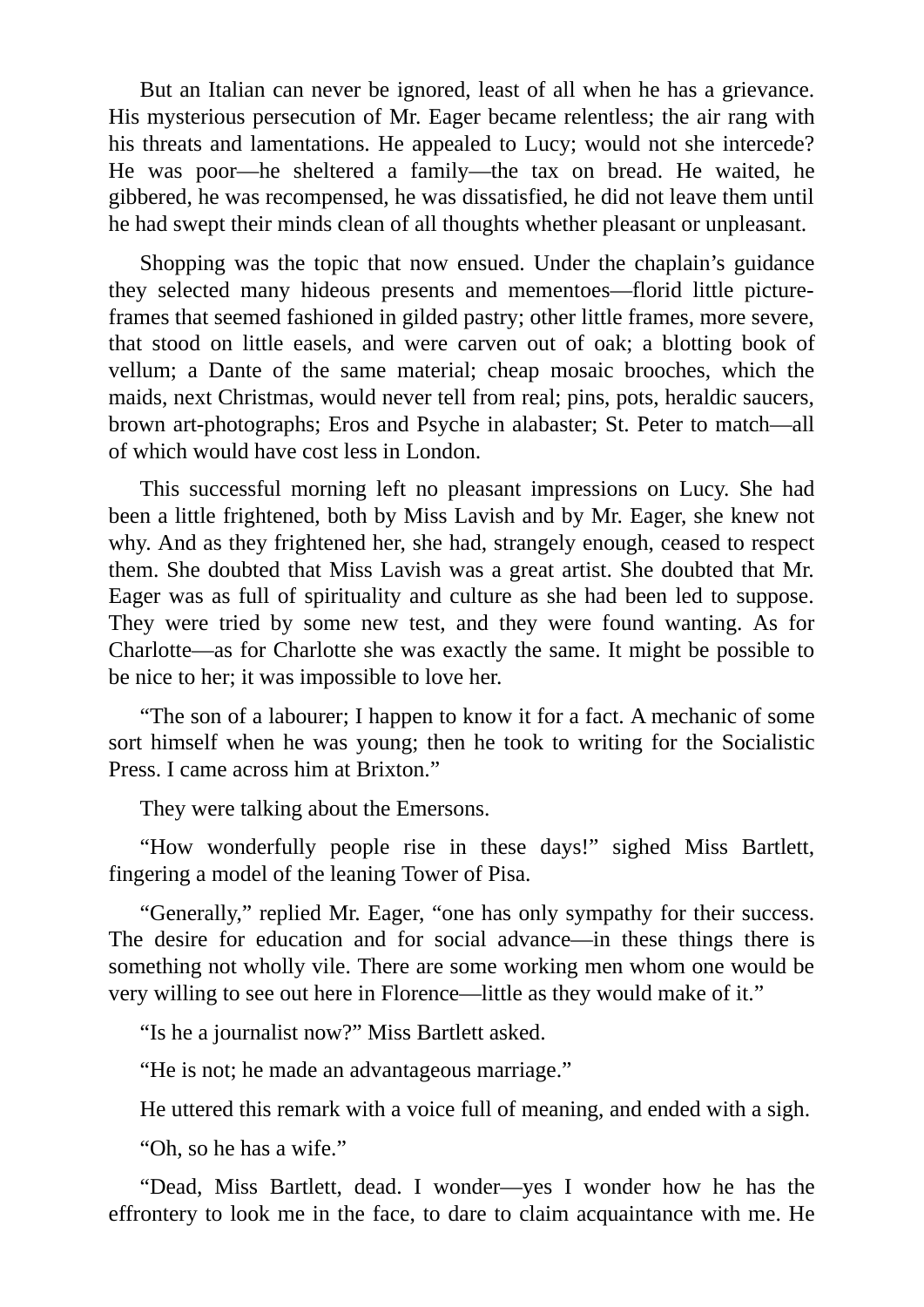But an Italian can never be ignored, least of all when he has a grievance. His mysterious persecution of Mr. Eager became relentless; the air rang with his threats and lamentations. He appealed to Lucy; would not she intercede? He was poor—he sheltered a family—the tax on bread. He waited, he gibbered, he was recompensed, he was dissatisfied, he did not leave them until he had swept their minds clean of all thoughts whether pleasant or unpleasant.

Shopping was the topic that now ensued. Under the chaplain's guidance they selected many hideous presents and mementoes—florid little picture-frames that seemed fashioned in gilded pastry; other little frames, more severe, that stood on little easels, and were carven out of oak; a blotting book of vellum; a Dante of the same material; cheap mosaic brooches, which the maids, next Christmas, would never tell from real; pins, pots, heraldic saucers, brown art-photographs; Eros and Psyche in alabaster; St. Peter to match—all of which would have cost less in London.

This successful morning left no pleasant impressions on Lucy. She had been a little frightened, both by Miss Lavish and by Mr. Eager, she knew not why. And as they frightened her, she had, strangely enough, ceased to respect them. She doubted that Miss Lavish was a great artist. She doubted that Mr. Eager was as full of spirituality and culture as she had been led to suppose. They were tried by some new test, and they were found wanting. As for Charlotte—as for Charlotte she was exactly the same. It might be possible to be nice to her; it was impossible to love her.

"The son of a labourer; I happen to know it for a fact. A mechanic of some sort himself when he was young; then he took to writing for the Socialistic Press. I came across him at Brixton."

They were talking about the Emersons.

"How wonderfully people rise in these days!" sighed Miss Bartlett, fingering a model of the leaning Tower of Pisa.

"Generally," replied Mr. Eager, "one has only sympathy for their success. The desire for education and for social advance—in these things there is something not wholly vile. There are some working men whom one would be very willing to see out here in Florence—little as they would make of it."

"Is he a journalist now?" Miss Bartlett asked.

"He is not; he made an advantageous marriage."

He uttered this remark with a voice full of meaning, and ended with a sigh.

"Oh, so he has a wife."

"Dead, Miss Bartlett, dead. I wonder—yes I wonder how he has the effrontery to look me in the face, to dare to claim acquaintance with me. He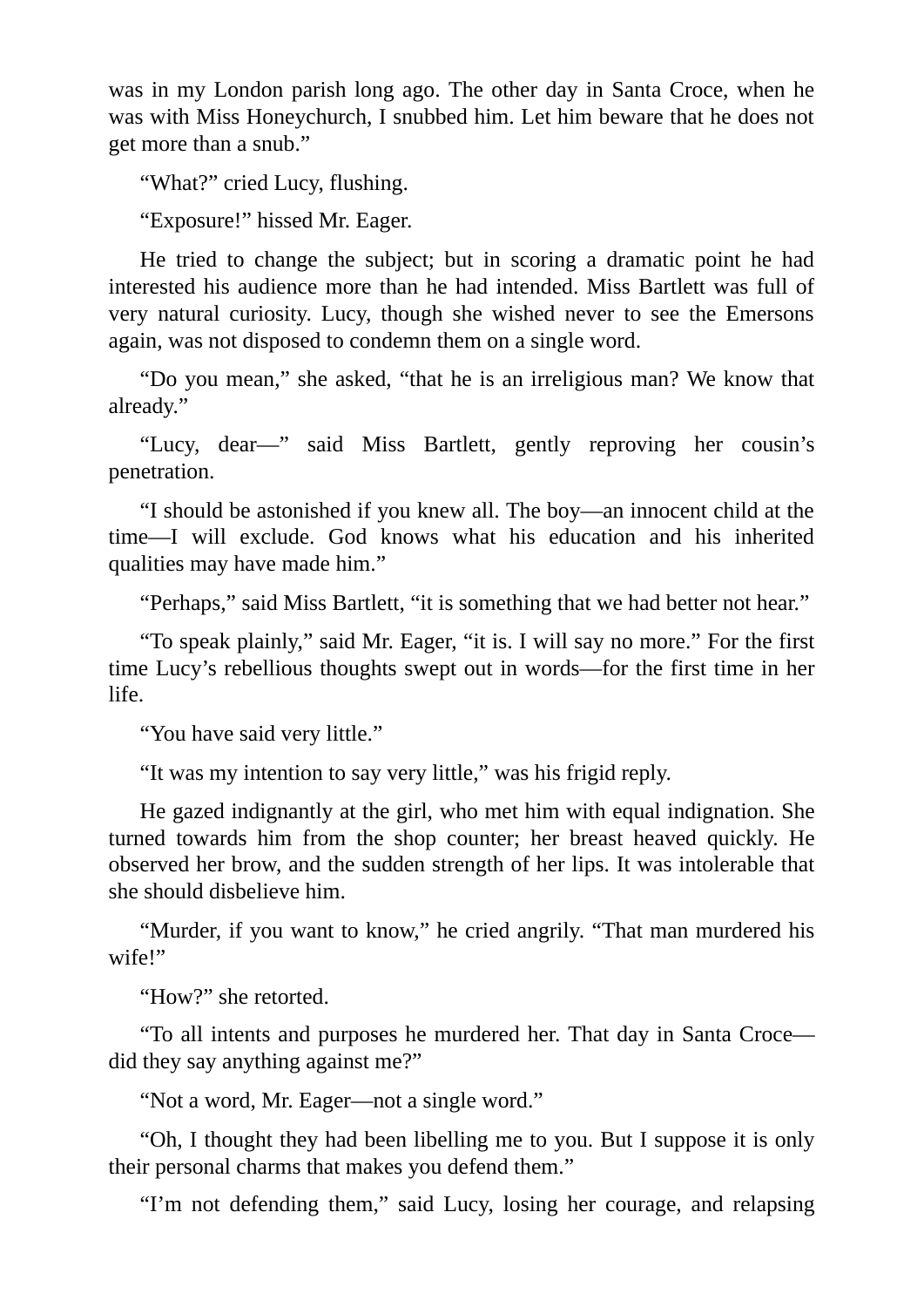was in my London parish long ago. The other day in Santa Croce, when he was with Miss Honeychurch, I snubbed him. Let him beware that he does not get more than a snub."

"What?" cried Lucy, flushing.

"Exposure!" hissed Mr. Eager.

He tried to change the subject; but in scoring a dramatic point he had interested his audience more than he had intended. Miss Bartlett was full of very natural curiosity. Lucy, though she wished never to see the Emersons again, was not disposed to condemn them on a single word.

"Do you mean," she asked, "that he is an irreligious man? We know that already."

"Lucy, dear—" said Miss Bartlett, gently reproving her cousin's penetration.

"I should be astonished if you knew all. The boy—an innocent child at the time—I will exclude. God knows what his education and his inherited qualities may have made him."

"Perhaps," said Miss Bartlett, "it is something that we had better not hear."

"To speak plainly," said Mr. Eager, "it is. I will say no more." For the first time Lucy's rebellious thoughts swept out in words—for the first time in her life.

"You have said very little."

"It was my intention to say very little," was his frigid reply.

He gazed indignantly at the girl, who met him with equal indignation. She turned towards him from the shop counter; her breast heaved quickly. He observed her brow, and the sudden strength of her lips. It was intolerable that she should disbelieve him.

"Murder, if you want to know," he cried angrily. "That man murdered his wife!"

"How?" she retorted.

"To all intents and purposes he murdered her. That day in Santa Croce—did they say anything against me?"

"Not a word, Mr. Eager—not a single word."

"Oh, I thought they had been libelling me to you. But I suppose it is only their personal charms that makes you defend them."

"I'm not defending them," said Lucy, losing her courage, and relapsing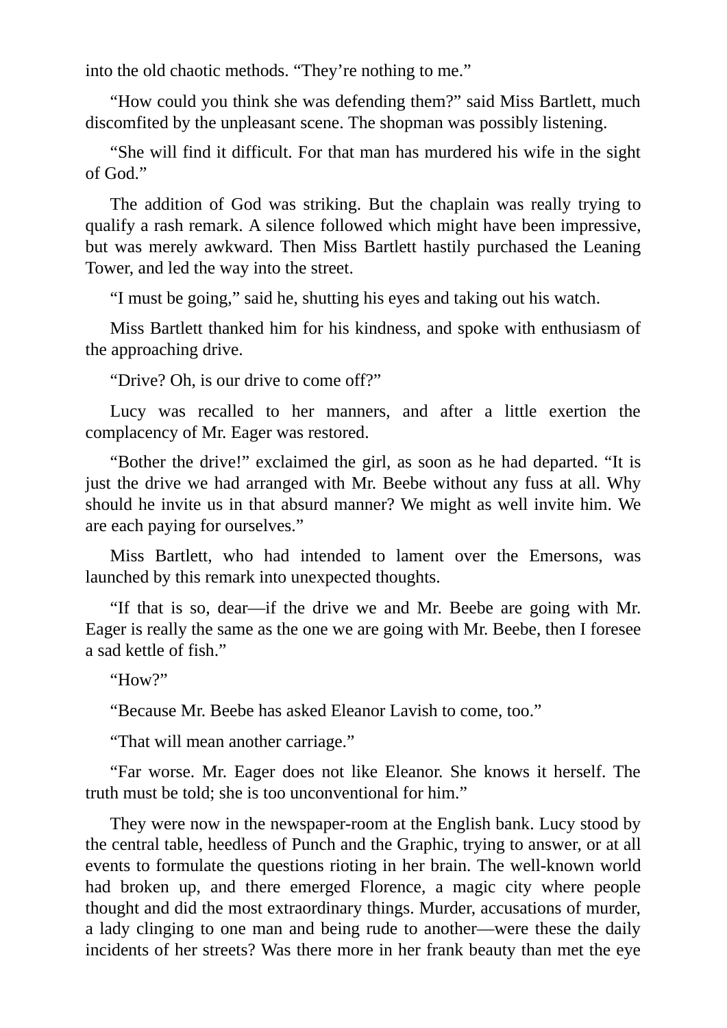into the old chaotic methods. “They’re nothing to me.”

“How could you think she was defending them?” said Miss Bartlett, much discomfited by the unpleasant scene. The shopman was possibly listening.

“She will find it difficult. For that man has murdered his wife in the sight of God.”

The addition of God was striking. But the chaplain was really trying to qualify a rash remark. A silence followed which might have been impressive, but was merely awkward. Then Miss Bartlett hastily purchased the Leaning Tower, and led the way into the street.

“I must be going,” said he, shutting his eyes and taking out his watch.

Miss Bartlett thanked him for his kindness, and spoke with enthusiasm of the approaching drive.

“Drive? Oh, is our drive to come off?”

Lucy was recalled to her manners, and after a little exertion the complacency of Mr. Eager was restored.

“Bother the drive!” exclaimed the girl, as soon as he had departed. “It is just the drive we had arranged with Mr. Beebe without any fuss at all. Why should he invite us in that absurd manner? We might as well invite him. We are each paying for ourselves.”

Miss Bartlett, who had intended to lament over the Emersons, was launched by this remark into unexpected thoughts.

“If that is so, dear—if the drive we and Mr. Beebe are going with Mr. Eager is really the same as the one we are going with Mr. Beebe, then I foresee a sad kettle of fish.”

“How?”

“Because Mr. Beebe has asked Eleanor Lavish to come, too.”

“That will mean another carriage.”

“Far worse. Mr. Eager does not like Eleanor. She knows it herself. The truth must be told; she is too unconventional for him.”

They were now in the newspaper-room at the English bank. Lucy stood by the central table, heedless of Punch and the Graphic, trying to answer, or at all events to formulate the questions rioting in her brain. The well-known world had broken up, and there emerged Florence, a magic city where people thought and did the most extraordinary things. Murder, accusations of murder, a lady clinging to one man and being rude to another—were these the daily incidents of her streets? Was there more in her frank beauty than met the eye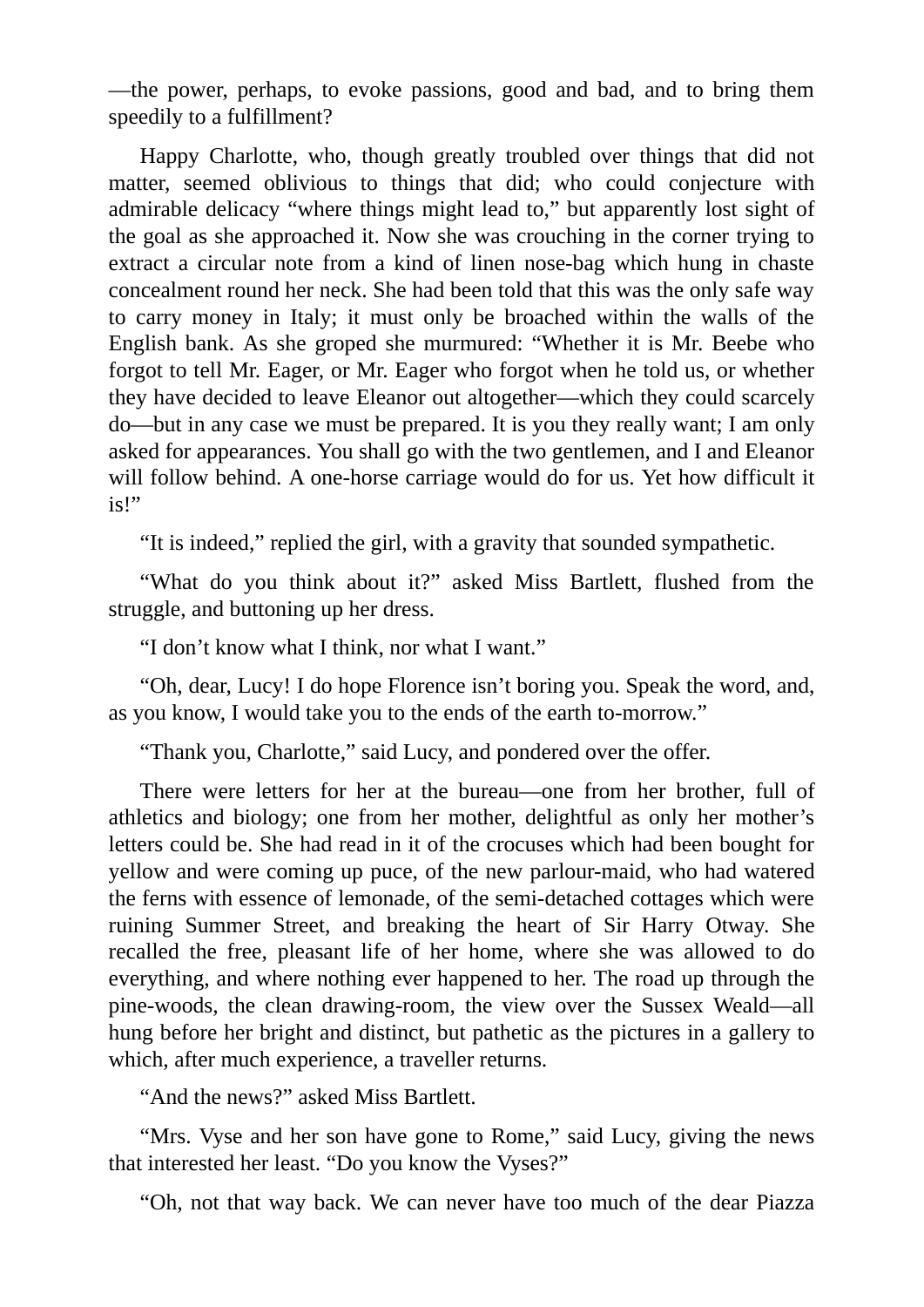—the power, perhaps, to evoke passions, good and bad, and to bring them speedily to a fulfillment?

Happy Charlotte, who, though greatly troubled over things that did not matter, seemed oblivious to things that did; who could conjecture with admirable delicacy "where things might lead to," but apparently lost sight of the goal as she approached it. Now she was crouching in the corner trying to extract a circular note from a kind of linen nose-bag which hung in chaste concealment round her neck. She had been told that this was the only safe way to carry money in Italy; it must only be broached within the walls of the English bank. As she groped she murmured: "Whether it is Mr. Beebe who forgot to tell Mr. Eager, or Mr. Eager who forgot when he told us, or whether they have decided to leave Eleanor out altogether—which they could scarcely do—but in any case we must be prepared. It is you they really want; I am only asked for appearances. You shall go with the two gentlemen, and I and Eleanor will follow behind. A one-horse carriage would do for us. Yet how difficult it is!"

"It is indeed," replied the girl, with a gravity that sounded sympathetic.

"What do you think about it?" asked Miss Bartlett, flushed from the struggle, and buttoning up her dress.

"I don't know what I think, nor what I want."

"Oh, dear, Lucy! I do hope Florence isn't boring you. Speak the word, and, as you know, I would take you to the ends of the earth to-morrow."

"Thank you, Charlotte," said Lucy, and pondered over the offer.

There were letters for her at the bureau—one from her brother, full of athletics and biology; one from her mother, delightful as only her mother's letters could be. She had read in it of the crocuses which had been bought for yellow and were coming up puce, of the new parlour-maid, who had watered the ferns with essence of lemonade, of the semi-detached cottages which were ruining Summer Street, and breaking the heart of Sir Harry Otway. She recalled the free, pleasant life of her home, where she was allowed to do everything, and where nothing ever happened to her. The road up through the pine-woods, the clean drawing-room, the view over the Sussex Weald—all hung before her bright and distinct, but pathetic as the pictures in a gallery to which, after much experience, a traveller returns.

"And the news?" asked Miss Bartlett.

"Mrs. Vyse and her son have gone to Rome," said Lucy, giving the news that interested her least. "Do you know the Vyses?"

"Oh, not that way back. We can never have too much of the dear Piazza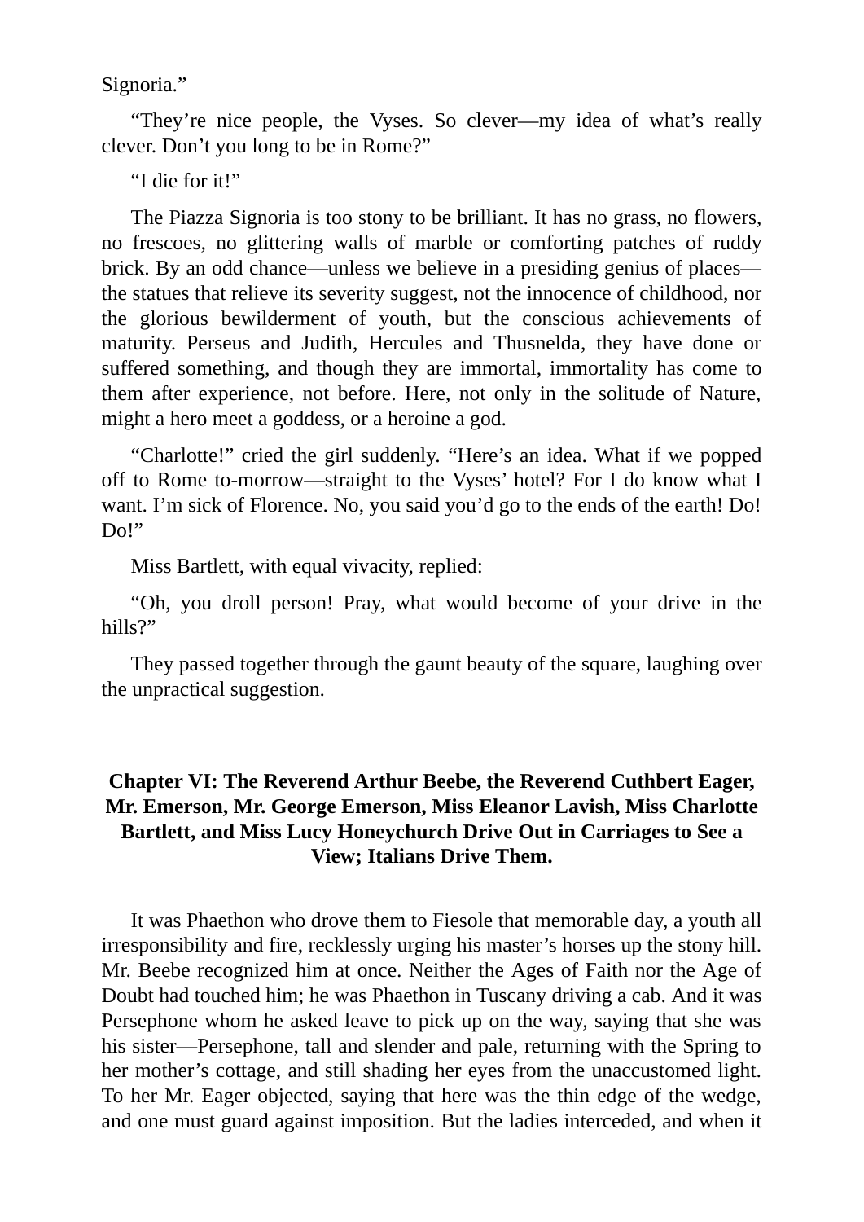Signoria."

"They're nice people, the Vyses. So clever—my idea of what's really clever. Don't you long to be in Rome?"

"I die for it!"

The Piazza Signoria is too stony to be brilliant. It has no grass, no flowers, no frescoes, no glittering walls of marble or comforting patches of ruddy brick. By an odd chance—unless we believe in a presiding genius of places—the statues that relieve its severity suggest, not the innocence of childhood, nor the glorious bewilderment of youth, but the conscious achievements of maturity. Perseus and Judith, Hercules and Thusnelda, they have done or suffered something, and though they are immortal, immortality has come to them after experience, not before. Here, not only in the solitude of Nature, might a hero meet a goddess, or a heroine a god.

"Charlotte!" cried the girl suddenly. "Here's an idea. What if we popped off to Rome to-morrow—straight to the Vyses' hotel? For I do know what I want. I'm sick of Florence. No, you said you'd go to the ends of the earth! Do! Do!"

Miss Bartlett, with equal vivacity, replied:

"Oh, you droll person! Pray, what would become of your drive in the hills?"

They passed together through the gaunt beauty of the square, laughing over the unpractical suggestion.

## Chapter VI: The Reverend Arthur Beebe, the Reverend Cuthbert Eager, Mr. Emerson, Mr. George Emerson, Miss Eleanor Lavish, Miss Charlotte Bartlett, and Miss Lucy Honeychurch Drive Out in Carriages to See a View; Italians Drive Them.

It was Phaethon who drove them to Fiesole that memorable day, a youth all irresponsibility and fire, recklessly urging his master's horses up the stony hill. Mr. Beebe recognized him at once. Neither the Ages of Faith nor the Age of Doubt had touched him; he was Phaethon in Tuscany driving a cab. And it was Persephone whom he asked leave to pick up on the way, saying that she was his sister—Persephone, tall and slender and pale, returning with the Spring to her mother's cottage, and still shading her eyes from the unaccustomed light. To her Mr. Eager objected, saying that here was the thin edge of the wedge, and one must guard against imposition. But the ladies interceded, and when it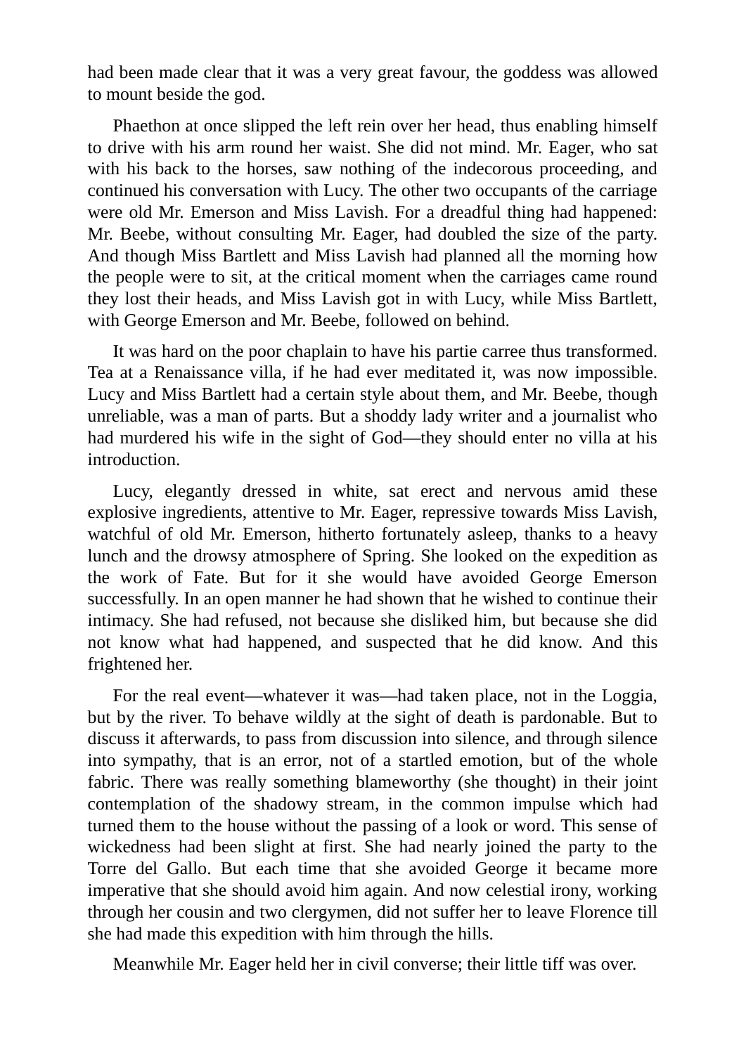had been made clear that it was a very great favour, the goddess was allowed to mount beside the god.

Phaethon at once slipped the left rein over her head, thus enabling himself to drive with his arm round her waist. She did not mind. Mr. Eager, who sat with his back to the horses, saw nothing of the indecorous proceeding, and continued his conversation with Lucy. The other two occupants of the carriage were old Mr. Emerson and Miss Lavish. For a dreadful thing had happened: Mr. Beebe, without consulting Mr. Eager, had doubled the size of the party. And though Miss Bartlett and Miss Lavish had planned all the morning how the people were to sit, at the critical moment when the carriages came round they lost their heads, and Miss Lavish got in with Lucy, while Miss Bartlett, with George Emerson and Mr. Beebe, followed on behind.

It was hard on the poor chaplain to have his partie carree thus transformed. Tea at a Renaissance villa, if he had ever meditated it, was now impossible. Lucy and Miss Bartlett had a certain style about them, and Mr. Beebe, though unreliable, was a man of parts. But a shoddy lady writer and a journalist who had murdered his wife in the sight of God—they should enter no villa at his introduction.

Lucy, elegantly dressed in white, sat erect and nervous amid these explosive ingredients, attentive to Mr. Eager, repressive towards Miss Lavish, watchful of old Mr. Emerson, hitherto fortunately asleep, thanks to a heavy lunch and the drowsy atmosphere of Spring. She looked on the expedition as the work of Fate. But for it she would have avoided George Emerson successfully. In an open manner he had shown that he wished to continue their intimacy. She had refused, not because she disliked him, but because she did not know what had happened, and suspected that he did know. And this frightened her.

For the real event—whatever it was—had taken place, not in the Loggia, but by the river. To behave wildly at the sight of death is pardonable. But to discuss it afterwards, to pass from discussion into silence, and through silence into sympathy, that is an error, not of a startled emotion, but of the whole fabric. There was really something blameworthy (she thought) in their joint contemplation of the shadowy stream, in the common impulse which had turned them to the house without the passing of a look or word. This sense of wickedness had been slight at first. She had nearly joined the party to the Torre del Gallo. But each time that she avoided George it became more imperative that she should avoid him again. And now celestial irony, working through her cousin and two clergymen, did not suffer her to leave Florence till she had made this expedition with him through the hills.

Meanwhile Mr. Eager held her in civil converse; their little tiff was over.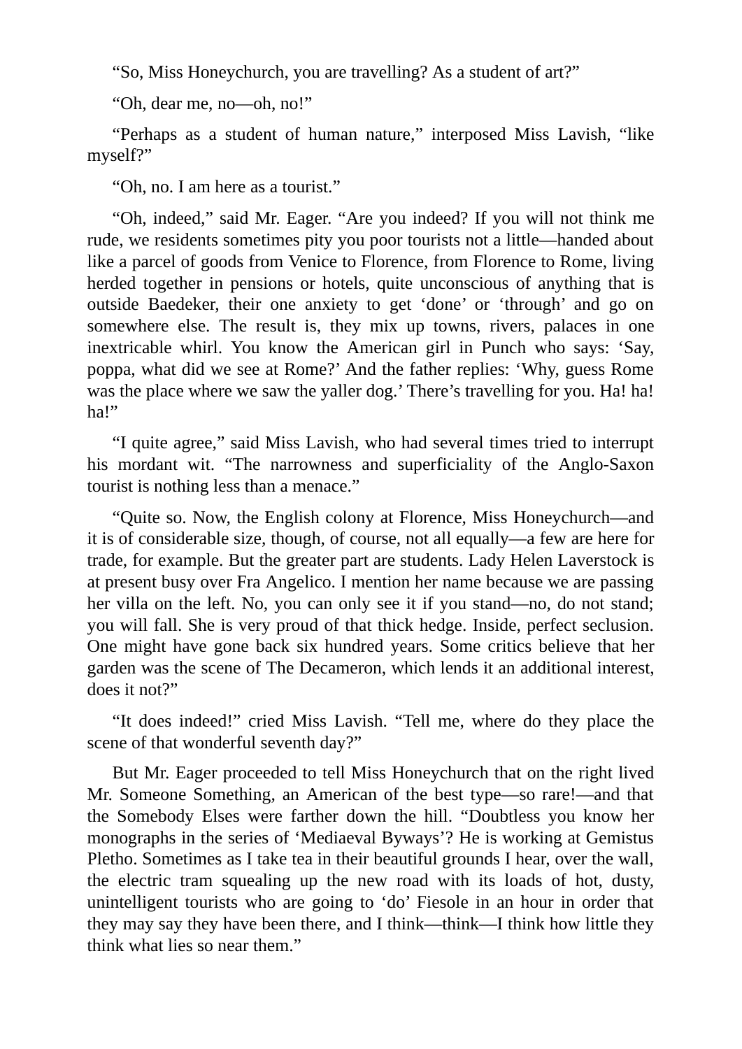"So, Miss Honeychurch, you are travelling? As a student of art?"

"Oh, dear me, no—oh, no!"

"Perhaps as a student of human nature," interposed Miss Lavish, "like myself?"

"Oh, no. I am here as a tourist."

"Oh, indeed," said Mr. Eager. "Are you indeed? If you will not think me rude, we residents sometimes pity you poor tourists not a little—handed about like a parcel of goods from Venice to Florence, from Florence to Rome, living herded together in pensions or hotels, quite unconscious of anything that is outside Baedeker, their one anxiety to get 'done' or 'through' and go on somewhere else. The result is, they mix up towns, rivers, palaces in one inextricable whirl. You know the American girl in Punch who says: 'Say, poppa, what did we see at Rome?' And the father replies: 'Why, guess Rome was the place where we saw the yaller dog.' There's travelling for you. Ha! ha! ha!"

"I quite agree," said Miss Lavish, who had several times tried to interrupt his mordant wit. "The narrowness and superficiality of the Anglo-Saxon tourist is nothing less than a menace."

"Quite so. Now, the English colony at Florence, Miss Honeychurch—and it is of considerable size, though, of course, not all equally—a few are here for trade, for example. But the greater part are students. Lady Helen Laverstock is at present busy over Fra Angelico. I mention her name because we are passing her villa on the left. No, you can only see it if you stand—no, do not stand; you will fall. She is very proud of that thick hedge. Inside, perfect seclusion. One might have gone back six hundred years. Some critics believe that her garden was the scene of The Decameron, which lends it an additional interest, does it not?"

"It does indeed!" cried Miss Lavish. "Tell me, where do they place the scene of that wonderful seventh day?"

But Mr. Eager proceeded to tell Miss Honeychurch that on the right lived Mr. Someone Something, an American of the best type—so rare!—and that the Somebody Elses were farther down the hill. "Doubtless you know her monographs in the series of 'Mediaeval Byways'? He is working at Gemistus Pletho. Sometimes as I take tea in their beautiful grounds I hear, over the wall, the electric tram squealing up the new road with its loads of hot, dusty, unintelligent tourists who are going to 'do' Fiesole in an hour in order that they may say they have been there, and I think—think—I think how little they think what lies so near them."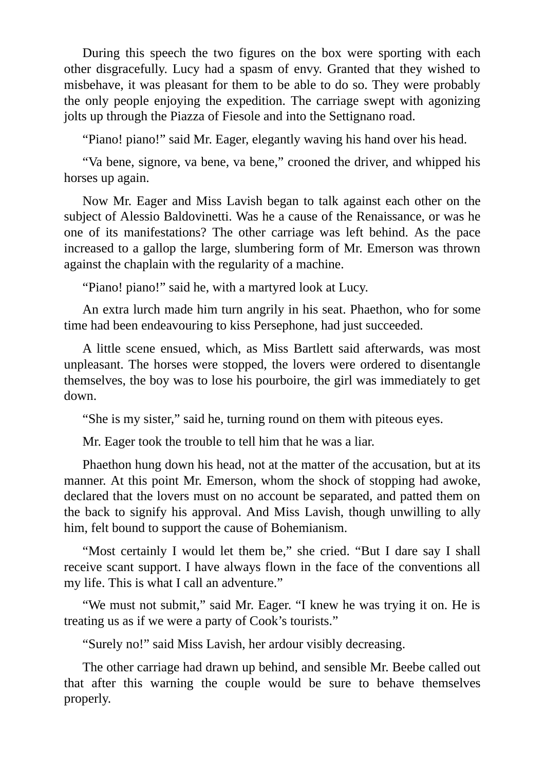During this speech the two figures on the box were sporting with each other disgracefully. Lucy had a spasm of envy. Granted that they wished to misbehave, it was pleasant for them to be able to do so. They were probably the only people enjoying the expedition. The carriage swept with agonizing jolts up through the Piazza of Fiesole and into the Settignano road.

“Piano! piano!” said Mr. Eager, elegantly waving his hand over his head.

“Va bene, signore, va bene, va bene,” crooned the driver, and whipped his horses up again.

Now Mr. Eager and Miss Lavish began to talk against each other on the subject of Alessio Baldovinetti. Was he a cause of the Renaissance, or was he one of its manifestations? The other carriage was left behind. As the pace increased to a gallop the large, slumbering form of Mr. Emerson was thrown against the chaplain with the regularity of a machine.

“Piano! piano!” said he, with a martyred look at Lucy.

An extra lurch made him turn angrily in his seat. Phaethon, who for some time had been endeavouring to kiss Persephone, had just succeeded.

A little scene ensued, which, as Miss Bartlett said afterwards, was most unpleasant. The horses were stopped, the lovers were ordered to disentangle themselves, the boy was to lose his pourboire, the girl was immediately to get down.

“She is my sister,” said he, turning round on them with piteous eyes.

Mr. Eager took the trouble to tell him that he was a liar.

Phaethon hung down his head, not at the matter of the accusation, but at its manner. At this point Mr. Emerson, whom the shock of stopping had awoke, declared that the lovers must on no account be separated, and patted them on the back to signify his approval. And Miss Lavish, though unwilling to ally him, felt bound to support the cause of Bohemianism.

“Most certainly I would let them be,” she cried. “But I dare say I shall receive scant support. I have always flown in the face of the conventions all my life. This is what I call an adventure.”

“We must not submit,” said Mr. Eager. “I knew he was trying it on. He is treating us as if we were a party of Cook’s tourists.”

“Surely no!” said Miss Lavish, her ardour visibly decreasing.

The other carriage had drawn up behind, and sensible Mr. Beebe called out that after this warning the couple would be sure to behave themselves properly.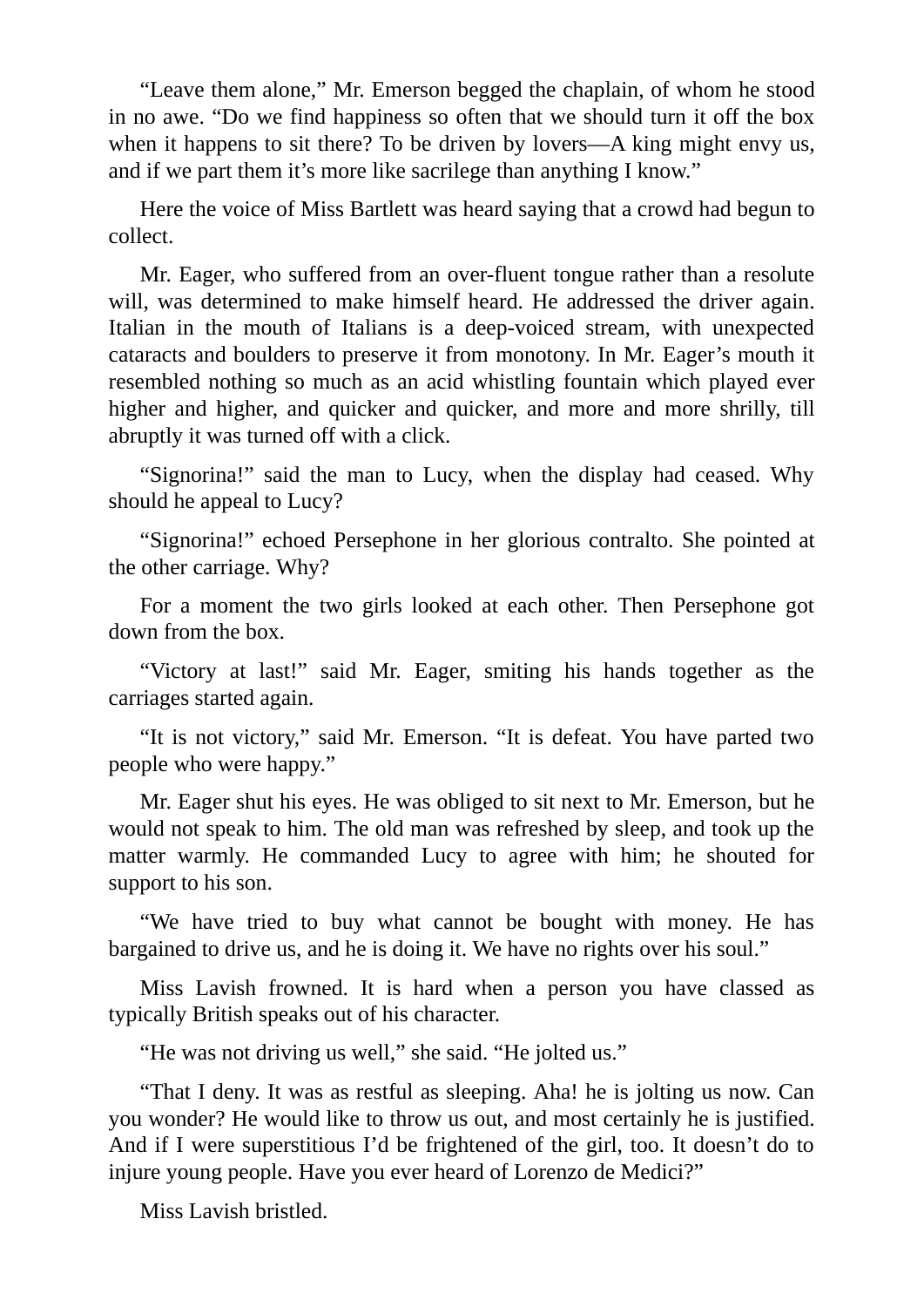"Leave them alone," Mr. Emerson begged the chaplain, of whom he stood in no awe. "Do we find happiness so often that we should turn it off the box when it happens to sit there? To be driven by lovers—A king might envy us, and if we part them it's more like sacrilege than anything I know."

Here the voice of Miss Bartlett was heard saying that a crowd had begun to collect.

Mr. Eager, who suffered from an over-fluent tongue rather than a resolute will, was determined to make himself heard. He addressed the driver again. Italian in the mouth of Italians is a deep-voiced stream, with unexpected cataracts and boulders to preserve it from monotony. In Mr. Eager's mouth it resembled nothing so much as an acid whistling fountain which played ever higher and higher, and quicker and quicker, and more and more shrilly, till abruptly it was turned off with a click.

"Signorina!" said the man to Lucy, when the display had ceased. Why should he appeal to Lucy?

"Signorina!" echoed Persephone in her glorious contralto. She pointed at the other carriage. Why?

For a moment the two girls looked at each other. Then Persephone got down from the box.

"Victory at last!" said Mr. Eager, smiting his hands together as the carriages started again.

"It is not victory," said Mr. Emerson. "It is defeat. You have parted two people who were happy."

Mr. Eager shut his eyes. He was obliged to sit next to Mr. Emerson, but he would not speak to him. The old man was refreshed by sleep, and took up the matter warmly. He commanded Lucy to agree with him; he shouted for support to his son.

"We have tried to buy what cannot be bought with money. He has bargained to drive us, and he is doing it. We have no rights over his soul."

Miss Lavish frowned. It is hard when a person you have classed as typically British speaks out of his character.

"He was not driving us well," she said. "He jolted us."

"That I deny. It was as restful as sleeping. Aha! he is jolting us now. Can you wonder? He would like to throw us out, and most certainly he is justified. And if I were superstitious I'd be frightened of the girl, too. It doesn't do to injure young people. Have you ever heard of Lorenzo de Medici?"

Miss Lavish bristled.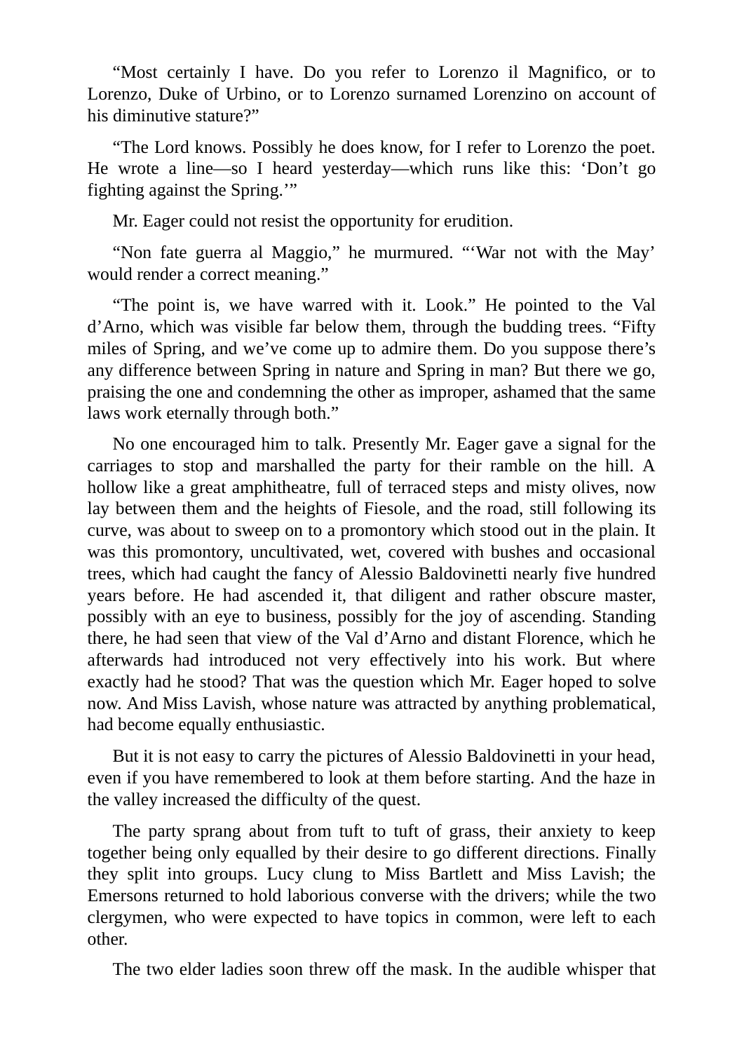"Most certainly I have. Do you refer to Lorenzo il Magnifico, or to Lorenzo, Duke of Urbino, or to Lorenzo surnamed Lorenzino on account of his diminutive stature?"

"The Lord knows. Possibly he does know, for I refer to Lorenzo the poet. He wrote a line—so I heard yesterday—which runs like this: 'Don't go fighting against the Spring.'"

Mr. Eager could not resist the opportunity for erudition.

"Non fate guerra al Maggio," he murmured. "'War not with the May' would render a correct meaning."

"The point is, we have warred with it. Look." He pointed to the Val d'Arno, which was visible far below them, through the budding trees. "Fifty miles of Spring, and we've come up to admire them. Do you suppose there's any difference between Spring in nature and Spring in man? But there we go, praising the one and condemning the other as improper, ashamed that the same laws work eternally through both."

No one encouraged him to talk. Presently Mr. Eager gave a signal for the carriages to stop and marshalled the party for their ramble on the hill. A hollow like a great amphitheatre, full of terraced steps and misty olives, now lay between them and the heights of Fiesole, and the road, still following its curve, was about to sweep on to a promontory which stood out in the plain. It was this promontory, uncultivated, wet, covered with bushes and occasional trees, which had caught the fancy of Alessio Baldovinetti nearly five hundred years before. He had ascended it, that diligent and rather obscure master, possibly with an eye to business, possibly for the joy of ascending. Standing there, he had seen that view of the Val d'Arno and distant Florence, which he afterwards had introduced not very effectively into his work. But where exactly had he stood? That was the question which Mr. Eager hoped to solve now. And Miss Lavish, whose nature was attracted by anything problematical, had become equally enthusiastic.

But it is not easy to carry the pictures of Alessio Baldovinetti in your head, even if you have remembered to look at them before starting. And the haze in the valley increased the difficulty of the quest.

The party sprang about from tuft to tuft of grass, their anxiety to keep together being only equalled by their desire to go different directions. Finally they split into groups. Lucy clung to Miss Bartlett and Miss Lavish; the Emersons returned to hold laborious converse with the drivers; while the two clergymen, who were expected to have topics in common, were left to each other.

The two elder ladies soon threw off the mask. In the audible whisper that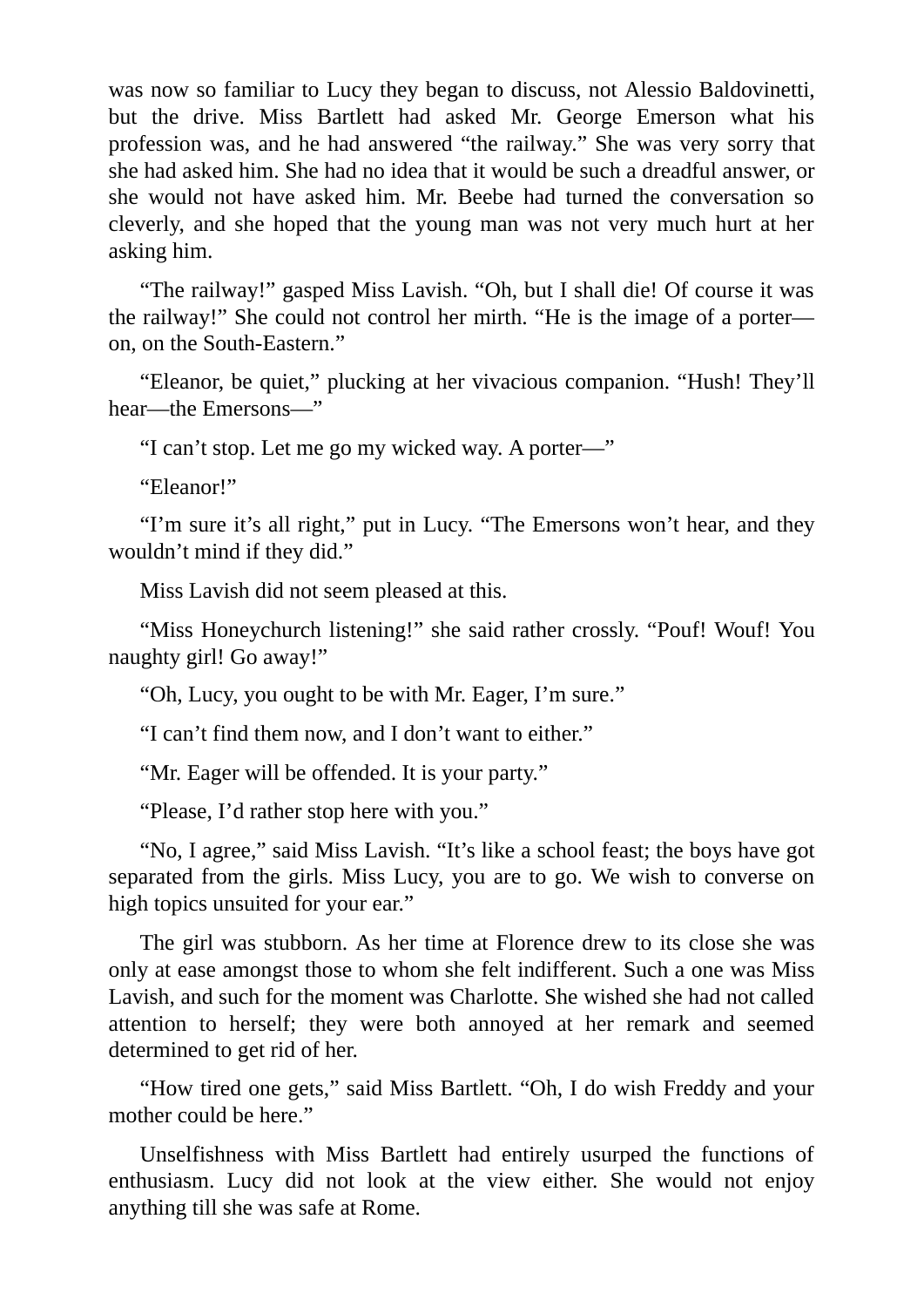was now so familiar to Lucy they began to discuss, not Alessio Baldovinetti, but the drive. Miss Bartlett had asked Mr. George Emerson what his profession was, and he had answered "the railway." She was very sorry that she had asked him. She had no idea that it would be such a dreadful answer, or she would not have asked him. Mr. Beebe had turned the conversation so cleverly, and she hoped that the young man was not very much hurt at her asking him.

"The railway!" gasped Miss Lavish. "Oh, but I shall die! Of course it was the railway!" She could not control her mirth. "He is the image of a porter—on, on the South-Eastern."

"Eleanor, be quiet," plucking at her vivacious companion. "Hush! They'll hear—the Emersons—"

"I can't stop. Let me go my wicked way. A porter—"

"Eleanor!"

"I'm sure it's all right," put in Lucy. "The Emersons won't hear, and they wouldn't mind if they did."

Miss Lavish did not seem pleased at this.

"Miss Honeychurch listening!" she said rather crossly. "Pouf! Wouf! You naughty girl! Go away!"

"Oh, Lucy, you ought to be with Mr. Eager, I'm sure."

"I can't find them now, and I don't want to either."

"Mr. Eager will be offended. It is your party."

"Please, I'd rather stop here with you."

"No, I agree," said Miss Lavish. "It's like a school feast; the boys have got separated from the girls. Miss Lucy, you are to go. We wish to converse on high topics unsuited for your ear."

The girl was stubborn. As her time at Florence drew to its close she was only at ease amongst those to whom she felt indifferent. Such a one was Miss Lavish, and such for the moment was Charlotte. She wished she had not called attention to herself; they were both annoyed at her remark and seemed determined to get rid of her.

"How tired one gets," said Miss Bartlett. "Oh, I do wish Freddy and your mother could be here."

Unselfishness with Miss Bartlett had entirely usurped the functions of enthusiasm. Lucy did not look at the view either. She would not enjoy anything till she was safe at Rome.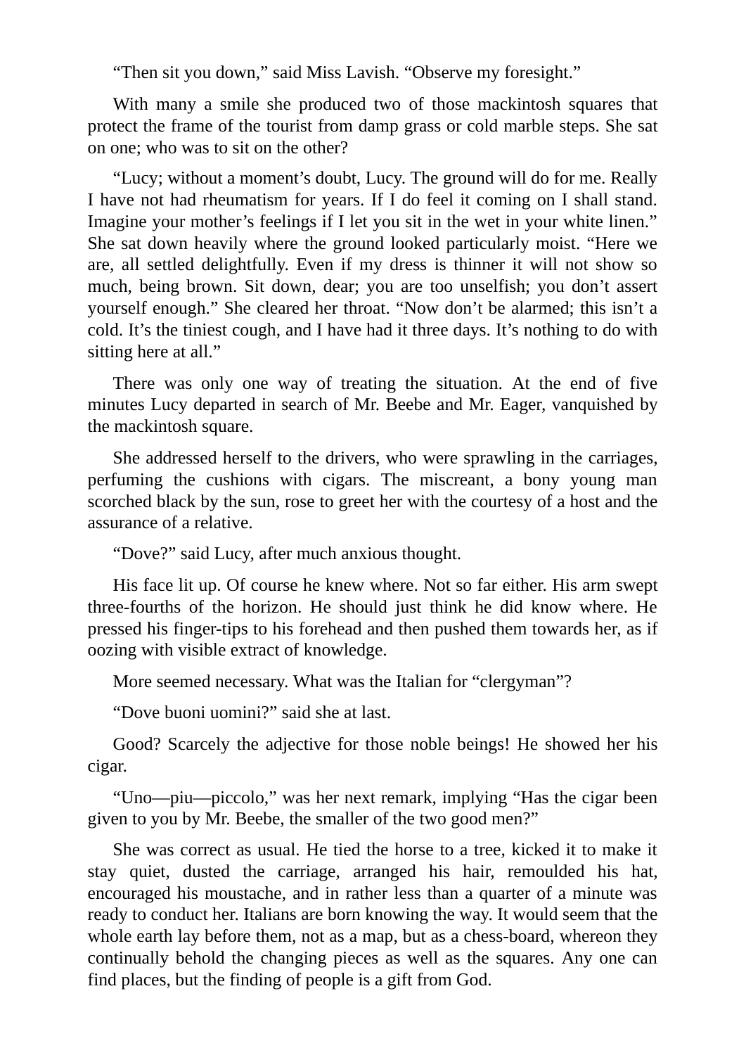"Then sit you down," said Miss Lavish. "Observe my foresight."

With many a smile she produced two of those mackintosh squares that protect the frame of the tourist from damp grass or cold marble steps. She sat on one; who was to sit on the other?

"Lucy; without a moment's doubt, Lucy. The ground will do for me. Really I have not had rheumatism for years. If I do feel it coming on I shall stand. Imagine your mother's feelings if I let you sit in the wet in your white linen." She sat down heavily where the ground looked particularly moist. "Here we are, all settled delightfully. Even if my dress is thinner it will not show so much, being brown. Sit down, dear; you are too unselfish; you don't assert yourself enough." She cleared her throat. "Now don't be alarmed; this isn't a cold. It's the tiniest cough, and I have had it three days. It's nothing to do with sitting here at all."

There was only one way of treating the situation. At the end of five minutes Lucy departed in search of Mr. Beebe and Mr. Eager, vanquished by the mackintosh square.

She addressed herself to the drivers, who were sprawling in the carriages, perfuming the cushions with cigars. The miscreant, a bony young man scorched black by the sun, rose to greet her with the courtesy of a host and the assurance of a relative.

"Dove?" said Lucy, after much anxious thought.

His face lit up. Of course he knew where. Not so far either. His arm swept three-fourths of the horizon. He should just think he did know where. He pressed his finger-tips to his forehead and then pushed them towards her, as if oozing with visible extract of knowledge.

More seemed necessary. What was the Italian for "clergyman"?

"Dove buoni uomini?" said she at last.

Good? Scarcely the adjective for those noble beings! He showed her his cigar.

"Uno—piu—piccolo," was her next remark, implying "Has the cigar been given to you by Mr. Beebe, the smaller of the two good men?"

She was correct as usual. He tied the horse to a tree, kicked it to make it stay quiet, dusted the carriage, arranged his hair, remoulded his hat, encouraged his moustache, and in rather less than a quarter of a minute was ready to conduct her. Italians are born knowing the way. It would seem that the whole earth lay before them, not as a map, but as a chess-board, whereon they continually behold the changing pieces as well as the squares. Any one can find places, but the finding of people is a gift from God.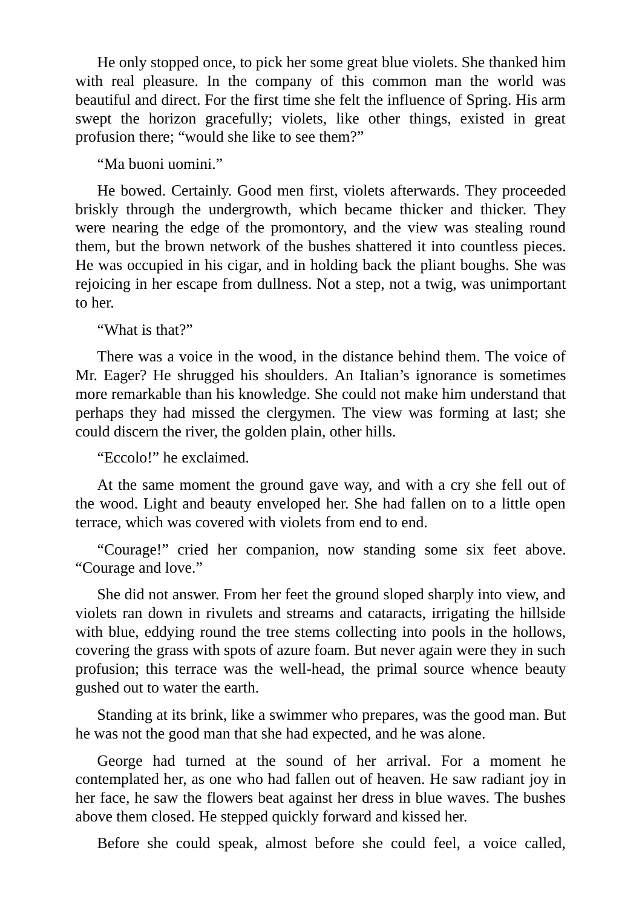He only stopped once, to pick her some great blue violets. She thanked him with real pleasure. In the company of this common man the world was beautiful and direct. For the first time she felt the influence of Spring. His arm swept the horizon gracefully; violets, like other things, existed in great profusion there; "would she like to see them?"

"Ma buoni uomini."

He bowed. Certainly. Good men first, violets afterwards. They proceeded briskly through the undergrowth, which became thicker and thicker. They were nearing the edge of the promontory, and the view was stealing round them, but the brown network of the bushes shattered it into countless pieces. He was occupied in his cigar, and in holding back the pliant boughs. She was rejoicing in her escape from dullness. Not a step, not a twig, was unimportant to her.

"What is that?"

There was a voice in the wood, in the distance behind them. The voice of Mr. Eager? He shrugged his shoulders. An Italian's ignorance is sometimes more remarkable than his knowledge. She could not make him understand that perhaps they had missed the clergymen. The view was forming at last; she could discern the river, the golden plain, other hills.

"Eccolo!" he exclaimed.

At the same moment the ground gave way, and with a cry she fell out of the wood. Light and beauty enveloped her. She had fallen on to a little open terrace, which was covered with violets from end to end.

"Courage!" cried her companion, now standing some six feet above. "Courage and love."

She did not answer. From her feet the ground sloped sharply into view, and violets ran down in rivulets and streams and cataracts, irrigating the hillside with blue, eddying round the tree stems collecting into pools in the hollows, covering the grass with spots of azure foam. But never again were they in such profusion; this terrace was the well-head, the primal source whence beauty gushed out to water the earth.

Standing at its brink, like a swimmer who prepares, was the good man. But he was not the good man that she had expected, and he was alone.

George had turned at the sound of her arrival. For a moment he contemplated her, as one who had fallen out of heaven. He saw radiant joy in her face, he saw the flowers beat against her dress in blue waves. The bushes above them closed. He stepped quickly forward and kissed her.

Before she could speak, almost before she could feel, a voice called,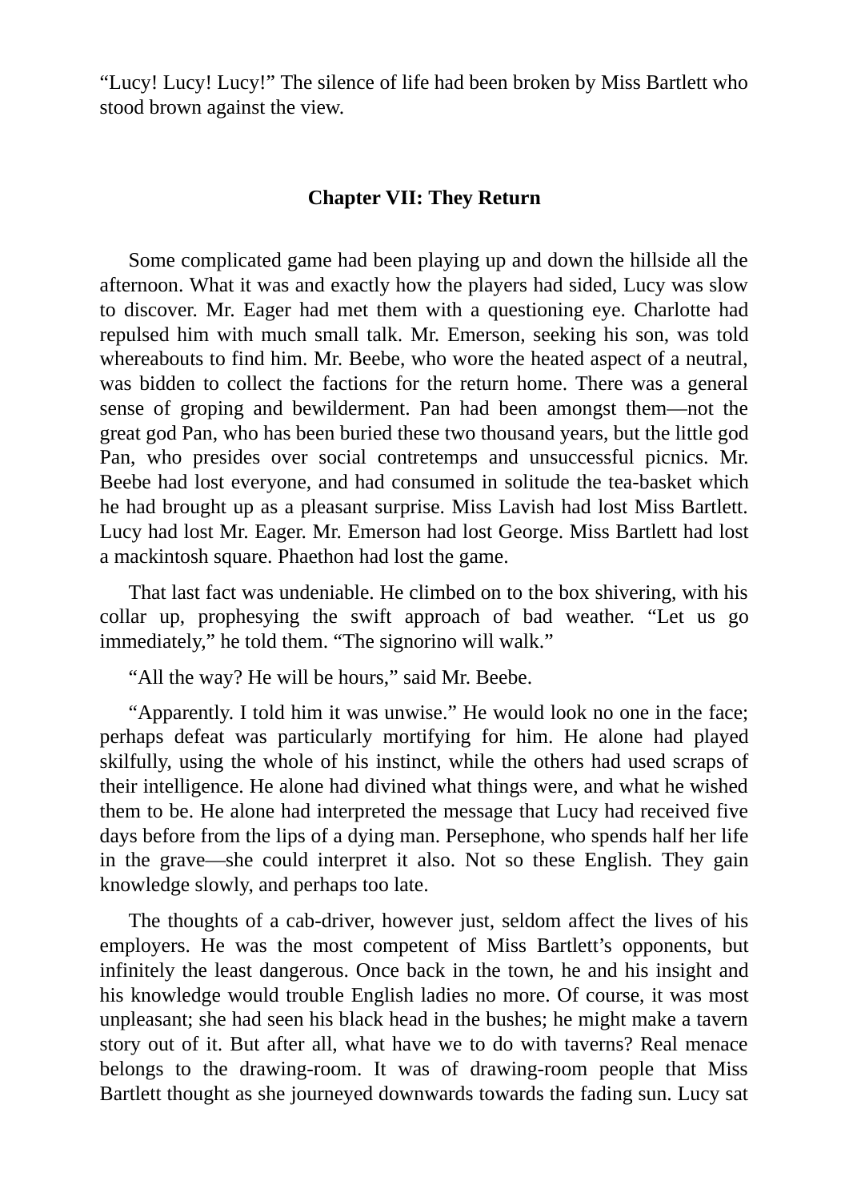“Lucy! Lucy! Lucy!” The silence of life had been broken by Miss Bartlett who stood brown against the view.

## Chapter VII: They Return

Some complicated game had been playing up and down the hillside all the afternoon. What it was and exactly how the players had sided, Lucy was slow to discover. Mr. Eager had met them with a questioning eye. Charlotte had repulsed him with much small talk. Mr. Emerson, seeking his son, was told whereabouts to find him. Mr. Beebe, who wore the heated aspect of a neutral, was bidden to collect the factions for the return home. There was a general sense of groping and bewilderment. Pan had been amongst them—not the great god Pan, who has been buried these two thousand years, but the little god Pan, who presides over social contretemps and unsuccessful picnics. Mr. Beebe had lost everyone, and had consumed in solitude the tea-basket which he had brought up as a pleasant surprise. Miss Lavish had lost Miss Bartlett. Lucy had lost Mr. Eager. Mr. Emerson had lost George. Miss Bartlett had lost a mackintosh square. Phaethon had lost the game.

That last fact was undeniable. He climbed on to the box shivering, with his collar up, prophesying the swift approach of bad weather. “Let us go immediately,” he told them. “The signorino will walk.”

“All the way? He will be hours,” said Mr. Beebe.

“Apparently. I told him it was unwise.” He would look no one in the face; perhaps defeat was particularly mortifying for him. He alone had played skilfully, using the whole of his instinct, while the others had used scraps of their intelligence. He alone had divined what things were, and what he wished them to be. He alone had interpreted the message that Lucy had received five days before from the lips of a dying man. Persephone, who spends half her life in the grave—she could interpret it also. Not so these English. They gain knowledge slowly, and perhaps too late.

The thoughts of a cab-driver, however just, seldom affect the lives of his employers. He was the most competent of Miss Bartlett’s opponents, but infinitely the least dangerous. Once back in the town, he and his insight and his knowledge would trouble English ladies no more. Of course, it was most unpleasant; she had seen his black head in the bushes; he might make a tavern story out of it. But after all, what have we to do with taverns? Real menace belongs to the drawing-room. It was of drawing-room people that Miss Bartlett thought as she journeyed downwards towards the fading sun. Lucy sat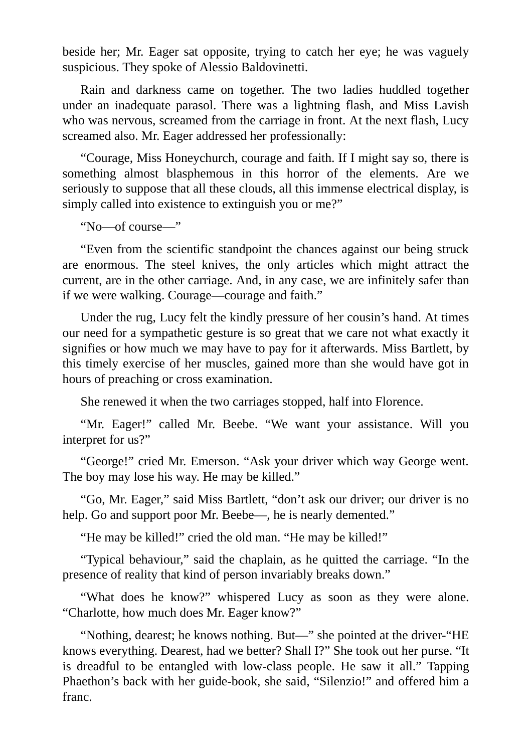beside her; Mr. Eager sat opposite, trying to catch her eye; he was vaguely suspicious. They spoke of Alessio Baldovinetti.

Rain and darkness came on together. The two ladies huddled together under an inadequate parasol. There was a lightning flash, and Miss Lavish who was nervous, screamed from the carriage in front. At the next flash, Lucy screamed also. Mr. Eager addressed her professionally:

"Courage, Miss Honeychurch, courage and faith. If I might say so, there is something almost blasphemous in this horror of the elements. Are we seriously to suppose that all these clouds, all this immense electrical display, is simply called into existence to extinguish you or me?"

"No—of course—"

"Even from the scientific standpoint the chances against our being struck are enormous. The steel knives, the only articles which might attract the current, are in the other carriage. And, in any case, we are infinitely safer than if we were walking. Courage—courage and faith."

Under the rug, Lucy felt the kindly pressure of her cousin's hand. At times our need for a sympathetic gesture is so great that we care not what exactly it signifies or how much we may have to pay for it afterwards. Miss Bartlett, by this timely exercise of her muscles, gained more than she would have got in hours of preaching or cross examination.

She renewed it when the two carriages stopped, half into Florence.

"Mr. Eager!" called Mr. Beebe. "We want your assistance. Will you interpret for us?"

"George!" cried Mr. Emerson. "Ask your driver which way George went. The boy may lose his way. He may be killed."

"Go, Mr. Eager," said Miss Bartlett, "don't ask our driver; our driver is no help. Go and support poor Mr. Beebe—, he is nearly demented."

"He may be killed!" cried the old man. "He may be killed!"

"Typical behaviour," said the chaplain, as he quitted the carriage. "In the presence of reality that kind of person invariably breaks down."

"What does he know?" whispered Lucy as soon as they were alone. "Charlotte, how much does Mr. Eager know?"

"Nothing, dearest; he knows nothing. But—" she pointed at the driver-"HE knows everything. Dearest, had we better? Shall I?" She took out her purse. "It is dreadful to be entangled with low-class people. He saw it all." Tapping Phaethon's back with her guide-book, she said, "Silenzio!" and offered him a franc.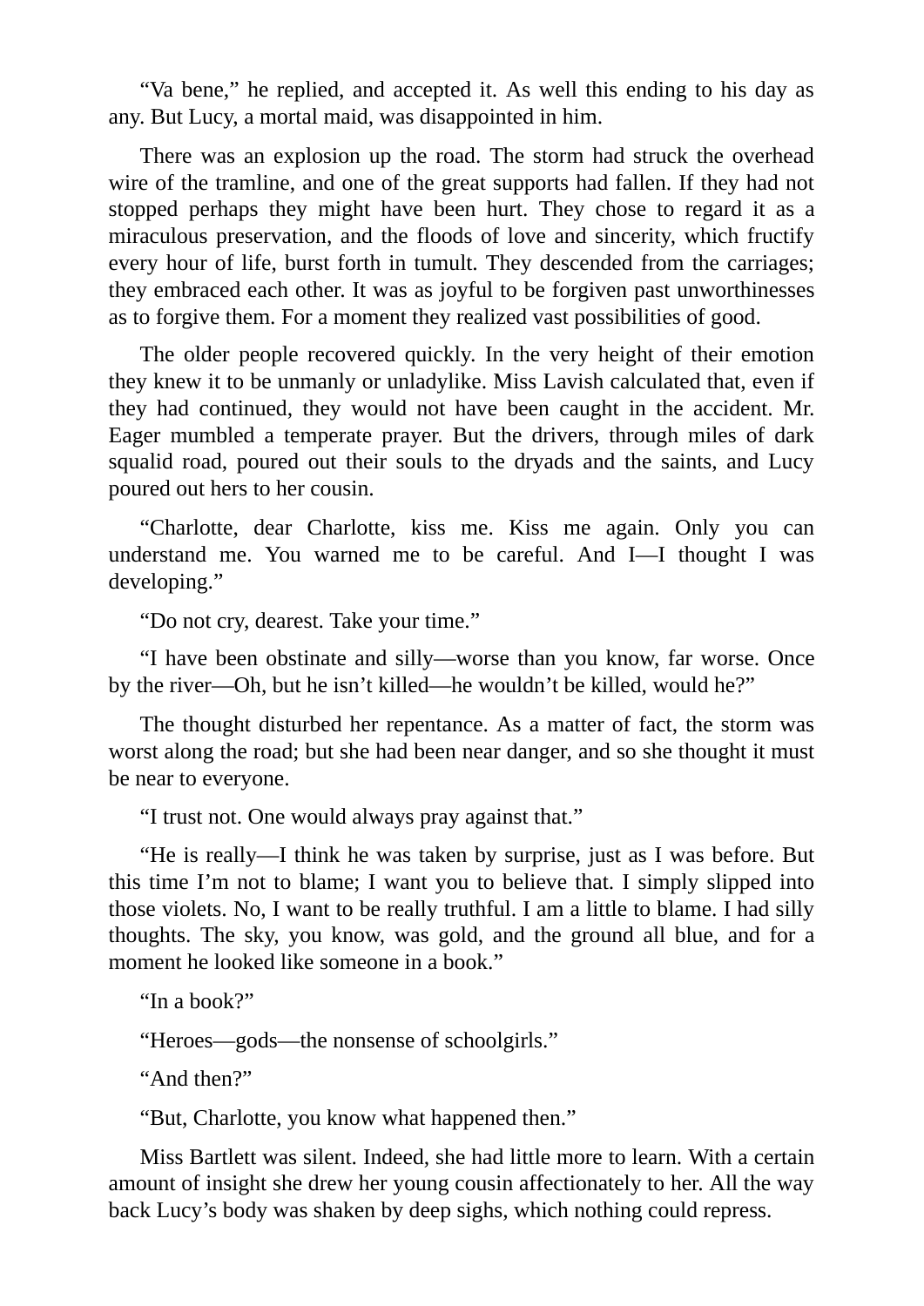“Va bene,” he replied, and accepted it. As well this ending to his day as any. But Lucy, a mortal maid, was disappointed in him.

There was an explosion up the road. The storm had struck the overhead wire of the tramline, and one of the great supports had fallen. If they had not stopped perhaps they might have been hurt. They chose to regard it as a miraculous preservation, and the floods of love and sincerity, which fructify every hour of life, burst forth in tumult. They descended from the carriages; they embraced each other. It was as joyful to be forgiven past unworthinesses as to forgive them. For a moment they realized vast possibilities of good.

The older people recovered quickly. In the very height of their emotion they knew it to be unmanly or unladylike. Miss Lavish calculated that, even if they had continued, they would not have been caught in the accident. Mr. Eager mumbled a temperate prayer. But the drivers, through miles of dark squalid road, poured out their souls to the dryads and the saints, and Lucy poured out hers to her cousin.

“Charlotte, dear Charlotte, kiss me. Kiss me again. Only you can understand me. You warned me to be careful. And I—I thought I was developing.”

“Do not cry, dearest. Take your time.”

“I have been obstinate and silly—worse than you know, far worse. Once by the river—Oh, but he isn’t killed—he wouldn’t be killed, would he?”

The thought disturbed her repentance. As a matter of fact, the storm was worst along the road; but she had been near danger, and so she thought it must be near to everyone.

“I trust not. One would always pray against that.”

“He is really—I think he was taken by surprise, just as I was before. But this time I’m not to blame; I want you to believe that. I simply slipped into those violets. No, I want to be really truthful. I am a little to blame. I had silly thoughts. The sky, you know, was gold, and the ground all blue, and for a moment he looked like someone in a book.”

“In a book?”

“Heroes—gods—the nonsense of schoolgirls.”

“And then?”

“But, Charlotte, you know what happened then.”

Miss Bartlett was silent. Indeed, she had little more to learn. With a certain amount of insight she drew her young cousin affectionately to her. All the way back Lucy’s body was shaken by deep sighs, which nothing could repress.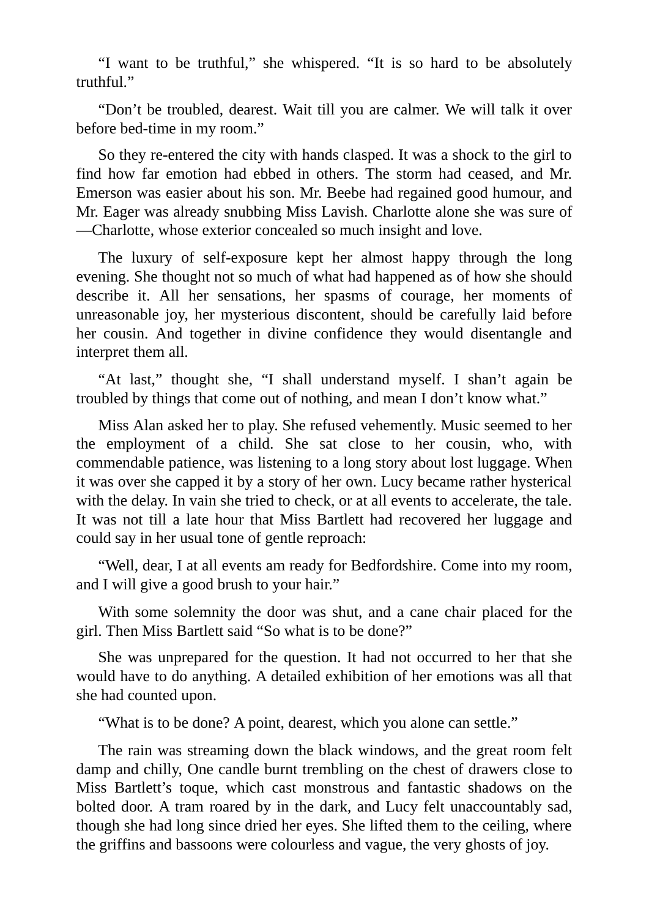"I want to be truthful," she whispered. "It is so hard to be absolutely truthful."

"Don't be troubled, dearest. Wait till you are calmer. We will talk it over before bed-time in my room."

So they re-entered the city with hands clasped. It was a shock to the girl to find how far emotion had ebbed in others. The storm had ceased, and Mr. Emerson was easier about his son. Mr. Beebe had regained good humour, and Mr. Eager was already snubbing Miss Lavish. Charlotte alone she was sure of—Charlotte, whose exterior concealed so much insight and love.

The luxury of self-exposure kept her almost happy through the long evening. She thought not so much of what had happened as of how she should describe it. All her sensations, her spasms of courage, her moments of unreasonable joy, her mysterious discontent, should be carefully laid before her cousin. And together in divine confidence they would disentangle and interpret them all.

"At last," thought she, "I shall understand myself. I shan't again be troubled by things that come out of nothing, and mean I don't know what."

Miss Alan asked her to play. She refused vehemently. Music seemed to her the employment of a child. She sat close to her cousin, who, with commendable patience, was listening to a long story about lost luggage. When it was over she capped it by a story of her own. Lucy became rather hysterical with the delay. In vain she tried to check, or at all events to accelerate, the tale. It was not till a late hour that Miss Bartlett had recovered her luggage and could say in her usual tone of gentle reproach:

"Well, dear, I at all events am ready for Bedfordshire. Come into my room, and I will give a good brush to your hair."

With some solemnity the door was shut, and a cane chair placed for the girl. Then Miss Bartlett said "So what is to be done?"

She was unprepared for the question. It had not occurred to her that she would have to do anything. A detailed exhibition of her emotions was all that she had counted upon.

"What is to be done? A point, dearest, which you alone can settle."

The rain was streaming down the black windows, and the great room felt damp and chilly, One candle burnt trembling on the chest of drawers close to Miss Bartlett's toque, which cast monstrous and fantastic shadows on the bolted door. A tram roared by in the dark, and Lucy felt unaccountably sad, though she had long since dried her eyes. She lifted them to the ceiling, where the griffins and bassoons were colourless and vague, the very ghosts of joy.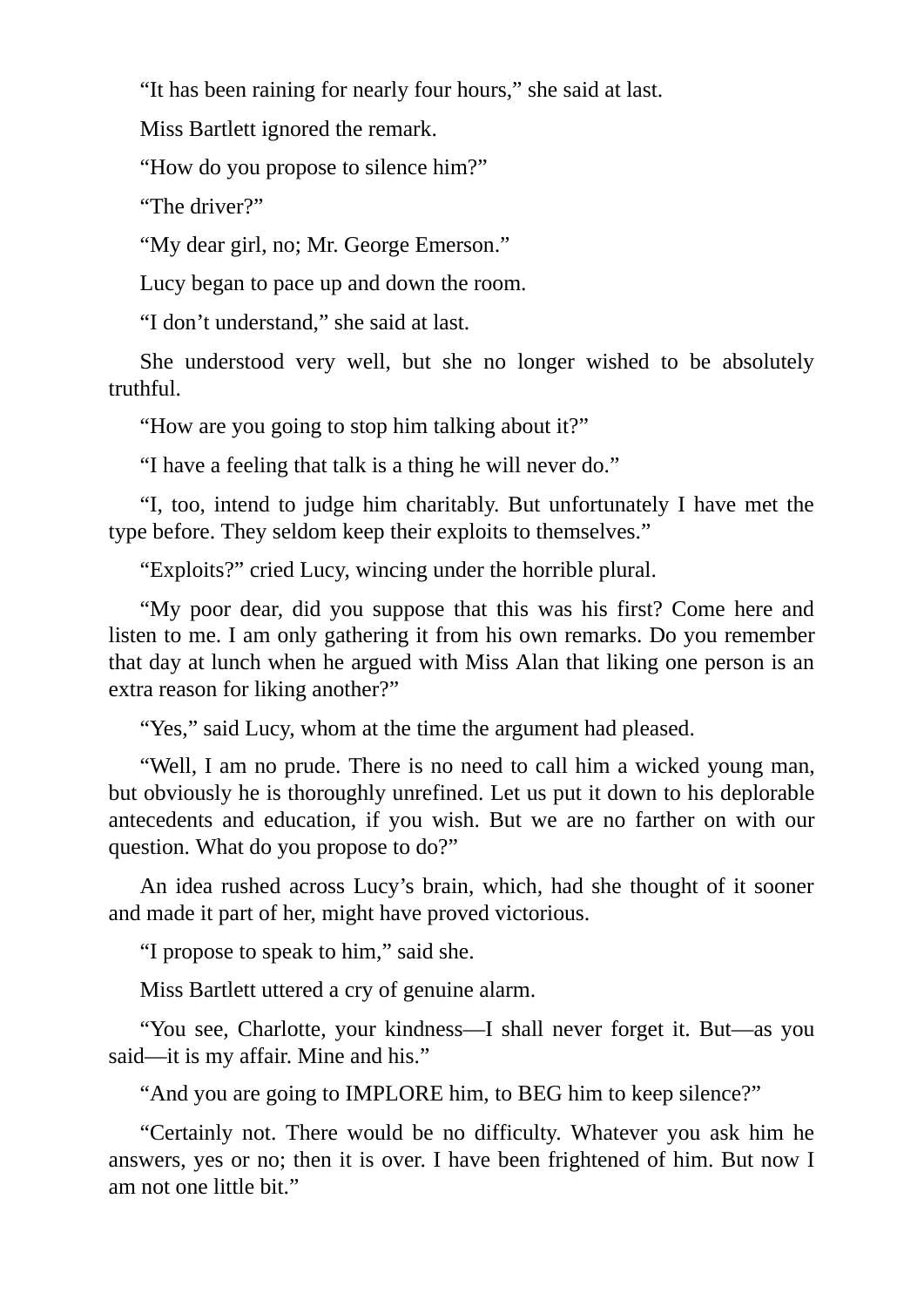“It has been raining for nearly four hours,” she said at last.

Miss Bartlett ignored the remark.

“How do you propose to silence him?”

“The driver?”

“My dear girl, no; Mr. George Emerson.”

Lucy began to pace up and down the room.

“I don’t understand,” she said at last.

She understood very well, but she no longer wished to be absolutely truthful.

“How are you going to stop him talking about it?”

“I have a feeling that talk is a thing he will never do.”

“I, too, intend to judge him charitably. But unfortunately I have met the type before. They seldom keep their exploits to themselves.”

“Exploits?” cried Lucy, wincing under the horrible plural.

“My poor dear, did you suppose that this was his first? Come here and listen to me. I am only gathering it from his own remarks. Do you remember that day at lunch when he argued with Miss Alan that liking one person is an extra reason for liking another?”

“Yes,” said Lucy, whom at the time the argument had pleased.

“Well, I am no prude. There is no need to call him a wicked young man, but obviously he is thoroughly unrefined. Let us put it down to his deplorable antecedents and education, if you wish. But we are no farther on with our question. What do you propose to do?”

An idea rushed across Lucy’s brain, which, had she thought of it sooner and made it part of her, might have proved victorious.

“I propose to speak to him,” said she.

Miss Bartlett uttered a cry of genuine alarm.

“You see, Charlotte, your kindness—I shall never forget it. But—as you said—it is my affair. Mine and his.”

“And you are going to IMPLORE him, to BEG him to keep silence?”

“Certainly not. There would be no difficulty. Whatever you ask him he answers, yes or no; then it is over. I have been frightened of him. But now I am not one little bit.”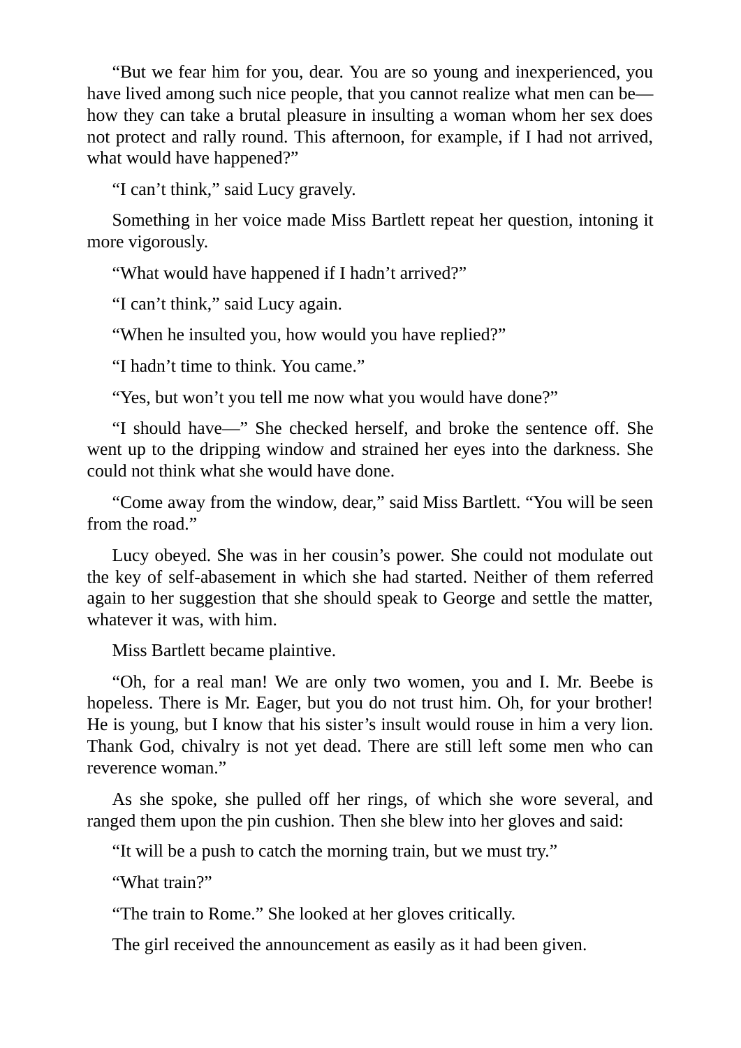"But we fear him for you, dear. You are so young and inexperienced, you have lived among such nice people, that you cannot realize what men can be—how they can take a brutal pleasure in insulting a woman whom her sex does not protect and rally round. This afternoon, for example, if I had not arrived, what would have happened?"

"I can't think," said Lucy gravely.

Something in her voice made Miss Bartlett repeat her question, intoning it more vigorously.

"What would have happened if I hadn't arrived?"

"I can't think," said Lucy again.

"When he insulted you, how would you have replied?"

"I hadn't time to think. You came."

"Yes, but won't you tell me now what you would have done?"

"I should have—" She checked herself, and broke the sentence off. She went up to the dripping window and strained her eyes into the darkness. She could not think what she would have done.

"Come away from the window, dear," said Miss Bartlett. "You will be seen from the road."

Lucy obeyed. She was in her cousin's power. She could not modulate out the key of self-abasement in which she had started. Neither of them referred again to her suggestion that she should speak to George and settle the matter, whatever it was, with him.

Miss Bartlett became plaintive.

"Oh, for a real man! We are only two women, you and I. Mr. Beebe is hopeless. There is Mr. Eager, but you do not trust him. Oh, for your brother! He is young, but I know that his sister's insult would rouse in him a very lion. Thank God, chivalry is not yet dead. There are still left some men who can reverence woman."

As she spoke, she pulled off her rings, of which she wore several, and ranged them upon the pin cushion. Then she blew into her gloves and said:

"It will be a push to catch the morning train, but we must try."

"What train?"

"The train to Rome." She looked at her gloves critically.

The girl received the announcement as easily as it had been given.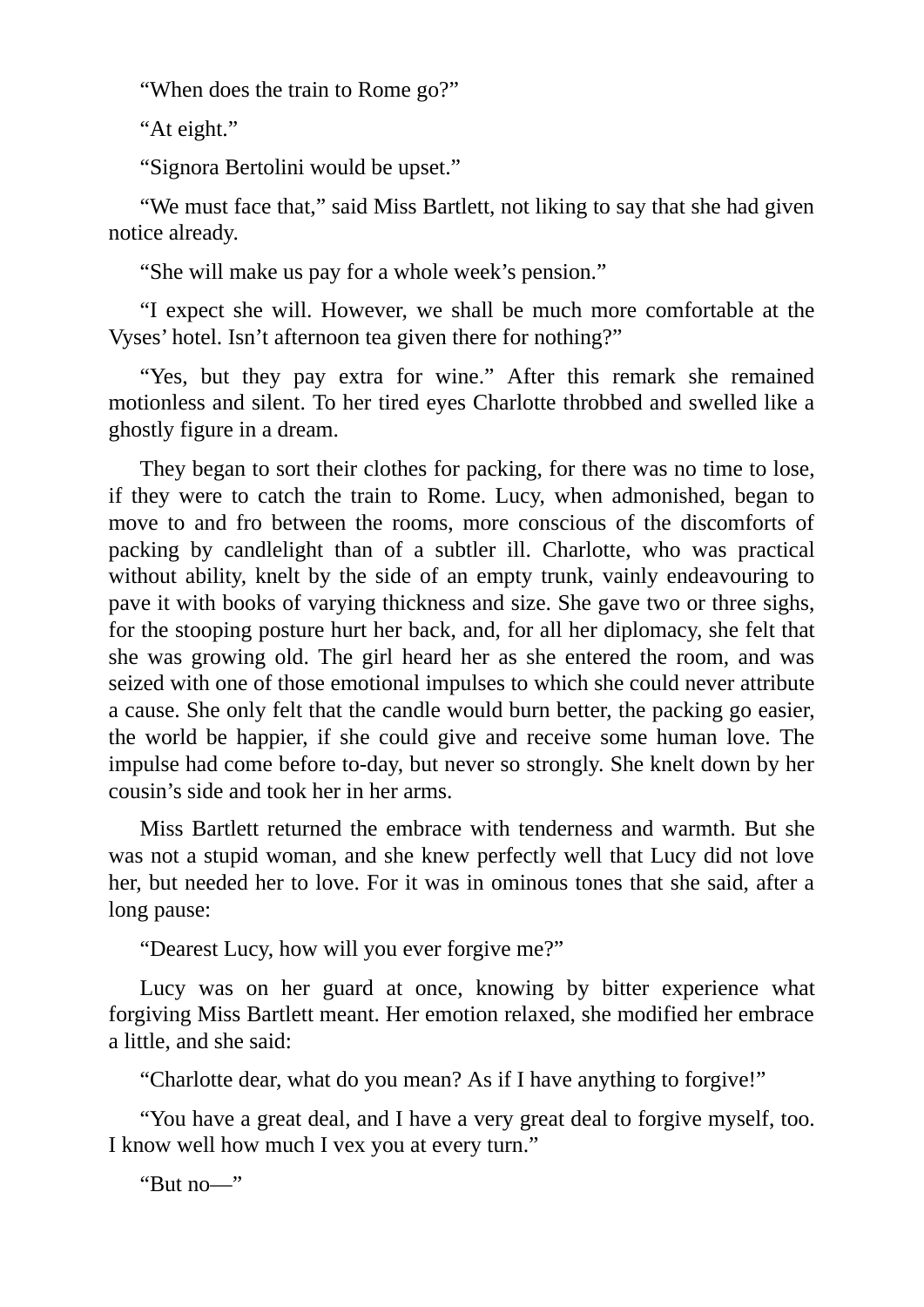"When does the train to Rome go?"

"At eight."

"Signora Bertolini would be upset."

"We must face that," said Miss Bartlett, not liking to say that she had given notice already.

"She will make us pay for a whole week's pension."

"I expect she will. However, we shall be much more comfortable at the Vyses' hotel. Isn't afternoon tea given there for nothing?"

"Yes, but they pay extra for wine." After this remark she remained motionless and silent. To her tired eyes Charlotte throbbed and swelled like a ghostly figure in a dream.

They began to sort their clothes for packing, for there was no time to lose, if they were to catch the train to Rome. Lucy, when admonished, began to move to and fro between the rooms, more conscious of the discomforts of packing by candlelight than of a subtler ill. Charlotte, who was practical without ability, knelt by the side of an empty trunk, vainly endeavouring to pave it with books of varying thickness and size. She gave two or three sighs, for the stooping posture hurt her back, and, for all her diplomacy, she felt that she was growing old. The girl heard her as she entered the room, and was seized with one of those emotional impulses to which she could never attribute a cause. She only felt that the candle would burn better, the packing go easier, the world be happier, if she could give and receive some human love. The impulse had come before to-day, but never so strongly. She knelt down by her cousin's side and took her in her arms.

Miss Bartlett returned the embrace with tenderness and warmth. But she was not a stupid woman, and she knew perfectly well that Lucy did not love her, but needed her to love. For it was in ominous tones that she said, after a long pause:

"Dearest Lucy, how will you ever forgive me?"

Lucy was on her guard at once, knowing by bitter experience what forgiving Miss Bartlett meant. Her emotion relaxed, she modified her embrace a little, and she said:

"Charlotte dear, what do you mean? As if I have anything to forgive!"

"You have a great deal, and I have a very great deal to forgive myself, too. I know well how much I vex you at every turn."

"But no—"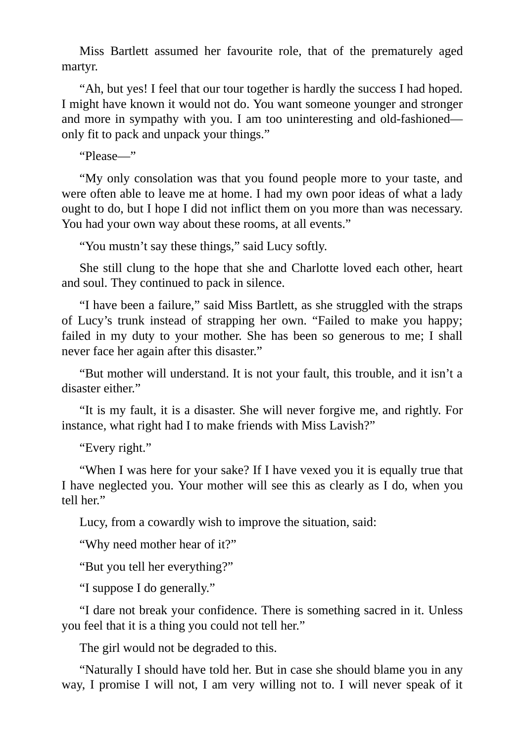Miss Bartlett assumed her favourite role, that of the prematurely aged martyr.

"Ah, but yes! I feel that our tour together is hardly the success I had hoped. I might have known it would not do. You want someone younger and stronger and more in sympathy with you. I am too uninteresting and old-fashioned—only fit to pack and unpack your things."

"Please—"

"My only consolation was that you found people more to your taste, and were often able to leave me at home. I had my own poor ideas of what a lady ought to do, but I hope I did not inflict them on you more than was necessary. You had your own way about these rooms, at all events."

"You mustn't say these things," said Lucy softly.

She still clung to the hope that she and Charlotte loved each other, heart and soul. They continued to pack in silence.

"I have been a failure," said Miss Bartlett, as she struggled with the straps of Lucy's trunk instead of strapping her own. "Failed to make you happy; failed in my duty to your mother. She has been so generous to me; I shall never face her again after this disaster."

"But mother will understand. It is not your fault, this trouble, and it isn't a disaster either."

"It is my fault, it is a disaster. She will never forgive me, and rightly. For instance, what right had I to make friends with Miss Lavish?"

"Every right."

"When I was here for your sake? If I have vexed you it is equally true that I have neglected you. Your mother will see this as clearly as I do, when you tell her."

Lucy, from a cowardly wish to improve the situation, said:

"Why need mother hear of it?"

"But you tell her everything?"

"I suppose I do generally."

"I dare not break your confidence. There is something sacred in it. Unless you feel that it is a thing you could not tell her."

The girl would not be degraded to this.

"Naturally I should have told her. But in case she should blame you in any way, I promise I will not, I am very willing not to. I will never speak of it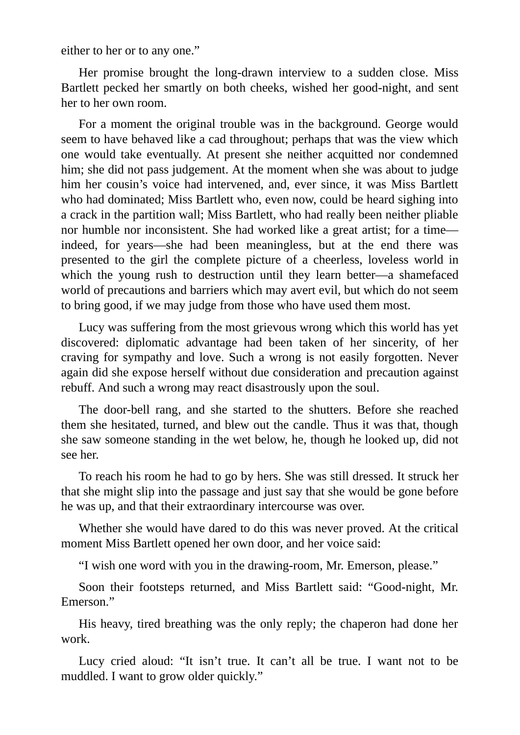either to her or to any one."

Her promise brought the long-drawn interview to a sudden close. Miss Bartlett pecked her smartly on both cheeks, wished her good-night, and sent her to her own room.

For a moment the original trouble was in the background. George would seem to have behaved like a cad throughout; perhaps that was the view which one would take eventually. At present she neither acquitted nor condemned him; she did not pass judgement. At the moment when she was about to judge him her cousin's voice had intervened, and, ever since, it was Miss Bartlett who had dominated; Miss Bartlett who, even now, could be heard sighing into a crack in the partition wall; Miss Bartlett, who had really been neither pliable nor humble nor inconsistent. She had worked like a great artist; for a time—indeed, for years—she had been meaningless, but at the end there was presented to the girl the complete picture of a cheerless, loveless world in which the young rush to destruction until they learn better—a shamefaced world of precautions and barriers which may avert evil, but which do not seem to bring good, if we may judge from those who have used them most.

Lucy was suffering from the most grievous wrong which this world has yet discovered: diplomatic advantage had been taken of her sincerity, of her craving for sympathy and love. Such a wrong is not easily forgotten. Never again did she expose herself without due consideration and precaution against rebuff. And such a wrong may react disastrously upon the soul.

The door-bell rang, and she started to the shutters. Before she reached them she hesitated, turned, and blew out the candle. Thus it was that, though she saw someone standing in the wet below, he, though he looked up, did not see her.

To reach his room he had to go by hers. She was still dressed. It struck her that she might slip into the passage and just say that she would be gone before he was up, and that their extraordinary intercourse was over.

Whether she would have dared to do this was never proved. At the critical moment Miss Bartlett opened her own door, and her voice said:

"I wish one word with you in the drawing-room, Mr. Emerson, please."

Soon their footsteps returned, and Miss Bartlett said: "Good-night, Mr. Emerson."

His heavy, tired breathing was the only reply; the chaperon had done her work.

Lucy cried aloud: "It isn't true. It can't all be true. I want not to be muddled. I want to grow older quickly."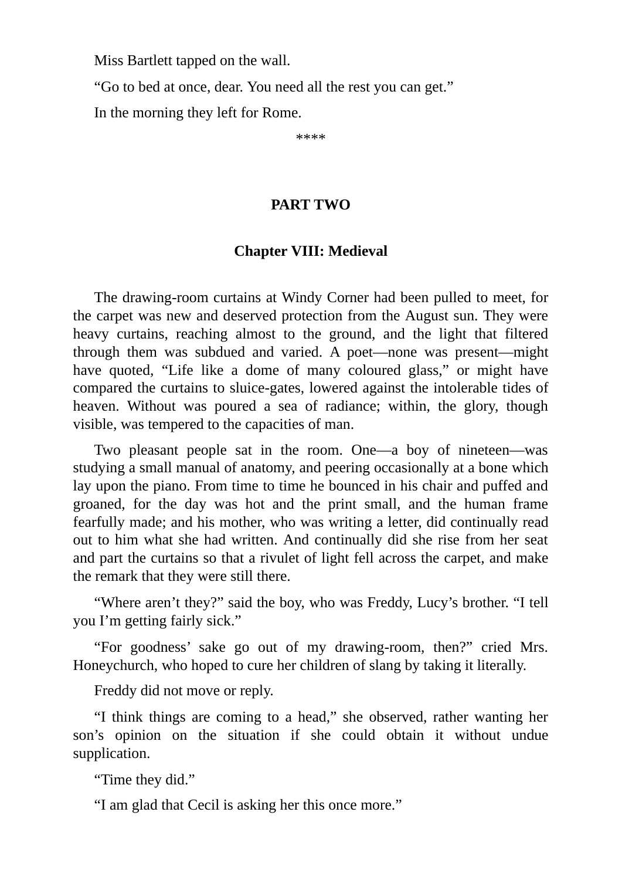Miss Bartlett tapped on the wall.

“Go to bed at once, dear. You need all the rest you can get.”

In the morning they left for Rome.

****

# PART TWO

## Chapter VIII: Medieval

The drawing-room curtains at Windy Corner had been pulled to meet, for the carpet was new and deserved protection from the August sun. They were heavy curtains, reaching almost to the ground, and the light that filtered through them was subdued and varied. A poet—none was present—might have quoted, “Life like a dome of many coloured glass,” or might have compared the curtains to sluice-gates, lowered against the intolerable tides of heaven. Without was poured a sea of radiance; within, the glory, though visible, was tempered to the capacities of man.

Two pleasant people sat in the room. One—a boy of nineteen—was studying a small manual of anatomy, and peering occasionally at a bone which lay upon the piano. From time to time he bounced in his chair and puffed and groaned, for the day was hot and the print small, and the human frame fearfully made; and his mother, who was writing a letter, did continually read out to him what she had written. And continually did she rise from her seat and part the curtains so that a rivulet of light fell across the carpet, and make the remark that they were still there.

“Where aren’t they?” said the boy, who was Freddy, Lucy’s brother. “I tell you I’m getting fairly sick.”

“For goodness’ sake go out of my drawing-room, then?” cried Mrs. Honeychurch, who hoped to cure her children of slang by taking it literally.

Freddy did not move or reply.

“I think things are coming to a head,” she observed, rather wanting her son’s opinion on the situation if she could obtain it without undue supplication.

“Time they did.”

“I am glad that Cecil is asking her this once more.”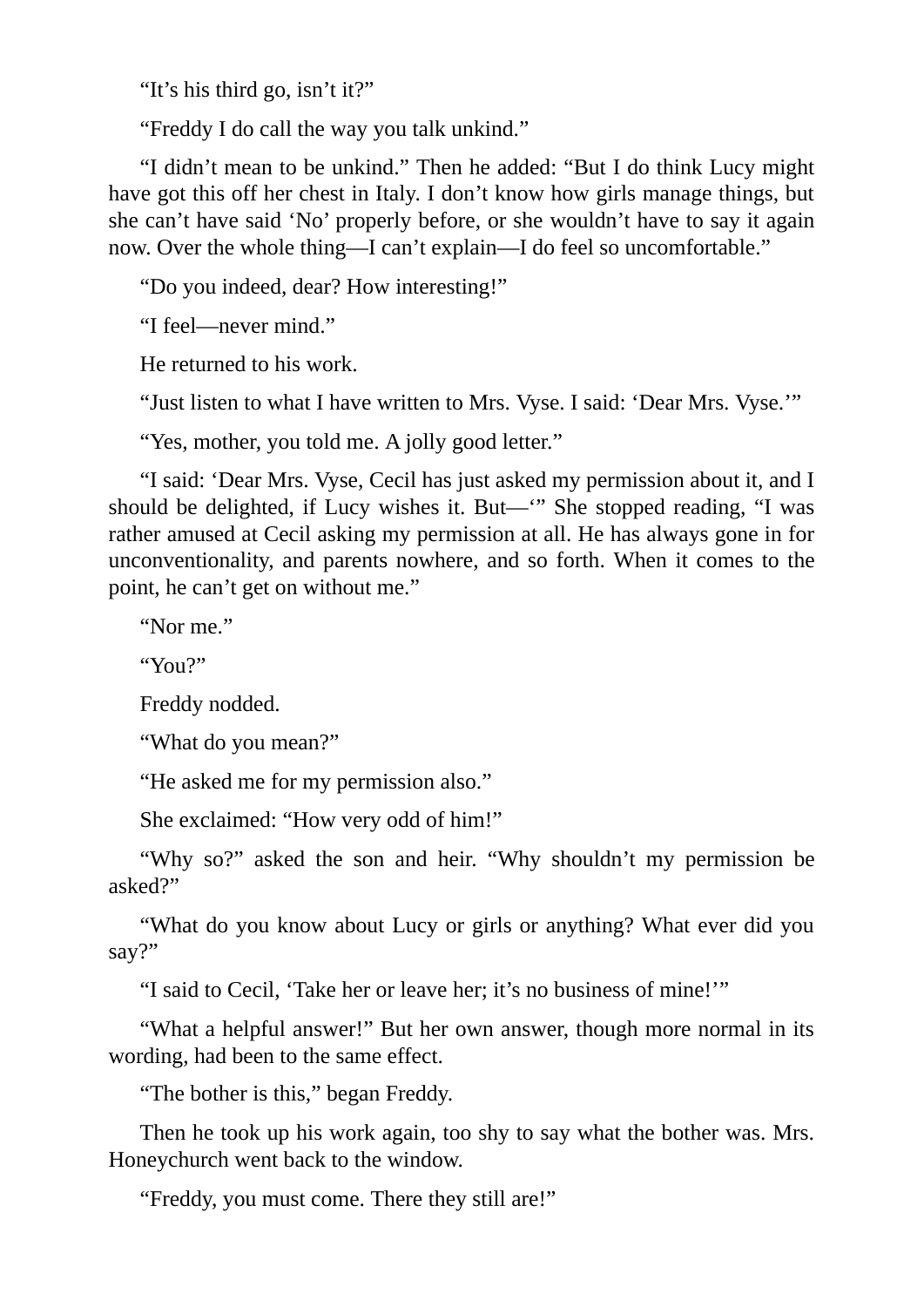"It's his third go, isn't it?"

"Freddy I do call the way you talk unkind."

"I didn't mean to be unkind." Then he added: "But I do think Lucy might have got this off her chest in Italy. I don't know how girls manage things, but she can't have said 'No' properly before, or she wouldn't have to say it again now. Over the whole thing—I can't explain—I do feel so uncomfortable."

"Do you indeed, dear? How interesting!"

"I feel—never mind."

He returned to his work.

"Just listen to what I have written to Mrs. Vyse. I said: 'Dear Mrs. Vyse.'"

"Yes, mother, you told me. A jolly good letter."

"I said: 'Dear Mrs. Vyse, Cecil has just asked my permission about it, and I should be delighted, if Lucy wishes it. But—'" She stopped reading, "I was rather amused at Cecil asking my permission at all. He has always gone in for unconventionality, and parents nowhere, and so forth. When it comes to the point, he can't get on without me."

"Nor me."

"You?"

Freddy nodded.

"What do you mean?"

"He asked me for my permission also."

She exclaimed: "How very odd of him!"

"Why so?" asked the son and heir. "Why shouldn't my permission be asked?"

"What do you know about Lucy or girls or anything? What ever did you say?"

"I said to Cecil, 'Take her or leave her; it's no business of mine!'"

"What a helpful answer!" But her own answer, though more normal in its wording, had been to the same effect.

"The bother is this," began Freddy.

Then he took up his work again, too shy to say what the bother was. Mrs. Honeychurch went back to the window.

"Freddy, you must come. There they still are!"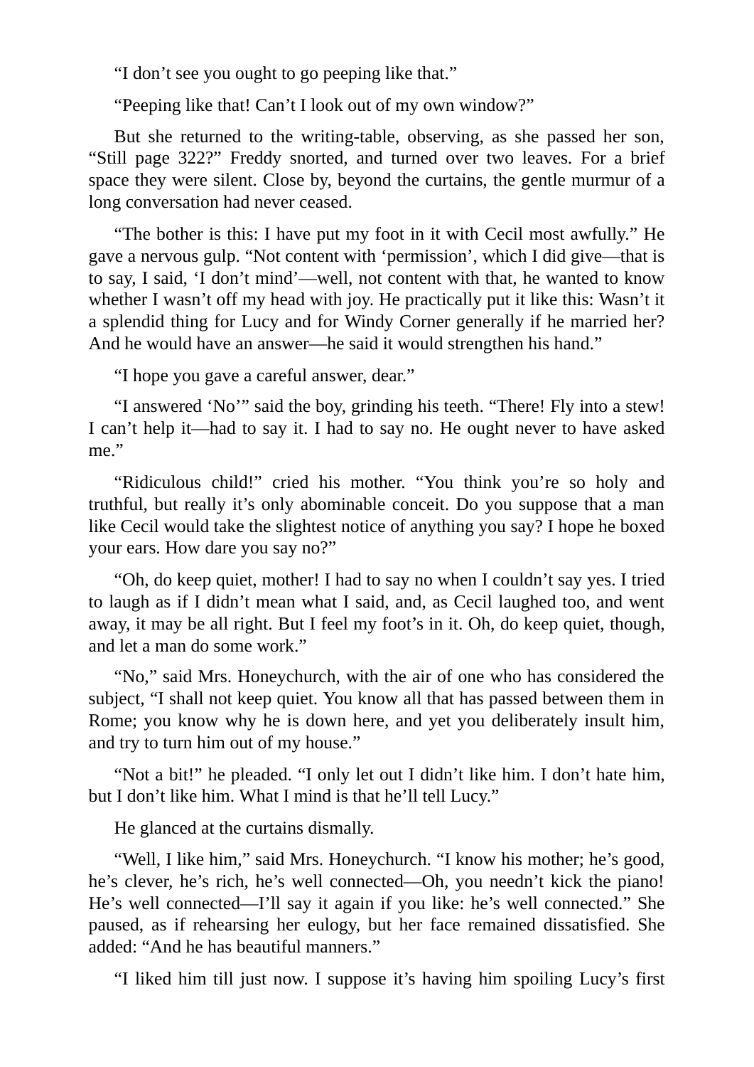"I don't see you ought to go peeping like that."

"Peeping like that! Can't I look out of my own window?"

But she returned to the writing-table, observing, as she passed her son, "Still page 322?" Freddy snorted, and turned over two leaves. For a brief space they were silent. Close by, beyond the curtains, the gentle murmur of a long conversation had never ceased.

"The bother is this: I have put my foot in it with Cecil most awfully." He gave a nervous gulp. "Not content with 'permission', which I did give—that is to say, I said, 'I don't mind'—well, not content with that, he wanted to know whether I wasn't off my head with joy. He practically put it like this: Wasn't it a splendid thing for Lucy and for Windy Corner generally if he married her? And he would have an answer—he said it would strengthen his hand."

"I hope you gave a careful answer, dear."

"I answered 'No'" said the boy, grinding his teeth. "There! Fly into a stew! I can't help it—had to say it. I had to say no. He ought never to have asked me."

"Ridiculous child!" cried his mother. "You think you're so holy and truthful, but really it's only abominable conceit. Do you suppose that a man like Cecil would take the slightest notice of anything you say? I hope he boxed your ears. How dare you say no?"

"Oh, do keep quiet, mother! I had to say no when I couldn't say yes. I tried to laugh as if I didn't mean what I said, and, as Cecil laughed too, and went away, it may be all right. But I feel my foot's in it. Oh, do keep quiet, though, and let a man do some work."

"No," said Mrs. Honeychurch, with the air of one who has considered the subject, "I shall not keep quiet. You know all that has passed between them in Rome; you know why he is down here, and yet you deliberately insult him, and try to turn him out of my house."

"Not a bit!" he pleaded. "I only let out I didn't like him. I don't hate him, but I don't like him. What I mind is that he'll tell Lucy."

He glanced at the curtains dismally.

"Well, I like him," said Mrs. Honeychurch. "I know his mother; he's good, he's clever, he's rich, he's well connected—Oh, you needn't kick the piano! He's well connected—I'll say it again if you like: he's well connected." She paused, as if rehearsing her eulogy, but her face remained dissatisfied. She added: "And he has beautiful manners."

"I liked him till just now. I suppose it's having him spoiling Lucy's first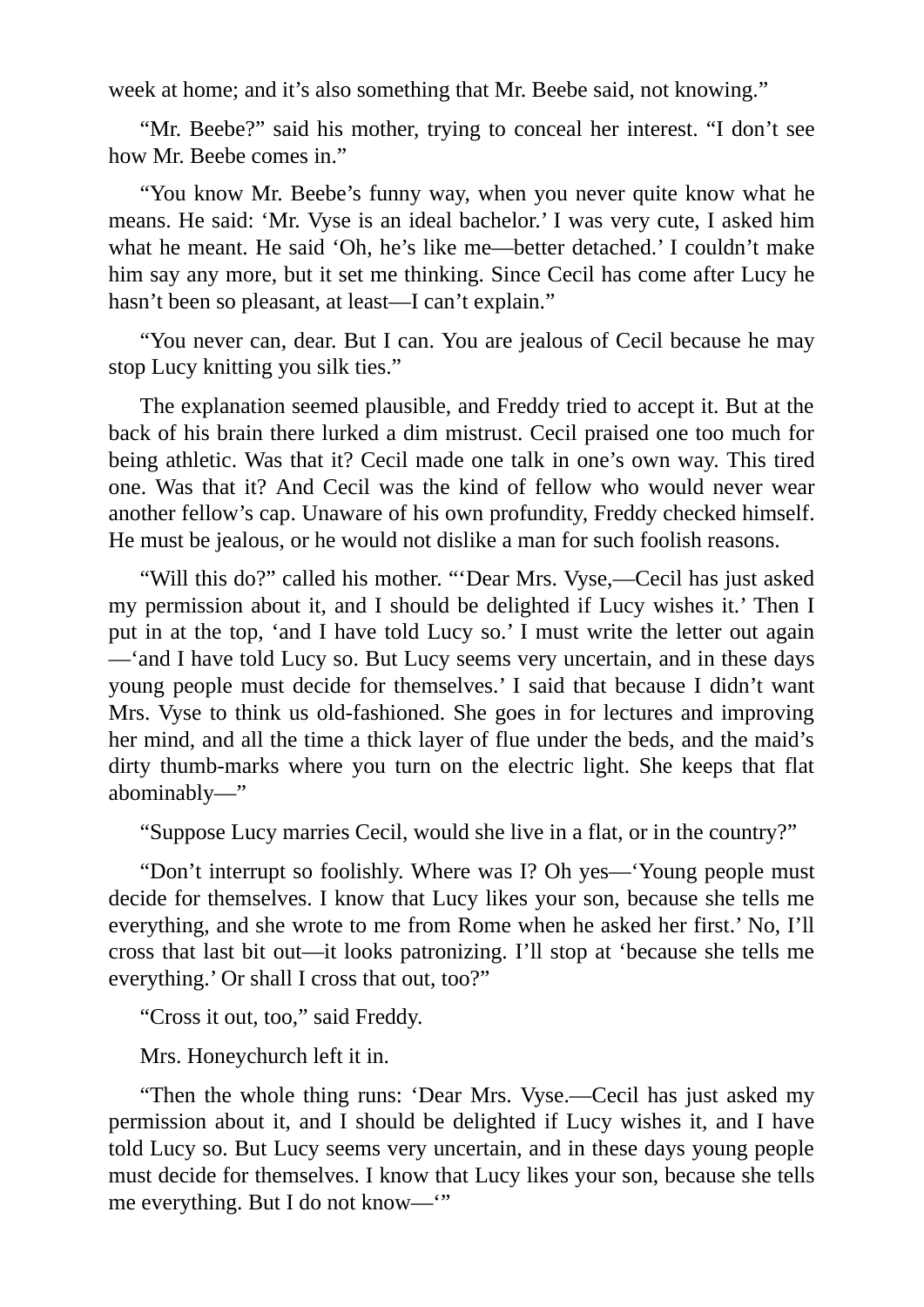week at home; and it’s also something that Mr. Beebe said, not knowing.”

“Mr. Beebe?” said his mother, trying to conceal her interest. “I don’t see how Mr. Beebe comes in.”

“You know Mr. Beebe’s funny way, when you never quite know what he means. He said: ‘Mr. Vyse is an ideal bachelor.’ I was very cute, I asked him what he meant. He said ‘Oh, he’s like me—better detached.’ I couldn’t make him say any more, but it set me thinking. Since Cecil has come after Lucy he hasn’t been so pleasant, at least—I can’t explain.”

“You never can, dear. But I can. You are jealous of Cecil because he may stop Lucy knitting you silk ties.”

The explanation seemed plausible, and Freddy tried to accept it. But at the back of his brain there lurked a dim mistrust. Cecil praised one too much for being athletic. Was that it? Cecil made one talk in one’s own way. This tired one. Was that it? And Cecil was the kind of fellow who would never wear another fellow’s cap. Unaware of his own profundity, Freddy checked himself. He must be jealous, or he would not dislike a man for such foolish reasons.

“Will this do?” called his mother. “‘Dear Mrs. Vyse,—Cecil has just asked my permission about it, and I should be delighted if Lucy wishes it.’ Then I put in at the top, ‘and I have told Lucy so.’ I must write the letter out again—‘and I have told Lucy so. But Lucy seems very uncertain, and in these days young people must decide for themselves.’ I said that because I didn’t want Mrs. Vyse to think us old-fashioned. She goes in for lectures and improving her mind, and all the time a thick layer of flue under the beds, and the maid’s dirty thumb-marks where you turn on the electric light. She keeps that flat abominably—”

“Suppose Lucy marries Cecil, would she live in a flat, or in the country?”

“Don’t interrupt so foolishly. Where was I? Oh yes—‘Young people must decide for themselves. I know that Lucy likes your son, because she tells me everything, and she wrote to me from Rome when he asked her first.’ No, I’ll cross that last bit out—it looks patronizing. I’ll stop at ‘because she tells me everything.’ Or shall I cross that out, too?”

“Cross it out, too,” said Freddy.

Mrs. Honeychurch left it in.

“Then the whole thing runs: ‘Dear Mrs. Vyse.—Cecil has just asked my permission about it, and I should be delighted if Lucy wishes it, and I have told Lucy so. But Lucy seems very uncertain, and in these days young people must decide for themselves. I know that Lucy likes your son, because she tells me everything. But I do not know—‘”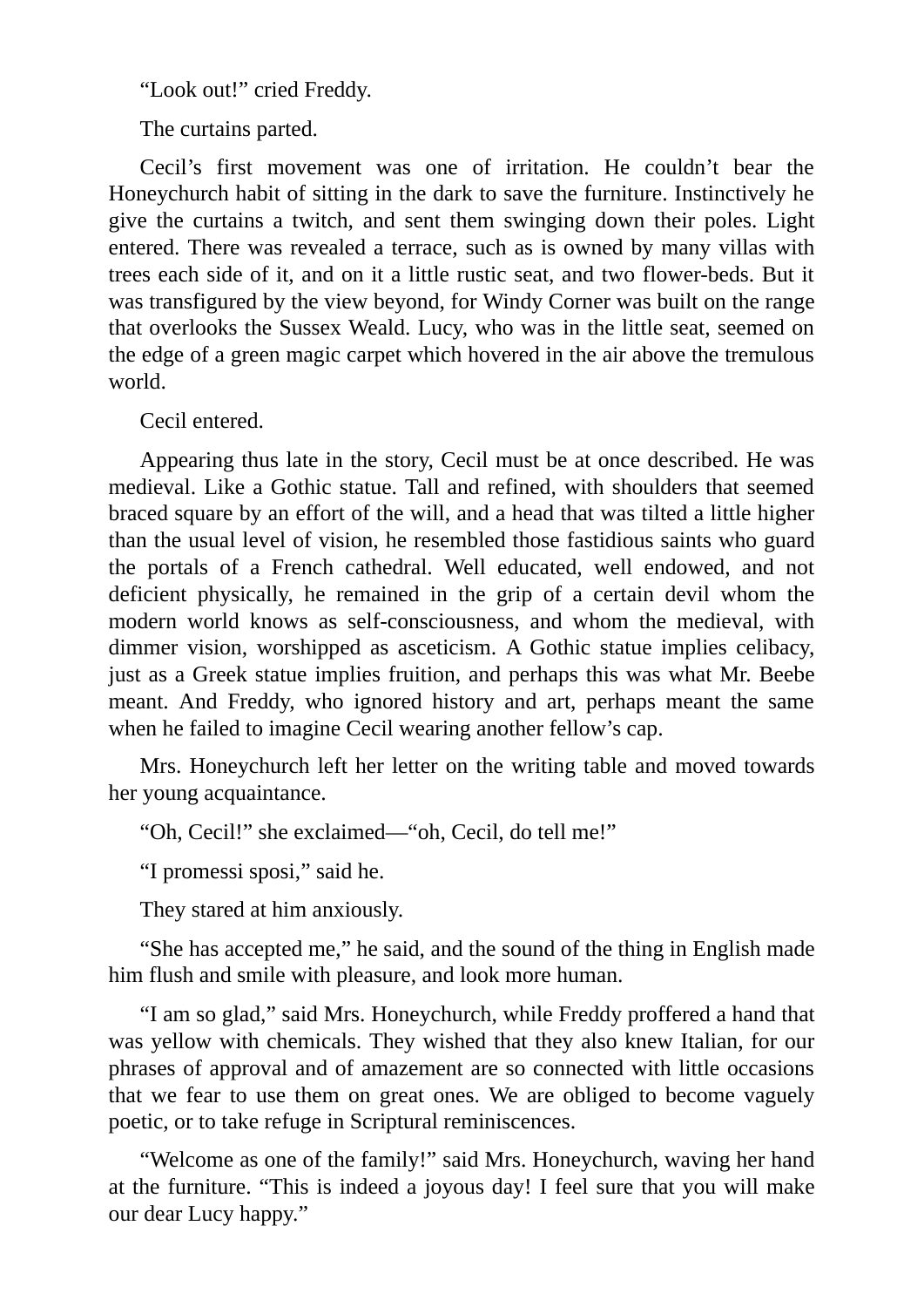"Look out!" cried Freddy.

The curtains parted.

Cecil's first movement was one of irritation. He couldn't bear the Honeychurch habit of sitting in the dark to save the furniture. Instinctively he give the curtains a twitch, and sent them swinging down their poles. Light entered. There was revealed a terrace, such as is owned by many villas with trees each side of it, and on it a little rustic seat, and two flower-beds. But it was transfigured by the view beyond, for Windy Corner was built on the range that overlooks the Sussex Weald. Lucy, who was in the little seat, seemed on the edge of a green magic carpet which hovered in the air above the tremulous world.

Cecil entered.

Appearing thus late in the story, Cecil must be at once described. He was medieval. Like a Gothic statue. Tall and refined, with shoulders that seemed braced square by an effort of the will, and a head that was tilted a little higher than the usual level of vision, he resembled those fastidious saints who guard the portals of a French cathedral. Well educated, well endowed, and not deficient physically, he remained in the grip of a certain devil whom the modern world knows as self-consciousness, and whom the medieval, with dimmer vision, worshipped as asceticism. A Gothic statue implies celibacy, just as a Greek statue implies fruition, and perhaps this was what Mr. Beebe meant. And Freddy, who ignored history and art, perhaps meant the same when he failed to imagine Cecil wearing another fellow's cap.

Mrs. Honeychurch left her letter on the writing table and moved towards her young acquaintance.

"Oh, Cecil!" she exclaimed—"oh, Cecil, do tell me!"

"I promessi sposi," said he.

They stared at him anxiously.

"She has accepted me," he said, and the sound of the thing in English made him flush and smile with pleasure, and look more human.

"I am so glad," said Mrs. Honeychurch, while Freddy proffered a hand that was yellow with chemicals. They wished that they also knew Italian, for our phrases of approval and of amazement are so connected with little occasions that we fear to use them on great ones. We are obliged to become vaguely poetic, or to take refuge in Scriptural reminiscences.

"Welcome as one of the family!" said Mrs. Honeychurch, waving her hand at the furniture. "This is indeed a joyous day! I feel sure that you will make our dear Lucy happy."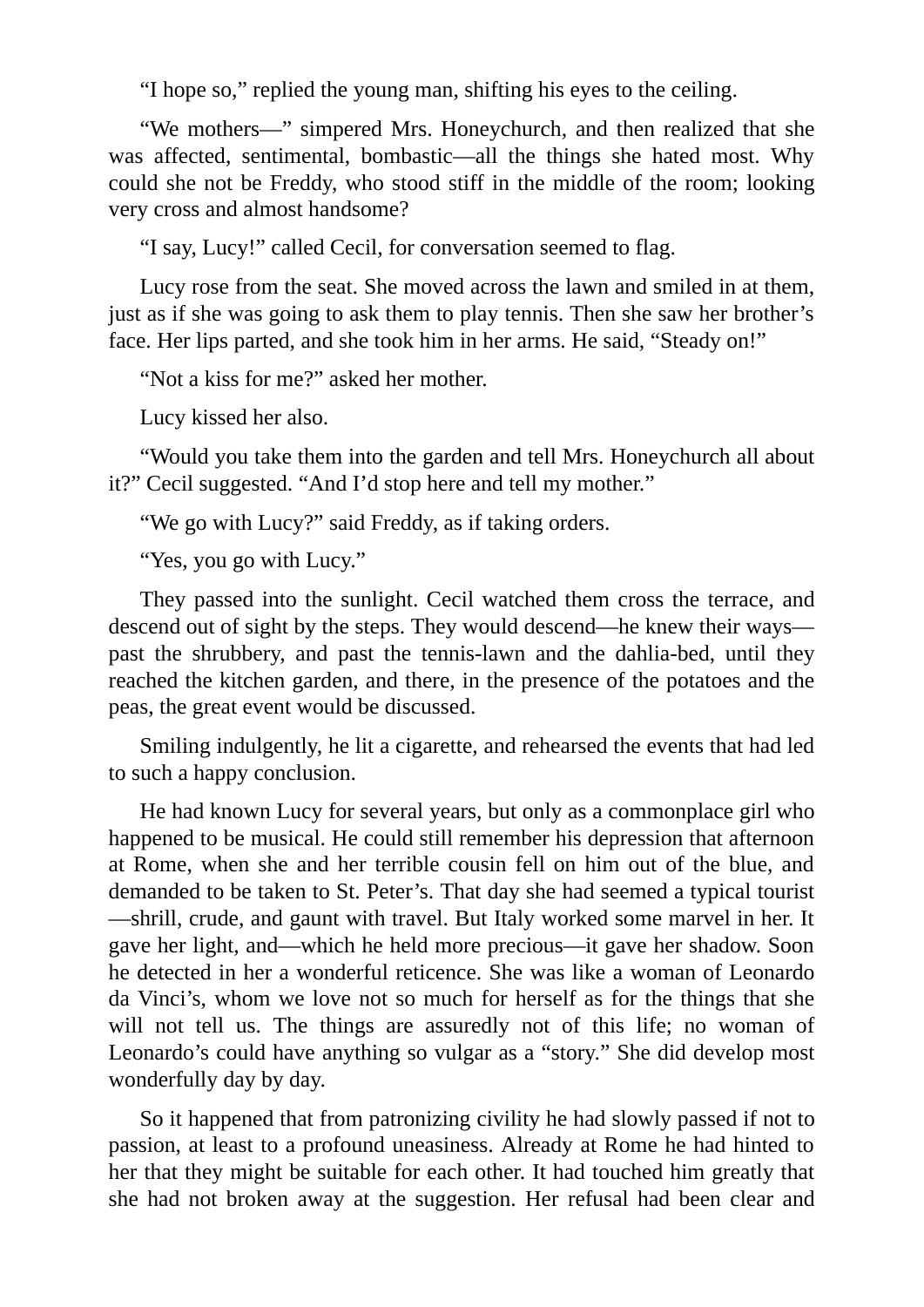“I hope so,” replied the young man, shifting his eyes to the ceiling.

“We mothers—” simpered Mrs. Honeychurch, and then realized that she was affected, sentimental, bombastic—all the things she hated most. Why could she not be Freddy, who stood stiff in the middle of the room; looking very cross and almost handsome?

“I say, Lucy!” called Cecil, for conversation seemed to flag.

Lucy rose from the seat. She moved across the lawn and smiled in at them, just as if she was going to ask them to play tennis. Then she saw her brother’s face. Her lips parted, and she took him in her arms. He said, “Steady on!”

“Not a kiss for me?” asked her mother.

Lucy kissed her also.

“Would you take them into the garden and tell Mrs. Honeychurch all about it?” Cecil suggested. “And I’d stop here and tell my mother.”

“We go with Lucy?” said Freddy, as if taking orders.

“Yes, you go with Lucy.”

They passed into the sunlight. Cecil watched them cross the terrace, and descend out of sight by the steps. They would descend—he knew their ways—past the shrubbery, and past the tennis-lawn and the dahlia-bed, until they reached the kitchen garden, and there, in the presence of the potatoes and the peas, the great event would be discussed.

Smiling indulgently, he lit a cigarette, and rehearsed the events that had led to such a happy conclusion.

He had known Lucy for several years, but only as a commonplace girl who happened to be musical. He could still remember his depression that afternoon at Rome, when she and her terrible cousin fell on him out of the blue, and demanded to be taken to St. Peter’s. That day she had seemed a typical tourist—shrill, crude, and gaunt with travel. But Italy worked some marvel in her. It gave her light, and—which he held more precious—it gave her shadow. Soon he detected in her a wonderful reticence. She was like a woman of Leonardo da Vinci’s, whom we love not so much for herself as for the things that she will not tell us. The things are assuredly not of this life; no woman of Leonardo’s could have anything so vulgar as a “story.” She did develop most wonderfully day by day.

So it happened that from patronizing civility he had slowly passed if not to passion, at least to a profound uneasiness. Already at Rome he had hinted to her that they might be suitable for each other. It had touched him greatly that she had not broken away at the suggestion. Her refusal had been clear and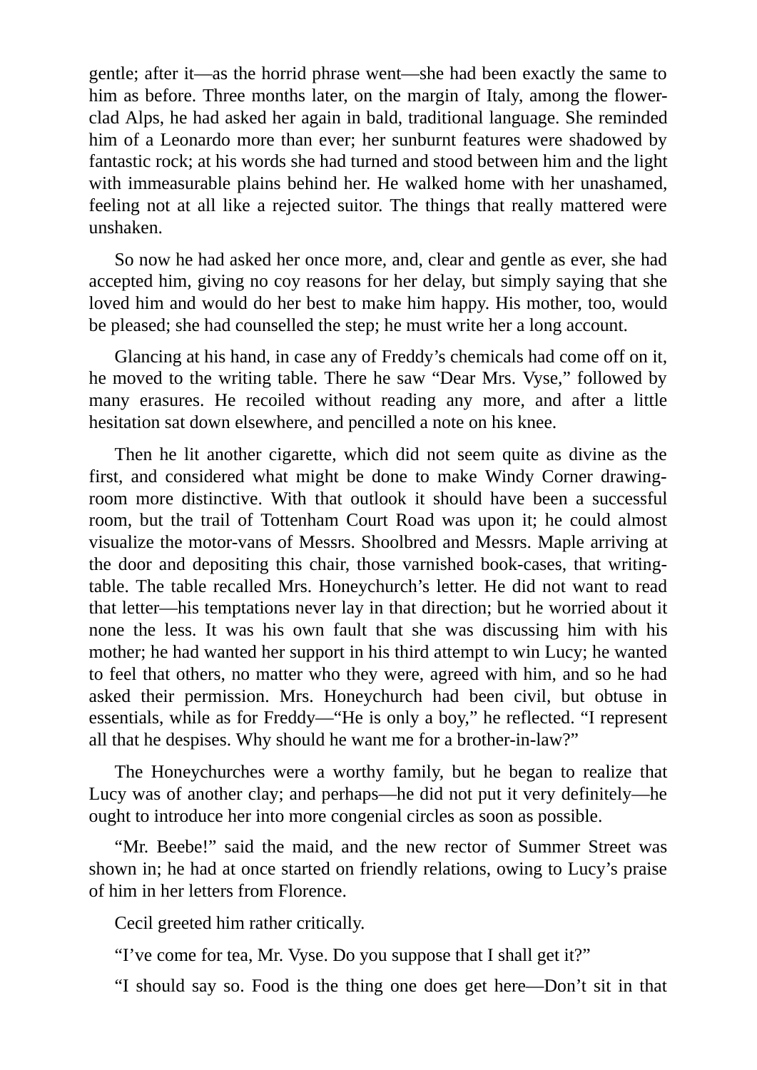gentle; after it—as the horrid phrase went—she had been exactly the same to him as before. Three months later, on the margin of Italy, among the flower-clad Alps, he had asked her again in bald, traditional language. She reminded him of a Leonardo more than ever; her sunburnt features were shadowed by fantastic rock; at his words she had turned and stood between him and the light with immeasurable plains behind her. He walked home with her unashamed, feeling not at all like a rejected suitor. The things that really mattered were unshaken.

So now he had asked her once more, and, clear and gentle as ever, she had accepted him, giving no coy reasons for her delay, but simply saying that she loved him and would do her best to make him happy. His mother, too, would be pleased; she had counselled the step; he must write her a long account.

Glancing at his hand, in case any of Freddy's chemicals had come off on it, he moved to the writing table. There he saw "Dear Mrs. Vyse," followed by many erasures. He recoiled without reading any more, and after a little hesitation sat down elsewhere, and pencilled a note on his knee.

Then he lit another cigarette, which did not seem quite as divine as the first, and considered what might be done to make Windy Corner drawing-room more distinctive. With that outlook it should have been a successful room, but the trail of Tottenham Court Road was upon it; he could almost visualize the motor-vans of Messrs. Shoolbred and Messrs. Maple arriving at the door and depositing this chair, those varnished book-cases, that writing-table. The table recalled Mrs. Honeychurch's letter. He did not want to read that letter—his temptations never lay in that direction; but he worried about it none the less. It was his own fault that she was discussing him with his mother; he had wanted her support in his third attempt to win Lucy; he wanted to feel that others, no matter who they were, agreed with him, and so he had asked their permission. Mrs. Honeychurch had been civil, but obtuse in essentials, while as for Freddy—"He is only a boy," he reflected. "I represent all that he despises. Why should he want me for a brother-in-law?"

The Honeychurches were a worthy family, but he began to realize that Lucy was of another clay; and perhaps—he did not put it very definitely—he ought to introduce her into more congenial circles as soon as possible.

"Mr. Beebe!" said the maid, and the new rector of Summer Street was shown in; he had at once started on friendly relations, owing to Lucy's praise of him in her letters from Florence.

Cecil greeted him rather critically.

"I've come for tea, Mr. Vyse. Do you suppose that I shall get it?"

"I should say so. Food is the thing one does get here—Don't sit in that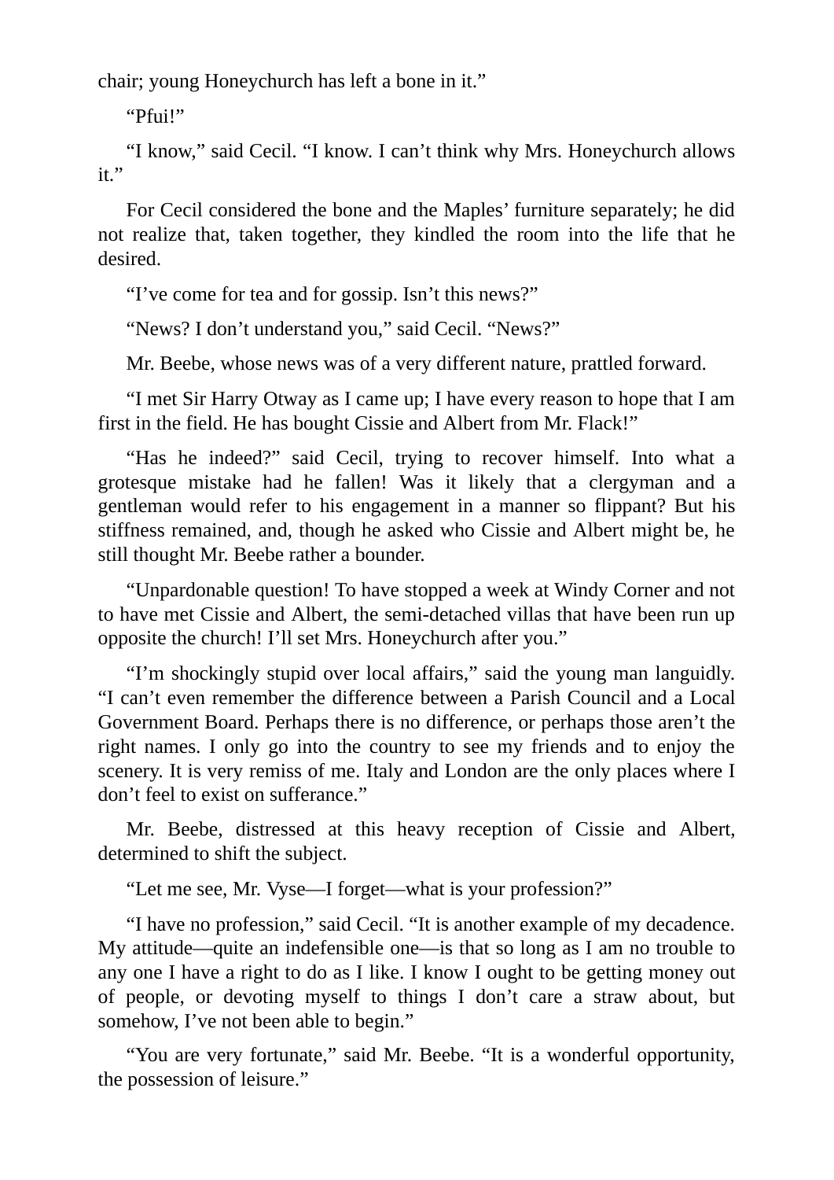chair; young Honeychurch has left a bone in it."

"Pfui!"

"I know," said Cecil. "I know. I can't think why Mrs. Honeychurch allows it."

For Cecil considered the bone and the Maples' furniture separately; he did not realize that, taken together, they kindled the room into the life that he desired.

"I've come for tea and for gossip. Isn't this news?"

"News? I don't understand you," said Cecil. "News?"

Mr. Beebe, whose news was of a very different nature, prattled forward.

"I met Sir Harry Otway as I came up; I have every reason to hope that I am first in the field. He has bought Cissie and Albert from Mr. Flack!"

"Has he indeed?" said Cecil, trying to recover himself. Into what a grotesque mistake had he fallen! Was it likely that a clergyman and a gentleman would refer to his engagement in a manner so flippant? But his stiffness remained, and, though he asked who Cissie and Albert might be, he still thought Mr. Beebe rather a bounder.

"Unpardonable question! To have stopped a week at Windy Corner and not to have met Cissie and Albert, the semi-detached villas that have been run up opposite the church! I'll set Mrs. Honeychurch after you."

"I'm shockingly stupid over local affairs," said the young man languidly. "I can't even remember the difference between a Parish Council and a Local Government Board. Perhaps there is no difference, or perhaps those aren't the right names. I only go into the country to see my friends and to enjoy the scenery. It is very remiss of me. Italy and London are the only places where I don't feel to exist on sufferance."

Mr. Beebe, distressed at this heavy reception of Cissie and Albert, determined to shift the subject.

"Let me see, Mr. Vyse—I forget—what is your profession?"

"I have no profession," said Cecil. "It is another example of my decadence. My attitude—quite an indefensible one—is that so long as I am no trouble to any one I have a right to do as I like. I know I ought to be getting money out of people, or devoting myself to things I don't care a straw about, but somehow, I've not been able to begin."

"You are very fortunate," said Mr. Beebe. "It is a wonderful opportunity, the possession of leisure."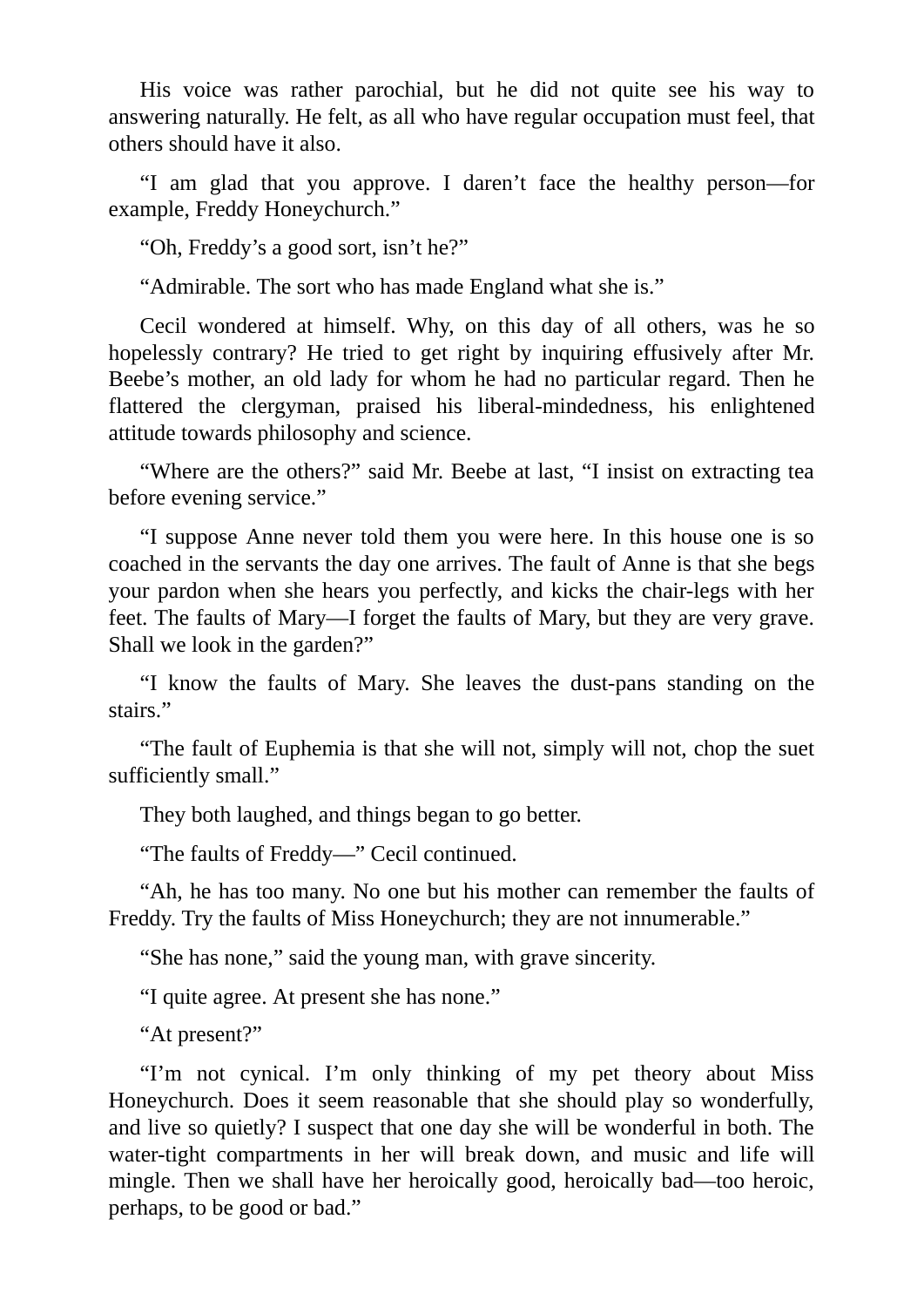His voice was rather parochial, but he did not quite see his way to answering naturally. He felt, as all who have regular occupation must feel, that others should have it also.

"I am glad that you approve. I daren't face the healthy person—for example, Freddy Honeychurch."

"Oh, Freddy's a good sort, isn't he?"

"Admirable. The sort who has made England what she is."

Cecil wondered at himself. Why, on this day of all others, was he so hopelessly contrary? He tried to get right by inquiring effusively after Mr. Beebe's mother, an old lady for whom he had no particular regard. Then he flattered the clergyman, praised his liberal-mindedness, his enlightened attitude towards philosophy and science.

"Where are the others?" said Mr. Beebe at last, "I insist on extracting tea before evening service."

"I suppose Anne never told them you were here. In this house one is so coached in the servants the day one arrives. The fault of Anne is that she begs your pardon when she hears you perfectly, and kicks the chair-legs with her feet. The faults of Mary—I forget the faults of Mary, but they are very grave. Shall we look in the garden?"

"I know the faults of Mary. She leaves the dust-pans standing on the stairs."

"The fault of Euphemia is that she will not, simply will not, chop the suet sufficiently small."

They both laughed, and things began to go better.

"The faults of Freddy—" Cecil continued.

"Ah, he has too many. No one but his mother can remember the faults of Freddy. Try the faults of Miss Honeychurch; they are not innumerable."

"She has none," said the young man, with grave sincerity.

"I quite agree. At present she has none."

"At present?"

"I'm not cynical. I'm only thinking of my pet theory about Miss Honeychurch. Does it seem reasonable that she should play so wonderfully, and live so quietly? I suspect that one day she will be wonderful in both. The water-tight compartments in her will break down, and music and life will mingle. Then we shall have her heroically good, heroically bad—too heroic, perhaps, to be good or bad."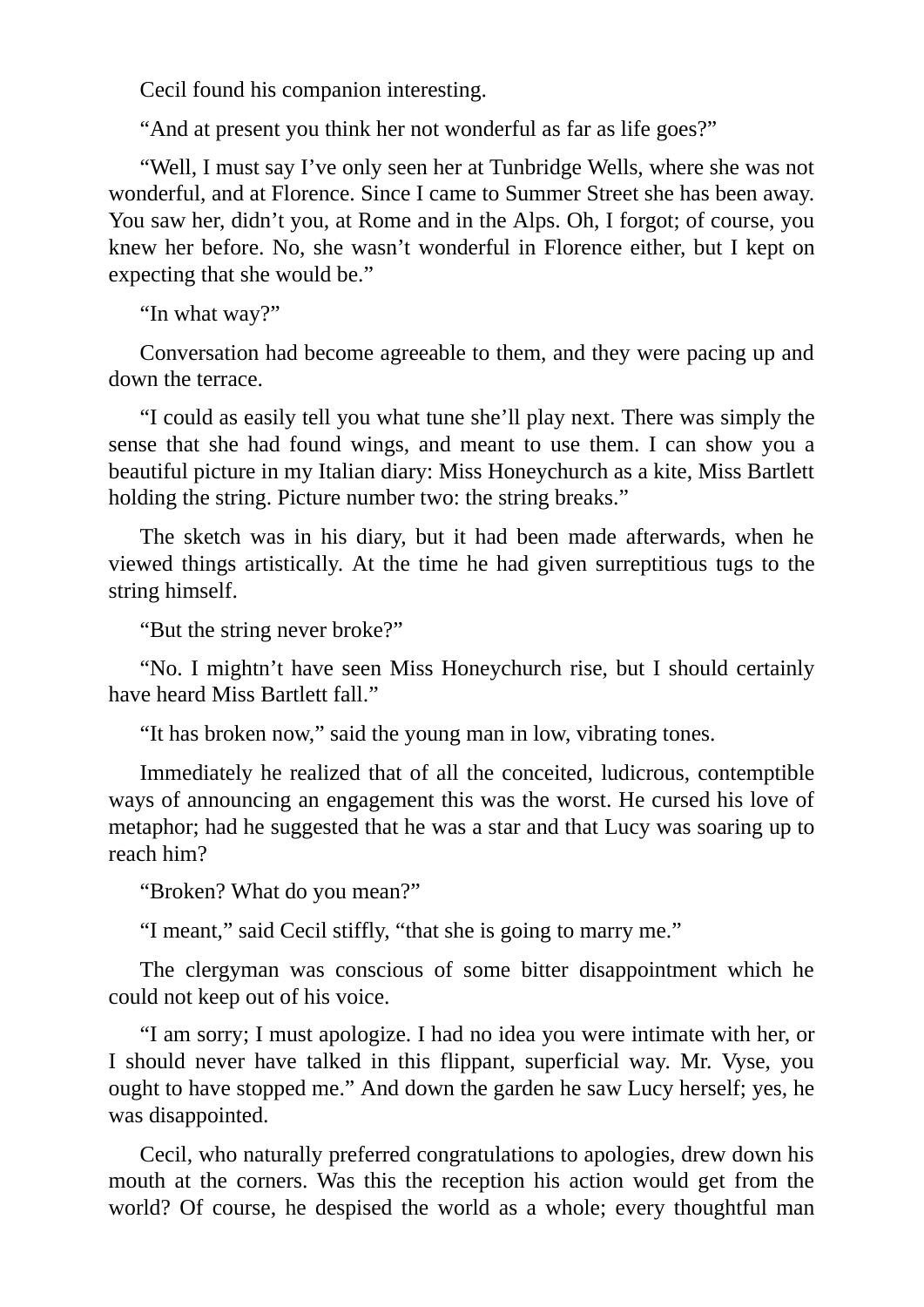Cecil found his companion interesting.

“And at present you think her not wonderful as far as life goes?”

“Well, I must say I’ve only seen her at Tunbridge Wells, where she was not wonderful, and at Florence. Since I came to Summer Street she has been away. You saw her, didn’t you, at Rome and in the Alps. Oh, I forgot; of course, you knew her before. No, she wasn’t wonderful in Florence either, but I kept on expecting that she would be.”

“In what way?”

Conversation had become agreeable to them, and they were pacing up and down the terrace.

“I could as easily tell you what tune she’ll play next. There was simply the sense that she had found wings, and meant to use them. I can show you a beautiful picture in my Italian diary: Miss Honeychurch as a kite, Miss Bartlett holding the string. Picture number two: the string breaks.”

The sketch was in his diary, but it had been made afterwards, when he viewed things artistically. At the time he had given surreptitious tugs to the string himself.

“But the string never broke?”

“No. I mightn’t have seen Miss Honeychurch rise, but I should certainly have heard Miss Bartlett fall.”

“It has broken now,” said the young man in low, vibrating tones.

Immediately he realized that of all the conceited, ludicrous, contemptible ways of announcing an engagement this was the worst. He cursed his love of metaphor; had he suggested that he was a star and that Lucy was soaring up to reach him?

“Broken? What do you mean?”

“I meant,” said Cecil stiffly, “that she is going to marry me.”

The clergyman was conscious of some bitter disappointment which he could not keep out of his voice.

“I am sorry; I must apologize. I had no idea you were intimate with her, or I should never have talked in this flippant, superficial way. Mr. Vyse, you ought to have stopped me.” And down the garden he saw Lucy herself; yes, he was disappointed.

Cecil, who naturally preferred congratulations to apologies, drew down his mouth at the corners. Was this the reception his action would get from the world? Of course, he despised the world as a whole; every thoughtful man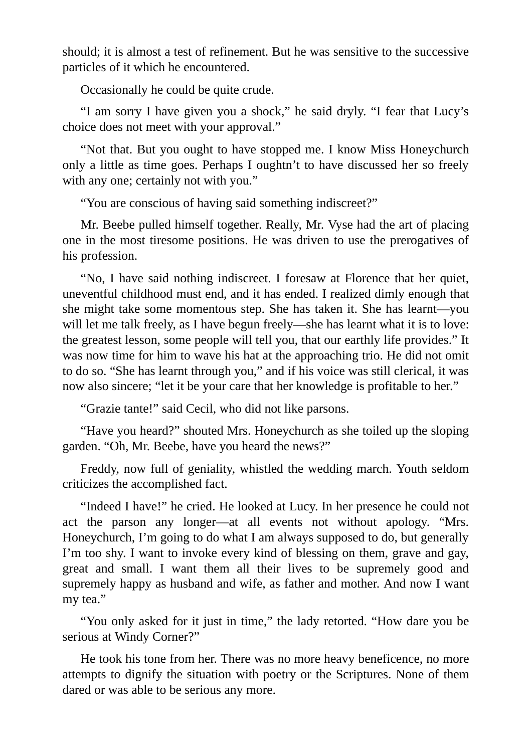should; it is almost a test of refinement. But he was sensitive to the successive particles of it which he encountered.

Occasionally he could be quite crude.

"I am sorry I have given you a shock," he said dryly. "I fear that Lucy's choice does not meet with your approval."

"Not that. But you ought to have stopped me. I know Miss Honeychurch only a little as time goes. Perhaps I oughtn't to have discussed her so freely with any one; certainly not with you."

"You are conscious of having said something indiscreet?"

Mr. Beebe pulled himself together. Really, Mr. Vyse had the art of placing one in the most tiresome positions. He was driven to use the prerogatives of his profession.

"No, I have said nothing indiscreet. I foresaw at Florence that her quiet, uneventful childhood must end, and it has ended. I realized dimly enough that she might take some momentous step. She has taken it. She has learnt—you will let me talk freely, as I have begun freely—she has learnt what it is to love: the greatest lesson, some people will tell you, that our earthly life provides." It was now time for him to wave his hat at the approaching trio. He did not omit to do so. "She has learnt through you," and if his voice was still clerical, it was now also sincere; "let it be your care that her knowledge is profitable to her."

"Grazie tante!" said Cecil, who did not like parsons.

"Have you heard?" shouted Mrs. Honeychurch as she toiled up the sloping garden. "Oh, Mr. Beebe, have you heard the news?"

Freddy, now full of geniality, whistled the wedding march. Youth seldom criticizes the accomplished fact.

"Indeed I have!" he cried. He looked at Lucy. In her presence he could not act the parson any longer—at all events not without apology. "Mrs. Honeychurch, I'm going to do what I am always supposed to do, but generally I'm too shy. I want to invoke every kind of blessing on them, grave and gay, great and small. I want them all their lives to be supremely good and supremely happy as husband and wife, as father and mother. And now I want my tea."

"You only asked for it just in time," the lady retorted. "How dare you be serious at Windy Corner?"

He took his tone from her. There was no more heavy beneficence, no more attempts to dignify the situation with poetry or the Scriptures. None of them dared or was able to be serious any more.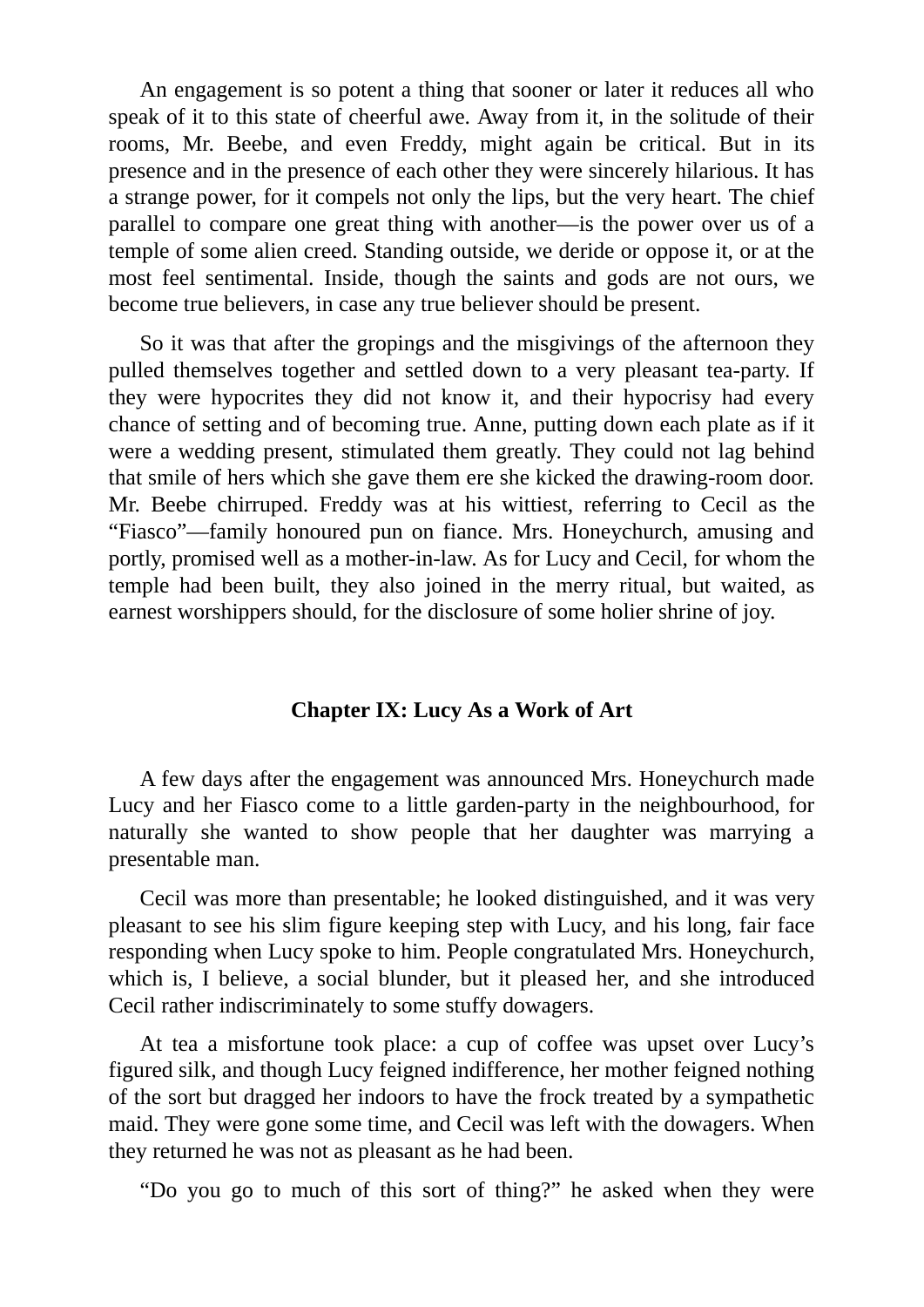An engagement is so potent a thing that sooner or later it reduces all who speak of it to this state of cheerful awe. Away from it, in the solitude of their rooms, Mr. Beebe, and even Freddy, might again be critical. But in its presence and in the presence of each other they were sincerely hilarious. It has a strange power, for it compels not only the lips, but the very heart. The chief parallel to compare one great thing with another—is the power over us of a temple of some alien creed. Standing outside, we deride or oppose it, or at the most feel sentimental. Inside, though the saints and gods are not ours, we become true believers, in case any true believer should be present.

So it was that after the gropings and the misgivings of the afternoon they pulled themselves together and settled down to a very pleasant tea-party. If they were hypocrites they did not know it, and their hypocrisy had every chance of setting and of becoming true. Anne, putting down each plate as if it were a wedding present, stimulated them greatly. They could not lag behind that smile of hers which she gave them ere she kicked the drawing-room door. Mr. Beebe chirruped. Freddy was at his wittiest, referring to Cecil as the “Fiasco”—family honoured pun on fiance. Mrs. Honeychurch, amusing and portly, promised well as a mother-in-law. As for Lucy and Cecil, for whom the temple had been built, they also joined in the merry ritual, but waited, as earnest worshippers should, for the disclosure of some holier shrine of joy.

## Chapter IX: Lucy As a Work of Art

A few days after the engagement was announced Mrs. Honeychurch made Lucy and her Fiasco come to a little garden-party in the neighbourhood, for naturally she wanted to show people that her daughter was marrying a presentable man.

Cecil was more than presentable; he looked distinguished, and it was very pleasant to see his slim figure keeping step with Lucy, and his long, fair face responding when Lucy spoke to him. People congratulated Mrs. Honeychurch, which is, I believe, a social blunder, but it pleased her, and she introduced Cecil rather indiscriminately to some stuffy dowagers.

At tea a misfortune took place: a cup of coffee was upset over Lucy’s figured silk, and though Lucy feigned indifference, her mother feigned nothing of the sort but dragged her indoors to have the frock treated by a sympathetic maid. They were gone some time, and Cecil was left with the dowagers. When they returned he was not as pleasant as he had been.

“Do you go to much of this sort of thing?” he asked when they were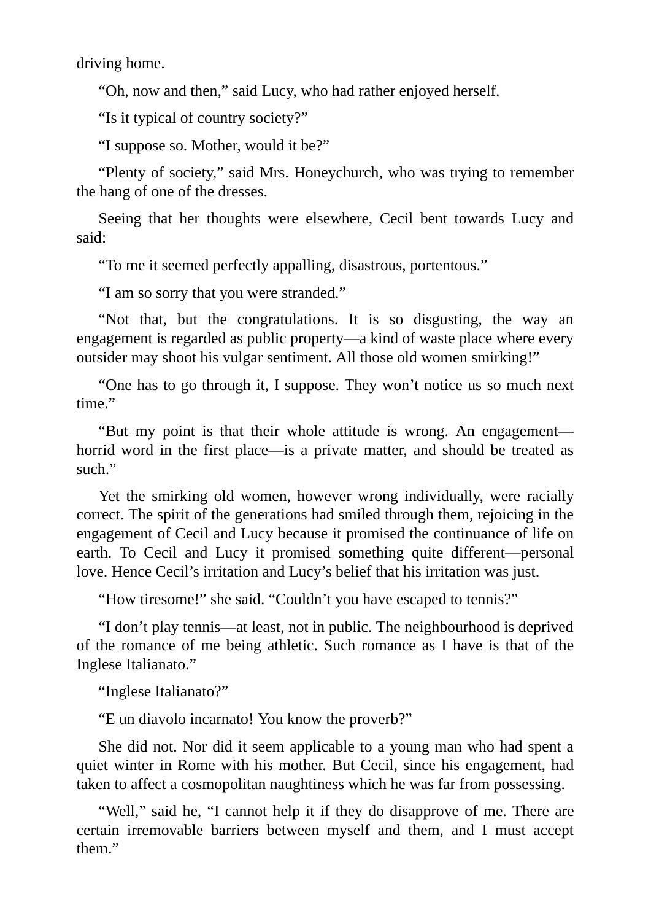driving home.

“Oh, now and then,” said Lucy, who had rather enjoyed herself.

“Is it typical of country society?”

“I suppose so. Mother, would it be?”

“Plenty of society,” said Mrs. Honeychurch, who was trying to remember the hang of one of the dresses.

Seeing that her thoughts were elsewhere, Cecil bent towards Lucy and said:

“To me it seemed perfectly appalling, disastrous, portentous.”

“I am so sorry that you were stranded.”

“Not that, but the congratulations. It is so disgusting, the way an engagement is regarded as public property—a kind of waste place where every outsider may shoot his vulgar sentiment. All those old women smirking!”

“One has to go through it, I suppose. They won’t notice us so much next time.”

“But my point is that their whole attitude is wrong. An engagement—horrid word in the first place—is a private matter, and should be treated as such.”

Yet the smirking old women, however wrong individually, were racially correct. The spirit of the generations had smiled through them, rejoicing in the engagement of Cecil and Lucy because it promised the continuance of life on earth. To Cecil and Lucy it promised something quite different—personal love. Hence Cecil’s irritation and Lucy’s belief that his irritation was just.

“How tiresome!” she said. “Couldn’t you have escaped to tennis?”

“I don’t play tennis—at least, not in public. The neighbourhood is deprived of the romance of me being athletic. Such romance as I have is that of the Inglese Italianato.”

“Inglese Italianato?”

“E un diavolo incarnato! You know the proverb?”

She did not. Nor did it seem applicable to a young man who had spent a quiet winter in Rome with his mother. But Cecil, since his engagement, had taken to affect a cosmopolitan naughtiness which he was far from possessing.

“Well,” said he, “I cannot help it if they do disapprove of me. There are certain irremovable barriers between myself and them, and I must accept them.”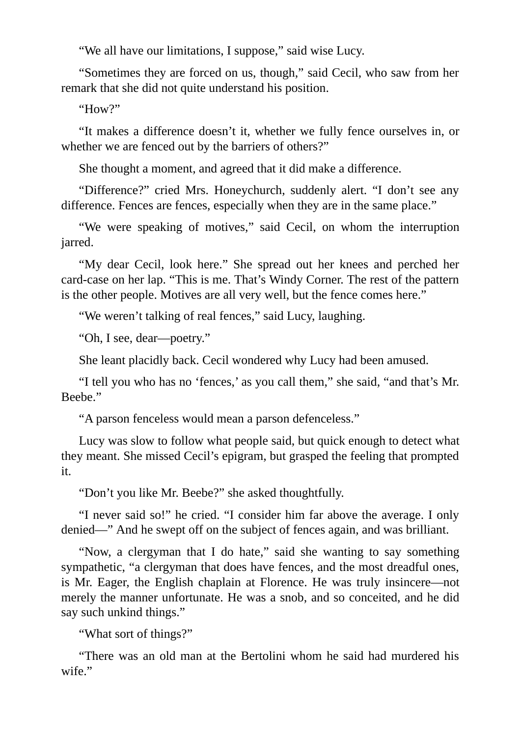"We all have our limitations, I suppose," said wise Lucy.

"Sometimes they are forced on us, though," said Cecil, who saw from her remark that she did not quite understand his position.

"How?"

"It makes a difference doesn't it, whether we fully fence ourselves in, or whether we are fenced out by the barriers of others?"

She thought a moment, and agreed that it did make a difference.

"Difference?" cried Mrs. Honeychurch, suddenly alert. "I don't see any difference. Fences are fences, especially when they are in the same place."

"We were speaking of motives," said Cecil, on whom the interruption jarred.

"My dear Cecil, look here." She spread out her knees and perched her card-case on her lap. "This is me. That's Windy Corner. The rest of the pattern is the other people. Motives are all very well, but the fence comes here."

"We weren't talking of real fences," said Lucy, laughing.

"Oh, I see, dear—poetry."

She leant placidly back. Cecil wondered why Lucy had been amused.

"I tell you who has no 'fences,' as you call them," she said, "and that's Mr. Beebe."

"A parson fenceless would mean a parson defenceless."

Lucy was slow to follow what people said, but quick enough to detect what they meant. She missed Cecil's epigram, but grasped the feeling that prompted it.

"Don't you like Mr. Beebe?" she asked thoughtfully.

"I never said so!" he cried. "I consider him far above the average. I only denied—" And he swept off on the subject of fences again, and was brilliant.

"Now, a clergyman that I do hate," said she wanting to say something sympathetic, "a clergyman that does have fences, and the most dreadful ones, is Mr. Eager, the English chaplain at Florence. He was truly insincere—not merely the manner unfortunate. He was a snob, and so conceited, and he did say such unkind things."

"What sort of things?"

"There was an old man at the Bertolini whom he said had murdered his wife."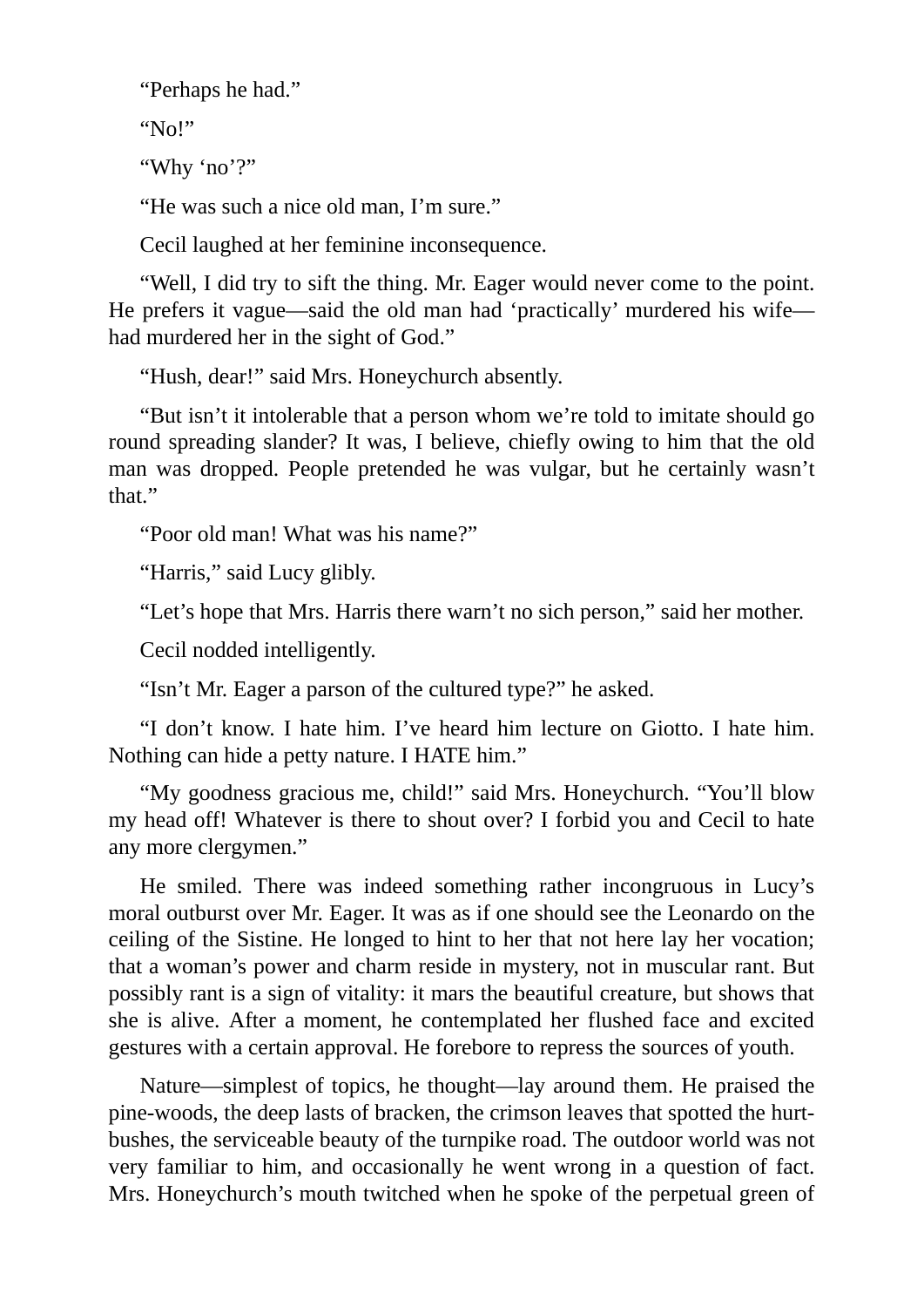"Perhaps he had."

"No!"

"Why 'no'?"

"He was such a nice old man, I'm sure."

Cecil laughed at her feminine inconsequence.

"Well, I did try to sift the thing. Mr. Eager would never come to the point. He prefers it vague—said the old man had 'practically' murdered his wife—had murdered her in the sight of God."

"Hush, dear!" said Mrs. Honeychurch absently.

"But isn't it intolerable that a person whom we're told to imitate should go round spreading slander? It was, I believe, chiefly owing to him that the old man was dropped. People pretended he was vulgar, but he certainly wasn't that."

"Poor old man! What was his name?"

"Harris," said Lucy glibly.

"Let's hope that Mrs. Harris there warn't no sich person," said her mother.

Cecil nodded intelligently.

"Isn't Mr. Eager a parson of the cultured type?" he asked.

"I don't know. I hate him. I've heard him lecture on Giotto. I hate him. Nothing can hide a petty nature. I HATE him."

"My goodness gracious me, child!" said Mrs. Honeychurch. "You'll blow my head off! Whatever is there to shout over? I forbid you and Cecil to hate any more clergymen."

He smiled. There was indeed something rather incongruous in Lucy's moral outburst over Mr. Eager. It was as if one should see the Leonardo on the ceiling of the Sistine. He longed to hint to her that not here lay her vocation; that a woman's power and charm reside in mystery, not in muscular rant. But possibly rant is a sign of vitality: it mars the beautiful creature, but shows that she is alive. After a moment, he contemplated her flushed face and excited gestures with a certain approval. He forebore to repress the sources of youth.

Nature—simplest of topics, he thought—lay around them. He praised the pine-woods, the deep lasts of bracken, the crimson leaves that spotted the hurt-bushes, the serviceable beauty of the turnpike road. The outdoor world was not very familiar to him, and occasionally he went wrong in a question of fact. Mrs. Honeychurch's mouth twitched when he spoke of the perpetual green of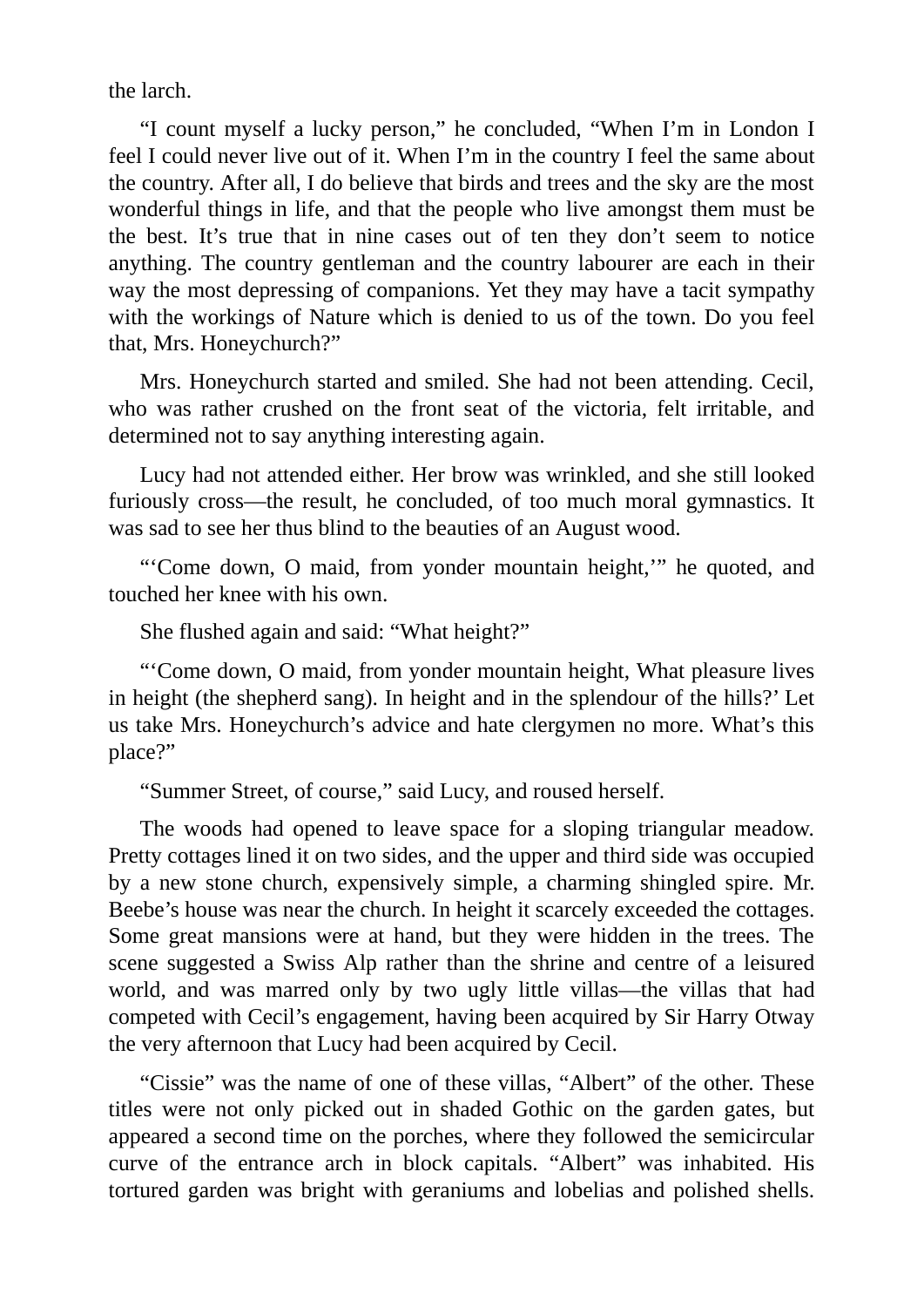the larch.

"I count myself a lucky person," he concluded, "When I'm in London I feel I could never live out of it. When I'm in the country I feel the same about the country. After all, I do believe that birds and trees and the sky are the most wonderful things in life, and that the people who live amongst them must be the best. It's true that in nine cases out of ten they don't seem to notice anything. The country gentleman and the country labourer are each in their way the most depressing of companions. Yet they may have a tacit sympathy with the workings of Nature which is denied to us of the town. Do you feel that, Mrs. Honeychurch?"

Mrs. Honeychurch started and smiled. She had not been attending. Cecil, who was rather crushed on the front seat of the victoria, felt irritable, and determined not to say anything interesting again.

Lucy had not attended either. Her brow was wrinkled, and she still looked furiously cross—the result, he concluded, of too much moral gymnastics. It was sad to see her thus blind to the beauties of an August wood.

"'Come down, O maid, from yonder mountain height,'" he quoted, and touched her knee with his own.

She flushed again and said: "What height?"

"'Come down, O maid, from yonder mountain height, What pleasure lives in height (the shepherd sang). In height and in the splendour of the hills?' Let us take Mrs. Honeychurch's advice and hate clergymen no more. What's this place?"

"Summer Street, of course," said Lucy, and roused herself.

The woods had opened to leave space for a sloping triangular meadow. Pretty cottages lined it on two sides, and the upper and third side was occupied by a new stone church, expensively simple, a charming shingled spire. Mr. Beebe's house was near the church. In height it scarcely exceeded the cottages. Some great mansions were at hand, but they were hidden in the trees. The scene suggested a Swiss Alp rather than the shrine and centre of a leisured world, and was marred only by two ugly little villas—the villas that had competed with Cecil's engagement, having been acquired by Sir Harry Otway the very afternoon that Lucy had been acquired by Cecil.

"Cissie" was the name of one of these villas, "Albert" of the other. These titles were not only picked out in shaded Gothic on the garden gates, but appeared a second time on the porches, where they followed the semicircular curve of the entrance arch in block capitals. "Albert" was inhabited. His tortured garden was bright with geraniums and lobelias and polished shells.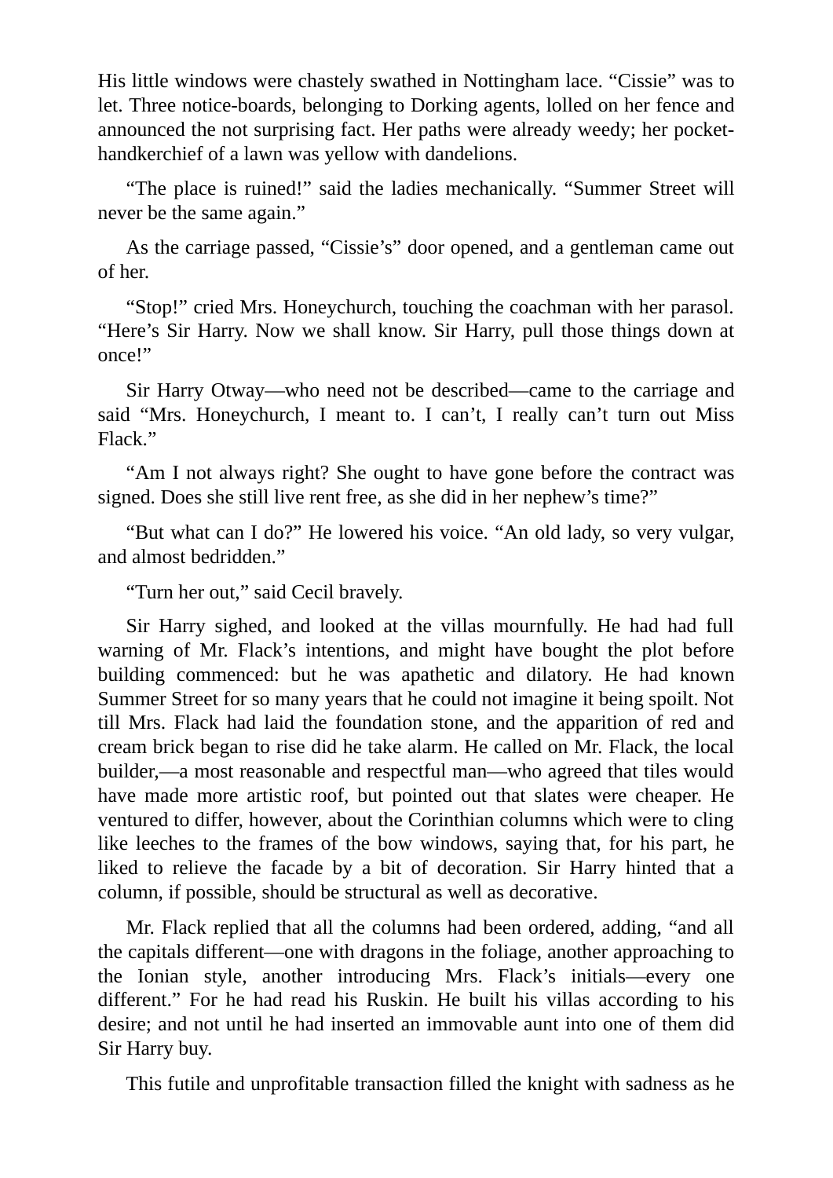His little windows were chastely swathed in Nottingham lace. “Cissie” was to let. Three notice-boards, belonging to Dorking agents, lolled on her fence and announced the not surprising fact. Her paths were already weedy; her pocket-handkerchief of a lawn was yellow with dandelions.

“The place is ruined!” said the ladies mechanically. “Summer Street will never be the same again.”

As the carriage passed, “Cissie’s” door opened, and a gentleman came out of her.

“Stop!” cried Mrs. Honeychurch, touching the coachman with her parasol. “Here’s Sir Harry. Now we shall know. Sir Harry, pull those things down at once!”

Sir Harry Otway—who need not be described—came to the carriage and said “Mrs. Honeychurch, I meant to. I can’t, I really can’t turn out Miss Flack.”

“Am I not always right? She ought to have gone before the contract was signed. Does she still live rent free, as she did in her nephew’s time?”

“But what can I do?” He lowered his voice. “An old lady, so very vulgar, and almost bedridden.”

“Turn her out,” said Cecil bravely.

Sir Harry sighed, and looked at the villas mournfully. He had had full warning of Mr. Flack’s intentions, and might have bought the plot before building commenced: but he was apathetic and dilatory. He had known Summer Street for so many years that he could not imagine it being spoilt. Not till Mrs. Flack had laid the foundation stone, and the apparition of red and cream brick began to rise did he take alarm. He called on Mr. Flack, the local builder,—a most reasonable and respectful man—who agreed that tiles would have made more artistic roof, but pointed out that slates were cheaper. He ventured to differ, however, about the Corinthian columns which were to cling like leeches to the frames of the bow windows, saying that, for his part, he liked to relieve the facade by a bit of decoration. Sir Harry hinted that a column, if possible, should be structural as well as decorative.

Mr. Flack replied that all the columns had been ordered, adding, “and all the capitals different—one with dragons in the foliage, another approaching to the Ionian style, another introducing Mrs. Flack’s initials—every one different.” For he had read his Ruskin. He built his villas according to his desire; and not until he had inserted an immovable aunt into one of them did Sir Harry buy.

This futile and unprofitable transaction filled the knight with sadness as he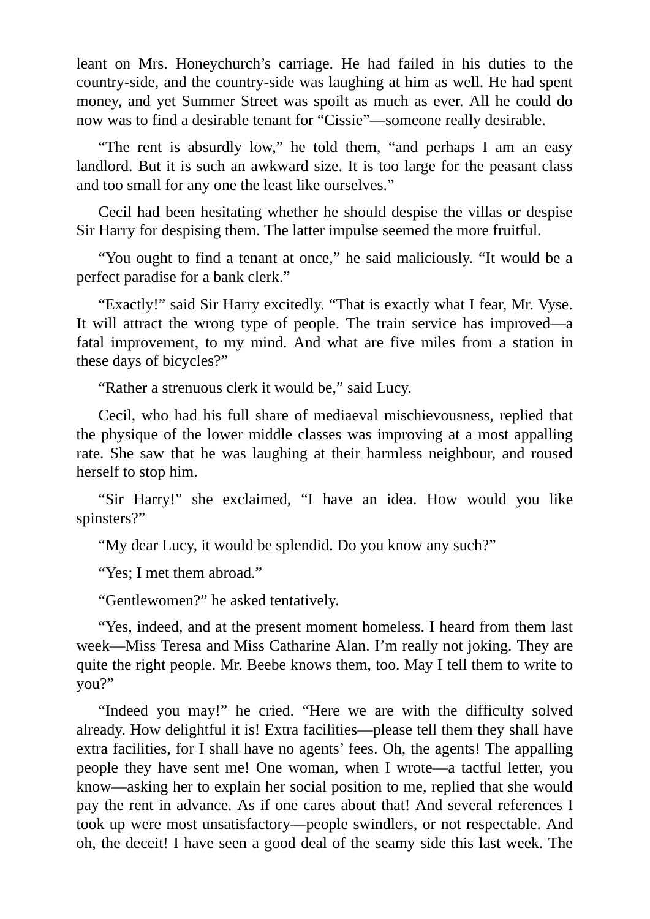leant on Mrs. Honeychurch's carriage. He had failed in his duties to the country-side, and the country-side was laughing at him as well. He had spent money, and yet Summer Street was spoilt as much as ever. All he could do now was to find a desirable tenant for "Cissie"—someone really desirable.

"The rent is absurdly low," he told them, "and perhaps I am an easy landlord. But it is such an awkward size. It is too large for the peasant class and too small for any one the least like ourselves."

Cecil had been hesitating whether he should despise the villas or despise Sir Harry for despising them. The latter impulse seemed the more fruitful.

"You ought to find a tenant at once," he said maliciously. "It would be a perfect paradise for a bank clerk."

"Exactly!" said Sir Harry excitedly. "That is exactly what I fear, Mr. Vyse. It will attract the wrong type of people. The train service has improved—a fatal improvement, to my mind. And what are five miles from a station in these days of bicycles?"

"Rather a strenuous clerk it would be," said Lucy.

Cecil, who had his full share of mediaeval mischievousness, replied that the physique of the lower middle classes was improving at a most appalling rate. She saw that he was laughing at their harmless neighbour, and roused herself to stop him.

"Sir Harry!" she exclaimed, "I have an idea. How would you like spinsters?"

"My dear Lucy, it would be splendid. Do you know any such?"

"Yes; I met them abroad."

"Gentlewomen?" he asked tentatively.

"Yes, indeed, and at the present moment homeless. I heard from them last week—Miss Teresa and Miss Catharine Alan. I'm really not joking. They are quite the right people. Mr. Beebe knows them, too. May I tell them to write to you?"

"Indeed you may!" he cried. "Here we are with the difficulty solved already. How delightful it is! Extra facilities—please tell them they shall have extra facilities, for I shall have no agents' fees. Oh, the agents! The appalling people they have sent me! One woman, when I wrote—a tactful letter, you know—asking her to explain her social position to me, replied that she would pay the rent in advance. As if one cares about that! And several references I took up were most unsatisfactory—people swindlers, or not respectable. And oh, the deceit! I have seen a good deal of the seamy side this last week. The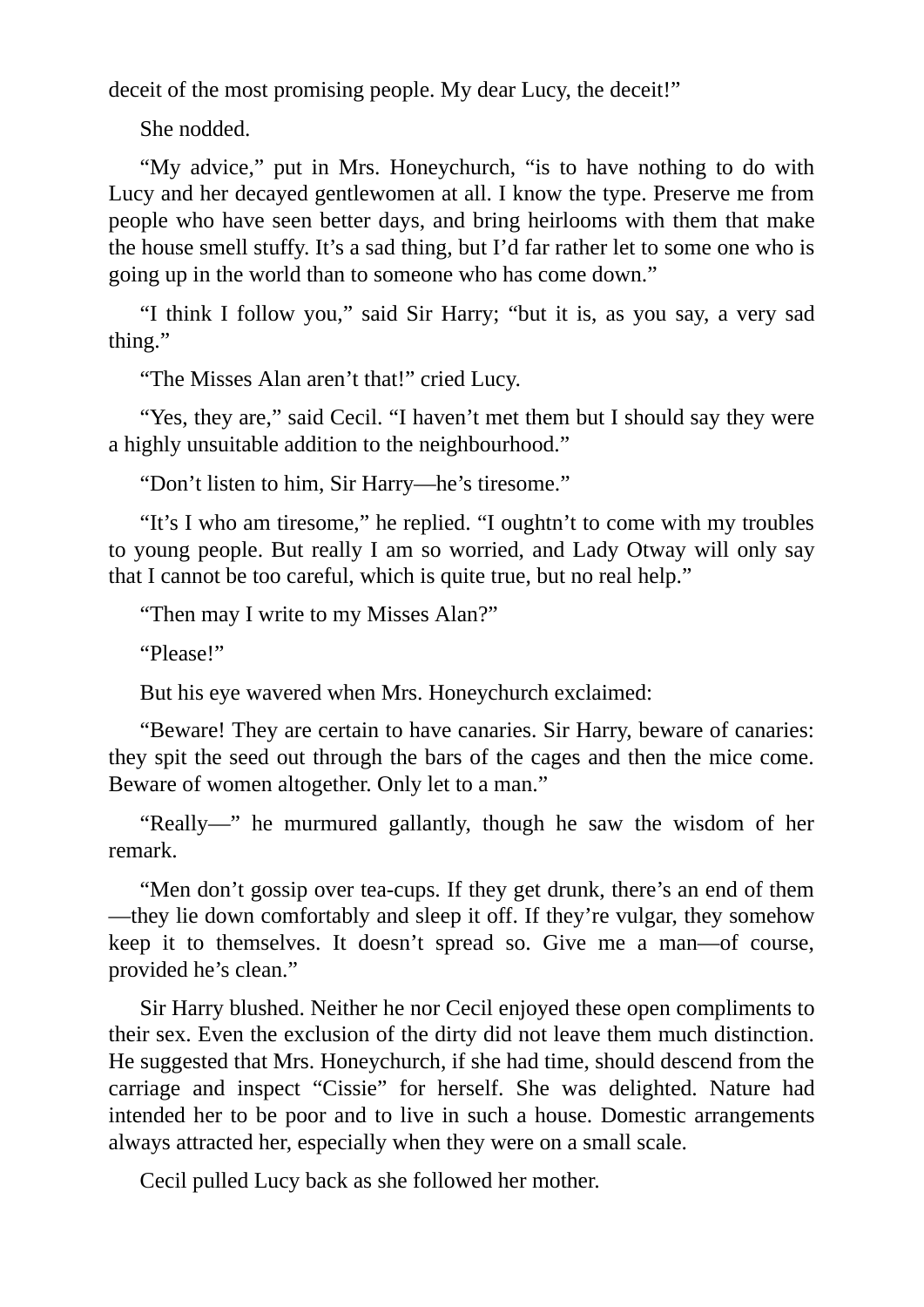deceit of the most promising people. My dear Lucy, the deceit!"

She nodded.

"My advice," put in Mrs. Honeychurch, "is to have nothing to do with Lucy and her decayed gentlewomen at all. I know the type. Preserve me from people who have seen better days, and bring heirlooms with them that make the house smell stuffy. It's a sad thing, but I'd far rather let to some one who is going up in the world than to someone who has come down."

"I think I follow you," said Sir Harry; "but it is, as you say, a very sad thing."

"The Misses Alan aren't that!" cried Lucy.

"Yes, they are," said Cecil. "I haven't met them but I should say they were a highly unsuitable addition to the neighbourhood."

"Don't listen to him, Sir Harry—he's tiresome."

"It's I who am tiresome," he replied. "I oughtn't to come with my troubles to young people. But really I am so worried, and Lady Otway will only say that I cannot be too careful, which is quite true, but no real help."

"Then may I write to my Misses Alan?"

"Please!"

But his eye wavered when Mrs. Honeychurch exclaimed:

"Beware! They are certain to have canaries. Sir Harry, beware of canaries: they spit the seed out through the bars of the cages and then the mice come. Beware of women altogether. Only let to a man."

"Really—" he murmured gallantly, though he saw the wisdom of her remark.

"Men don't gossip over tea-cups. If they get drunk, there's an end of them—they lie down comfortably and sleep it off. If they're vulgar, they somehow keep it to themselves. It doesn't spread so. Give me a man—of course, provided he's clean."

Sir Harry blushed. Neither he nor Cecil enjoyed these open compliments to their sex. Even the exclusion of the dirty did not leave them much distinction. He suggested that Mrs. Honeychurch, if she had time, should descend from the carriage and inspect "Cissie" for herself. She was delighted. Nature had intended her to be poor and to live in such a house. Domestic arrangements always attracted her, especially when they were on a small scale.

Cecil pulled Lucy back as she followed her mother.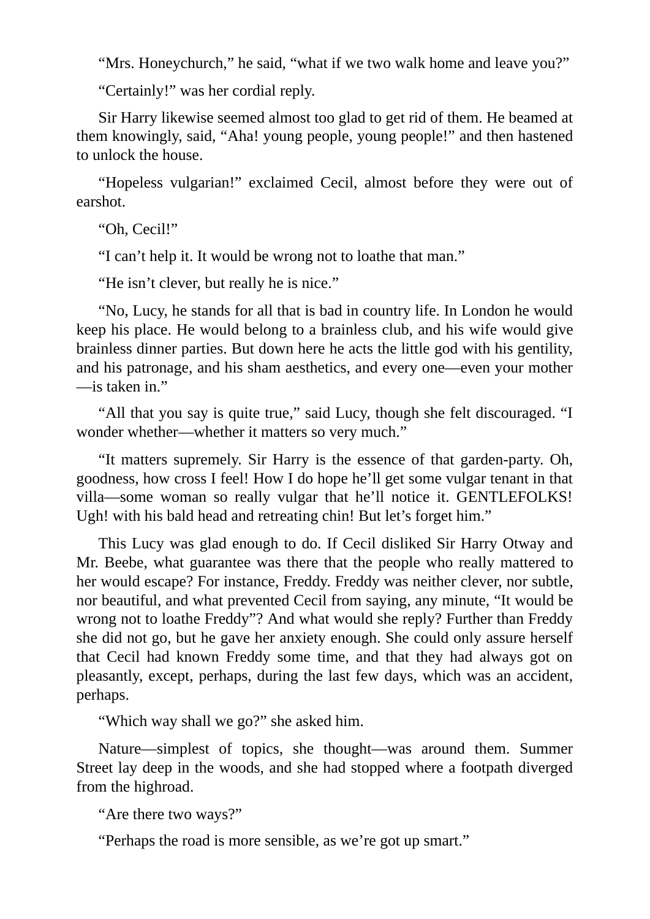"Mrs. Honeychurch," he said, "what if we two walk home and leave you?"

"Certainly!" was her cordial reply.

Sir Harry likewise seemed almost too glad to get rid of them. He beamed at them knowingly, said, "Aha! young people, young people!" and then hastened to unlock the house.

"Hopeless vulgarian!" exclaimed Cecil, almost before they were out of earshot.

"Oh, Cecil!"

"I can't help it. It would be wrong not to loathe that man."

"He isn't clever, but really he is nice."

"No, Lucy, he stands for all that is bad in country life. In London he would keep his place. He would belong to a brainless club, and his wife would give brainless dinner parties. But down here he acts the little god with his gentility, and his patronage, and his sham aesthetics, and every one—even your mother—is taken in."

"All that you say is quite true," said Lucy, though she felt discouraged. "I wonder whether—whether it matters so very much."

"It matters supremely. Sir Harry is the essence of that garden-party. Oh, goodness, how cross I feel! How I do hope he'll get some vulgar tenant in that villa—some woman so really vulgar that he'll notice it. GENTLEFOLKS! Ugh! with his bald head and retreating chin! But let's forget him."

This Lucy was glad enough to do. If Cecil disliked Sir Harry Otway and Mr. Beebe, what guarantee was there that the people who really mattered to her would escape? For instance, Freddy. Freddy was neither clever, nor subtle, nor beautiful, and what prevented Cecil from saying, any minute, "It would be wrong not to loathe Freddy"? And what would she reply? Further than Freddy she did not go, but he gave her anxiety enough. She could only assure herself that Cecil had known Freddy some time, and that they had always got on pleasantly, except, perhaps, during the last few days, which was an accident, perhaps.

"Which way shall we go?" she asked him.

Nature—simplest of topics, she thought—was around them. Summer Street lay deep in the woods, and she had stopped where a footpath diverged from the highroad.

"Are there two ways?"

"Perhaps the road is more sensible, as we're got up smart."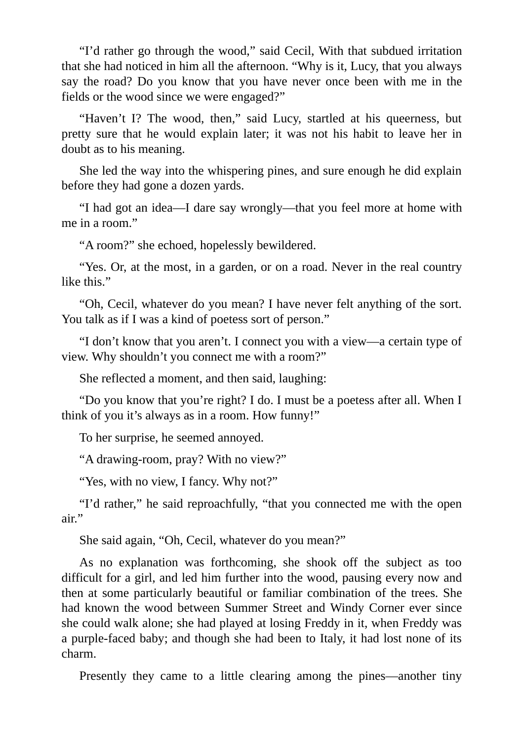"I'd rather go through the wood," said Cecil, With that subdued irritation that she had noticed in him all the afternoon. "Why is it, Lucy, that you always say the road? Do you know that you have never once been with me in the fields or the wood since we were engaged?"

"Haven't I? The wood, then," said Lucy, startled at his queerness, but pretty sure that he would explain later; it was not his habit to leave her in doubt as to his meaning.

She led the way into the whispering pines, and sure enough he did explain before they had gone a dozen yards.

"I had got an idea—I dare say wrongly—that you feel more at home with me in a room."

"A room?" she echoed, hopelessly bewildered.

"Yes. Or, at the most, in a garden, or on a road. Never in the real country like this."

"Oh, Cecil, whatever do you mean? I have never felt anything of the sort. You talk as if I was a kind of poetess sort of person."

"I don't know that you aren't. I connect you with a view—a certain type of view. Why shouldn't you connect me with a room?"

She reflected a moment, and then said, laughing:

"Do you know that you're right? I do. I must be a poetess after all. When I think of you it's always as in a room. How funny!"

To her surprise, he seemed annoyed.

"A drawing-room, pray? With no view?"

"Yes, with no view, I fancy. Why not?"

"I'd rather," he said reproachfully, "that you connected me with the open air."

She said again, "Oh, Cecil, whatever do you mean?"

As no explanation was forthcoming, she shook off the subject as too difficult for a girl, and led him further into the wood, pausing every now and then at some particularly beautiful or familiar combination of the trees. She had known the wood between Summer Street and Windy Corner ever since she could walk alone; she had played at losing Freddy in it, when Freddy was a purple-faced baby; and though she had been to Italy, it had lost none of its charm.

Presently they came to a little clearing among the pines—another tiny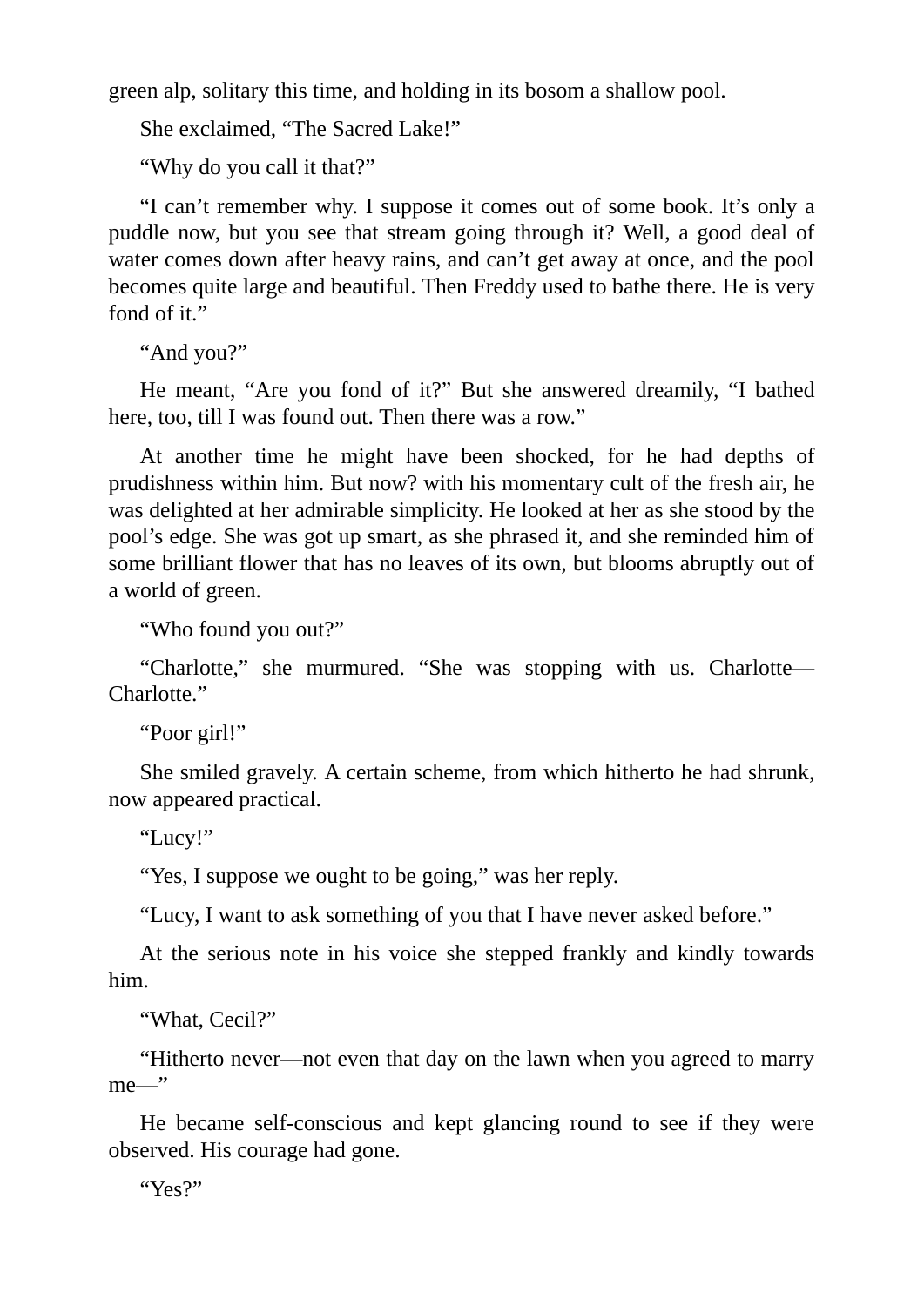green alp, solitary this time, and holding in its bosom a shallow pool.

She exclaimed, “The Sacred Lake!”

“Why do you call it that?”

“I can’t remember why. I suppose it comes out of some book. It’s only a puddle now, but you see that stream going through it? Well, a good deal of water comes down after heavy rains, and can’t get away at once, and the pool becomes quite large and beautiful. Then Freddy used to bathe there. He is very fond of it.”

“And you?”

He meant, “Are you fond of it?” But she answered dreamily, “I bathed here, too, till I was found out. Then there was a row.”

At another time he might have been shocked, for he had depths of prudishness within him. But now? with his momentary cult of the fresh air, he was delighted at her admirable simplicity. He looked at her as she stood by the pool’s edge. She was got up smart, as she phrased it, and she reminded him of some brilliant flower that has no leaves of its own, but blooms abruptly out of a world of green.

“Who found you out?”

“Charlotte,” she murmured. “She was stopping with us. Charlotte—Charlotte.”

“Poor girl!”

She smiled gravely. A certain scheme, from which hitherto he had shrunk, now appeared practical.

“Lucy!”

“Yes, I suppose we ought to be going,” was her reply.

“Lucy, I want to ask something of you that I have never asked before.”

At the serious note in his voice she stepped frankly and kindly towards him.

“What, Cecil?”

“Hitherto never—not even that day on the lawn when you agreed to marry me—”

He became self-conscious and kept glancing round to see if they were observed. His courage had gone.

“Yes?”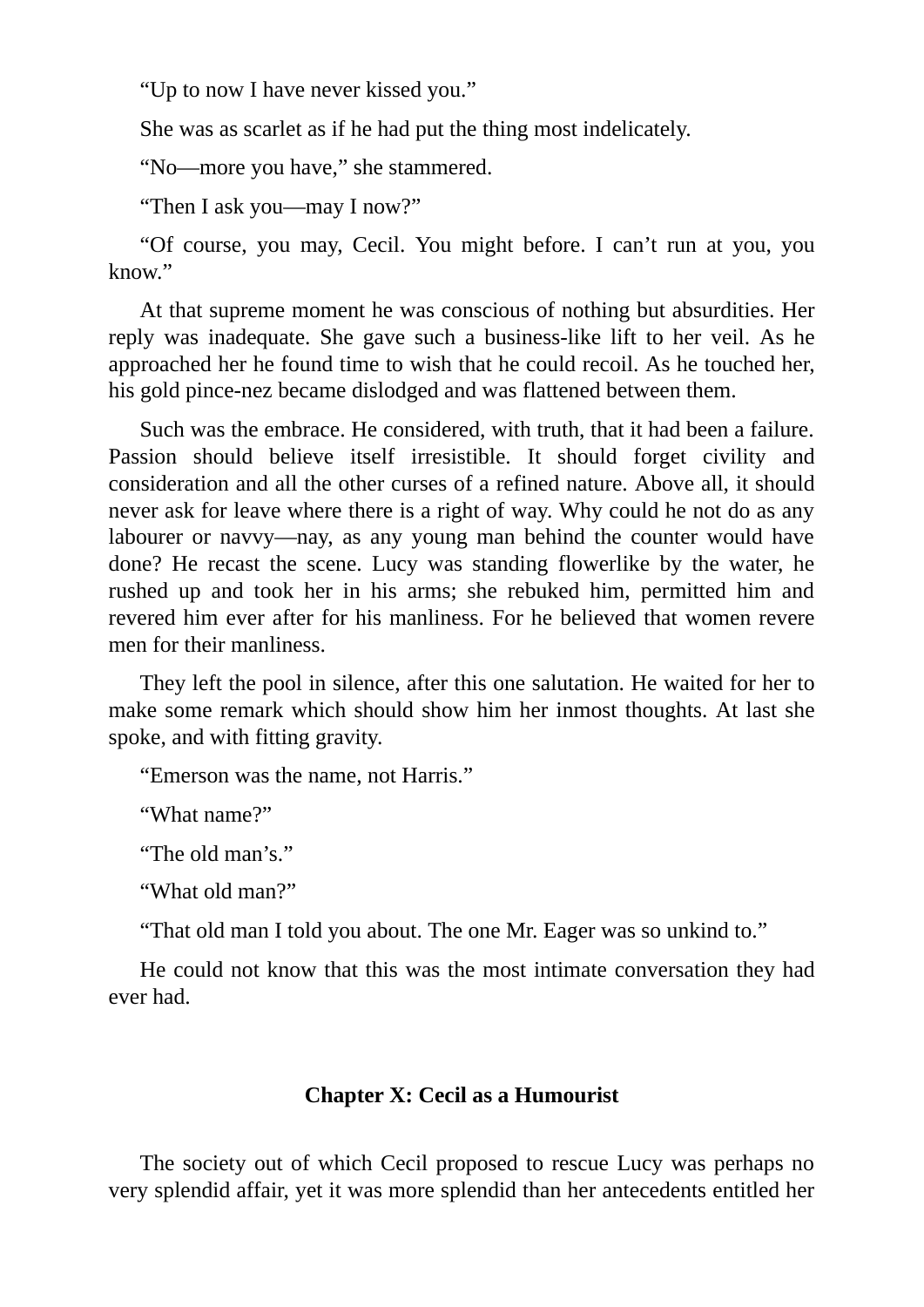“Up to now I have never kissed you.”

She was as scarlet as if he had put the thing most indelicately.

“No—more you have,” she stammered.

“Then I ask you—may I now?”

“Of course, you may, Cecil. You might before. I can’t run at you, you know.”

At that supreme moment he was conscious of nothing but absurdities. Her reply was inadequate. She gave such a business-like lift to her veil. As he approached her he found time to wish that he could recoil. As he touched her, his gold pince-nez became dislodged and was flattened between them.

Such was the embrace. He considered, with truth, that it had been a failure. Passion should believe itself irresistible. It should forget civility and consideration and all the other curses of a refined nature. Above all, it should never ask for leave where there is a right of way. Why could he not do as any labourer or navvy—nay, as any young man behind the counter would have done? He recast the scene. Lucy was standing flowerlike by the water, he rushed up and took her in his arms; she rebuked him, permitted him and revered him ever after for his manliness. For he believed that women revere men for their manliness.

They left the pool in silence, after this one salutation. He waited for her to make some remark which should show him her inmost thoughts. At last she spoke, and with fitting gravity.

“Emerson was the name, not Harris.”

“What name?”

“The old man’s.”

“What old man?”

“That old man I told you about. The one Mr. Eager was so unkind to.”

He could not know that this was the most intimate conversation they had ever had.

## Chapter X: Cecil as a Humourist

The society out of which Cecil proposed to rescue Lucy was perhaps no very splendid affair, yet it was more splendid than her antecedents entitled her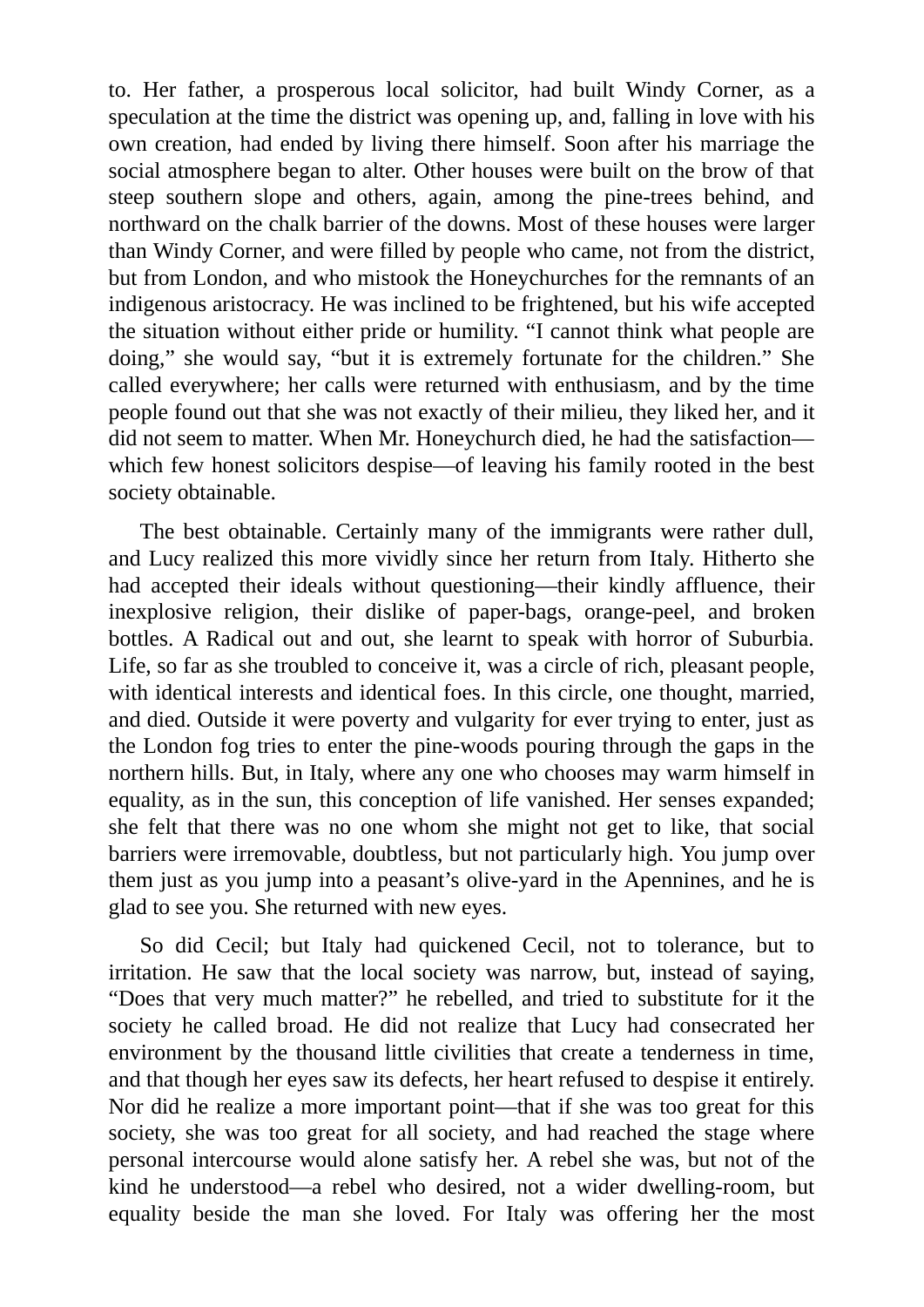to. Her father, a prosperous local solicitor, had built Windy Corner, as a speculation at the time the district was opening up, and, falling in love with his own creation, had ended by living there himself. Soon after his marriage the social atmosphere began to alter. Other houses were built on the brow of that steep southern slope and others, again, among the pine-trees behind, and northward on the chalk barrier of the downs. Most of these houses were larger than Windy Corner, and were filled by people who came, not from the district, but from London, and who mistook the Honeychurches for the remnants of an indigenous aristocracy. He was inclined to be frightened, but his wife accepted the situation without either pride or humility. "I cannot think what people are doing," she would say, "but it is extremely fortunate for the children." She called everywhere; her calls were returned with enthusiasm, and by the time people found out that she was not exactly of their milieu, they liked her, and it did not seem to matter. When Mr. Honeychurch died, he had the satisfaction—which few honest solicitors despise—of leaving his family rooted in the best society obtainable.

The best obtainable. Certainly many of the immigrants were rather dull, and Lucy realized this more vividly since her return from Italy. Hitherto she had accepted their ideals without questioning—their kindly affluence, their inexplosive religion, their dislike of paper-bags, orange-peel, and broken bottles. A Radical out and out, she learnt to speak with horror of Suburbia. Life, so far as she troubled to conceive it, was a circle of rich, pleasant people, with identical interests and identical foes. In this circle, one thought, married, and died. Outside it were poverty and vulgarity for ever trying to enter, just as the London fog tries to enter the pine-woods pouring through the gaps in the northern hills. But, in Italy, where any one who chooses may warm himself in equality, as in the sun, this conception of life vanished. Her senses expanded; she felt that there was no one whom she might not get to like, that social barriers were irremovable, doubtless, but not particularly high. You jump over them just as you jump into a peasant's olive-yard in the Apennines, and he is glad to see you. She returned with new eyes.

So did Cecil; but Italy had quickened Cecil, not to tolerance, but to irritation. He saw that the local society was narrow, but, instead of saying, "Does that very much matter?" he rebelled, and tried to substitute for it the society he called broad. He did not realize that Lucy had consecrated her environment by the thousand little civilities that create a tenderness in time, and that though her eyes saw its defects, her heart refused to despise it entirely. Nor did he realize a more important point—that if she was too great for this society, she was too great for all society, and had reached the stage where personal intercourse would alone satisfy her. A rebel she was, but not of the kind he understood—a rebel who desired, not a wider dwelling-room, but equality beside the man she loved. For Italy was offering her the most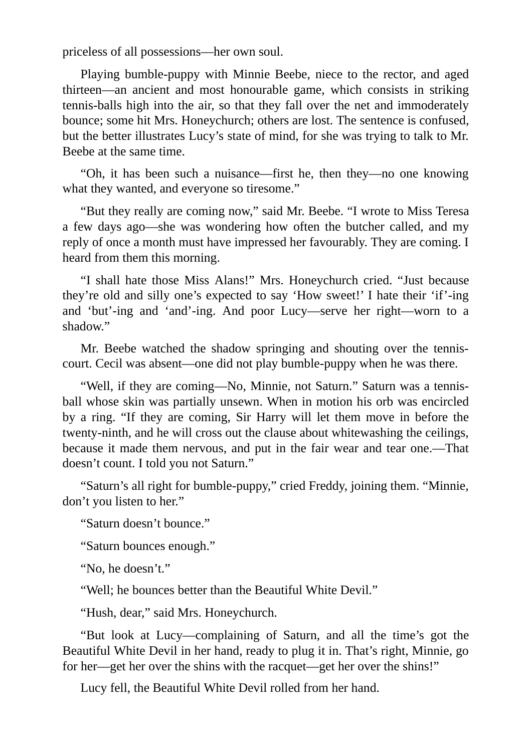priceless of all possessions—her own soul.

Playing bumble-puppy with Minnie Beebe, niece to the rector, and aged thirteen—an ancient and most honourable game, which consists in striking tennis-balls high into the air, so that they fall over the net and immoderately bounce; some hit Mrs. Honeychurch; others are lost. The sentence is confused, but the better illustrates Lucy's state of mind, for she was trying to talk to Mr. Beebe at the same time.

"Oh, it has been such a nuisance—first he, then they—no one knowing what they wanted, and everyone so tiresome."

"But they really are coming now," said Mr. Beebe. "I wrote to Miss Teresa a few days ago—she was wondering how often the butcher called, and my reply of once a month must have impressed her favourably. They are coming. I heard from them this morning.

"I shall hate those Miss Alans!" Mrs. Honeychurch cried. "Just because they're old and silly one's expected to say 'How sweet!' I hate their 'if'-ing and 'but'-ing and 'and'-ing. And poor Lucy—serve her right—worn to a shadow."

Mr. Beebe watched the shadow springing and shouting over the tennis-court. Cecil was absent—one did not play bumble-puppy when he was there.

"Well, if they are coming—No, Minnie, not Saturn." Saturn was a tennis-ball whose skin was partially unsewn. When in motion his orb was encircled by a ring. "If they are coming, Sir Harry will let them move in before the twenty-ninth, and he will cross out the clause about whitewashing the ceilings, because it made them nervous, and put in the fair wear and tear one.—That doesn't count. I told you not Saturn."

"Saturn's all right for bumble-puppy," cried Freddy, joining them. "Minnie, don't you listen to her."

"Saturn doesn't bounce."

"Saturn bounces enough."

"No, he doesn't."

"Well; he bounces better than the Beautiful White Devil."

"Hush, dear," said Mrs. Honeychurch.

"But look at Lucy—complaining of Saturn, and all the time's got the Beautiful White Devil in her hand, ready to plug it in. That's right, Minnie, go for her—get her over the shins with the racquet—get her over the shins!"

Lucy fell, the Beautiful White Devil rolled from her hand.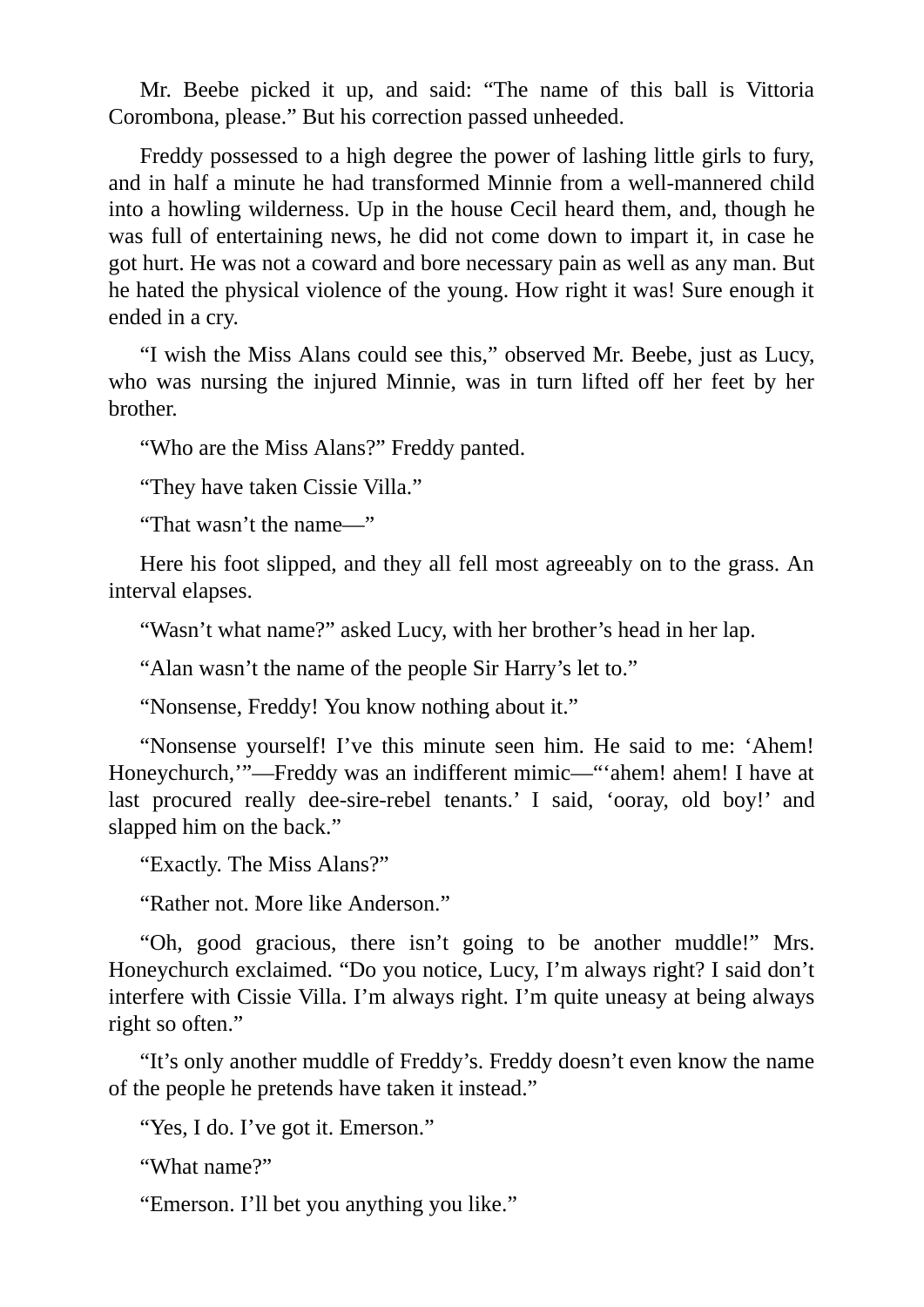Mr. Beebe picked it up, and said: “The name of this ball is Vittoria Corombona, please.” But his correction passed unheeded.

Freddy possessed to a high degree the power of lashing little girls to fury, and in half a minute he had transformed Minnie from a well-mannered child into a howling wilderness. Up in the house Cecil heard them, and, though he was full of entertaining news, he did not come down to impart it, in case he got hurt. He was not a coward and bore necessary pain as well as any man. But he hated the physical violence of the young. How right it was! Sure enough it ended in a cry.

“I wish the Miss Alans could see this,” observed Mr. Beebe, just as Lucy, who was nursing the injured Minnie, was in turn lifted off her feet by her brother.

“Who are the Miss Alans?” Freddy panted.

“They have taken Cissie Villa.”

“That wasn’t the name—”

Here his foot slipped, and they all fell most agreeably on to the grass. An interval elapses.

“Wasn’t what name?” asked Lucy, with her brother’s head in her lap.

“Alan wasn’t the name of the people Sir Harry’s let to.”

“Nonsense, Freddy! You know nothing about it.”

“Nonsense yourself! I’ve this minute seen him. He said to me: ‘Ahem! Honeychurch,’”—Freddy was an indifferent mimic—“‘ahem! ahem! I have at last procured really dee-sire-rebel tenants.’ I said, ‘ooray, old boy!’ and slapped him on the back.”

“Exactly. The Miss Alans?”

“Rather not. More like Anderson.”

“Oh, good gracious, there isn’t going to be another muddle!” Mrs. Honeychurch exclaimed. “Do you notice, Lucy, I’m always right? I said don’t interfere with Cissie Villa. I’m always right. I’m quite uneasy at being always right so often.”

“It’s only another muddle of Freddy’s. Freddy doesn’t even know the name of the people he pretends have taken it instead.”

“Yes, I do. I’ve got it. Emerson.”

“What name?”

“Emerson. I’ll bet you anything you like.”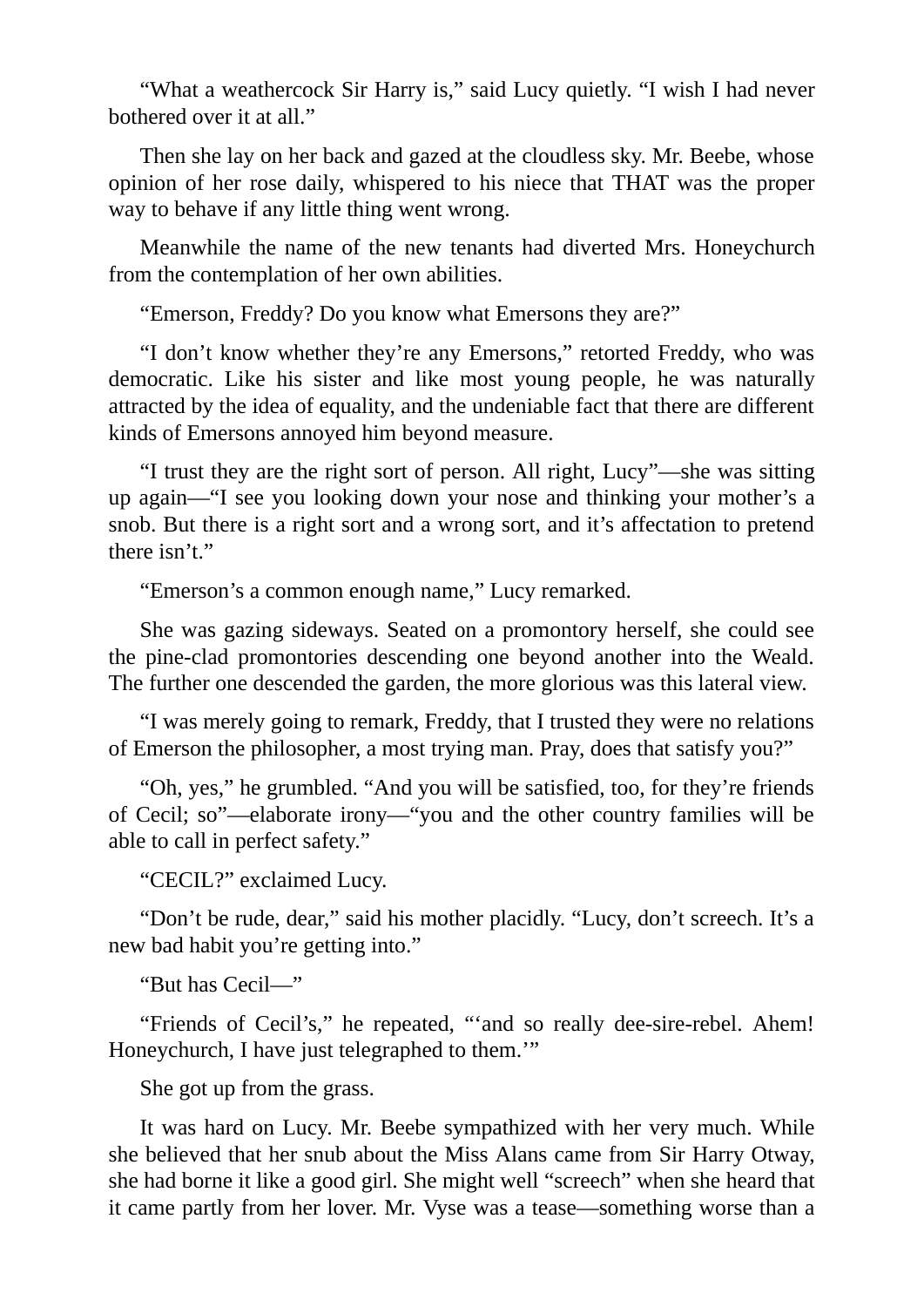“What a weathercock Sir Harry is,” said Lucy quietly. “I wish I had never bothered over it at all.”

Then she lay on her back and gazed at the cloudless sky. Mr. Beebe, whose opinion of her rose daily, whispered to his niece that THAT was the proper way to behave if any little thing went wrong.

Meanwhile the name of the new tenants had diverted Mrs. Honeychurch from the contemplation of her own abilities.

“Emerson, Freddy? Do you know what Emersons they are?”

“I don’t know whether they’re any Emersons,” retorted Freddy, who was democratic. Like his sister and like most young people, he was naturally attracted by the idea of equality, and the undeniable fact that there are different kinds of Emersons annoyed him beyond measure.

“I trust they are the right sort of person. All right, Lucy”—she was sitting up again—“I see you looking down your nose and thinking your mother’s a snob. But there is a right sort and a wrong sort, and it’s affectation to pretend there isn’t.”

“Emerson’s a common enough name,” Lucy remarked.

She was gazing sideways. Seated on a promontory herself, she could see the pine-clad promontories descending one beyond another into the Weald. The further one descended the garden, the more glorious was this lateral view.

“I was merely going to remark, Freddy, that I trusted they were no relations of Emerson the philosopher, a most trying man. Pray, does that satisfy you?”

“Oh, yes,” he grumbled. “And you will be satisfied, too, for they’re friends of Cecil; so”—elaborate irony—“you and the other country families will be able to call in perfect safety.”

“CECIL?” exclaimed Lucy.

“Don’t be rude, dear,” said his mother placidly. “Lucy, don’t screech. It’s a new bad habit you’re getting into.”

“But has Cecil—”

“Friends of Cecil’s,” he repeated, “‘and so really dee-sire-rebel. Ahem! Honeychurch, I have just telegraphed to them.’”

She got up from the grass.

It was hard on Lucy. Mr. Beebe sympathized with her very much. While she believed that her snub about the Miss Alans came from Sir Harry Otway, she had borne it like a good girl. She might well “screech” when she heard that it came partly from her lover. Mr. Vyse was a tease—something worse than a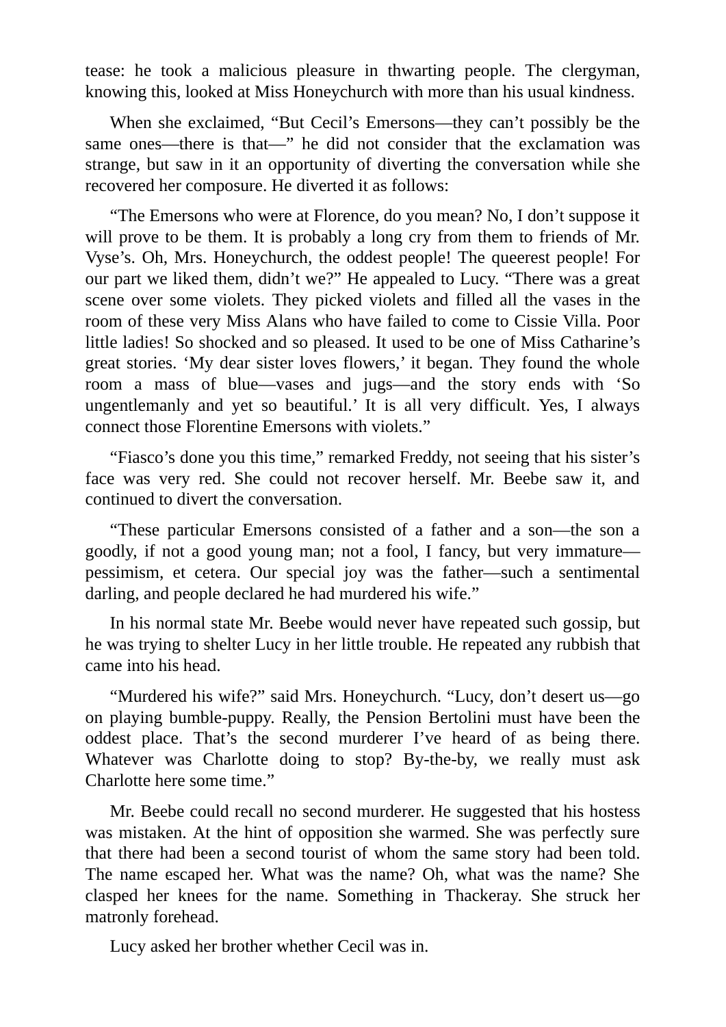tease: he took a malicious pleasure in thwarting people. The clergyman, knowing this, looked at Miss Honeychurch with more than his usual kindness.

When she exclaimed, “But Cecil’s Emersons—they can’t possibly be the same ones—there is that—” he did not consider that the exclamation was strange, but saw in it an opportunity of diverting the conversation while she recovered her composure. He diverted it as follows:

“The Emersons who were at Florence, do you mean? No, I don’t suppose it will prove to be them. It is probably a long cry from them to friends of Mr. Vyse’s. Oh, Mrs. Honeychurch, the oddest people! The queerest people! For our part we liked them, didn’t we?” He appealed to Lucy. “There was a great scene over some violets. They picked violets and filled all the vases in the room of these very Miss Alans who have failed to come to Cissie Villa. Poor little ladies! So shocked and so pleased. It used to be one of Miss Catharine’s great stories. ‘My dear sister loves flowers,’ it began. They found the whole room a mass of blue—vases and jugs—and the story ends with ‘So ungentlemanly and yet so beautiful.’ It is all very difficult. Yes, I always connect those Florentine Emersons with violets.”

“Fiasco’s done you this time,” remarked Freddy, not seeing that his sister’s face was very red. She could not recover herself. Mr. Beebe saw it, and continued to divert the conversation.

“These particular Emersons consisted of a father and a son—the son a goodly, if not a good young man; not a fool, I fancy, but very immature—pessimism, et cetera. Our special joy was the father—such a sentimental darling, and people declared he had murdered his wife.”

In his normal state Mr. Beebe would never have repeated such gossip, but he was trying to shelter Lucy in her little trouble. He repeated any rubbish that came into his head.

“Murdered his wife?” said Mrs. Honeychurch. “Lucy, don’t desert us—go on playing bumble-puppy. Really, the Pension Bertolini must have been the oddest place. That’s the second murderer I’ve heard of as being there. Whatever was Charlotte doing to stop? By-the-by, we really must ask Charlotte here some time.”

Mr. Beebe could recall no second murderer. He suggested that his hostess was mistaken. At the hint of opposition she warmed. She was perfectly sure that there had been a second tourist of whom the same story had been told. The name escaped her. What was the name? Oh, what was the name? She clasped her knees for the name. Something in Thackeray. She struck her matronly forehead.

Lucy asked her brother whether Cecil was in.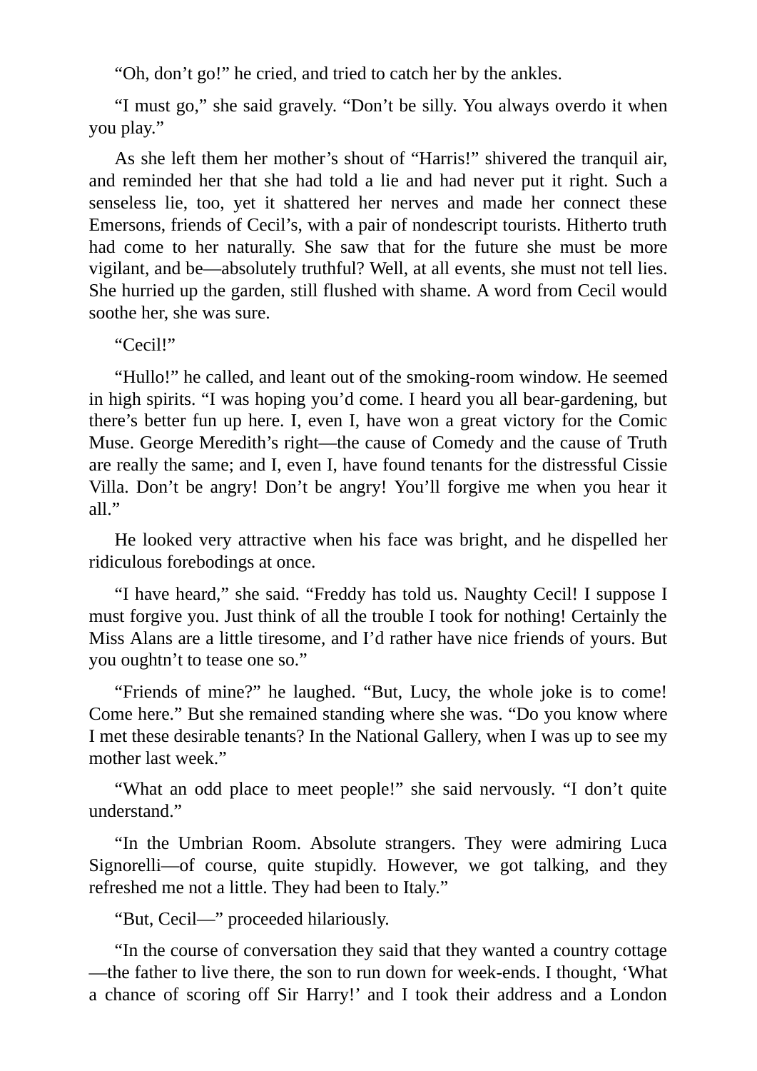“Oh, don’t go!” he cried, and tried to catch her by the ankles.

“I must go,” she said gravely. “Don’t be silly. You always overdo it when you play.”

As she left them her mother’s shout of “Harris!” shivered the tranquil air, and reminded her that she had told a lie and had never put it right. Such a senseless lie, too, yet it shattered her nerves and made her connect these Emersons, friends of Cecil’s, with a pair of nondescript tourists. Hitherto truth had come to her naturally. She saw that for the future she must be more vigilant, and be—absolutely truthful? Well, at all events, she must not tell lies. She hurried up the garden, still flushed with shame. A word from Cecil would soothe her, she was sure.

“Cecil!”

“Hullo!” he called, and leant out of the smoking-room window. He seemed in high spirits. “I was hoping you’d come. I heard you all bear-gardening, but there’s better fun up here. I, even I, have won a great victory for the Comic Muse. George Meredith’s right—the cause of Comedy and the cause of Truth are really the same; and I, even I, have found tenants for the distressful Cissie Villa. Don’t be angry! Don’t be angry! You’ll forgive me when you hear it all.”

He looked very attractive when his face was bright, and he dispelled her ridiculous forebodings at once.

“I have heard,” she said. “Freddy has told us. Naughty Cecil! I suppose I must forgive you. Just think of all the trouble I took for nothing! Certainly the Miss Alans are a little tiresome, and I’d rather have nice friends of yours. But you oughtn’t to tease one so.”

“Friends of mine?” he laughed. “But, Lucy, the whole joke is to come! Come here.” But she remained standing where she was. “Do you know where I met these desirable tenants? In the National Gallery, when I was up to see my mother last week.”

“What an odd place to meet people!” she said nervously. “I don’t quite understand.”

“In the Umbrian Room. Absolute strangers. They were admiring Luca Signorelli—of course, quite stupidly. However, we got talking, and they refreshed me not a little. They had been to Italy.”

“But, Cecil—” proceeded hilariously.

“In the course of conversation they said that they wanted a country cottage—the father to live there, the son to run down for week-ends. I thought, ‘What a chance of scoring off Sir Harry!’ and I took their address and a London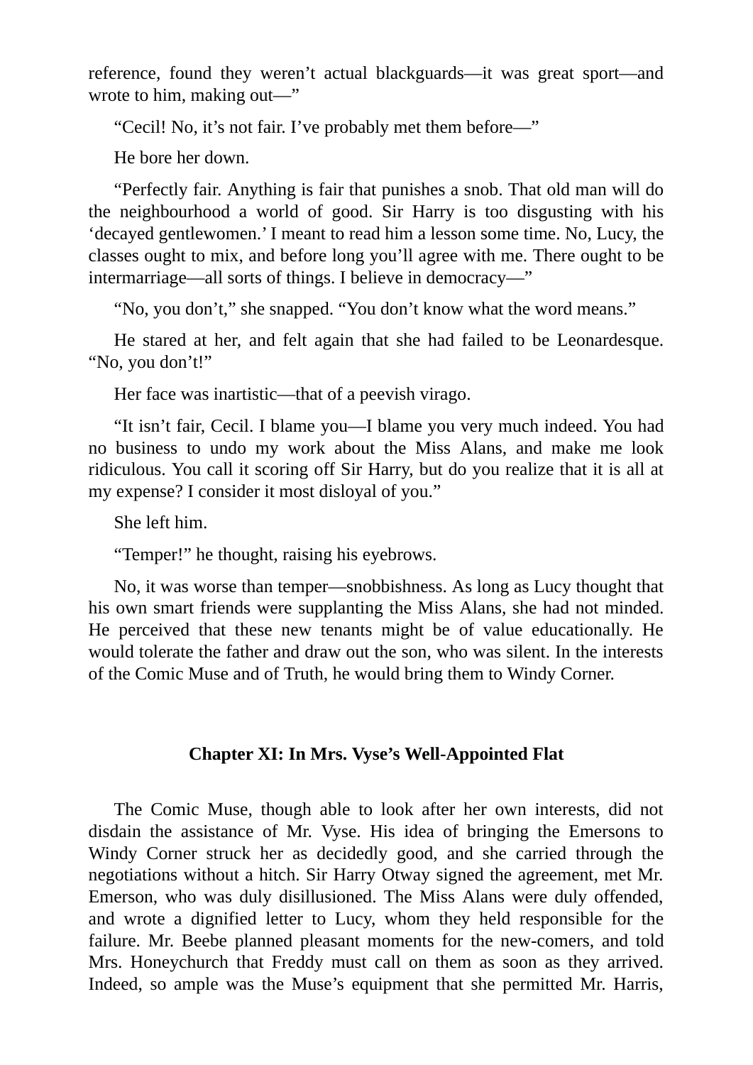reference, found they weren't actual blackguards—it was great sport—and wrote to him, making out—"

"Cecil! No, it's not fair. I've probably met them before—"

He bore her down.

"Perfectly fair. Anything is fair that punishes a snob. That old man will do the neighbourhood a world of good. Sir Harry is too disgusting with his 'decayed gentlewomen.' I meant to read him a lesson some time. No, Lucy, the classes ought to mix, and before long you'll agree with me. There ought to be intermarriage—all sorts of things. I believe in democracy—"

"No, you don't," she snapped. "You don't know what the word means."

He stared at her, and felt again that she had failed to be Leonardesque. "No, you don't!"

Her face was inartistic—that of a peevish virago.

"It isn't fair, Cecil. I blame you—I blame you very much indeed. You had no business to undo my work about the Miss Alans, and make me look ridiculous. You call it scoring off Sir Harry, but do you realize that it is all at my expense? I consider it most disloyal of you."

She left him.

"Temper!" he thought, raising his eyebrows.

No, it was worse than temper—snobbishness. As long as Lucy thought that his own smart friends were supplanting the Miss Alans, she had not minded. He perceived that these new tenants might be of value educationally. He would tolerate the father and draw out the son, who was silent. In the interests of the Comic Muse and of Truth, he would bring them to Windy Corner.

## Chapter XI: In Mrs. Vyse's Well-Appointed Flat

The Comic Muse, though able to look after her own interests, did not disdain the assistance of Mr. Vyse. His idea of bringing the Emersons to Windy Corner struck her as decidedly good, and she carried through the negotiations without a hitch. Sir Harry Otway signed the agreement, met Mr. Emerson, who was duly disillusioned. The Miss Alans were duly offended, and wrote a dignified letter to Lucy, whom they held responsible for the failure. Mr. Beebe planned pleasant moments for the new-comers, and told Mrs. Honeychurch that Freddy must call on them as soon as they arrived. Indeed, so ample was the Muse's equipment that she permitted Mr. Harris,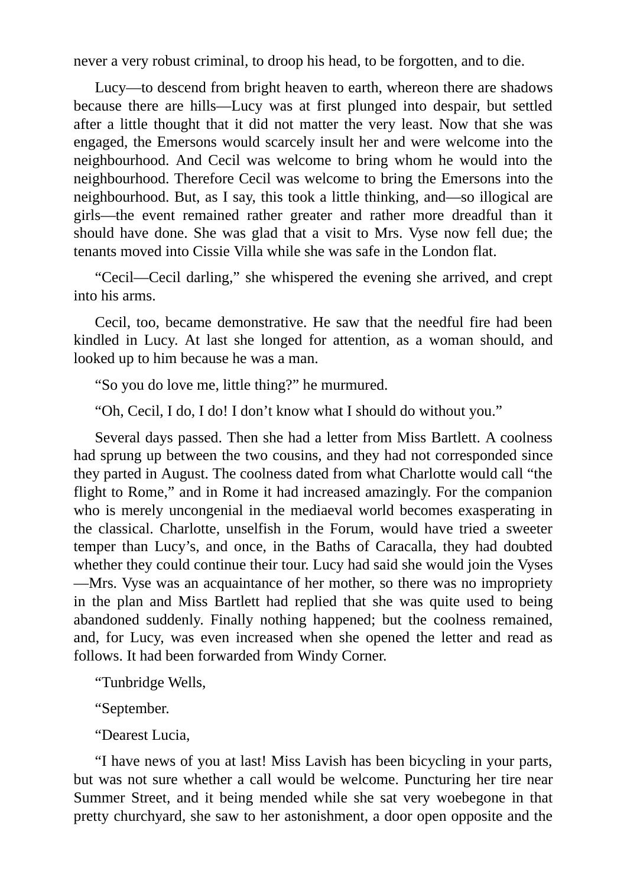never a very robust criminal, to droop his head, to be forgotten, and to die.

Lucy—to descend from bright heaven to earth, whereon there are shadows because there are hills—Lucy was at first plunged into despair, but settled after a little thought that it did not matter the very least. Now that she was engaged, the Emersons would scarcely insult her and were welcome into the neighbourhood. And Cecil was welcome to bring whom he would into the neighbourhood. Therefore Cecil was welcome to bring the Emersons into the neighbourhood. But, as I say, this took a little thinking, and—so illogical are girls—the event remained rather greater and rather more dreadful than it should have done. She was glad that a visit to Mrs. Vyse now fell due; the tenants moved into Cissie Villa while she was safe in the London flat.

"Cecil—Cecil darling," she whispered the evening she arrived, and crept into his arms.

Cecil, too, became demonstrative. He saw that the needful fire had been kindled in Lucy. At last she longed for attention, as a woman should, and looked up to him because he was a man.

"So you do love me, little thing?" he murmured.

"Oh, Cecil, I do, I do! I don't know what I should do without you."

Several days passed. Then she had a letter from Miss Bartlett. A coolness had sprung up between the two cousins, and they had not corresponded since they parted in August. The coolness dated from what Charlotte would call "the flight to Rome," and in Rome it had increased amazingly. For the companion who is merely uncongenial in the mediaeval world becomes exasperating in the classical. Charlotte, unselfish in the Forum, would have tried a sweeter temper than Lucy's, and once, in the Baths of Caracalla, they had doubted whether they could continue their tour. Lucy had said she would join the Vyses—Mrs. Vyse was an acquaintance of her mother, so there was no impropriety in the plan and Miss Bartlett had replied that she was quite used to being abandoned suddenly. Finally nothing happened; but the coolness remained, and, for Lucy, was even increased when she opened the letter and read as follows. It had been forwarded from Windy Corner.

"Tunbridge Wells,

"September.

"Dearest Lucia,

"I have news of you at last! Miss Lavish has been bicycling in your parts, but was not sure whether a call would be welcome. Puncturing her tire near Summer Street, and it being mended while she sat very woebegone in that pretty churchyard, she saw to her astonishment, a door open opposite and the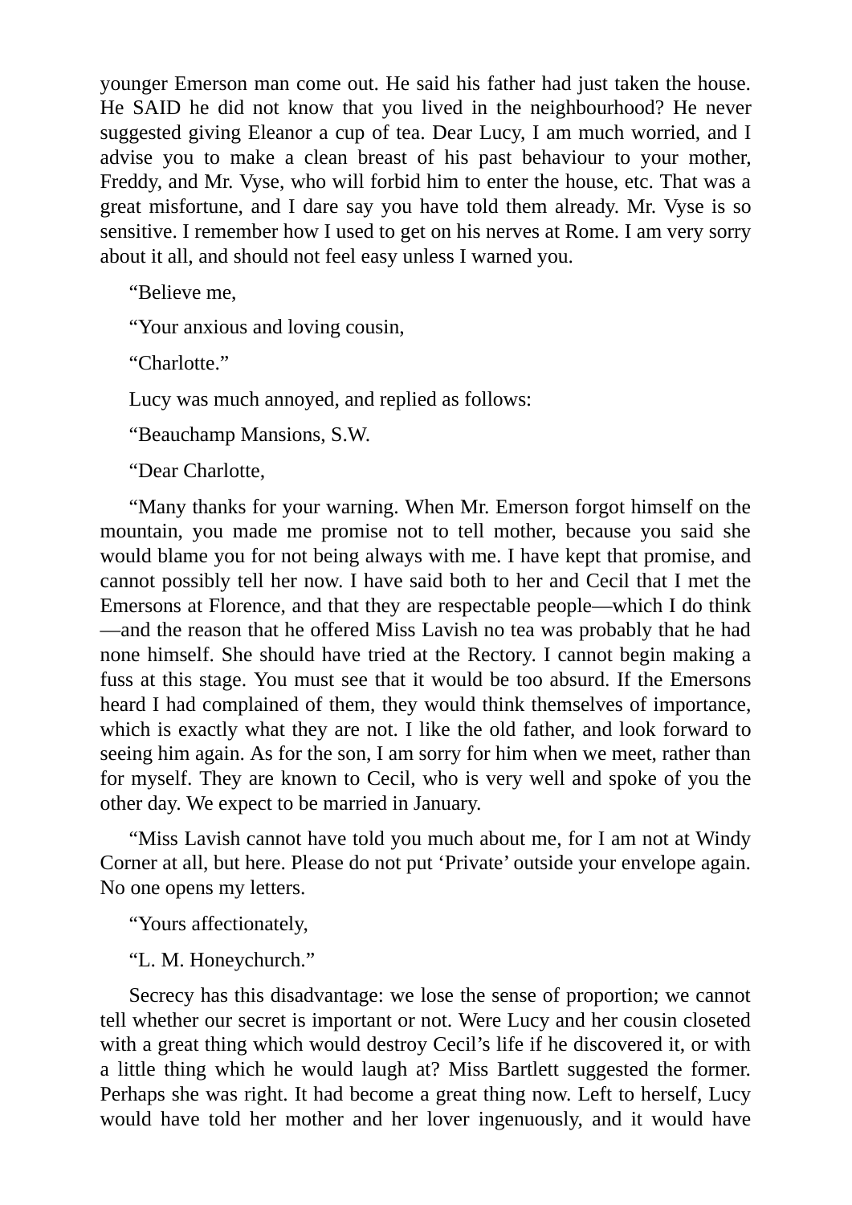younger Emerson man come out. He said his father had just taken the house. He SAID he did not know that you lived in the neighbourhood? He never suggested giving Eleanor a cup of tea. Dear Lucy, I am much worried, and I advise you to make a clean breast of his past behaviour to your mother, Freddy, and Mr. Vyse, who will forbid him to enter the house, etc. That was a great misfortune, and I dare say you have told them already. Mr. Vyse is so sensitive. I remember how I used to get on his nerves at Rome. I am very sorry about it all, and should not feel easy unless I warned you.

"Believe me,

"Your anxious and loving cousin,

"Charlotte."

Lucy was much annoyed, and replied as follows:

"Beauchamp Mansions, S.W.

"Dear Charlotte,

"Many thanks for your warning. When Mr. Emerson forgot himself on the mountain, you made me promise not to tell mother, because you said she would blame you for not being always with me. I have kept that promise, and cannot possibly tell her now. I have said both to her and Cecil that I met the Emersons at Florence, and that they are respectable people—which I do think—and the reason that he offered Miss Lavish no tea was probably that he had none himself. She should have tried at the Rectory. I cannot begin making a fuss at this stage. You must see that it would be too absurd. If the Emersons heard I had complained of them, they would think themselves of importance, which is exactly what they are not. I like the old father, and look forward to seeing him again. As for the son, I am sorry for him when we meet, rather than for myself. They are known to Cecil, who is very well and spoke of you the other day. We expect to be married in January.

"Miss Lavish cannot have told you much about me, for I am not at Windy Corner at all, but here. Please do not put 'Private' outside your envelope again. No one opens my letters.

"Yours affectionately,

"L. M. Honeychurch."

Secrecy has this disadvantage: we lose the sense of proportion; we cannot tell whether our secret is important or not. Were Lucy and her cousin closeted with a great thing which would destroy Cecil's life if he discovered it, or with a little thing which he would laugh at? Miss Bartlett suggested the former. Perhaps she was right. It had become a great thing now. Left to herself, Lucy would have told her mother and her lover ingenuously, and it would have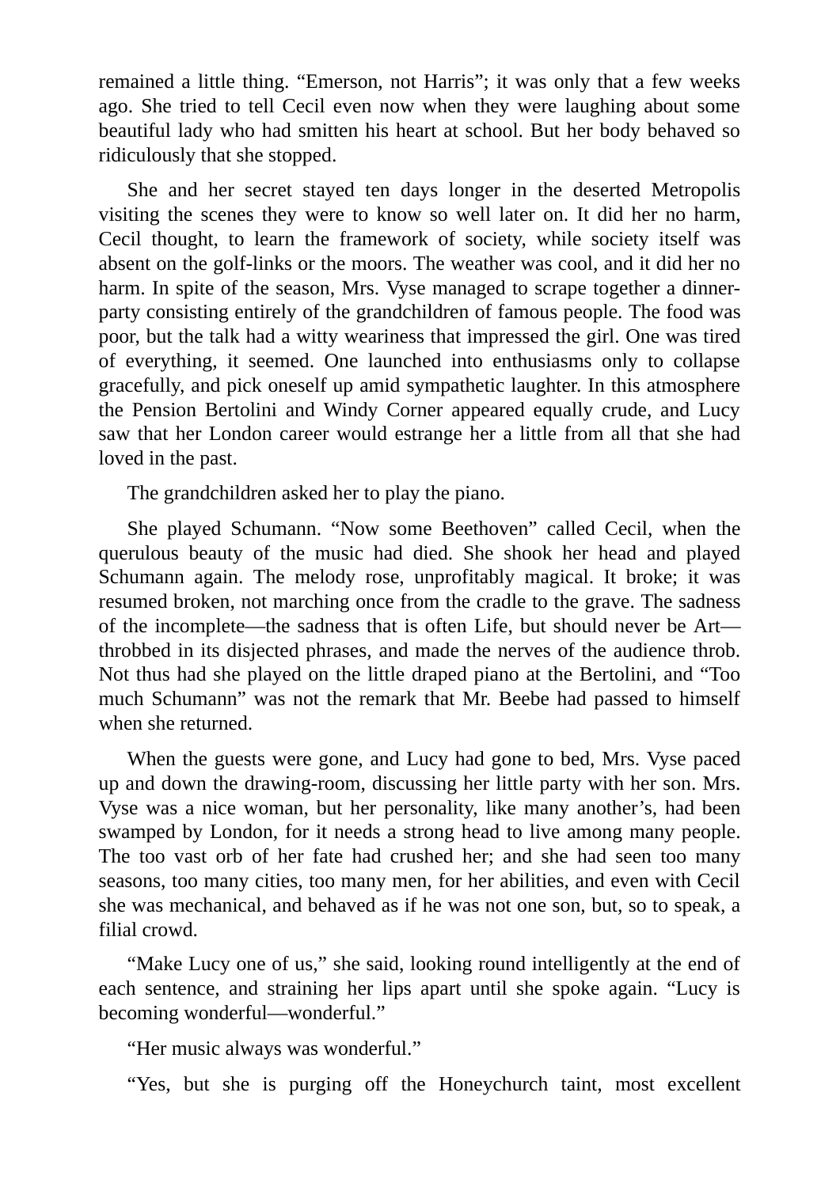remained a little thing. “Emerson, not Harris”; it was only that a few weeks ago. She tried to tell Cecil even now when they were laughing about some beautiful lady who had smitten his heart at school. But her body behaved so ridiculously that she stopped.

She and her secret stayed ten days longer in the deserted Metropolis visiting the scenes they were to know so well later on. It did her no harm, Cecil thought, to learn the framework of society, while society itself was absent on the golf-links or the moors. The weather was cool, and it did her no harm. In spite of the season, Mrs. Vyse managed to scrape together a dinner-party consisting entirely of the grandchildren of famous people. The food was poor, but the talk had a witty weariness that impressed the girl. One was tired of everything, it seemed. One launched into enthusiasms only to collapse gracefully, and pick oneself up amid sympathetic laughter. In this atmosphere the Pension Bertolini and Windy Corner appeared equally crude, and Lucy saw that her London career would estrange her a little from all that she had loved in the past.

The grandchildren asked her to play the piano.

She played Schumann. “Now some Beethoven” called Cecil, when the querulous beauty of the music had died. She shook her head and played Schumann again. The melody rose, unprofitably magical. It broke; it was resumed broken, not marching once from the cradle to the grave. The sadness of the incomplete—the sadness that is often Life, but should never be Art—throbbed in its disjected phrases, and made the nerves of the audience throb. Not thus had she played on the little draped piano at the Bertolini, and “Too much Schumann” was not the remark that Mr. Beebe had passed to himself when she returned.

When the guests were gone, and Lucy had gone to bed, Mrs. Vyse paced up and down the drawing-room, discussing her little party with her son. Mrs. Vyse was a nice woman, but her personality, like many another’s, had been swamped by London, for it needs a strong head to live among many people. The too vast orb of her fate had crushed her; and she had seen too many seasons, too many cities, too many men, for her abilities, and even with Cecil she was mechanical, and behaved as if he was not one son, but, so to speak, a filial crowd.

“Make Lucy one of us,” she said, looking round intelligently at the end of each sentence, and straining her lips apart until she spoke again. “Lucy is becoming wonderful—wonderful.”

“Her music always was wonderful.”

“Yes, but she is purging off the Honeychurch taint, most excellent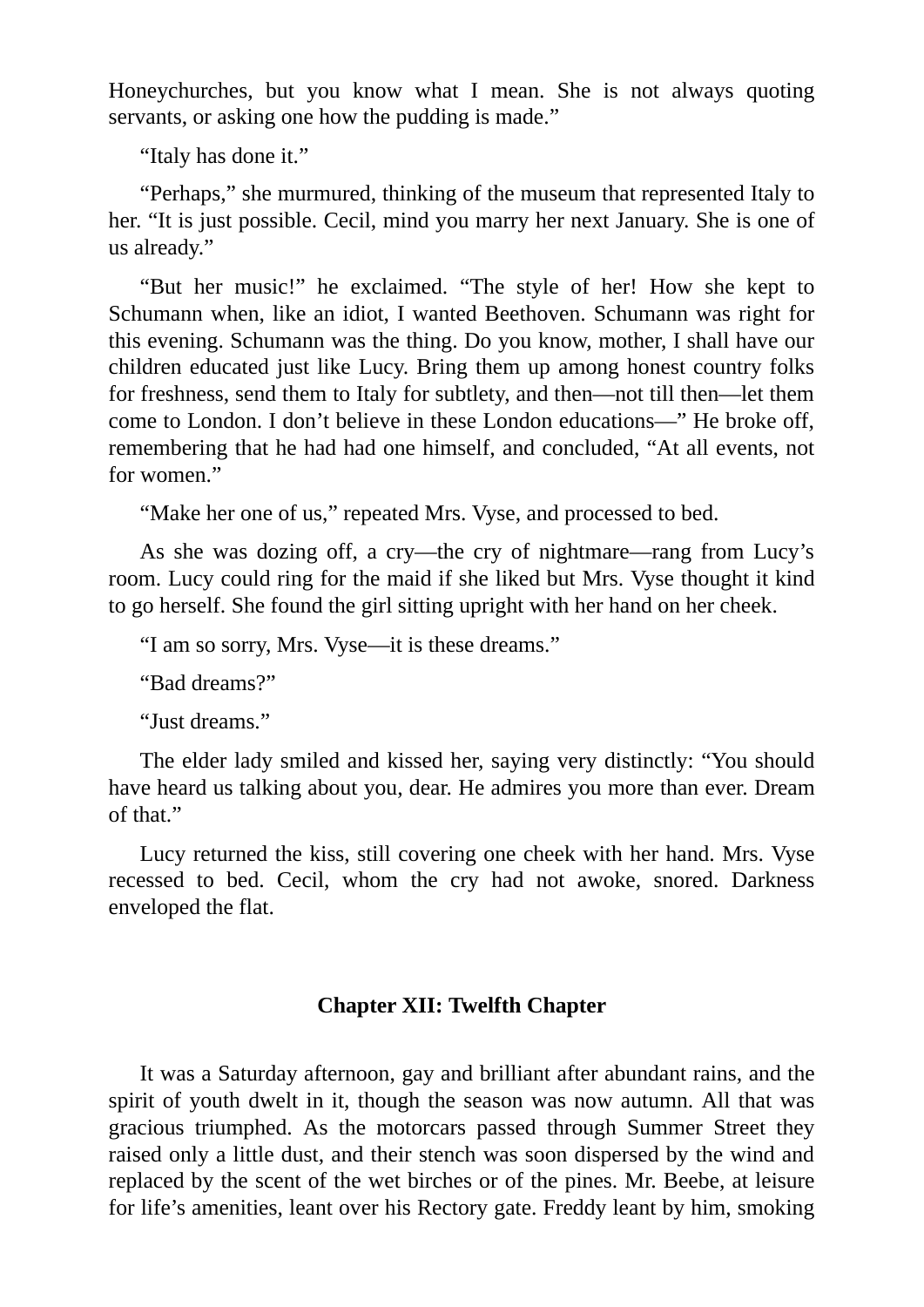Honeychurches, but you know what I mean. She is not always quoting servants, or asking one how the pudding is made."

"Italy has done it."

"Perhaps," she murmured, thinking of the museum that represented Italy to her. "It is just possible. Cecil, mind you marry her next January. She is one of us already."

"But her music!" he exclaimed. "The style of her! How she kept to Schumann when, like an idiot, I wanted Beethoven. Schumann was right for this evening. Schumann was the thing. Do you know, mother, I shall have our children educated just like Lucy. Bring them up among honest country folks for freshness, send them to Italy for subtlety, and then—not till then—let them come to London. I don't believe in these London educations—" He broke off, remembering that he had had one himself, and concluded, "At all events, not for women."

"Make her one of us," repeated Mrs. Vyse, and processed to bed.

As she was dozing off, a cry—the cry of nightmare—rang from Lucy's room. Lucy could ring for the maid if she liked but Mrs. Vyse thought it kind to go herself. She found the girl sitting upright with her hand on her cheek.

"I am so sorry, Mrs. Vyse—it is these dreams."

"Bad dreams?"

"Just dreams."

The elder lady smiled and kissed her, saying very distinctly: "You should have heard us talking about you, dear. He admires you more than ever. Dream of that."

Lucy returned the kiss, still covering one cheek with her hand. Mrs. Vyse recessed to bed. Cecil, whom the cry had not awoke, snored. Darkness enveloped the flat.

## Chapter XII: Twelfth Chapter

It was a Saturday afternoon, gay and brilliant after abundant rains, and the spirit of youth dwelt in it, though the season was now autumn. All that was gracious triumphed. As the motorcars passed through Summer Street they raised only a little dust, and their stench was soon dispersed by the wind and replaced by the scent of the wet birches or of the pines. Mr. Beebe, at leisure for life's amenities, leant over his Rectory gate. Freddy leant by him, smoking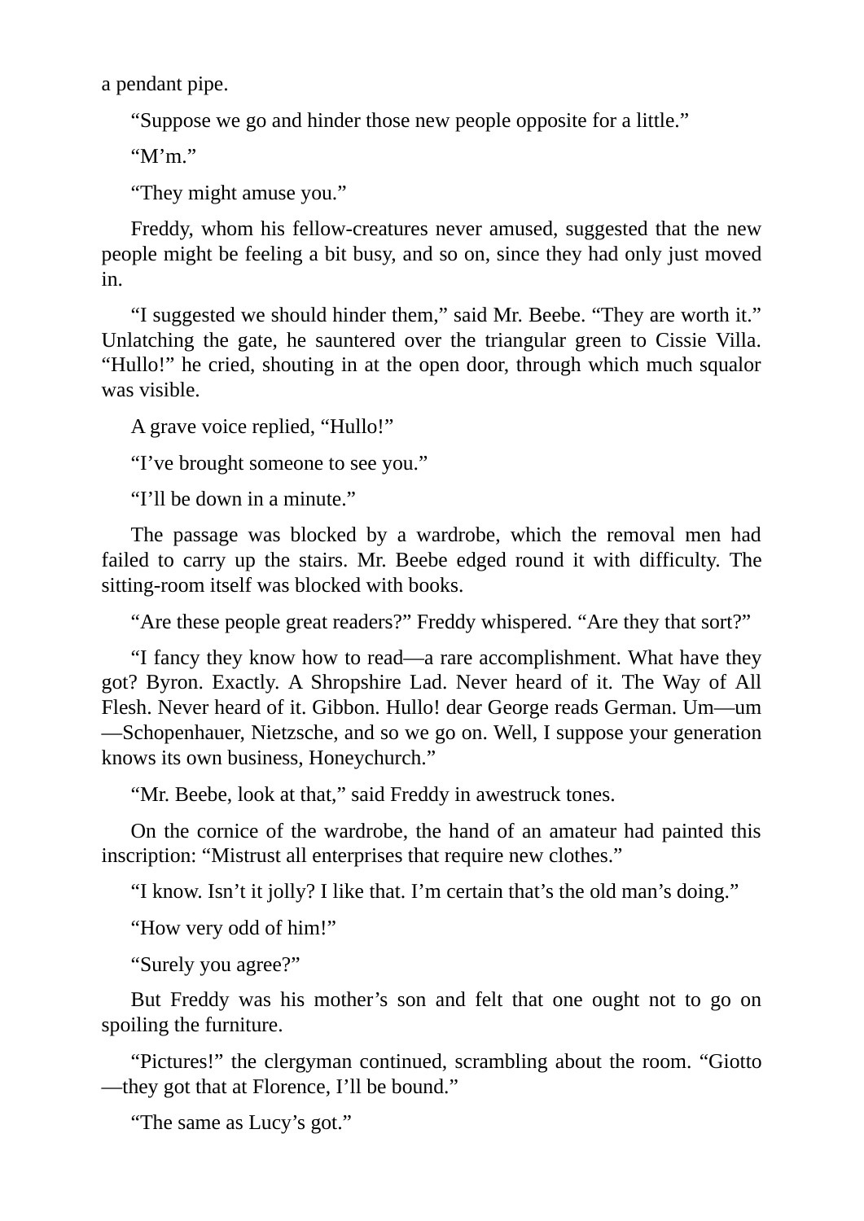a pendant pipe.

"Suppose we go and hinder those new people opposite for a little."

"M'm."

"They might amuse you."

Freddy, whom his fellow-creatures never amused, suggested that the new people might be feeling a bit busy, and so on, since they had only just moved in.

"I suggested we should hinder them," said Mr. Beebe. "They are worth it." Unlatching the gate, he sauntered over the triangular green to Cissie Villa. "Hullo!" he cried, shouting in at the open door, through which much squalor was visible.

A grave voice replied, "Hullo!"

"I've brought someone to see you."

"I'll be down in a minute."

The passage was blocked by a wardrobe, which the removal men had failed to carry up the stairs. Mr. Beebe edged round it with difficulty. The sitting-room itself was blocked with books.

"Are these people great readers?" Freddy whispered. "Are they that sort?"

"I fancy they know how to read—a rare accomplishment. What have they got? Byron. Exactly. A Shropshire Lad. Never heard of it. The Way of All Flesh. Never heard of it. Gibbon. Hullo! dear George reads German. Um—um—Schopenhauer, Nietzsche, and so we go on. Well, I suppose your generation knows its own business, Honeychurch."

"Mr. Beebe, look at that," said Freddy in awestruck tones.

On the cornice of the wardrobe, the hand of an amateur had painted this inscription: "Mistrust all enterprises that require new clothes."

"I know. Isn't it jolly? I like that. I'm certain that's the old man's doing."

"How very odd of him!"

"Surely you agree?"

But Freddy was his mother's son and felt that one ought not to go on spoiling the furniture.

"Pictures!" the clergyman continued, scrambling about the room. "Giotto—they got that at Florence, I'll be bound."

"The same as Lucy's got."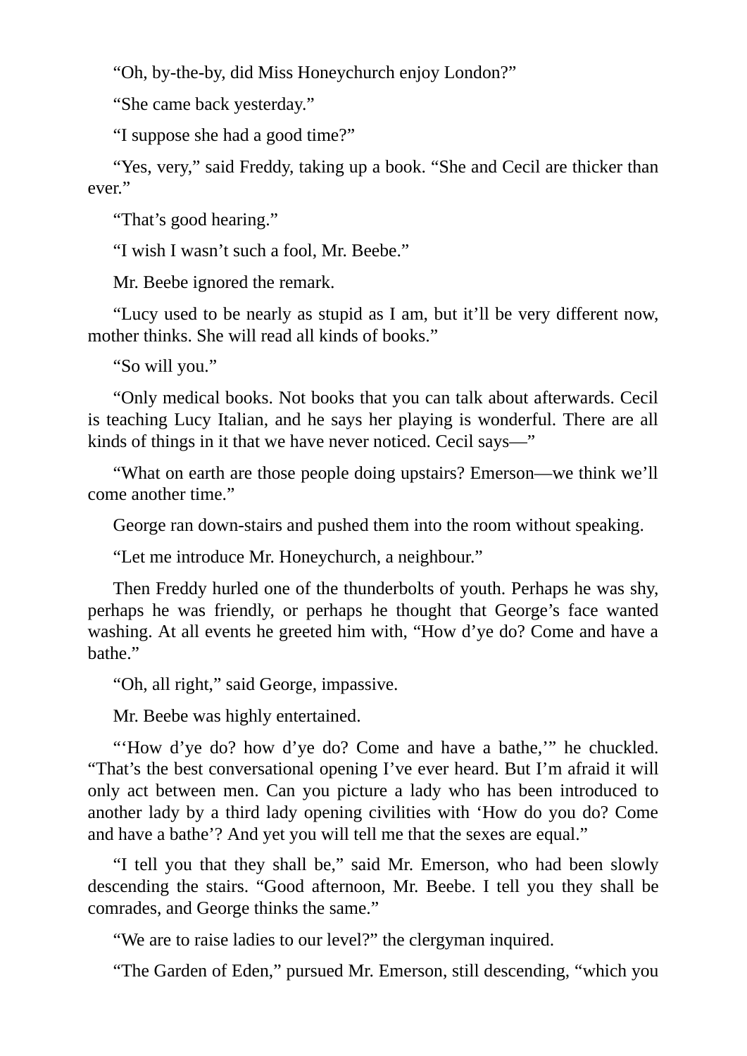"Oh, by-the-by, did Miss Honeychurch enjoy London?"

"She came back yesterday."

"I suppose she had a good time?"

"Yes, very," said Freddy, taking up a book. "She and Cecil are thicker than ever."

"That's good hearing."

"I wish I wasn't such a fool, Mr. Beebe."

Mr. Beebe ignored the remark.

"Lucy used to be nearly as stupid as I am, but it'll be very different now, mother thinks. She will read all kinds of books."

"So will you."

"Only medical books. Not books that you can talk about afterwards. Cecil is teaching Lucy Italian, and he says her playing is wonderful. There are all kinds of things in it that we have never noticed. Cecil says—"

"What on earth are those people doing upstairs? Emerson—we think we'll come another time."

George ran down-stairs and pushed them into the room without speaking.

"Let me introduce Mr. Honeychurch, a neighbour."

Then Freddy hurled one of the thunderbolts of youth. Perhaps he was shy, perhaps he was friendly, or perhaps he thought that George's face wanted washing. At all events he greeted him with, "How d'ye do? Come and have a bathe."

"Oh, all right," said George, impassive.

Mr. Beebe was highly entertained.

"'How d'ye do? how d'ye do? Come and have a bathe,'" he chuckled. "That's the best conversational opening I've ever heard. But I'm afraid it will only act between men. Can you picture a lady who has been introduced to another lady by a third lady opening civilities with 'How do you do? Come and have a bathe'? And yet you will tell me that the sexes are equal."

"I tell you that they shall be," said Mr. Emerson, who had been slowly descending the stairs. "Good afternoon, Mr. Beebe. I tell you they shall be comrades, and George thinks the same."

"We are to raise ladies to our level?" the clergyman inquired.

"The Garden of Eden," pursued Mr. Emerson, still descending, "which you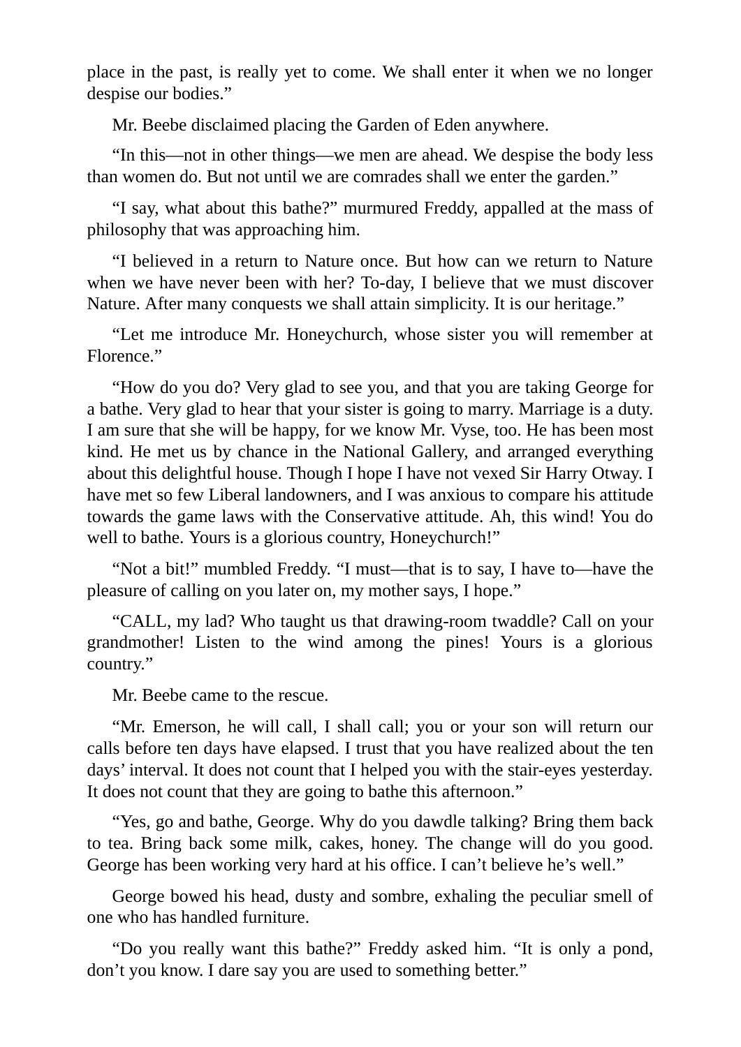place in the past, is really yet to come. We shall enter it when we no longer despise our bodies."

Mr. Beebe disclaimed placing the Garden of Eden anywhere.

"In this—not in other things—we men are ahead. We despise the body less than women do. But not until we are comrades shall we enter the garden."

"I say, what about this bathe?" murmured Freddy, appalled at the mass of philosophy that was approaching him.

"I believed in a return to Nature once. But how can we return to Nature when we have never been with her? To-day, I believe that we must discover Nature. After many conquests we shall attain simplicity. It is our heritage."

"Let me introduce Mr. Honeychurch, whose sister you will remember at Florence."

"How do you do? Very glad to see you, and that you are taking George for a bathe. Very glad to hear that your sister is going to marry. Marriage is a duty. I am sure that she will be happy, for we know Mr. Vyse, too. He has been most kind. He met us by chance in the National Gallery, and arranged everything about this delightful house. Though I hope I have not vexed Sir Harry Otway. I have met so few Liberal landowners, and I was anxious to compare his attitude towards the game laws with the Conservative attitude. Ah, this wind! You do well to bathe. Yours is a glorious country, Honeychurch!"

"Not a bit!" mumbled Freddy. "I must—that is to say, I have to—have the pleasure of calling on you later on, my mother says, I hope."

"CALL, my lad? Who taught us that drawing-room twaddle? Call on your grandmother! Listen to the wind among the pines! Yours is a glorious country."

Mr. Beebe came to the rescue.

"Mr. Emerson, he will call, I shall call; you or your son will return our calls before ten days have elapsed. I trust that you have realized about the ten days' interval. It does not count that I helped you with the stair-eyes yesterday. It does not count that they are going to bathe this afternoon."

"Yes, go and bathe, George. Why do you dawdle talking? Bring them back to tea. Bring back some milk, cakes, honey. The change will do you good. George has been working very hard at his office. I can't believe he's well."

George bowed his head, dusty and sombre, exhaling the peculiar smell of one who has handled furniture.

"Do you really want this bathe?" Freddy asked him. "It is only a pond, don't you know. I dare say you are used to something better."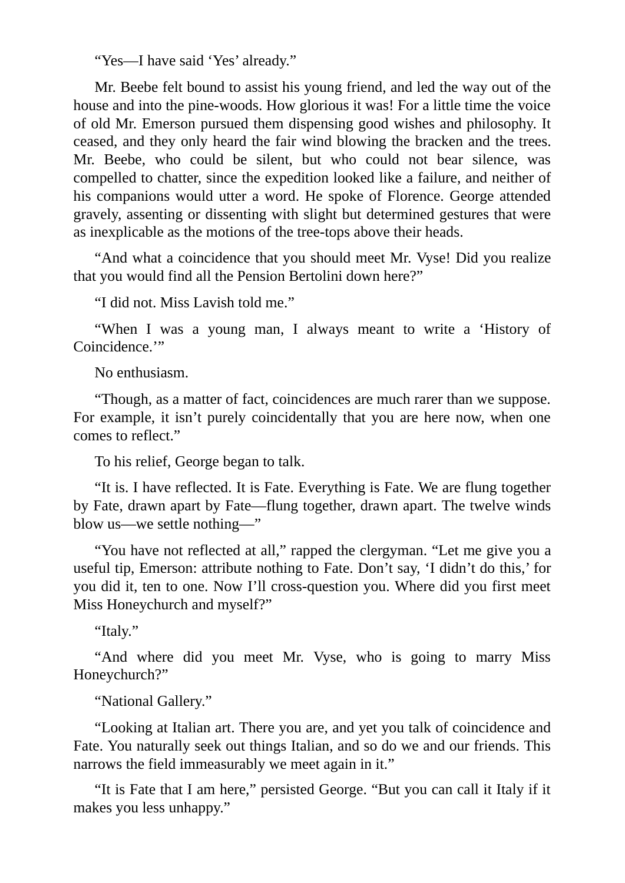"Yes—I have said 'Yes' already."

Mr. Beebe felt bound to assist his young friend, and led the way out of the house and into the pine-woods. How glorious it was! For a little time the voice of old Mr. Emerson pursued them dispensing good wishes and philosophy. It ceased, and they only heard the fair wind blowing the bracken and the trees. Mr. Beebe, who could be silent, but who could not bear silence, was compelled to chatter, since the expedition looked like a failure, and neither of his companions would utter a word. He spoke of Florence. George attended gravely, assenting or dissenting with slight but determined gestures that were as inexplicable as the motions of the tree-tops above their heads.

"And what a coincidence that you should meet Mr. Vyse! Did you realize that you would find all the Pension Bertolini down here?"

"I did not. Miss Lavish told me."

"When I was a young man, I always meant to write a 'History of Coincidence.'"

No enthusiasm.

"Though, as a matter of fact, coincidences are much rarer than we suppose. For example, it isn't purely coincidentally that you are here now, when one comes to reflect."

To his relief, George began to talk.

"It is. I have reflected. It is Fate. Everything is Fate. We are flung together by Fate, drawn apart by Fate—flung together, drawn apart. The twelve winds blow us—we settle nothing—"

"You have not reflected at all," rapped the clergyman. "Let me give you a useful tip, Emerson: attribute nothing to Fate. Don't say, 'I didn't do this,' for you did it, ten to one. Now I'll cross-question you. Where did you first meet Miss Honeychurch and myself?"

"Italy."

"And where did you meet Mr. Vyse, who is going to marry Miss Honeychurch?"

"National Gallery."

"Looking at Italian art. There you are, and yet you talk of coincidence and Fate. You naturally seek out things Italian, and so do we and our friends. This narrows the field immeasurably we meet again in it."

"It is Fate that I am here," persisted George. "But you can call it Italy if it makes you less unhappy."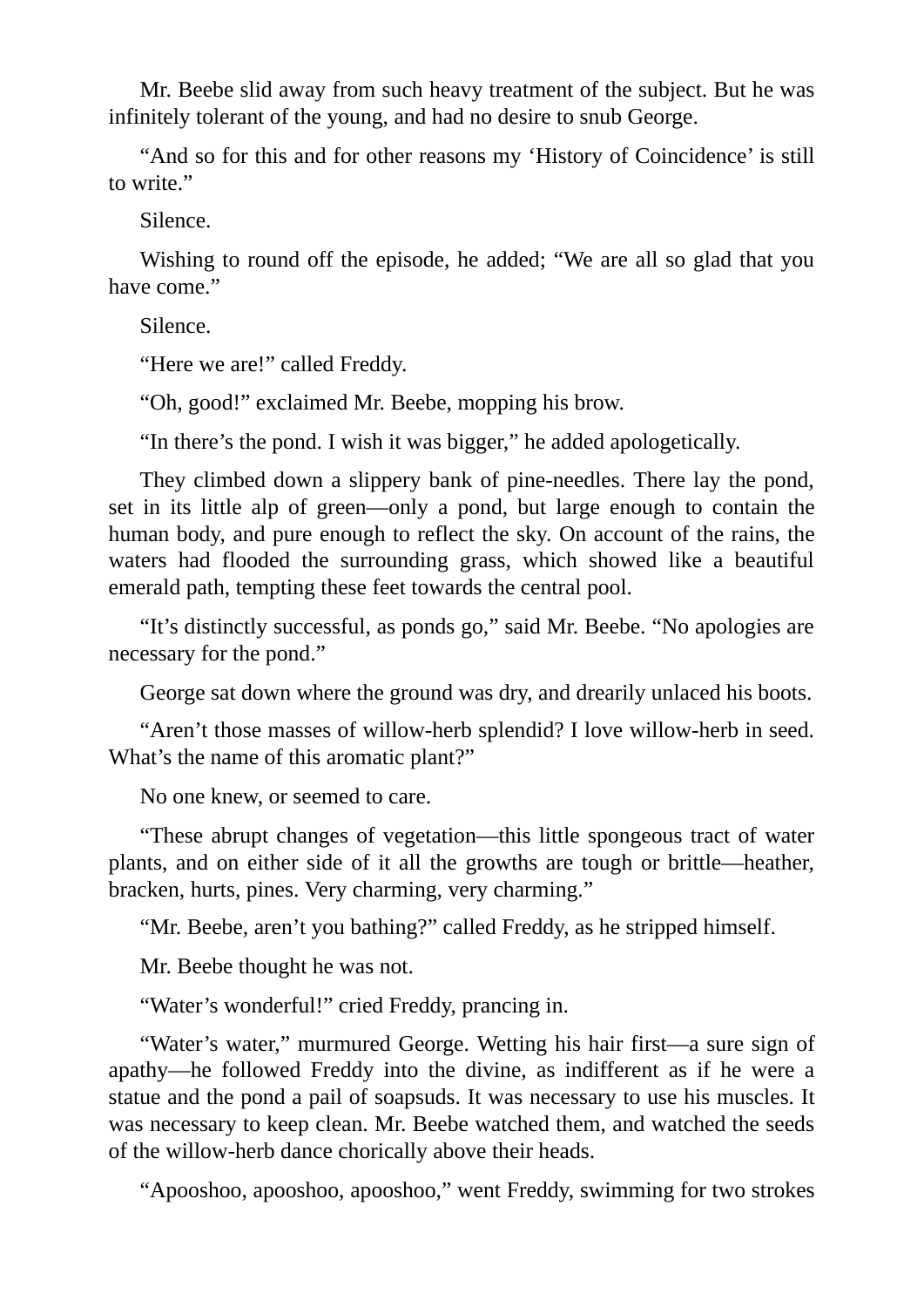Mr. Beebe slid away from such heavy treatment of the subject. But he was infinitely tolerant of the young, and had no desire to snub George.

“And so for this and for other reasons my ‘History of Coincidence’ is still to write.”

Silence.

Wishing to round off the episode, he added; “We are all so glad that you have come.”

Silence.

“Here we are!” called Freddy.

“Oh, good!” exclaimed Mr. Beebe, mopping his brow.

“In there’s the pond. I wish it was bigger,” he added apologetically.

They climbed down a slippery bank of pine-needles. There lay the pond, set in its little alp of green—only a pond, but large enough to contain the human body, and pure enough to reflect the sky. On account of the rains, the waters had flooded the surrounding grass, which showed like a beautiful emerald path, tempting these feet towards the central pool.

“It’s distinctly successful, as ponds go,” said Mr. Beebe. “No apologies are necessary for the pond.”

George sat down where the ground was dry, and drearily unlaced his boots.

“Aren’t those masses of willow-herb splendid? I love willow-herb in seed. What’s the name of this aromatic plant?”

No one knew, or seemed to care.

“These abrupt changes of vegetation—this little spongeous tract of water plants, and on either side of it all the growths are tough or brittle—heather, bracken, hurts, pines. Very charming, very charming.”

“Mr. Beebe, aren’t you bathing?” called Freddy, as he stripped himself.

Mr. Beebe thought he was not.

“Water’s wonderful!” cried Freddy, prancing in.

“Water’s water,” murmured George. Wetting his hair first—a sure sign of apathy—he followed Freddy into the divine, as indifferent as if he were a statue and the pond a pail of soapsuds. It was necessary to use his muscles. It was necessary to keep clean. Mr. Beebe watched them, and watched the seeds of the willow-herb dance chorically above their heads.

“Apooshoo, apooshoo, apooshoo,” went Freddy, swimming for two strokes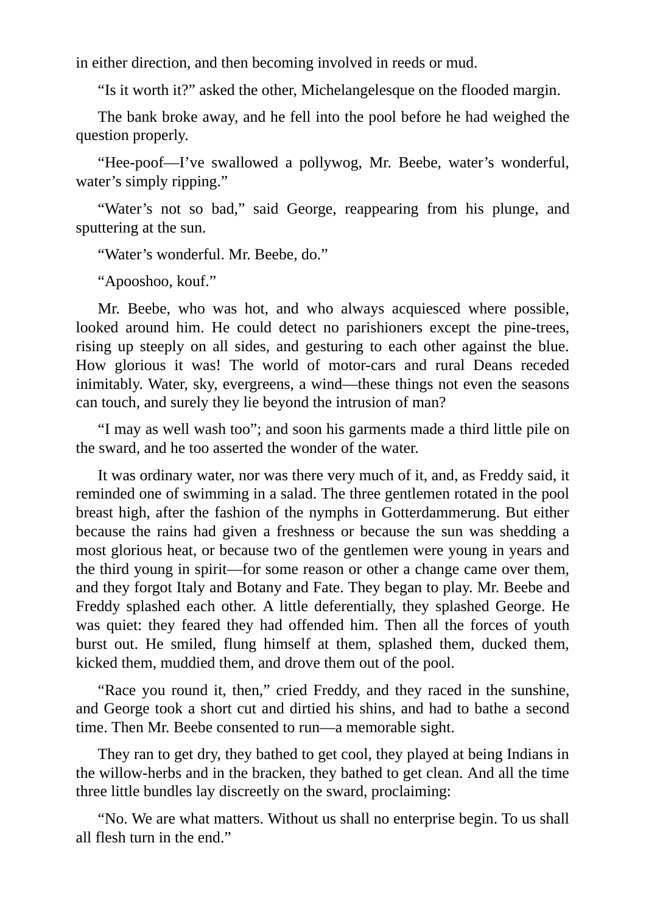in either direction, and then becoming involved in reeds or mud.

“Is it worth it?” asked the other, Michelangelesque on the flooded margin.

The bank broke away, and he fell into the pool before he had weighed the question properly.

“Hee-poof—I’ve swallowed a pollywog, Mr. Beebe, water’s wonderful, water’s simply ripping.”

“Water’s not so bad,” said George, reappearing from his plunge, and sputtering at the sun.

“Water’s wonderful. Mr. Beebe, do.”

“Apooshoo, kouf.”

Mr. Beebe, who was hot, and who always acquiesced where possible, looked around him. He could detect no parishioners except the pine-trees, rising up steeply on all sides, and gesturing to each other against the blue. How glorious it was! The world of motor-cars and rural Deans receded inimitably. Water, sky, evergreens, a wind—these things not even the seasons can touch, and surely they lie beyond the intrusion of man?

“I may as well wash too”; and soon his garments made a third little pile on the sward, and he too asserted the wonder of the water.

It was ordinary water, nor was there very much of it, and, as Freddy said, it reminded one of swimming in a salad. The three gentlemen rotated in the pool breast high, after the fashion of the nymphs in Gotterdammerung. But either because the rains had given a freshness or because the sun was shedding a most glorious heat, or because two of the gentlemen were young in years and the third young in spirit—for some reason or other a change came over them, and they forgot Italy and Botany and Fate. They began to play. Mr. Beebe and Freddy splashed each other. A little deferentially, they splashed George. He was quiet: they feared they had offended him. Then all the forces of youth burst out. He smiled, flung himself at them, splashed them, ducked them, kicked them, muddied them, and drove them out of the pool.

“Race you round it, then,” cried Freddy, and they raced in the sunshine, and George took a short cut and dirtied his shins, and had to bathe a second time. Then Mr. Beebe consented to run—a memorable sight.

They ran to get dry, they bathed to get cool, they played at being Indians in the willow-herbs and in the bracken, they bathed to get clean. And all the time three little bundles lay discreetly on the sward, proclaiming:

“No. We are what matters. Without us shall no enterprise begin. To us shall all flesh turn in the end.”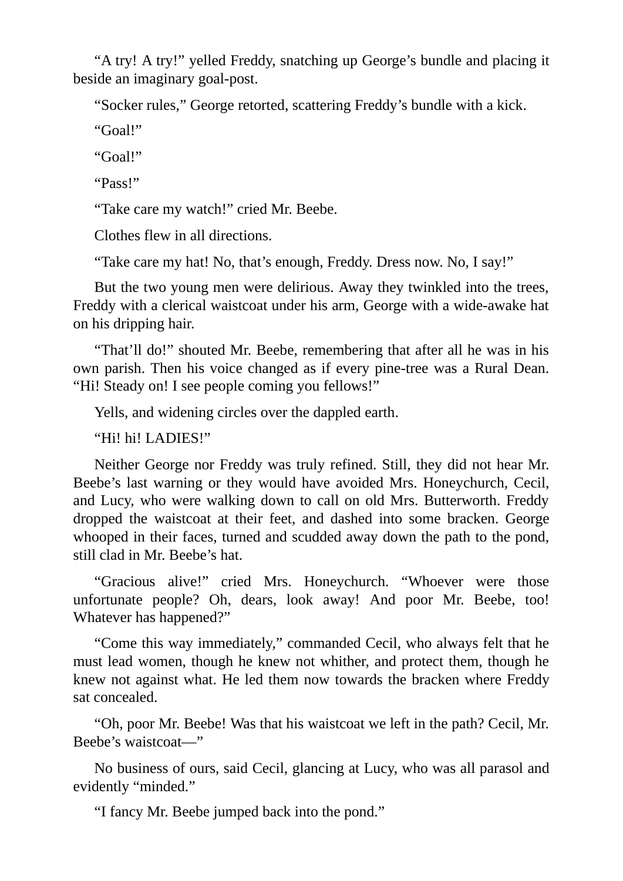“A try! A try!” yelled Freddy, snatching up George’s bundle and placing it beside an imaginary goal-post.

“Socker rules,” George retorted, scattering Freddy’s bundle with a kick.

“Goal!”

“Goal!”

“Pass!”

“Take care my watch!” cried Mr. Beebe.

Clothes flew in all directions.

“Take care my hat! No, that’s enough, Freddy. Dress now. No, I say!”

But the two young men were delirious. Away they twinkled into the trees, Freddy with a clerical waistcoat under his arm, George with a wide-awake hat on his dripping hair.

“That’ll do!” shouted Mr. Beebe, remembering that after all he was in his own parish. Then his voice changed as if every pine-tree was a Rural Dean. “Hi! Steady on! I see people coming you fellows!”

Yells, and widening circles over the dappled earth.

“Hi! hi! LADIES!”

Neither George nor Freddy was truly refined. Still, they did not hear Mr. Beebe’s last warning or they would have avoided Mrs. Honeychurch, Cecil, and Lucy, who were walking down to call on old Mrs. Butterworth. Freddy dropped the waistcoat at their feet, and dashed into some bracken. George whooped in their faces, turned and scudded away down the path to the pond, still clad in Mr. Beebe’s hat.

“Gracious alive!” cried Mrs. Honeychurch. “Whoever were those unfortunate people? Oh, dears, look away! And poor Mr. Beebe, too! Whatever has happened?”

“Come this way immediately,” commanded Cecil, who always felt that he must lead women, though he knew not whither, and protect them, though he knew not against what. He led them now towards the bracken where Freddy sat concealed.

“Oh, poor Mr. Beebe! Was that his waistcoat we left in the path? Cecil, Mr. Beebe’s waistcoat—”

No business of ours, said Cecil, glancing at Lucy, who was all parasol and evidently “minded.”

“I fancy Mr. Beebe jumped back into the pond.”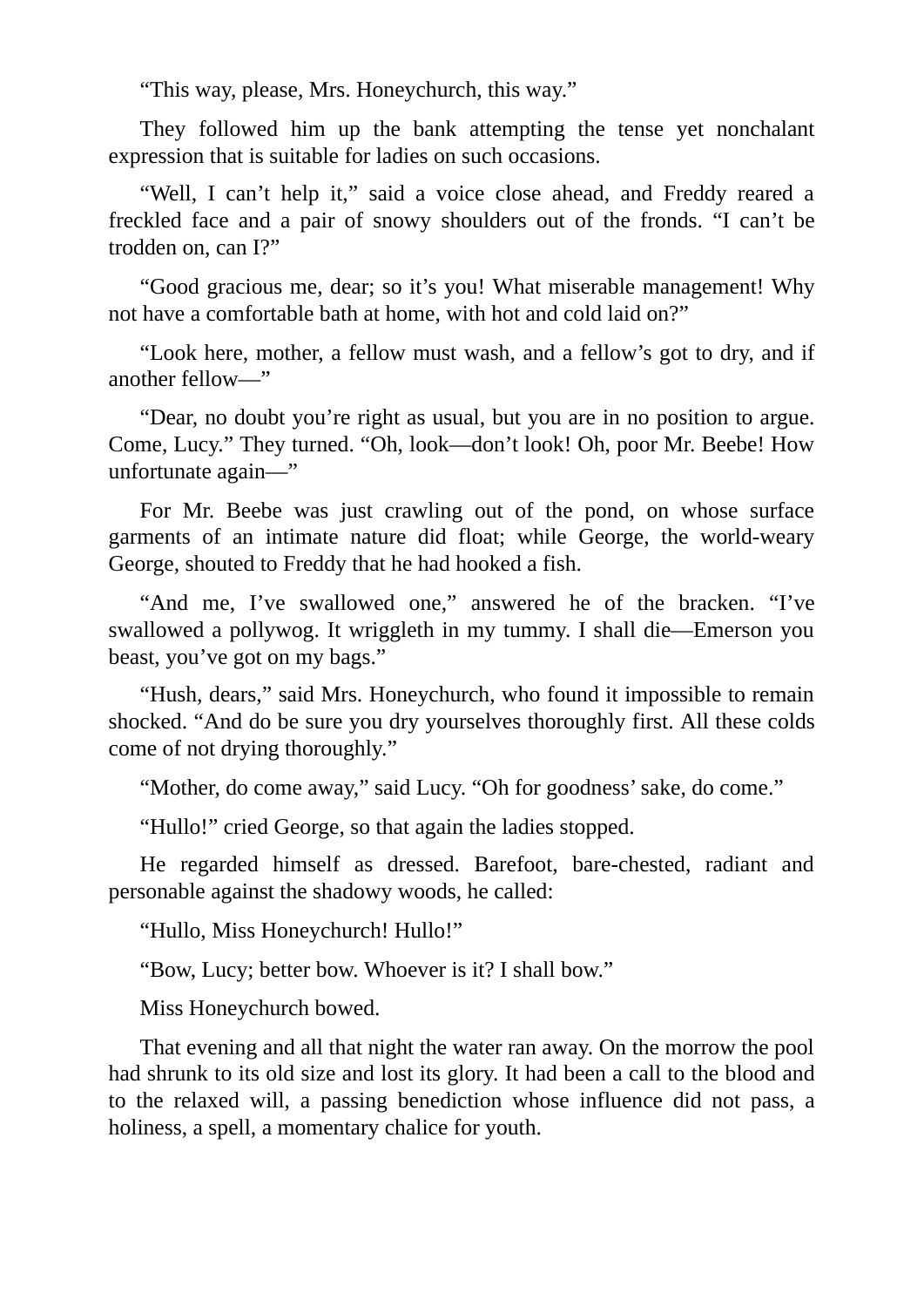“This way, please, Mrs. Honeychurch, this way.”

They followed him up the bank attempting the tense yet nonchalant expression that is suitable for ladies on such occasions.

“Well, I can’t help it,” said a voice close ahead, and Freddy reared a freckled face and a pair of snowy shoulders out of the fronds. “I can’t be trodden on, can I?”

“Good gracious me, dear; so it’s you! What miserable management! Why not have a comfortable bath at home, with hot and cold laid on?”

“Look here, mother, a fellow must wash, and a fellow’s got to dry, and if another fellow—”

“Dear, no doubt you’re right as usual, but you are in no position to argue. Come, Lucy.” They turned. “Oh, look—don’t look! Oh, poor Mr. Beebe! How unfortunate again—”

For Mr. Beebe was just crawling out of the pond, on whose surface garments of an intimate nature did float; while George, the world-weary George, shouted to Freddy that he had hooked a fish.

“And me, I’ve swallowed one,” answered he of the bracken. “I’ve swallowed a pollywog. It wriggleth in my tummy. I shall die—Emerson you beast, you’ve got on my bags.”

“Hush, dears,” said Mrs. Honeychurch, who found it impossible to remain shocked. “And do be sure you dry yourselves thoroughly first. All these colds come of not drying thoroughly.”

“Mother, do come away,” said Lucy. “Oh for goodness’ sake, do come.”

“Hullo!” cried George, so that again the ladies stopped.

He regarded himself as dressed. Barefoot, bare-chested, radiant and personable against the shadowy woods, he called:

“Hullo, Miss Honeychurch! Hullo!”

“Bow, Lucy; better bow. Whoever is it? I shall bow.”

Miss Honeychurch bowed.

That evening and all that night the water ran away. On the morrow the pool had shrunk to its old size and lost its glory. It had been a call to the blood and to the relaxed will, a passing benediction whose influence did not pass, a holiness, a spell, a momentary chalice for youth.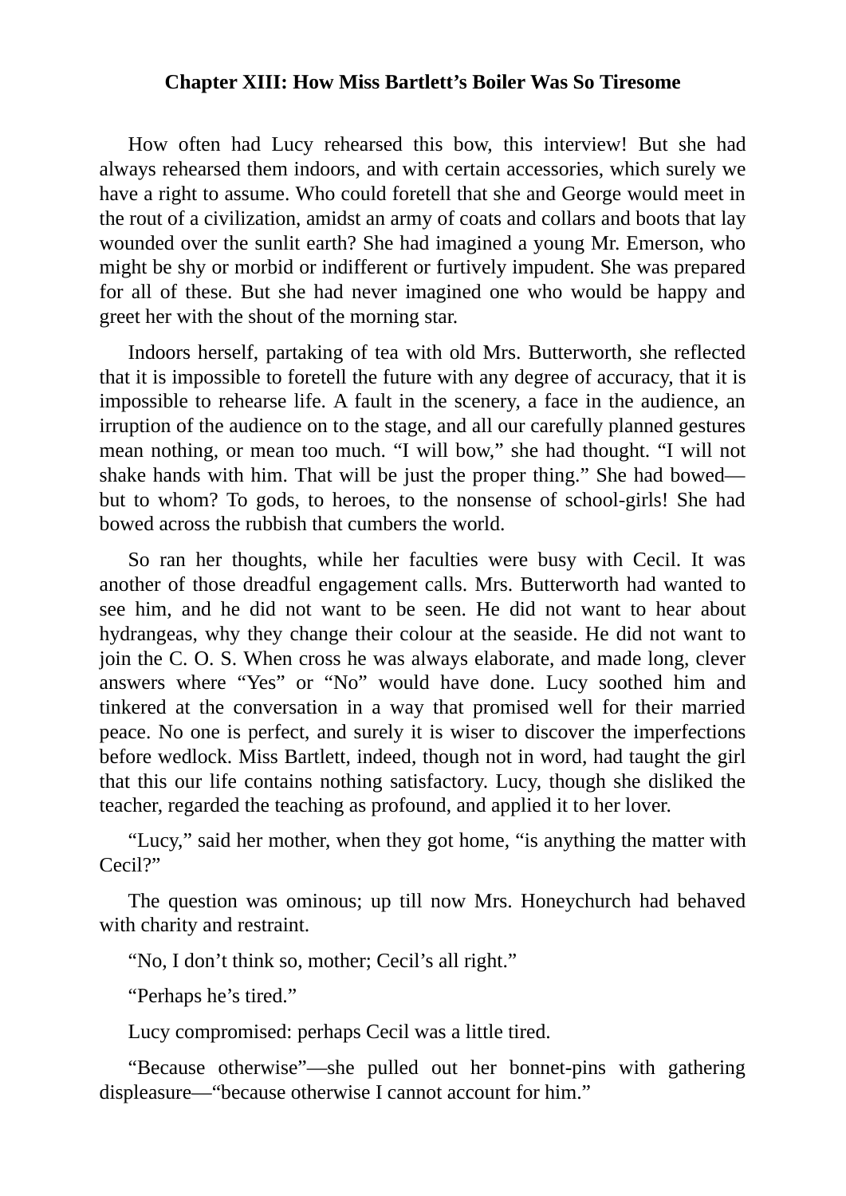## Chapter XIII: How Miss Bartlett's Boiler Was So Tiresome

How often had Lucy rehearsed this bow, this interview! But she had always rehearsed them indoors, and with certain accessories, which surely we have a right to assume. Who could foretell that she and George would meet in the rout of a civilization, amidst an army of coats and collars and boots that lay wounded over the sunlit earth? She had imagined a young Mr. Emerson, who might be shy or morbid or indifferent or furtively impudent. She was prepared for all of these. But she had never imagined one who would be happy and greet her with the shout of the morning star.

Indoors herself, partaking of tea with old Mrs. Butterworth, she reflected that it is impossible to foretell the future with any degree of accuracy, that it is impossible to rehearse life. A fault in the scenery, a face in the audience, an irruption of the audience on to the stage, and all our carefully planned gestures mean nothing, or mean too much. "I will bow," she had thought. "I will not shake hands with him. That will be just the proper thing." She had bowed—but to whom? To gods, to heroes, to the nonsense of school-girls! She had bowed across the rubbish that cumbers the world.

So ran her thoughts, while her faculties were busy with Cecil. It was another of those dreadful engagement calls. Mrs. Butterworth had wanted to see him, and he did not want to be seen. He did not want to hear about hydrangeas, why they change their colour at the seaside. He did not want to join the C. O. S. When cross he was always elaborate, and made long, clever answers where "Yes" or "No" would have done. Lucy soothed him and tinkered at the conversation in a way that promised well for their married peace. No one is perfect, and surely it is wiser to discover the imperfections before wedlock. Miss Bartlett, indeed, though not in word, had taught the girl that this our life contains nothing satisfactory. Lucy, though she disliked the teacher, regarded the teaching as profound, and applied it to her lover.

"Lucy," said her mother, when they got home, "is anything the matter with Cecil?"

The question was ominous; up till now Mrs. Honeychurch had behaved with charity and restraint.

"No, I don't think so, mother; Cecil's all right."

"Perhaps he's tired."

Lucy compromised: perhaps Cecil was a little tired.

"Because otherwise"—she pulled out her bonnet-pins with gathering displeasure—"because otherwise I cannot account for him."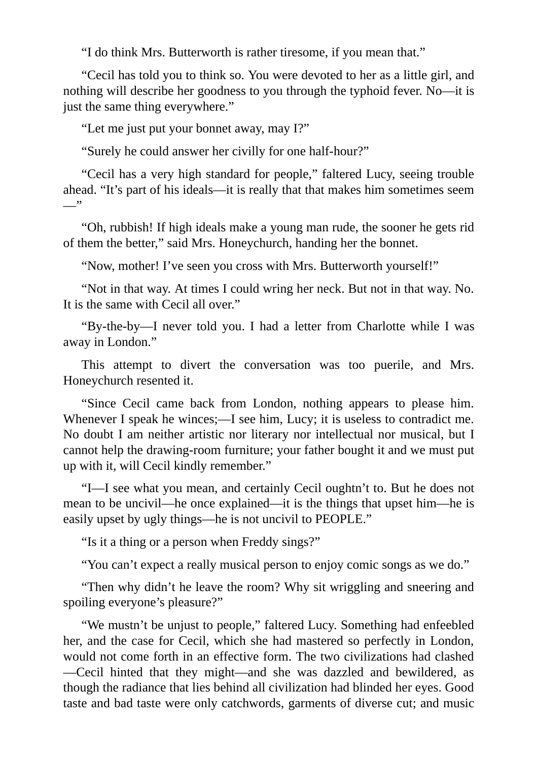"I do think Mrs. Butterworth is rather tiresome, if you mean that."

"Cecil has told you to think so. You were devoted to her as a little girl, and nothing will describe her goodness to you through the typhoid fever. No—it is just the same thing everywhere."

"Let me just put your bonnet away, may I?"

"Surely he could answer her civilly for one half-hour?"

"Cecil has a very high standard for people," faltered Lucy, seeing trouble ahead. "It's part of his ideals—it is really that that makes him sometimes seem—"

"Oh, rubbish! If high ideals make a young man rude, the sooner he gets rid of them the better," said Mrs. Honeychurch, handing her the bonnet.

"Now, mother! I've seen you cross with Mrs. Butterworth yourself!"

"Not in that way. At times I could wring her neck. But not in that way. No. It is the same with Cecil all over."

"By-the-by—I never told you. I had a letter from Charlotte while I was away in London."

This attempt to divert the conversation was too puerile, and Mrs. Honeychurch resented it.

"Since Cecil came back from London, nothing appears to please him. Whenever I speak he winces;—I see him, Lucy; it is useless to contradict me. No doubt I am neither artistic nor literary nor intellectual nor musical, but I cannot help the drawing-room furniture; your father bought it and we must put up with it, will Cecil kindly remember."

"I—I see what you mean, and certainly Cecil oughtn't to. But he does not mean to be uncivil—he once explained—it is the things that upset him—he is easily upset by ugly things—he is not uncivil to PEOPLE."

"Is it a thing or a person when Freddy sings?"

"You can't expect a really musical person to enjoy comic songs as we do."

"Then why didn't he leave the room? Why sit wriggling and sneering and spoiling everyone's pleasure?"

"We mustn't be unjust to people," faltered Lucy. Something had enfeebled her, and the case for Cecil, which she had mastered so perfectly in London, would not come forth in an effective form. The two civilizations had clashed—Cecil hinted that they might—and she was dazzled and bewildered, as though the radiance that lies behind all civilization had blinded her eyes. Good taste and bad taste were only catchwords, garments of diverse cut; and music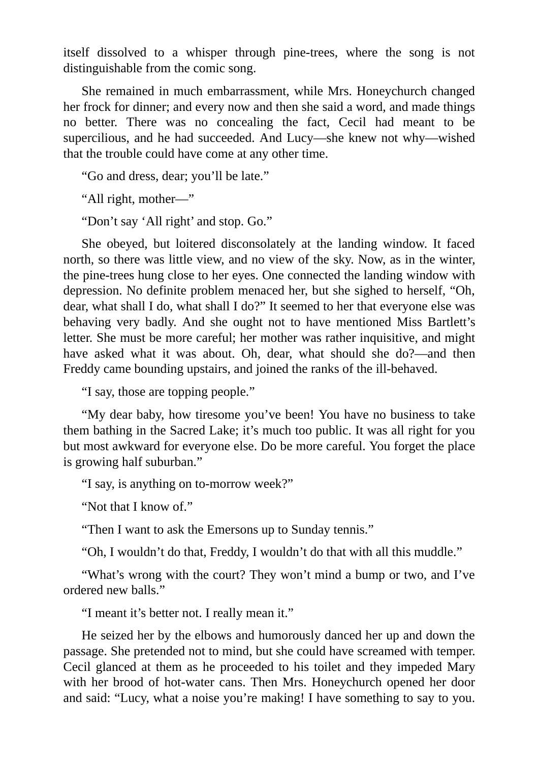itself dissolved to a whisper through pine-trees, where the song is not distinguishable from the comic song.

She remained in much embarrassment, while Mrs. Honeychurch changed her frock for dinner; and every now and then she said a word, and made things no better. There was no concealing the fact, Cecil had meant to be supercilious, and he had succeeded. And Lucy—she knew not why—wished that the trouble could have come at any other time.

"Go and dress, dear; you'll be late."

"All right, mother—"

"Don't say 'All right' and stop. Go."

She obeyed, but loitered disconsolately at the landing window. It faced north, so there was little view, and no view of the sky. Now, as in the winter, the pine-trees hung close to her eyes. One connected the landing window with depression. No definite problem menaced her, but she sighed to herself, "Oh, dear, what shall I do, what shall I do?" It seemed to her that everyone else was behaving very badly. And she ought not to have mentioned Miss Bartlett's letter. She must be more careful; her mother was rather inquisitive, and might have asked what it was about. Oh, dear, what should she do?—and then Freddy came bounding upstairs, and joined the ranks of the ill-behaved.

"I say, those are topping people."

"My dear baby, how tiresome you've been! You have no business to take them bathing in the Sacred Lake; it's much too public. It was all right for you but most awkward for everyone else. Do be more careful. You forget the place is growing half suburban."

"I say, is anything on to-morrow week?"

"Not that I know of."

"Then I want to ask the Emersons up to Sunday tennis."

"Oh, I wouldn't do that, Freddy, I wouldn't do that with all this muddle."

"What's wrong with the court? They won't mind a bump or two, and I've ordered new balls."

"I meant it's better not. I really mean it."

He seized her by the elbows and humorously danced her up and down the passage. She pretended not to mind, but she could have screamed with temper. Cecil glanced at them as he proceeded to his toilet and they impeded Mary with her brood of hot-water cans. Then Mrs. Honeychurch opened her door and said: "Lucy, what a noise you're making! I have something to say to you.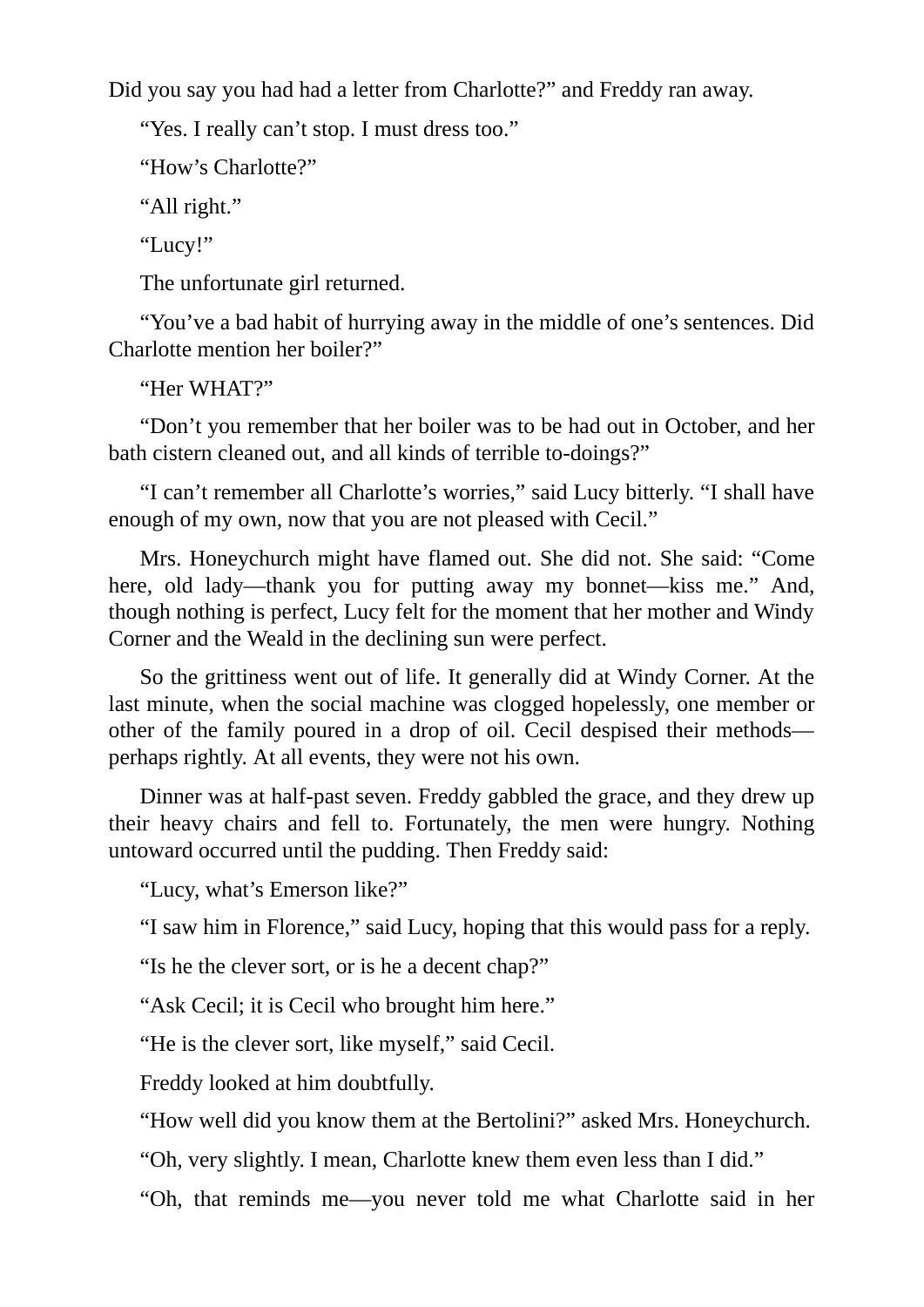Did you say you had had a letter from Charlotte?" and Freddy ran away.

"Yes. I really can't stop. I must dress too."

"How's Charlotte?"

"All right."

"Lucy!"

The unfortunate girl returned.

"You've a bad habit of hurrying away in the middle of one's sentences. Did Charlotte mention her boiler?"

"Her WHAT?"

"Don't you remember that her boiler was to be had out in October, and her bath cistern cleaned out, and all kinds of terrible to-doings?"

"I can't remember all Charlotte's worries," said Lucy bitterly. "I shall have enough of my own, now that you are not pleased with Cecil."

Mrs. Honeychurch might have flamed out. She did not. She said: "Come here, old lady—thank you for putting away my bonnet—kiss me." And, though nothing is perfect, Lucy felt for the moment that her mother and Windy Corner and the Weald in the declining sun were perfect.

So the grittiness went out of life. It generally did at Windy Corner. At the last minute, when the social machine was clogged hopelessly, one member or other of the family poured in a drop of oil. Cecil despised their methods—perhaps rightly. At all events, they were not his own.

Dinner was at half-past seven. Freddy gabbled the grace, and they drew up their heavy chairs and fell to. Fortunately, the men were hungry. Nothing untoward occurred until the pudding. Then Freddy said:

"Lucy, what's Emerson like?"

"I saw him in Florence," said Lucy, hoping that this would pass for a reply.

"Is he the clever sort, or is he a decent chap?"

"Ask Cecil; it is Cecil who brought him here."

"He is the clever sort, like myself," said Cecil.

Freddy looked at him doubtfully.

"How well did you know them at the Bertolini?" asked Mrs. Honeychurch.

"Oh, very slightly. I mean, Charlotte knew them even less than I did."

"Oh, that reminds me—you never told me what Charlotte said in her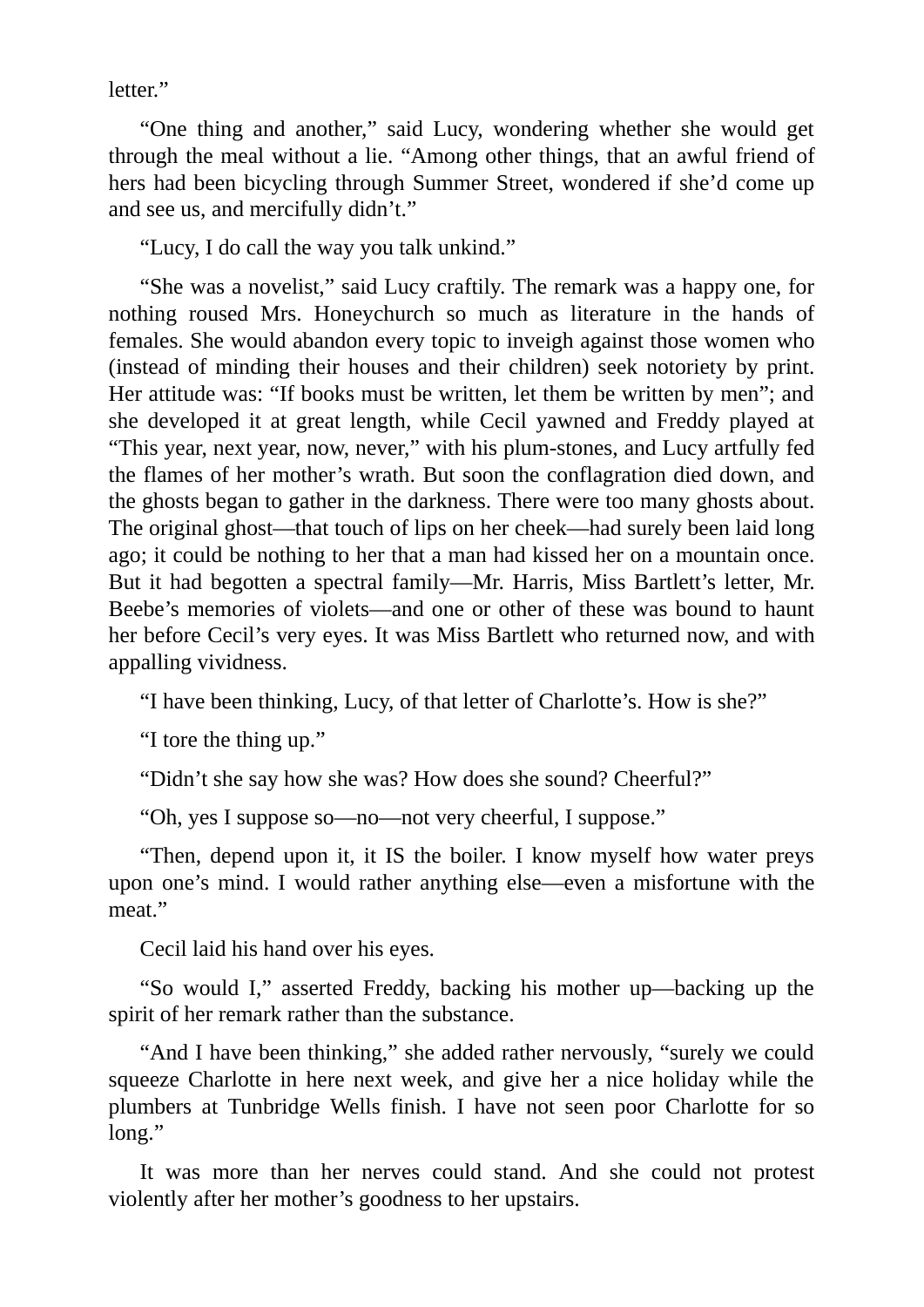letter."

"One thing and another," said Lucy, wondering whether she would get through the meal without a lie. "Among other things, that an awful friend of hers had been bicycling through Summer Street, wondered if she'd come up and see us, and mercifully didn't."

"Lucy, I do call the way you talk unkind."

"She was a novelist," said Lucy craftily. The remark was a happy one, for nothing roused Mrs. Honeychurch so much as literature in the hands of females. She would abandon every topic to inveigh against those women who (instead of minding their houses and their children) seek notoriety by print. Her attitude was: "If books must be written, let them be written by men"; and she developed it at great length, while Cecil yawned and Freddy played at "This year, next year, now, never," with his plum-stones, and Lucy artfully fed the flames of her mother's wrath. But soon the conflagration died down, and the ghosts began to gather in the darkness. There were too many ghosts about. The original ghost—that touch of lips on her cheek—had surely been laid long ago; it could be nothing to her that a man had kissed her on a mountain once. But it had begotten a spectral family—Mr. Harris, Miss Bartlett's letter, Mr. Beebe's memories of violets—and one or other of these was bound to haunt her before Cecil's very eyes. It was Miss Bartlett who returned now, and with appalling vividness.

"I have been thinking, Lucy, of that letter of Charlotte's. How is she?"

"I tore the thing up."

"Didn't she say how she was? How does she sound? Cheerful?"

"Oh, yes I suppose so—no—not very cheerful, I suppose."

"Then, depend upon it, it IS the boiler. I know myself how water preys upon one's mind. I would rather anything else—even a misfortune with the meat."

Cecil laid his hand over his eyes.

"So would I," asserted Freddy, backing his mother up—backing up the spirit of her remark rather than the substance.

"And I have been thinking," she added rather nervously, "surely we could squeeze Charlotte in here next week, and give her a nice holiday while the plumbers at Tunbridge Wells finish. I have not seen poor Charlotte for so long."

It was more than her nerves could stand. And she could not protest violently after her mother's goodness to her upstairs.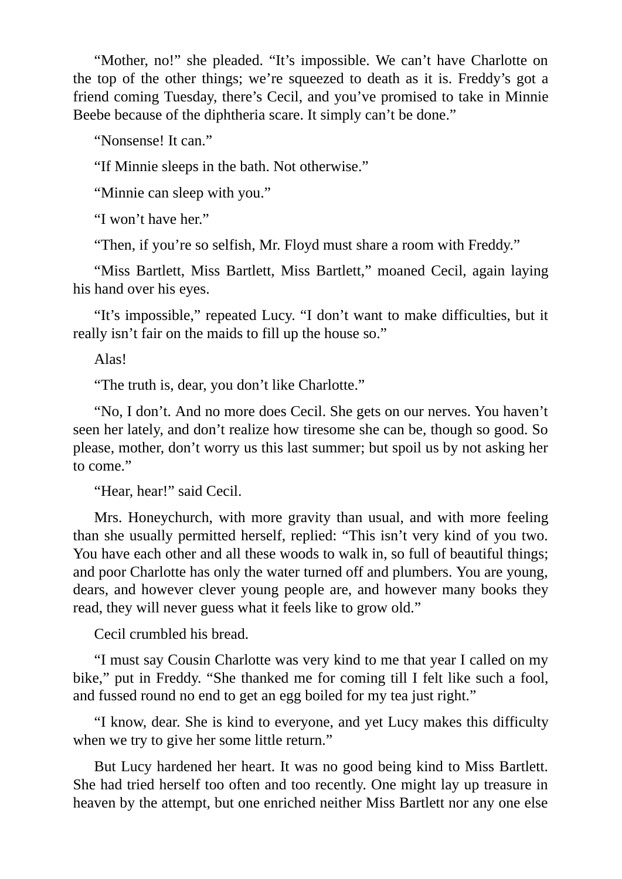"Mother, no!" she pleaded. "It's impossible. We can't have Charlotte on the top of the other things; we're squeezed to death as it is. Freddy's got a friend coming Tuesday, there's Cecil, and you've promised to take in Minnie Beebe because of the diphtheria scare. It simply can't be done."

"Nonsense! It can."

"If Minnie sleeps in the bath. Not otherwise."

"Minnie can sleep with you."

"I won't have her."

"Then, if you're so selfish, Mr. Floyd must share a room with Freddy."

"Miss Bartlett, Miss Bartlett, Miss Bartlett," moaned Cecil, again laying his hand over his eyes.

"It's impossible," repeated Lucy. "I don't want to make difficulties, but it really isn't fair on the maids to fill up the house so."

Alas!

"The truth is, dear, you don't like Charlotte."

"No, I don't. And no more does Cecil. She gets on our nerves. You haven't seen her lately, and don't realize how tiresome she can be, though so good. So please, mother, don't worry us this last summer; but spoil us by not asking her to come."

"Hear, hear!" said Cecil.

Mrs. Honeychurch, with more gravity than usual, and with more feeling than she usually permitted herself, replied: "This isn't very kind of you two. You have each other and all these woods to walk in, so full of beautiful things; and poor Charlotte has only the water turned off and plumbers. You are young, dears, and however clever young people are, and however many books they read, they will never guess what it feels like to grow old."

Cecil crumbled his bread.

"I must say Cousin Charlotte was very kind to me that year I called on my bike," put in Freddy. "She thanked me for coming till I felt like such a fool, and fussed round no end to get an egg boiled for my tea just right."

"I know, dear. She is kind to everyone, and yet Lucy makes this difficulty when we try to give her some little return."

But Lucy hardened her heart. It was no good being kind to Miss Bartlett. She had tried herself too often and too recently. One might lay up treasure in heaven by the attempt, but one enriched neither Miss Bartlett nor any one else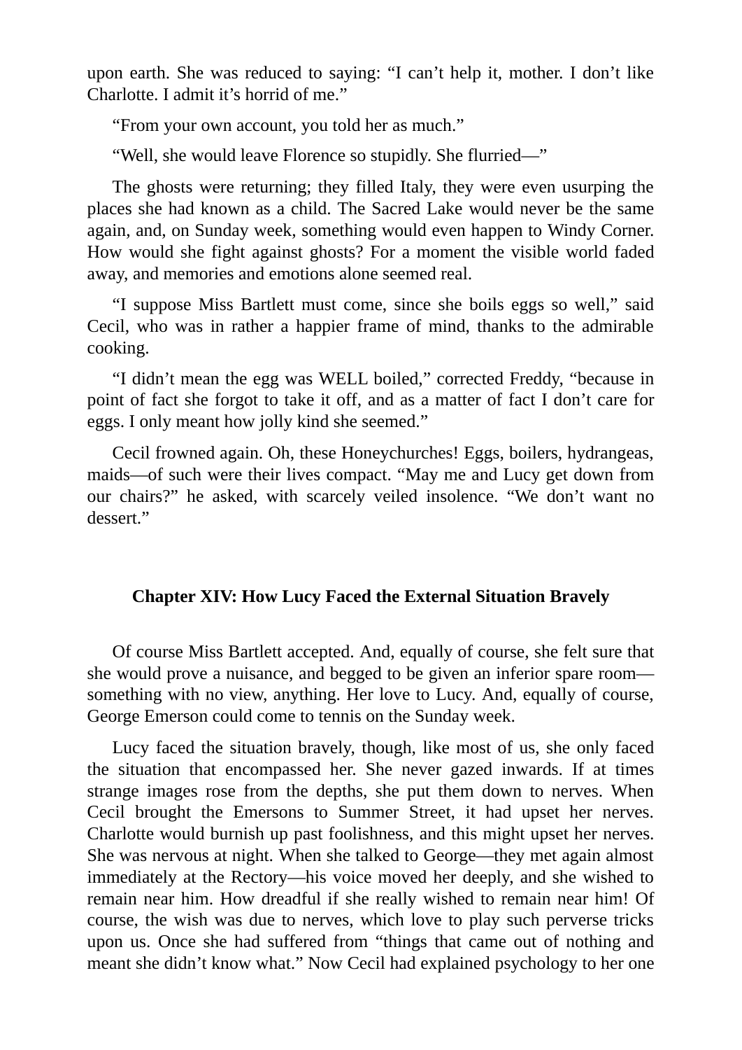upon earth. She was reduced to saying: “I can’t help it, mother. I don’t like Charlotte. I admit it’s horrid of me.”

“From your own account, you told her as much.”

“Well, she would leave Florence so stupidly. She flurried—”

The ghosts were returning; they filled Italy, they were even usurping the places she had known as a child. The Sacred Lake would never be the same again, and, on Sunday week, something would even happen to Windy Corner. How would she fight against ghosts? For a moment the visible world faded away, and memories and emotions alone seemed real.

“I suppose Miss Bartlett must come, since she boils eggs so well,” said Cecil, who was in rather a happier frame of mind, thanks to the admirable cooking.

“I didn’t mean the egg was WELL boiled,” corrected Freddy, “because in point of fact she forgot to take it off, and as a matter of fact I don’t care for eggs. I only meant how jolly kind she seemed.”

Cecil frowned again. Oh, these Honeychurches! Eggs, boilers, hydrangeas, maids—of such were their lives compact. “May me and Lucy get down from our chairs?” he asked, with scarcely veiled insolence. “We don’t want no dessert.”

## Chapter XIV: How Lucy Faced the External Situation Bravely

Of course Miss Bartlett accepted. And, equally of course, she felt sure that she would prove a nuisance, and begged to be given an inferior spare room—something with no view, anything. Her love to Lucy. And, equally of course, George Emerson could come to tennis on the Sunday week.

Lucy faced the situation bravely, though, like most of us, she only faced the situation that encompassed her. She never gazed inwards. If at times strange images rose from the depths, she put them down to nerves. When Cecil brought the Emersons to Summer Street, it had upset her nerves. Charlotte would burnish up past foolishness, and this might upset her nerves. She was nervous at night. When she talked to George—they met again almost immediately at the Rectory—his voice moved her deeply, and she wished to remain near him. How dreadful if she really wished to remain near him! Of course, the wish was due to nerves, which love to play such perverse tricks upon us. Once she had suffered from “things that came out of nothing and meant she didn’t know what.” Now Cecil had explained psychology to her one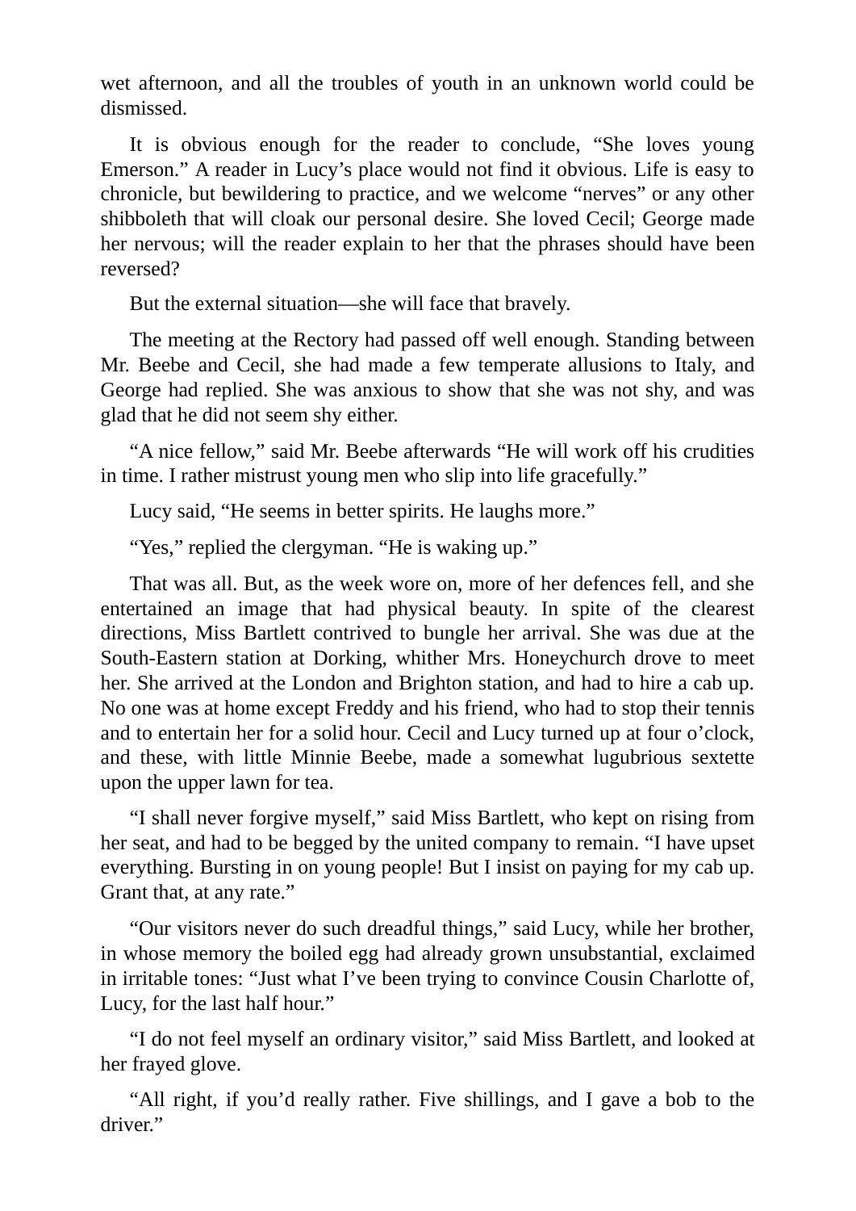wet afternoon, and all the troubles of youth in an unknown world could be dismissed.

It is obvious enough for the reader to conclude, “She loves young Emerson.” A reader in Lucy’s place would not find it obvious. Life is easy to chronicle, but bewildering to practice, and we welcome “nerves” or any other shibboleth that will cloak our personal desire. She loved Cecil; George made her nervous; will the reader explain to her that the phrases should have been reversed?

But the external situation—she will face that bravely.

The meeting at the Rectory had passed off well enough. Standing between Mr. Beebe and Cecil, she had made a few temperate allusions to Italy, and George had replied. She was anxious to show that she was not shy, and was glad that he did not seem shy either.

“A nice fellow,” said Mr. Beebe afterwards “He will work off his crudities in time. I rather mistrust young men who slip into life gracefully.”

Lucy said, “He seems in better spirits. He laughs more.”

“Yes,” replied the clergyman. “He is waking up.”

That was all. But, as the week wore on, more of her defences fell, and she entertained an image that had physical beauty. In spite of the clearest directions, Miss Bartlett contrived to bungle her arrival. She was due at the South-Eastern station at Dorking, whither Mrs. Honeychurch drove to meet her. She arrived at the London and Brighton station, and had to hire a cab up. No one was at home except Freddy and his friend, who had to stop their tennis and to entertain her for a solid hour. Cecil and Lucy turned up at four o’clock, and these, with little Minnie Beebe, made a somewhat lugubrious sextette upon the upper lawn for tea.

“I shall never forgive myself,” said Miss Bartlett, who kept on rising from her seat, and had to be begged by the united company to remain. “I have upset everything. Bursting in on young people! But I insist on paying for my cab up. Grant that, at any rate.”

“Our visitors never do such dreadful things,” said Lucy, while her brother, in whose memory the boiled egg had already grown unsubstantial, exclaimed in irritable tones: “Just what I’ve been trying to convince Cousin Charlotte of, Lucy, for the last half hour.”

“I do not feel myself an ordinary visitor,” said Miss Bartlett, and looked at her frayed glove.

“All right, if you’d really rather. Five shillings, and I gave a bob to the driver.”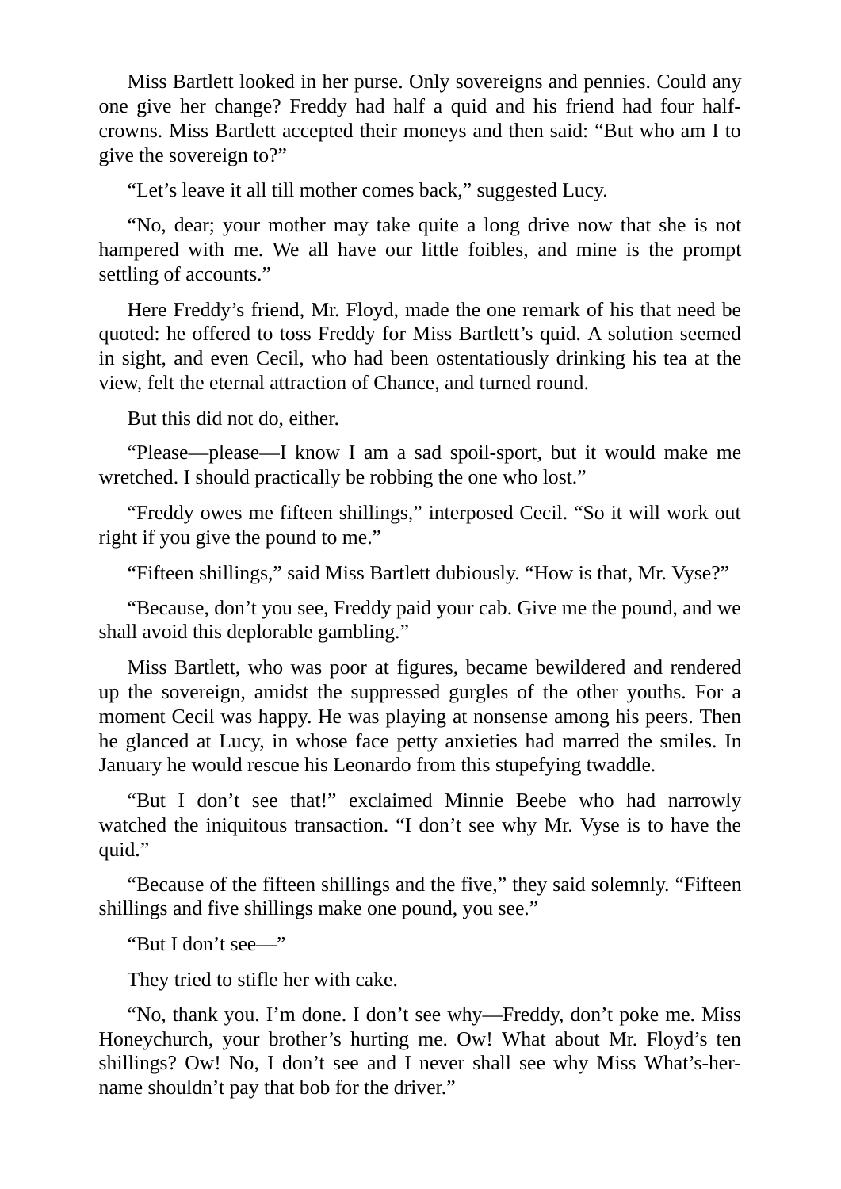Miss Bartlett looked in her purse. Only sovereigns and pennies. Could any one give her change? Freddy had half a quid and his friend had four half-crowns. Miss Bartlett accepted their moneys and then said: “But who am I to give the sovereign to?”

“Let’s leave it all till mother comes back,” suggested Lucy.

“No, dear; your mother may take quite a long drive now that she is not hampered with me. We all have our little foibles, and mine is the prompt settling of accounts.”

Here Freddy’s friend, Mr. Floyd, made the one remark of his that need be quoted: he offered to toss Freddy for Miss Bartlett’s quid. A solution seemed in sight, and even Cecil, who had been ostentatiously drinking his tea at the view, felt the eternal attraction of Chance, and turned round.

But this did not do, either.

“Please—please—I know I am a sad spoil-sport, but it would make me wretched. I should practically be robbing the one who lost.”

“Freddy owes me fifteen shillings,” interposed Cecil. “So it will work out right if you give the pound to me.”

“Fifteen shillings,” said Miss Bartlett dubiously. “How is that, Mr. Vyse?”

“Because, don’t you see, Freddy paid your cab. Give me the pound, and we shall avoid this deplorable gambling.”

Miss Bartlett, who was poor at figures, became bewildered and rendered up the sovereign, amidst the suppressed gurgles of the other youths. For a moment Cecil was happy. He was playing at nonsense among his peers. Then he glanced at Lucy, in whose face petty anxieties had marred the smiles. In January he would rescue his Leonardo from this stupefying twaddle.

“But I don’t see that!” exclaimed Minnie Beebe who had narrowly watched the iniquitous transaction. “I don’t see why Mr. Vyse is to have the quid.”

“Because of the fifteen shillings and the five,” they said solemnly. “Fifteen shillings and five shillings make one pound, you see.”

“But I don’t see—”

They tried to stifle her with cake.

“No, thank you. I’m done. I don’t see why—Freddy, don’t poke me. Miss Honeychurch, your brother’s hurting me. Ow! What about Mr. Floyd’s ten shillings? Ow! No, I don’t see and I never shall see why Miss What’s-her-name shouldn’t pay that bob for the driver.”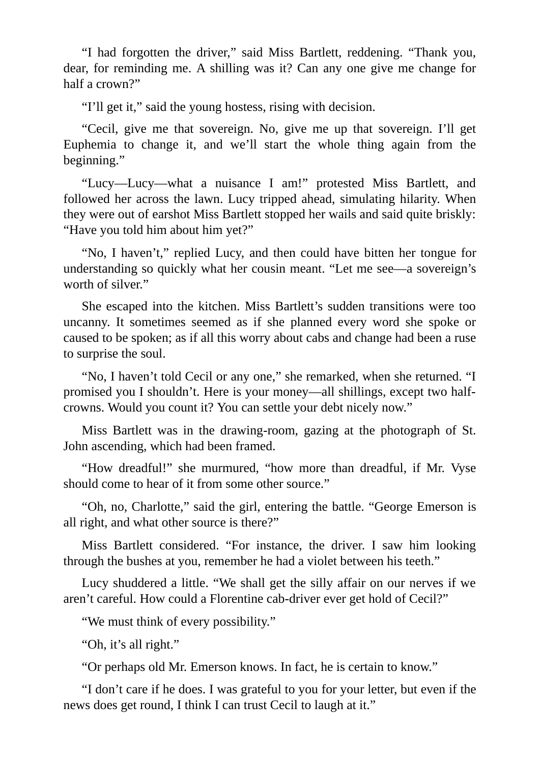"I had forgotten the driver," said Miss Bartlett, reddening. "Thank you, dear, for reminding me. A shilling was it? Can any one give me change for half a crown?"

"I'll get it," said the young hostess, rising with decision.

"Cecil, give me that sovereign. No, give me up that sovereign. I'll get Euphemia to change it, and we'll start the whole thing again from the beginning."

"Lucy—Lucy—what a nuisance I am!" protested Miss Bartlett, and followed her across the lawn. Lucy tripped ahead, simulating hilarity. When they were out of earshot Miss Bartlett stopped her wails and said quite briskly: "Have you told him about him yet?"

"No, I haven't," replied Lucy, and then could have bitten her tongue for understanding so quickly what her cousin meant. "Let me see—a sovereign's worth of silver."

She escaped into the kitchen. Miss Bartlett's sudden transitions were too uncanny. It sometimes seemed as if she planned every word she spoke or caused to be spoken; as if all this worry about cabs and change had been a ruse to surprise the soul.

"No, I haven't told Cecil or any one," she remarked, when she returned. "I promised you I shouldn't. Here is your money—all shillings, except two half-crowns. Would you count it? You can settle your debt nicely now."

Miss Bartlett was in the drawing-room, gazing at the photograph of St. John ascending, which had been framed.

"How dreadful!" she murmured, "how more than dreadful, if Mr. Vyse should come to hear of it from some other source."

"Oh, no, Charlotte," said the girl, entering the battle. "George Emerson is all right, and what other source is there?"

Miss Bartlett considered. "For instance, the driver. I saw him looking through the bushes at you, remember he had a violet between his teeth."

Lucy shuddered a little. "We shall get the silly affair on our nerves if we aren't careful. How could a Florentine cab-driver ever get hold of Cecil?"

"We must think of every possibility."

"Oh, it's all right."

"Or perhaps old Mr. Emerson knows. In fact, he is certain to know."

"I don't care if he does. I was grateful to you for your letter, but even if the news does get round, I think I can trust Cecil to laugh at it."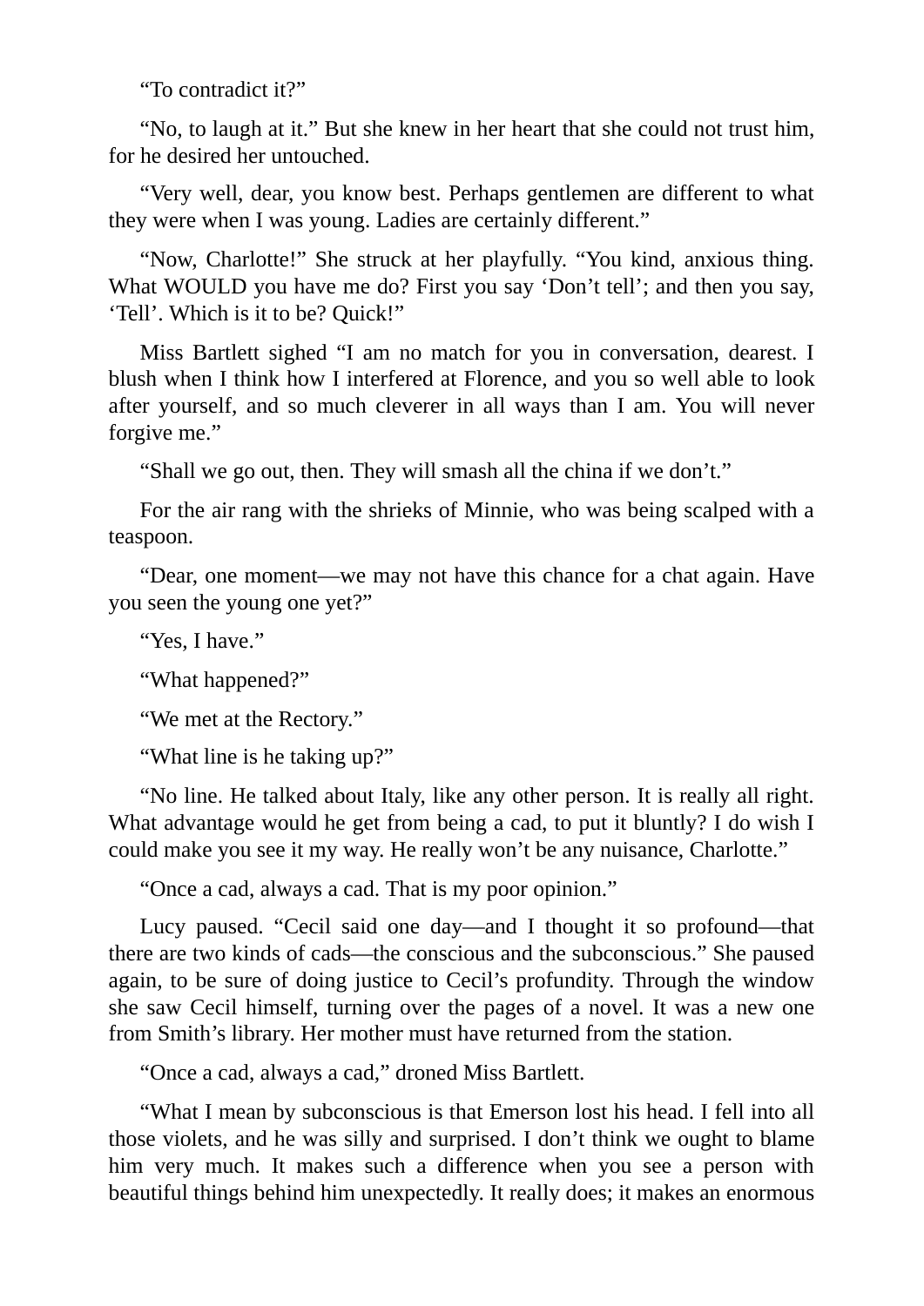“To contradict it?”

“No, to laugh at it.” But she knew in her heart that she could not trust him, for he desired her untouched.

“Very well, dear, you know best. Perhaps gentlemen are different to what they were when I was young. Ladies are certainly different.”

“Now, Charlotte!” She struck at her playfully. “You kind, anxious thing. What WOULD you have me do? First you say ‘Don’t tell’; and then you say, ‘Tell’. Which is it to be? Quick!”

Miss Bartlett sighed “I am no match for you in conversation, dearest. I blush when I think how I interfered at Florence, and you so well able to look after yourself, and so much cleverer in all ways than I am. You will never forgive me.”

“Shall we go out, then. They will smash all the china if we don’t.”

For the air rang with the shrieks of Minnie, who was being scalped with a teaspoon.

“Dear, one moment—we may not have this chance for a chat again. Have you seen the young one yet?”

“Yes, I have.”

“What happened?”

“We met at the Rectory.”

“What line is he taking up?”

“No line. He talked about Italy, like any other person. It is really all right. What advantage would he get from being a cad, to put it bluntly? I do wish I could make you see it my way. He really won’t be any nuisance, Charlotte.”

“Once a cad, always a cad. That is my poor opinion.”

Lucy paused. “Cecil said one day—and I thought it so profound—that there are two kinds of cads—the conscious and the subconscious.” She paused again, to be sure of doing justice to Cecil’s profundity. Through the window she saw Cecil himself, turning over the pages of a novel. It was a new one from Smith’s library. Her mother must have returned from the station.

“Once a cad, always a cad,” droned Miss Bartlett.

“What I mean by subconscious is that Emerson lost his head. I fell into all those violets, and he was silly and surprised. I don’t think we ought to blame him very much. It makes such a difference when you see a person with beautiful things behind him unexpectedly. It really does; it makes an enormous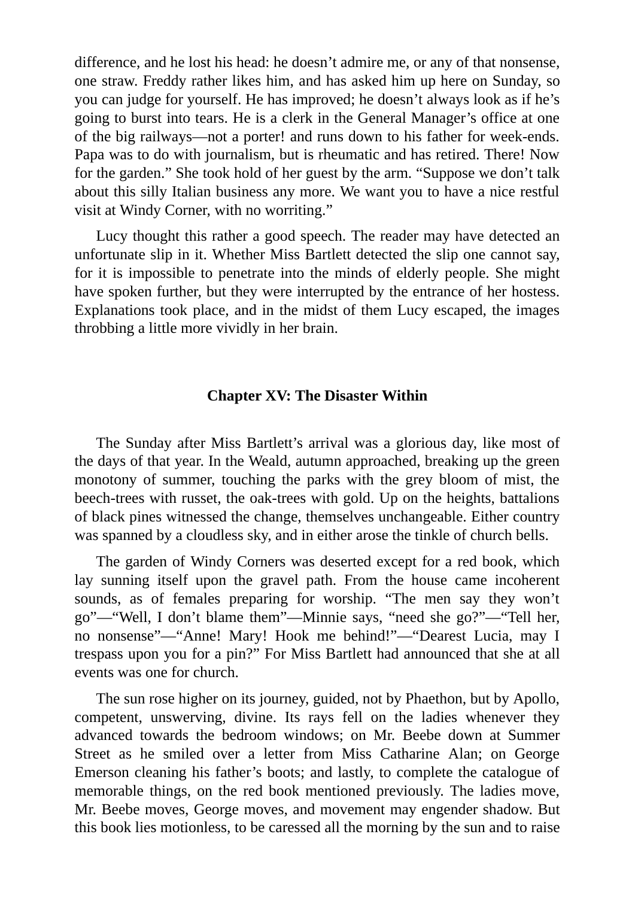difference, and he lost his head: he doesn't admire me, or any of that nonsense, one straw. Freddy rather likes him, and has asked him up here on Sunday, so you can judge for yourself. He has improved; he doesn't always look as if he's going to burst into tears. He is a clerk in the General Manager's office at one of the big railways—not a porter! and runs down to his father for week-ends. Papa was to do with journalism, but is rheumatic and has retired. There! Now for the garden." She took hold of her guest by the arm. "Suppose we don't talk about this silly Italian business any more. We want you to have a nice restful visit at Windy Corner, with no worriting."

Lucy thought this rather a good speech. The reader may have detected an unfortunate slip in it. Whether Miss Bartlett detected the slip one cannot say, for it is impossible to penetrate into the minds of elderly people. She might have spoken further, but they were interrupted by the entrance of her hostess. Explanations took place, and in the midst of them Lucy escaped, the images throbbing a little more vividly in her brain.

## Chapter XV: The Disaster Within

The Sunday after Miss Bartlett's arrival was a glorious day, like most of the days of that year. In the Weald, autumn approached, breaking up the green monotony of summer, touching the parks with the grey bloom of mist, the beech-trees with russet, the oak-trees with gold. Up on the heights, battalions of black pines witnessed the change, themselves unchangeable. Either country was spanned by a cloudless sky, and in either arose the tinkle of church bells.

The garden of Windy Corners was deserted except for a red book, which lay sunning itself upon the gravel path. From the house came incoherent sounds, as of females preparing for worship. "The men say they won't go"—"Well, I don't blame them"—Minnie says, "need she go?"—"Tell her, no nonsense"—"Anne! Mary! Hook me behind!"—"Dearest Lucia, may I trespass upon you for a pin?" For Miss Bartlett had announced that she at all events was one for church.

The sun rose higher on its journey, guided, not by Phaethon, but by Apollo, competent, unswerving, divine. Its rays fell on the ladies whenever they advanced towards the bedroom windows; on Mr. Beebe down at Summer Street as he smiled over a letter from Miss Catharine Alan; on George Emerson cleaning his father's boots; and lastly, to complete the catalogue of memorable things, on the red book mentioned previously. The ladies move, Mr. Beebe moves, George moves, and movement may engender shadow. But this book lies motionless, to be caressed all the morning by the sun and to raise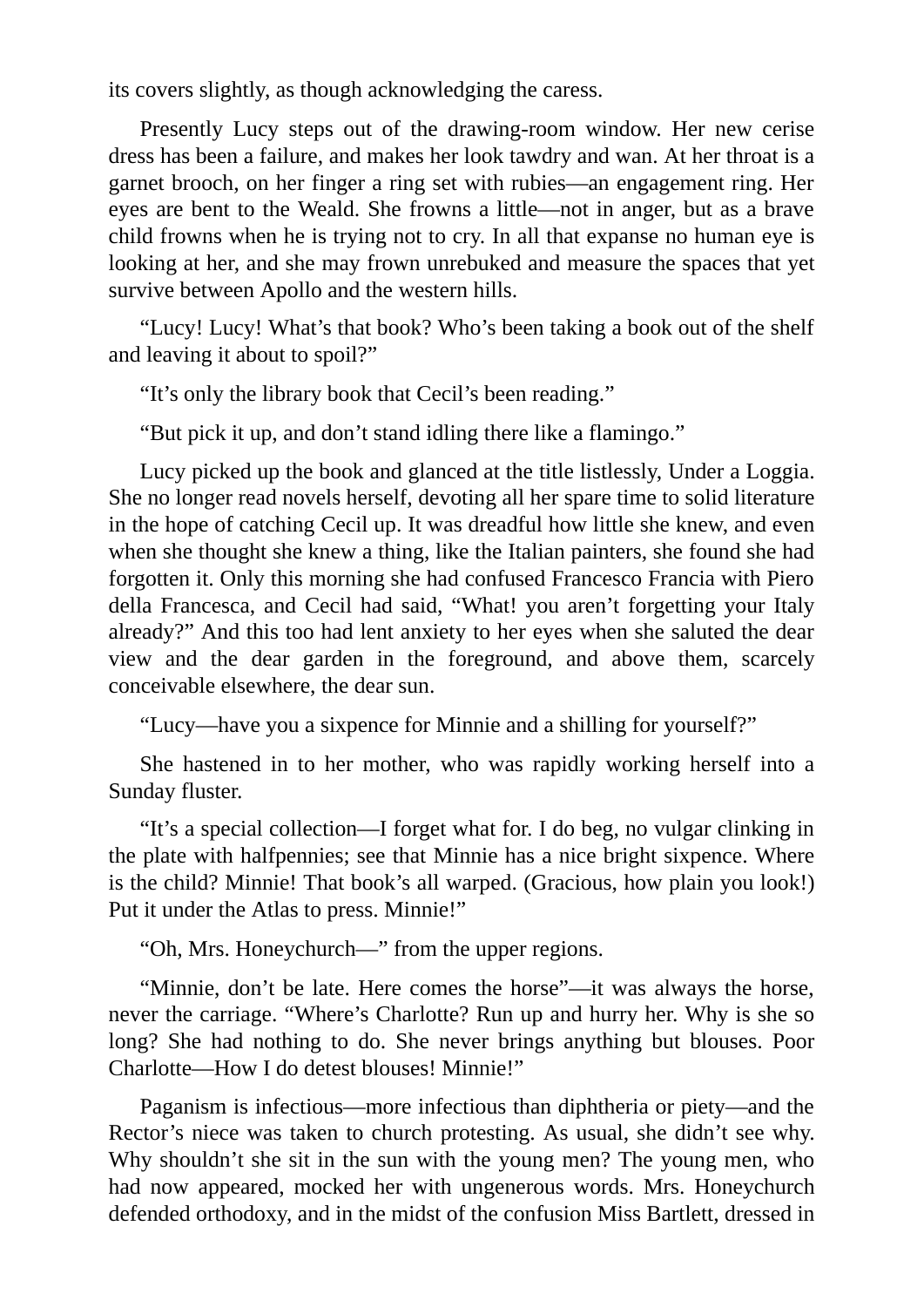its covers slightly, as though acknowledging the caress.

Presently Lucy steps out of the drawing-room window. Her new cerise dress has been a failure, and makes her look tawdry and wan. At her throat is a garnet brooch, on her finger a ring set with rubies—an engagement ring. Her eyes are bent to the Weald. She frowns a little—not in anger, but as a brave child frowns when he is trying not to cry. In all that expanse no human eye is looking at her, and she may frown unrebuked and measure the spaces that yet survive between Apollo and the western hills.

“Lucy! Lucy! What’s that book? Who’s been taking a book out of the shelf and leaving it about to spoil?”

“It’s only the library book that Cecil’s been reading.”

“But pick it up, and don’t stand idling there like a flamingo.”

Lucy picked up the book and glanced at the title listlessly, Under a Loggia. She no longer read novels herself, devoting all her spare time to solid literature in the hope of catching Cecil up. It was dreadful how little she knew, and even when she thought she knew a thing, like the Italian painters, she found she had forgotten it. Only this morning she had confused Francesco Francia with Piero della Francesca, and Cecil had said, “What! you aren’t forgetting your Italy already?” And this too had lent anxiety to her eyes when she saluted the dear view and the dear garden in the foreground, and above them, scarcely conceivable elsewhere, the dear sun.

“Lucy—have you a sixpence for Minnie and a shilling for yourself?”

She hastened in to her mother, who was rapidly working herself into a Sunday fluster.

“It’s a special collection—I forget what for. I do beg, no vulgar clinking in the plate with halfpennies; see that Minnie has a nice bright sixpence. Where is the child? Minnie! That book’s all warped. (Gracious, how plain you look!) Put it under the Atlas to press. Minnie!”

“Oh, Mrs. Honeychurch—” from the upper regions.

“Minnie, don’t be late. Here comes the horse”—it was always the horse, never the carriage. “Where’s Charlotte? Run up and hurry her. Why is she so long? She had nothing to do. She never brings anything but blouses. Poor Charlotte—How I do detest blouses! Minnie!”

Paganism is infectious—more infectious than diphtheria or piety—and the Rector’s niece was taken to church protesting. As usual, she didn’t see why. Why shouldn’t she sit in the sun with the young men? The young men, who had now appeared, mocked her with ungenerous words. Mrs. Honeychurch defended orthodoxy, and in the midst of the confusion Miss Bartlett, dressed in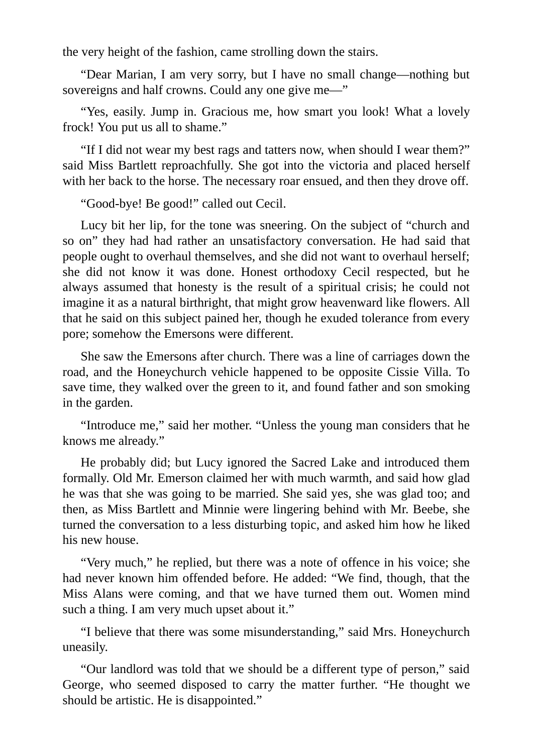the very height of the fashion, came strolling down the stairs.

“Dear Marian, I am very sorry, but I have no small change—nothing but sovereigns and half crowns. Could any one give me—”

“Yes, easily. Jump in. Gracious me, how smart you look! What a lovely frock! You put us all to shame.”

“If I did not wear my best rags and tatters now, when should I wear them?” said Miss Bartlett reproachfully. She got into the victoria and placed herself with her back to the horse. The necessary roar ensued, and then they drove off.

“Good-bye! Be good!” called out Cecil.

Lucy bit her lip, for the tone was sneering. On the subject of “church and so on” they had had rather an unsatisfactory conversation. He had said that people ought to overhaul themselves, and she did not want to overhaul herself; she did not know it was done. Honest orthodoxy Cecil respected, but he always assumed that honesty is the result of a spiritual crisis; he could not imagine it as a natural birthright, that might grow heavenward like flowers. All that he said on this subject pained her, though he exuded tolerance from every pore; somehow the Emersons were different.

She saw the Emersons after church. There was a line of carriages down the road, and the Honeychurch vehicle happened to be opposite Cissie Villa. To save time, they walked over the green to it, and found father and son smoking in the garden.

“Introduce me,” said her mother. “Unless the young man considers that he knows me already.”

He probably did; but Lucy ignored the Sacred Lake and introduced them formally. Old Mr. Emerson claimed her with much warmth, and said how glad he was that she was going to be married. She said yes, she was glad too; and then, as Miss Bartlett and Minnie were lingering behind with Mr. Beebe, she turned the conversation to a less disturbing topic, and asked him how he liked his new house.

“Very much,” he replied, but there was a note of offence in his voice; she had never known him offended before. He added: “We find, though, that the Miss Alans were coming, and that we have turned them out. Women mind such a thing. I am very much upset about it.”

“I believe that there was some misunderstanding,” said Mrs. Honeychurch uneasily.

“Our landlord was told that we should be a different type of person,” said George, who seemed disposed to carry the matter further. “He thought we should be artistic. He is disappointed.”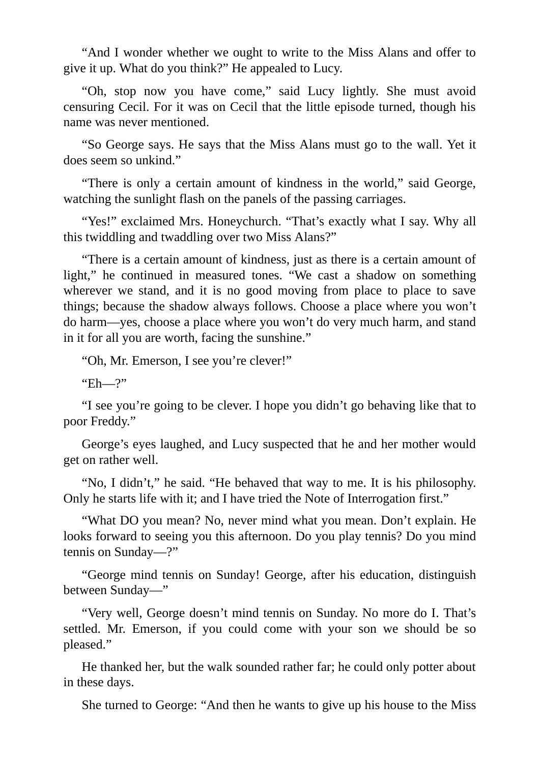"And I wonder whether we ought to write to the Miss Alans and offer to give it up. What do you think?" He appealed to Lucy.

"Oh, stop now you have come," said Lucy lightly. She must avoid censuring Cecil. For it was on Cecil that the little episode turned, though his name was never mentioned.

"So George says. He says that the Miss Alans must go to the wall. Yet it does seem so unkind."

"There is only a certain amount of kindness in the world," said George, watching the sunlight flash on the panels of the passing carriages.

"Yes!" exclaimed Mrs. Honeychurch. "That's exactly what I say. Why all this twiddling and twaddling over two Miss Alans?"

"There is a certain amount of kindness, just as there is a certain amount of light," he continued in measured tones. "We cast a shadow on something wherever we stand, and it is no good moving from place to place to save things; because the shadow always follows. Choose a place where you won't do harm—yes, choose a place where you won't do very much harm, and stand in it for all you are worth, facing the sunshine."

"Oh, Mr. Emerson, I see you're clever!"

"Eh—?"

"I see you're going to be clever. I hope you didn't go behaving like that to poor Freddy."

George's eyes laughed, and Lucy suspected that he and her mother would get on rather well.

"No, I didn't," he said. "He behaved that way to me. It is his philosophy. Only he starts life with it; and I have tried the Note of Interrogation first."

"What DO you mean? No, never mind what you mean. Don't explain. He looks forward to seeing you this afternoon. Do you play tennis? Do you mind tennis on Sunday—?"

"George mind tennis on Sunday! George, after his education, distinguish between Sunday—"

"Very well, George doesn't mind tennis on Sunday. No more do I. That's settled. Mr. Emerson, if you could come with your son we should be so pleased."

He thanked her, but the walk sounded rather far; he could only potter about in these days.

She turned to George: "And then he wants to give up his house to the Miss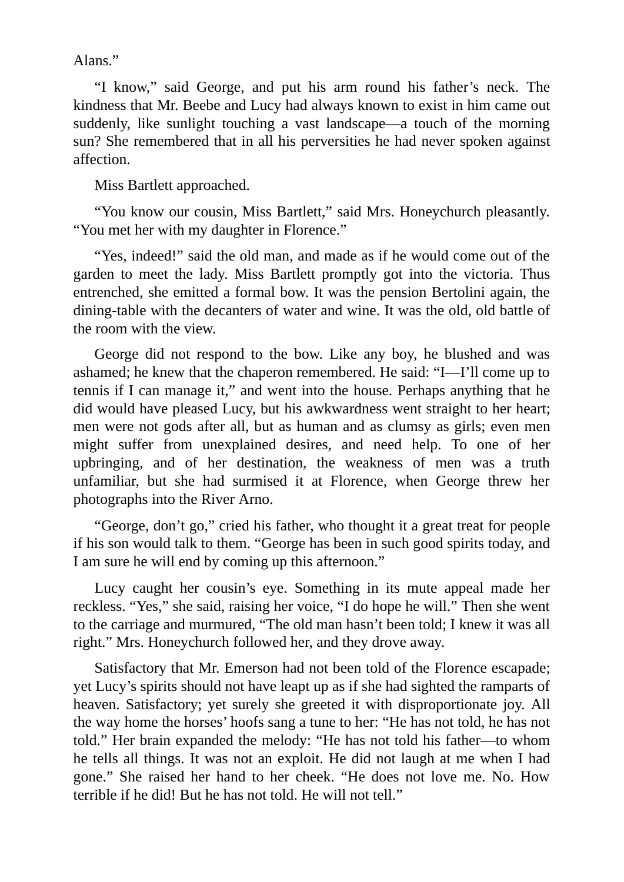Alans."

"I know," said George, and put his arm round his father's neck. The kindness that Mr. Beebe and Lucy had always known to exist in him came out suddenly, like sunlight touching a vast landscape—a touch of the morning sun? She remembered that in all his perversities he had never spoken against affection.

Miss Bartlett approached.

"You know our cousin, Miss Bartlett," said Mrs. Honeychurch pleasantly. "You met her with my daughter in Florence."

"Yes, indeed!" said the old man, and made as if he would come out of the garden to meet the lady. Miss Bartlett promptly got into the victoria. Thus entrenched, she emitted a formal bow. It was the pension Bertolini again, the dining-table with the decanters of water and wine. It was the old, old battle of the room with the view.

George did not respond to the bow. Like any boy, he blushed and was ashamed; he knew that the chaperon remembered. He said: "I—I'll come up to tennis if I can manage it," and went into the house. Perhaps anything that he did would have pleased Lucy, but his awkwardness went straight to her heart; men were not gods after all, but as human and as clumsy as girls; even men might suffer from unexplained desires, and need help. To one of her upbringing, and of her destination, the weakness of men was a truth unfamiliar, but she had surmised it at Florence, when George threw her photographs into the River Arno.

"George, don't go," cried his father, who thought it a great treat for people if his son would talk to them. "George has been in such good spirits today, and I am sure he will end by coming up this afternoon."

Lucy caught her cousin's eye. Something in its mute appeal made her reckless. "Yes," she said, raising her voice, "I do hope he will." Then she went to the carriage and murmured, "The old man hasn't been told; I knew it was all right." Mrs. Honeychurch followed her, and they drove away.

Satisfactory that Mr. Emerson had not been told of the Florence escapade; yet Lucy's spirits should not have leapt up as if she had sighted the ramparts of heaven. Satisfactory; yet surely she greeted it with disproportionate joy. All the way home the horses' hoofs sang a tune to her: "He has not told, he has not told." Her brain expanded the melody: "He has not told his father—to whom he tells all things. It was not an exploit. He did not laugh at me when I had gone." She raised her hand to her cheek. "He does not love me. No. How terrible if he did! But he has not told. He will not tell."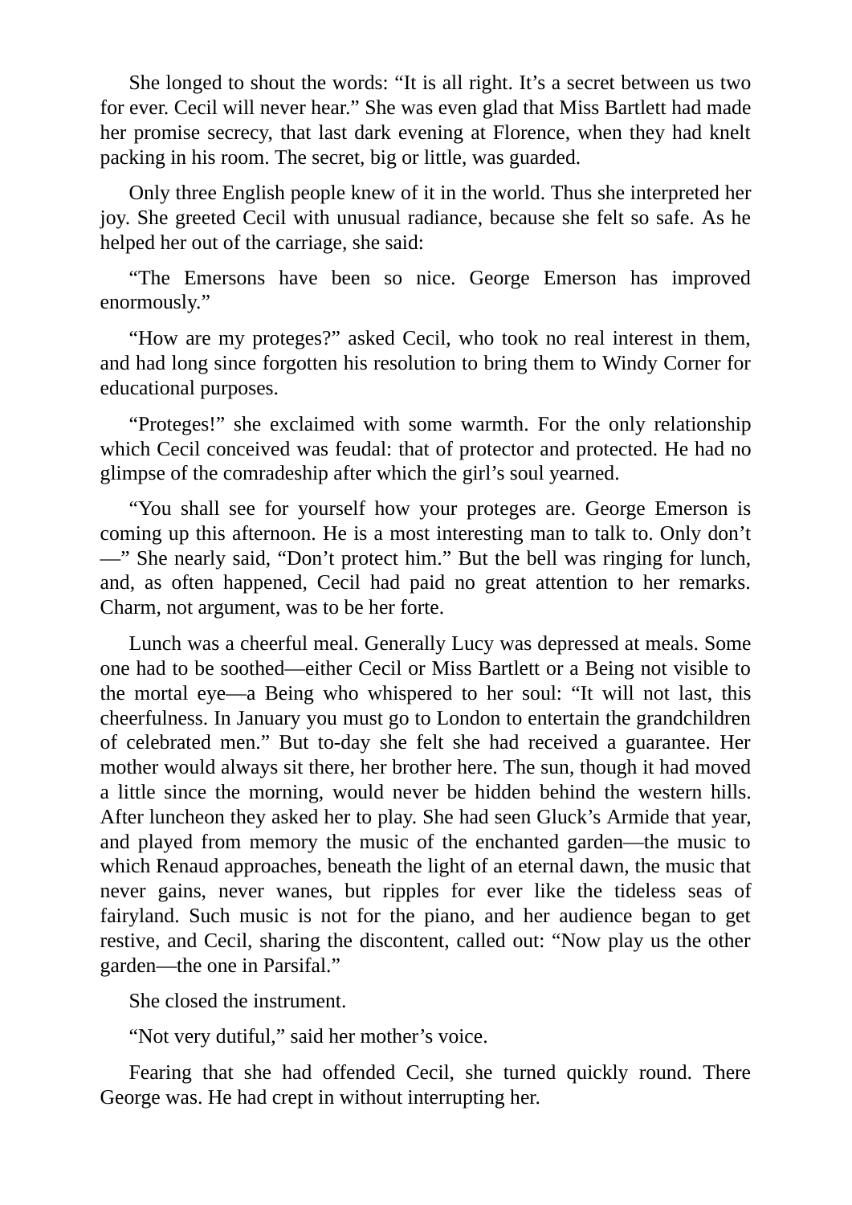She longed to shout the words: "It is all right. It's a secret between us two for ever. Cecil will never hear." She was even glad that Miss Bartlett had made her promise secrecy, that last dark evening at Florence, when they had knelt packing in his room. The secret, big or little, was guarded.

Only three English people knew of it in the world. Thus she interpreted her joy. She greeted Cecil with unusual radiance, because she felt so safe. As he helped her out of the carriage, she said:

"The Emersons have been so nice. George Emerson has improved enormously."

"How are my proteges?" asked Cecil, who took no real interest in them, and had long since forgotten his resolution to bring them to Windy Corner for educational purposes.

"Proteges!" she exclaimed with some warmth. For the only relationship which Cecil conceived was feudal: that of protector and protected. He had no glimpse of the comradeship after which the girl's soul yearned.

"You shall see for yourself how your proteges are. George Emerson is coming up this afternoon. He is a most interesting man to talk to. Only don't—" She nearly said, "Don't protect him." But the bell was ringing for lunch, and, as often happened, Cecil had paid no great attention to her remarks. Charm, not argument, was to be her forte.

Lunch was a cheerful meal. Generally Lucy was depressed at meals. Some one had to be soothed—either Cecil or Miss Bartlett or a Being not visible to the mortal eye—a Being who whispered to her soul: "It will not last, this cheerfulness. In January you must go to London to entertain the grandchildren of celebrated men." But to-day she felt she had received a guarantee. Her mother would always sit there, her brother here. The sun, though it had moved a little since the morning, would never be hidden behind the western hills. After luncheon they asked her to play. She had seen Gluck's Armide that year, and played from memory the music of the enchanted garden—the music to which Renaud approaches, beneath the light of an eternal dawn, the music that never gains, never wanes, but ripples for ever like the tideless seas of fairyland. Such music is not for the piano, and her audience began to get restive, and Cecil, sharing the discontent, called out: "Now play us the other garden—the one in Parsifal."

She closed the instrument.

"Not very dutiful," said her mother's voice.

Fearing that she had offended Cecil, she turned quickly round. There George was. He had crept in without interrupting her.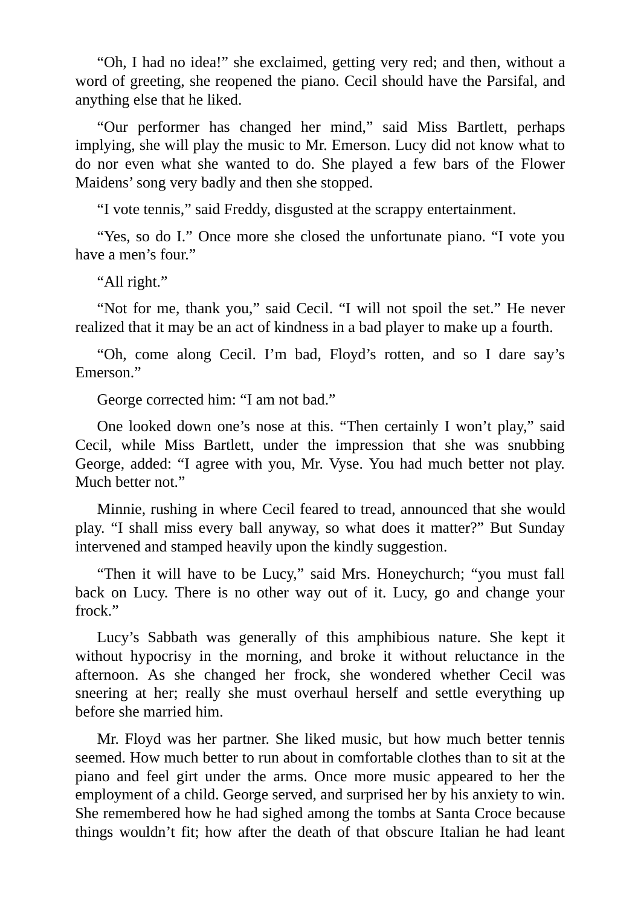“Oh, I had no idea!” she exclaimed, getting very red; and then, without a word of greeting, she reopened the piano. Cecil should have the Parsifal, and anything else that he liked.

“Our performer has changed her mind,” said Miss Bartlett, perhaps implying, she will play the music to Mr. Emerson. Lucy did not know what to do nor even what she wanted to do. She played a few bars of the Flower Maidens’ song very badly and then she stopped.

“I vote tennis,” said Freddy, disgusted at the scrappy entertainment.

“Yes, so do I.” Once more she closed the unfortunate piano. “I vote you have a men’s four.”

“All right.”

“Not for me, thank you,” said Cecil. “I will not spoil the set.” He never realized that it may be an act of kindness in a bad player to make up a fourth.

“Oh, come along Cecil. I’m bad, Floyd’s rotten, and so I dare say’s Emerson.”

George corrected him: “I am not bad.”

One looked down one’s nose at this. “Then certainly I won’t play,” said Cecil, while Miss Bartlett, under the impression that she was snubbing George, added: “I agree with you, Mr. Vyse. You had much better not play. Much better not.”

Minnie, rushing in where Cecil feared to tread, announced that she would play. “I shall miss every ball anyway, so what does it matter?” But Sunday intervened and stamped heavily upon the kindly suggestion.

“Then it will have to be Lucy,” said Mrs. Honeychurch; “you must fall back on Lucy. There is no other way out of it. Lucy, go and change your frock.”

Lucy’s Sabbath was generally of this amphibious nature. She kept it without hypocrisy in the morning, and broke it without reluctance in the afternoon. As she changed her frock, she wondered whether Cecil was sneering at her; really she must overhaul herself and settle everything up before she married him.

Mr. Floyd was her partner. She liked music, but how much better tennis seemed. How much better to run about in comfortable clothes than to sit at the piano and feel girt under the arms. Once more music appeared to her the employment of a child. George served, and surprised her by his anxiety to win. She remembered how he had sighed among the tombs at Santa Croce because things wouldn’t fit; how after the death of that obscure Italian he had leant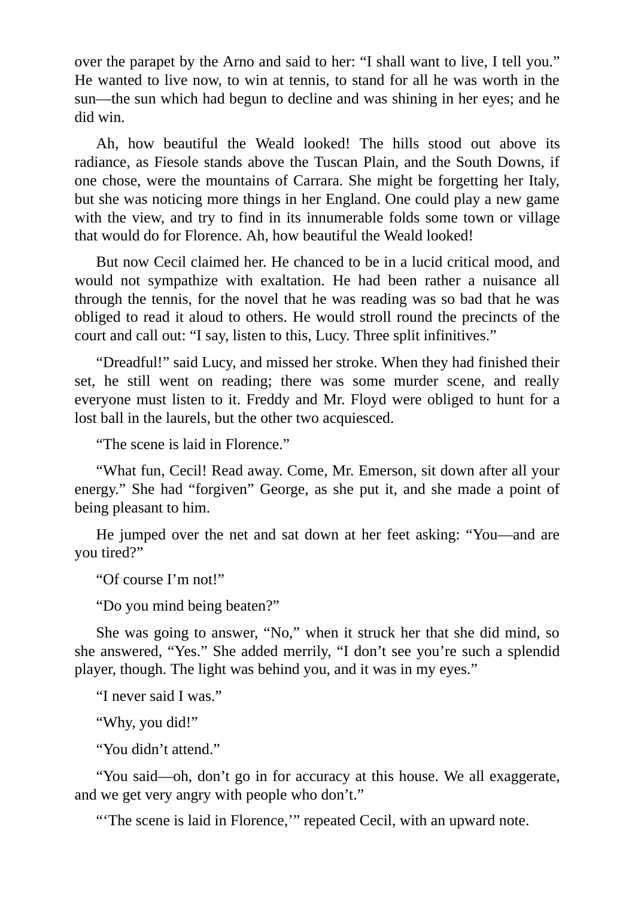over the parapet by the Arno and said to her: “I shall want to live, I tell you.” He wanted to live now, to win at tennis, to stand for all he was worth in the sun—the sun which had begun to decline and was shining in her eyes; and he did win.

Ah, how beautiful the Weald looked! The hills stood out above its radiance, as Fiesole stands above the Tuscan Plain, and the South Downs, if one chose, were the mountains of Carrara. She might be forgetting her Italy, but she was noticing more things in her England. One could play a new game with the view, and try to find in its innumerable folds some town or village that would do for Florence. Ah, how beautiful the Weald looked!

But now Cecil claimed her. He chanced to be in a lucid critical mood, and would not sympathize with exaltation. He had been rather a nuisance all through the tennis, for the novel that he was reading was so bad that he was obliged to read it aloud to others. He would stroll round the precincts of the court and call out: “I say, listen to this, Lucy. Three split infinitives.”

“Dreadful!” said Lucy, and missed her stroke. When they had finished their set, he still went on reading; there was some murder scene, and really everyone must listen to it. Freddy and Mr. Floyd were obliged to hunt for a lost ball in the laurels, but the other two acquiesced.

“The scene is laid in Florence.”

“What fun, Cecil! Read away. Come, Mr. Emerson, sit down after all your energy.” She had “forgiven” George, as she put it, and she made a point of being pleasant to him.

He jumped over the net and sat down at her feet asking: “You—and are you tired?”

“Of course I’m not!”

“Do you mind being beaten?”

She was going to answer, “No,” when it struck her that she did mind, so she answered, “Yes.” She added merrily, “I don’t see you’re such a splendid player, though. The light was behind you, and it was in my eyes.”

“I never said I was.”

“Why, you did!”

“You didn’t attend.”

“You said—oh, don’t go in for accuracy at this house. We all exaggerate, and we get very angry with people who don’t.”

“‘The scene is laid in Florence,’” repeated Cecil, with an upward note.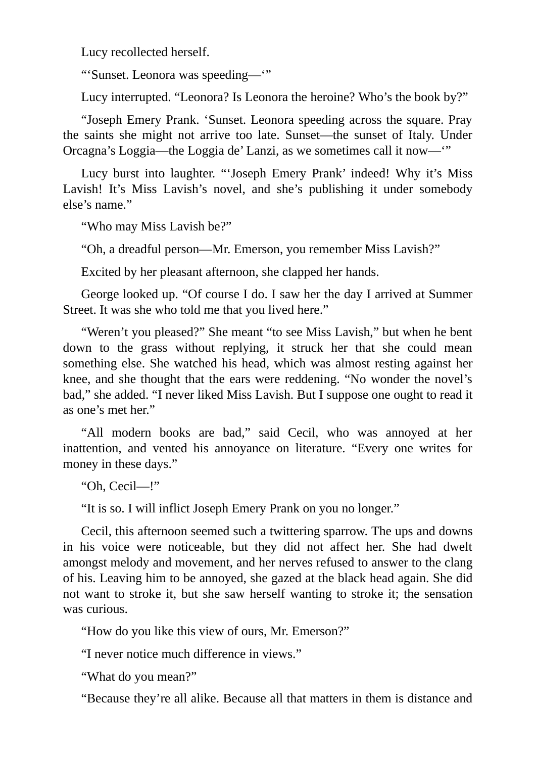Lucy recollected herself.

"'Sunset. Leonora was speeding—'"

Lucy interrupted. "Leonora? Is Leonora the heroine? Who's the book by?"

"Joseph Emery Prank. 'Sunset. Leonora speeding across the square. Pray the saints she might not arrive too late. Sunset—the sunset of Italy. Under Orcagna's Loggia—the Loggia de' Lanzi, as we sometimes call it now—'"

Lucy burst into laughter. "'Joseph Emery Prank' indeed! Why it's Miss Lavish! It's Miss Lavish's novel, and she's publishing it under somebody else's name."

"Who may Miss Lavish be?"

"Oh, a dreadful person—Mr. Emerson, you remember Miss Lavish?"

Excited by her pleasant afternoon, she clapped her hands.

George looked up. "Of course I do. I saw her the day I arrived at Summer Street. It was she who told me that you lived here."

"Weren't you pleased?" She meant "to see Miss Lavish," but when he bent down to the grass without replying, it struck her that she could mean something else. She watched his head, which was almost resting against her knee, and she thought that the ears were reddening. "No wonder the novel's bad," she added. "I never liked Miss Lavish. But I suppose one ought to read it as one's met her."

"All modern books are bad," said Cecil, who was annoyed at her inattention, and vented his annoyance on literature. "Every one writes for money in these days."

"Oh, Cecil—!"

"It is so. I will inflict Joseph Emery Prank on you no longer."

Cecil, this afternoon seemed such a twittering sparrow. The ups and downs in his voice were noticeable, but they did not affect her. She had dwelt amongst melody and movement, and her nerves refused to answer to the clang of his. Leaving him to be annoyed, she gazed at the black head again. She did not want to stroke it, but she saw herself wanting to stroke it; the sensation was curious.

"How do you like this view of ours, Mr. Emerson?"

"I never notice much difference in views."

"What do you mean?"

"Because they're all alike. Because all that matters in them is distance and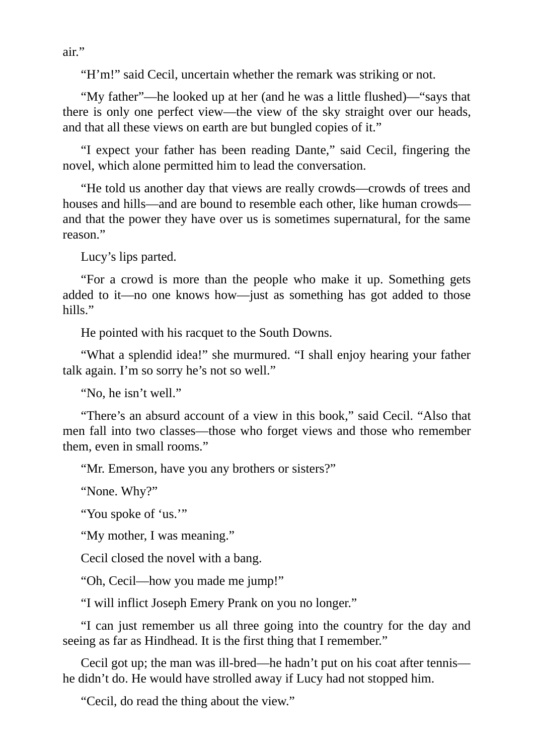air.”

“H’m!” said Cecil, uncertain whether the remark was striking or not.

“My father”—he looked up at her (and he was a little flushed)—“says that there is only one perfect view—the view of the sky straight over our heads, and that all these views on earth are but bungled copies of it.”

“I expect your father has been reading Dante,” said Cecil, fingering the novel, which alone permitted him to lead the conversation.

“He told us another day that views are really crowds—crowds of trees and houses and hills—and are bound to resemble each other, like human crowds—and that the power they have over us is sometimes supernatural, for the same reason.”

Lucy’s lips parted.

“For a crowd is more than the people who make it up. Something gets added to it—no one knows how—just as something has got added to those hills.”

He pointed with his racquet to the South Downs.

“What a splendid idea!” she murmured. “I shall enjoy hearing your father talk again. I’m so sorry he’s not so well.”

“No, he isn’t well.”

“There’s an absurd account of a view in this book,” said Cecil. “Also that men fall into two classes—those who forget views and those who remember them, even in small rooms.”

“Mr. Emerson, have you any brothers or sisters?”

“None. Why?”

“You spoke of ‘us.’”

“My mother, I was meaning.”

Cecil closed the novel with a bang.

“Oh, Cecil—how you made me jump!”

“I will inflict Joseph Emery Prank on you no longer.”

“I can just remember us all three going into the country for the day and seeing as far as Hindhead. It is the first thing that I remember.”

Cecil got up; the man was ill-bred—he hadn’t put on his coat after tennis—he didn’t do. He would have strolled away if Lucy had not stopped him.

“Cecil, do read the thing about the view.”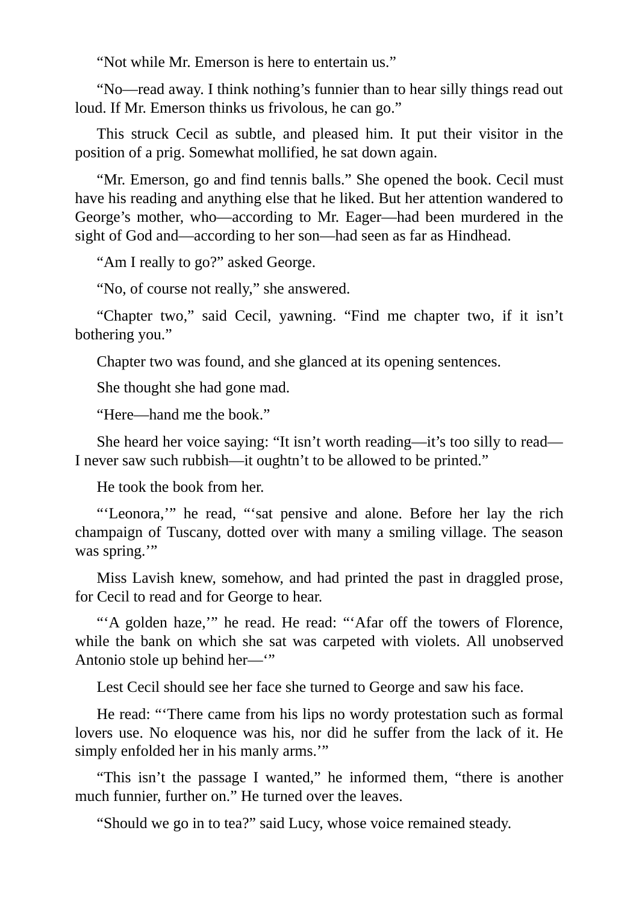“Not while Mr. Emerson is here to entertain us.”

“No—read away. I think nothing’s funnier than to hear silly things read out loud. If Mr. Emerson thinks us frivolous, he can go.”

This struck Cecil as subtle, and pleased him. It put their visitor in the position of a prig. Somewhat mollified, he sat down again.

“Mr. Emerson, go and find tennis balls.” She opened the book. Cecil must have his reading and anything else that he liked. But her attention wandered to George’s mother, who—according to Mr. Eager—had been murdered in the sight of God and—according to her son—had seen as far as Hindhead.

“Am I really to go?” asked George.

“No, of course not really,” she answered.

“Chapter two,” said Cecil, yawning. “Find me chapter two, if it isn’t bothering you.”

Chapter two was found, and she glanced at its opening sentences.

She thought she had gone mad.

“Here—hand me the book.”

She heard her voice saying: “It isn’t worth reading—it’s too silly to read—I never saw such rubbish—it oughtn’t to be allowed to be printed.”

He took the book from her.

“‘Leonora,’” he read, “‘sat pensive and alone. Before her lay the rich champaign of Tuscany, dotted over with many a smiling village. The season was spring.’”

Miss Lavish knew, somehow, and had printed the past in draggled prose, for Cecil to read and for George to hear.

“‘A golden haze,’” he read. He read: “‘Afar off the towers of Florence, while the bank on which she sat was carpeted with violets. All unobserved Antonio stole up behind her—‘”

Lest Cecil should see her face she turned to George and saw his face.

He read: “‘There came from his lips no wordy protestation such as formal lovers use. No eloquence was his, nor did he suffer from the lack of it. He simply enfolded her in his manly arms.’”

“This isn’t the passage I wanted,” he informed them, “there is another much funnier, further on.” He turned over the leaves.

“Should we go in to tea?” said Lucy, whose voice remained steady.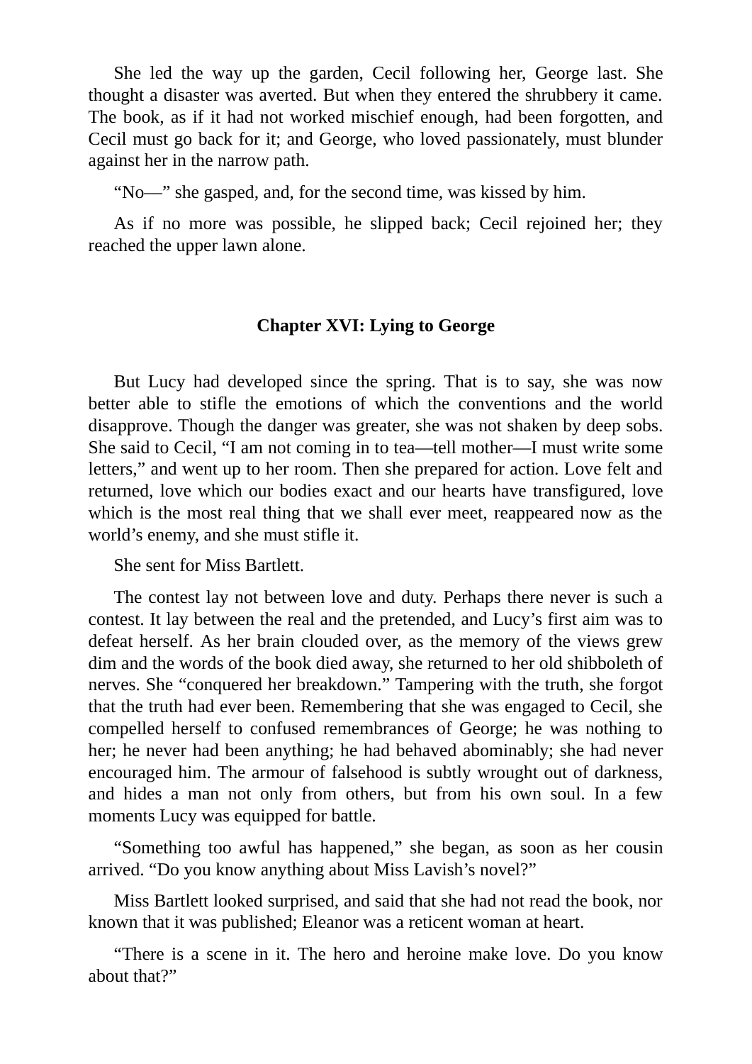She led the way up the garden, Cecil following her, George last. She thought a disaster was averted. But when they entered the shrubbery it came. The book, as if it had not worked mischief enough, had been forgotten, and Cecil must go back for it; and George, who loved passionately, must blunder against her in the narrow path.

"No—" she gasped, and, for the second time, was kissed by him.

As if no more was possible, he slipped back; Cecil rejoined her; they reached the upper lawn alone.

## Chapter XVI: Lying to George

But Lucy had developed since the spring. That is to say, she was now better able to stifle the emotions of which the conventions and the world disapprove. Though the danger was greater, she was not shaken by deep sobs. She said to Cecil, "I am not coming in to tea—tell mother—I must write some letters," and went up to her room. Then she prepared for action. Love felt and returned, love which our bodies exact and our hearts have transfigured, love which is the most real thing that we shall ever meet, reappeared now as the world's enemy, and she must stifle it.

She sent for Miss Bartlett.

The contest lay not between love and duty. Perhaps there never is such a contest. It lay between the real and the pretended, and Lucy's first aim was to defeat herself. As her brain clouded over, as the memory of the views grew dim and the words of the book died away, she returned to her old shibboleth of nerves. She "conquered her breakdown." Tampering with the truth, she forgot that the truth had ever been. Remembering that she was engaged to Cecil, she compelled herself to confused remembrances of George; he was nothing to her; he never had been anything; he had behaved abominably; she had never encouraged him. The armour of falsehood is subtly wrought out of darkness, and hides a man not only from others, but from his own soul. In a few moments Lucy was equipped for battle.

"Something too awful has happened," she began, as soon as her cousin arrived. "Do you know anything about Miss Lavish's novel?"

Miss Bartlett looked surprised, and said that she had not read the book, nor known that it was published; Eleanor was a reticent woman at heart.

"There is a scene in it. The hero and heroine make love. Do you know about that?"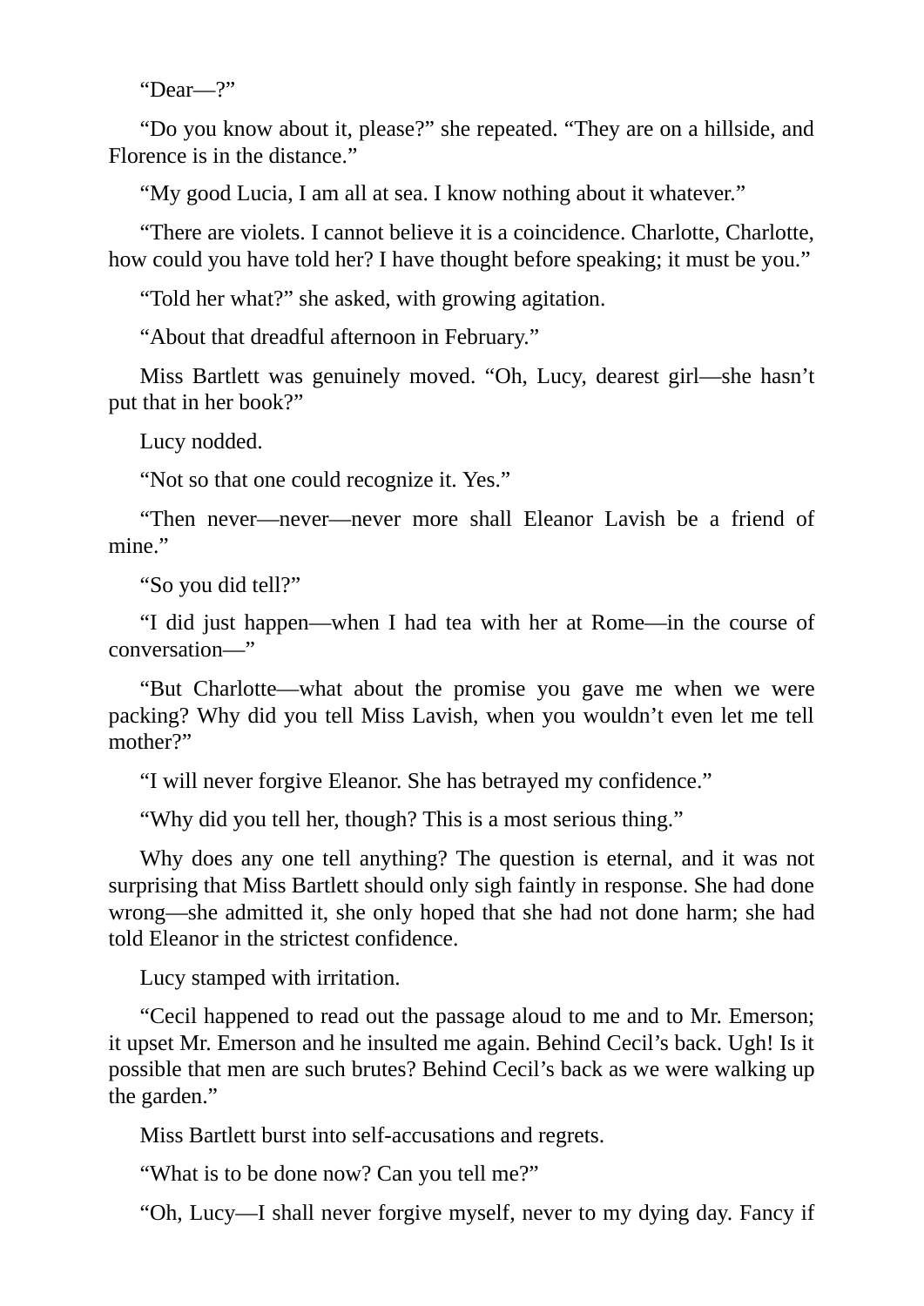"Dear—?"

"Do you know about it, please?" she repeated. "They are on a hillside, and Florence is in the distance."

"My good Lucia, I am all at sea. I know nothing about it whatever."

"There are violets. I cannot believe it is a coincidence. Charlotte, Charlotte, how could you have told her? I have thought before speaking; it must be you."

"Told her what?" she asked, with growing agitation.

"About that dreadful afternoon in February."

Miss Bartlett was genuinely moved. "Oh, Lucy, dearest girl—she hasn't put that in her book?"

Lucy nodded.

"Not so that one could recognize it. Yes."

"Then never—never—never more shall Eleanor Lavish be a friend of mine."

"So you did tell?"

"I did just happen—when I had tea with her at Rome—in the course of conversation—"

"But Charlotte—what about the promise you gave me when we were packing? Why did you tell Miss Lavish, when you wouldn't even let me tell mother?"

"I will never forgive Eleanor. She has betrayed my confidence."

"Why did you tell her, though? This is a most serious thing."

Why does any one tell anything? The question is eternal, and it was not surprising that Miss Bartlett should only sigh faintly in response. She had done wrong—she admitted it, she only hoped that she had not done harm; she had told Eleanor in the strictest confidence.

Lucy stamped with irritation.

"Cecil happened to read out the passage aloud to me and to Mr. Emerson; it upset Mr. Emerson and he insulted me again. Behind Cecil's back. Ugh! Is it possible that men are such brutes? Behind Cecil's back as we were walking up the garden."

Miss Bartlett burst into self-accusations and regrets.

"What is to be done now? Can you tell me?"

"Oh, Lucy—I shall never forgive myself, never to my dying day. Fancy if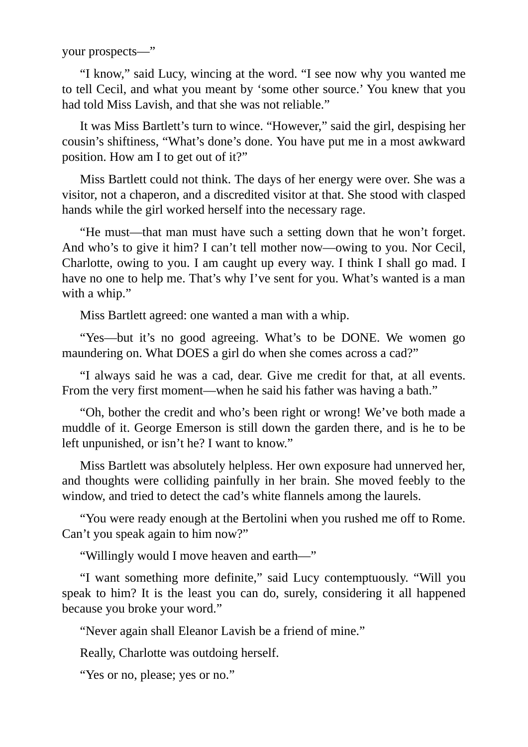your prospects—”

“I know,” said Lucy, wincing at the word. “I see now why you wanted me to tell Cecil, and what you meant by ‘some other source.’ You knew that you had told Miss Lavish, and that she was not reliable.”

It was Miss Bartlett’s turn to wince. “However,” said the girl, despising her cousin’s shiftiness, “What’s done’s done. You have put me in a most awkward position. How am I to get out of it?”

Miss Bartlett could not think. The days of her energy were over. She was a visitor, not a chaperon, and a discredited visitor at that. She stood with clasped hands while the girl worked herself into the necessary rage.

“He must—that man must have such a setting down that he won’t forget. And who’s to give it him? I can’t tell mother now—owing to you. Nor Cecil, Charlotte, owing to you. I am caught up every way. I think I shall go mad. I have no one to help me. That’s why I’ve sent for you. What’s wanted is a man with a whip.”

Miss Bartlett agreed: one wanted a man with a whip.

“Yes—but it’s no good agreeing. What’s to be DONE. We women go maundering on. What DOES a girl do when she comes across a cad?”

“I always said he was a cad, dear. Give me credit for that, at all events. From the very first moment—when he said his father was having a bath.”

“Oh, bother the credit and who’s been right or wrong! We’ve both made a muddle of it. George Emerson is still down the garden there, and is he to be left unpunished, or isn’t he? I want to know.”

Miss Bartlett was absolutely helpless. Her own exposure had unnerved her, and thoughts were colliding painfully in her brain. She moved feebly to the window, and tried to detect the cad’s white flannels among the laurels.

“You were ready enough at the Bertolini when you rushed me off to Rome. Can’t you speak again to him now?”

“Willingly would I move heaven and earth—”

“I want something more definite,” said Lucy contemptuously. “Will you speak to him? It is the least you can do, surely, considering it all happened because you broke your word.”

“Never again shall Eleanor Lavish be a friend of mine.”

Really, Charlotte was outdoing herself.

“Yes or no, please; yes or no.”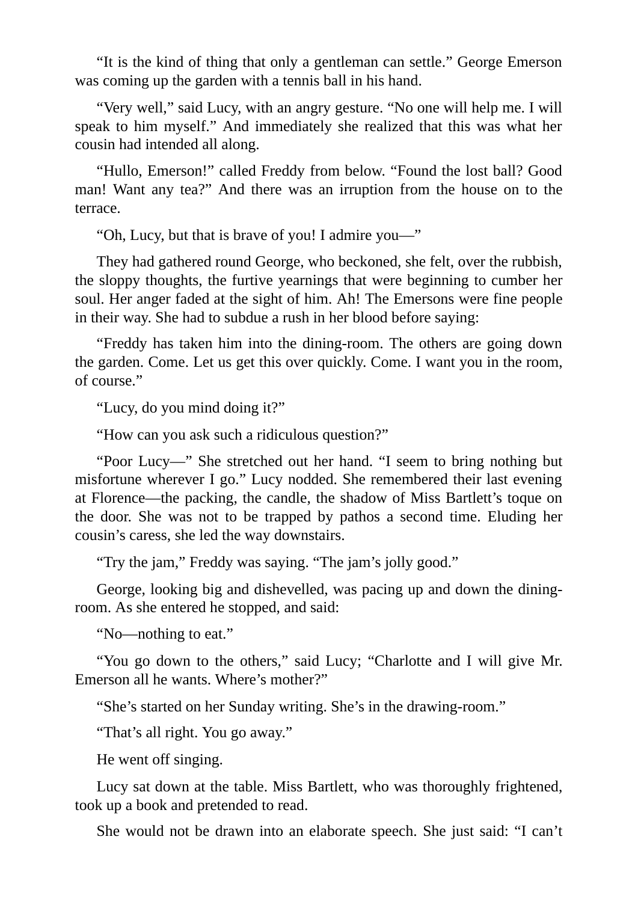“It is the kind of thing that only a gentleman can settle.” George Emerson was coming up the garden with a tennis ball in his hand.

“Very well,” said Lucy, with an angry gesture. “No one will help me. I will speak to him myself.” And immediately she realized that this was what her cousin had intended all along.

“Hullo, Emerson!” called Freddy from below. “Found the lost ball? Good man! Want any tea?” And there was an irruption from the house on to the terrace.

“Oh, Lucy, but that is brave of you! I admire you—”

They had gathered round George, who beckoned, she felt, over the rubbish, the sloppy thoughts, the furtive yearnings that were beginning to cumber her soul. Her anger faded at the sight of him. Ah! The Emersons were fine people in their way. She had to subdue a rush in her blood before saying:

“Freddy has taken him into the dining-room. The others are going down the garden. Come. Let us get this over quickly. Come. I want you in the room, of course.”

“Lucy, do you mind doing it?”

“How can you ask such a ridiculous question?”

“Poor Lucy—” She stretched out her hand. “I seem to bring nothing but misfortune wherever I go.” Lucy nodded. She remembered their last evening at Florence—the packing, the candle, the shadow of Miss Bartlett’s toque on the door. She was not to be trapped by pathos a second time. Eluding her cousin’s caress, she led the way downstairs.

“Try the jam,” Freddy was saying. “The jam’s jolly good.”

George, looking big and dishevelled, was pacing up and down the dining-room. As she entered he stopped, and said:

“No—nothing to eat.”

“You go down to the others,” said Lucy; “Charlotte and I will give Mr. Emerson all he wants. Where’s mother?”

“She’s started on her Sunday writing. She’s in the drawing-room.”

“That’s all right. You go away.”

He went off singing.

Lucy sat down at the table. Miss Bartlett, who was thoroughly frightened, took up a book and pretended to read.

She would not be drawn into an elaborate speech. She just said: “I can’t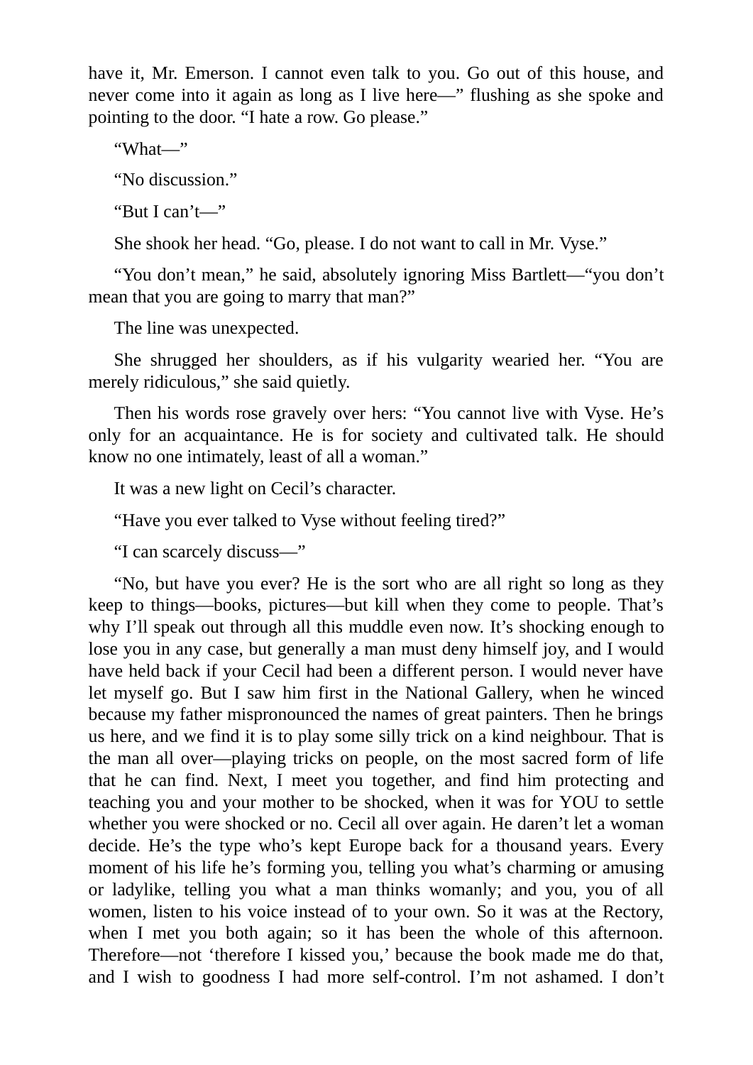have it, Mr. Emerson. I cannot even talk to you. Go out of this house, and never come into it again as long as I live here—" flushing as she spoke and pointing to the door. "I hate a row. Go please."

"What—"

"No discussion."

"But I can't—"

She shook her head. "Go, please. I do not want to call in Mr. Vyse."

"You don't mean," he said, absolutely ignoring Miss Bartlett—"you don't mean that you are going to marry that man?"

The line was unexpected.

She shrugged her shoulders, as if his vulgarity wearied her. "You are merely ridiculous," she said quietly.

Then his words rose gravely over hers: "You cannot live with Vyse. He's only for an acquaintance. He is for society and cultivated talk. He should know no one intimately, least of all a woman."

It was a new light on Cecil's character.

"Have you ever talked to Vyse without feeling tired?"

"I can scarcely discuss—"

"No, but have you ever? He is the sort who are all right so long as they keep to things—books, pictures—but kill when they come to people. That's why I'll speak out through all this muddle even now. It's shocking enough to lose you in any case, but generally a man must deny himself joy, and I would have held back if your Cecil had been a different person. I would never have let myself go. But I saw him first in the National Gallery, when he winced because my father mispronounced the names of great painters. Then he brings us here, and we find it is to play some silly trick on a kind neighbour. That is the man all over—playing tricks on people, on the most sacred form of life that he can find. Next, I meet you together, and find him protecting and teaching you and your mother to be shocked, when it was for YOU to settle whether you were shocked or no. Cecil all over again. He daren't let a woman decide. He's the type who's kept Europe back for a thousand years. Every moment of his life he's forming you, telling you what's charming or amusing or ladylike, telling you what a man thinks womanly; and you, you of all women, listen to his voice instead of to your own. So it was at the Rectory, when I met you both again; so it has been the whole of this afternoon. Therefore—not 'therefore I kissed you,' because the book made me do that, and I wish to goodness I had more self-control. I'm not ashamed. I don't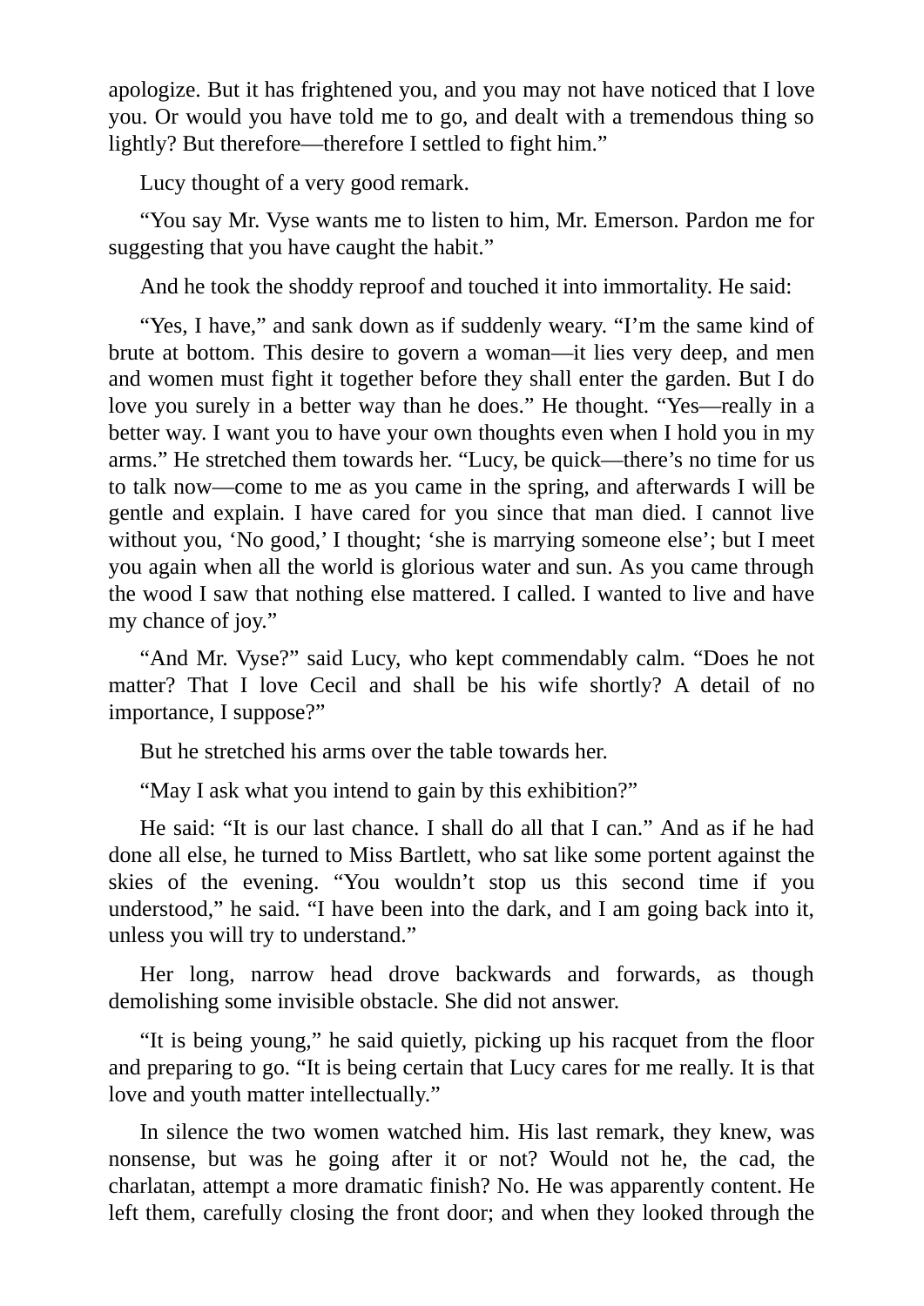apologize. But it has frightened you, and you may not have noticed that I love you. Or would you have told me to go, and dealt with a tremendous thing so lightly? But therefore—therefore I settled to fight him."

Lucy thought of a very good remark.

"You say Mr. Vyse wants me to listen to him, Mr. Emerson. Pardon me for suggesting that you have caught the habit."

And he took the shoddy reproof and touched it into immortality. He said:

"Yes, I have," and sank down as if suddenly weary. "I'm the same kind of brute at bottom. This desire to govern a woman—it lies very deep, and men and women must fight it together before they shall enter the garden. But I do love you surely in a better way than he does." He thought. "Yes—really in a better way. I want you to have your own thoughts even when I hold you in my arms." He stretched them towards her. "Lucy, be quick—there's no time for us to talk now—come to me as you came in the spring, and afterwards I will be gentle and explain. I have cared for you since that man died. I cannot live without you, 'No good,' I thought; 'she is marrying someone else'; but I meet you again when all the world is glorious water and sun. As you came through the wood I saw that nothing else mattered. I called. I wanted to live and have my chance of joy."

"And Mr. Vyse?" said Lucy, who kept commendably calm. "Does he not matter? That I love Cecil and shall be his wife shortly? A detail of no importance, I suppose?"

But he stretched his arms over the table towards her.

"May I ask what you intend to gain by this exhibition?"

He said: "It is our last chance. I shall do all that I can." And as if he had done all else, he turned to Miss Bartlett, who sat like some portent against the skies of the evening. "You wouldn't stop us this second time if you understood," he said. "I have been into the dark, and I am going back into it, unless you will try to understand."

Her long, narrow head drove backwards and forwards, as though demolishing some invisible obstacle. She did not answer.

"It is being young," he said quietly, picking up his racquet from the floor and preparing to go. "It is being certain that Lucy cares for me really. It is that love and youth matter intellectually."

In silence the two women watched him. His last remark, they knew, was nonsense, but was he going after it or not? Would not he, the cad, the charlatan, attempt a more dramatic finish? No. He was apparently content. He left them, carefully closing the front door; and when they looked through the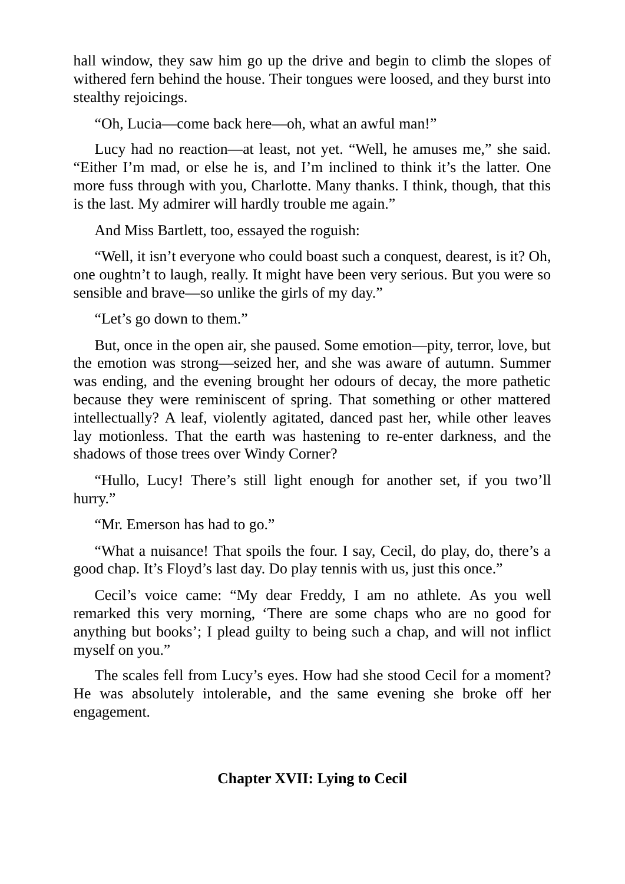hall window, they saw him go up the drive and begin to climb the slopes of withered fern behind the house. Their tongues were loosed, and they burst into stealthy rejoicings.

“Oh, Lucia—come back here—oh, what an awful man!”

Lucy had no reaction—at least, not yet. “Well, he amuses me,” she said. “Either I’m mad, or else he is, and I’m inclined to think it’s the latter. One more fuss through with you, Charlotte. Many thanks. I think, though, that this is the last. My admirer will hardly trouble me again.”

And Miss Bartlett, too, essayed the roguish:

“Well, it isn’t everyone who could boast such a conquest, dearest, is it? Oh, one oughtn’t to laugh, really. It might have been very serious. But you were so sensible and brave—so unlike the girls of my day.”

“Let’s go down to them.”

But, once in the open air, she paused. Some emotion—pity, terror, love, but the emotion was strong—seized her, and she was aware of autumn. Summer was ending, and the evening brought her odours of decay, the more pathetic because they were reminiscent of spring. That something or other mattered intellectually? A leaf, violently agitated, danced past her, while other leaves lay motionless. That the earth was hastening to re-enter darkness, and the shadows of those trees over Windy Corner?

“Hullo, Lucy! There’s still light enough for another set, if you two’ll hurry.”

“Mr. Emerson has had to go.”

“What a nuisance! That spoils the four. I say, Cecil, do play, do, there’s a good chap. It’s Floyd’s last day. Do play tennis with us, just this once.”

Cecil’s voice came: “My dear Freddy, I am no athlete. As you well remarked this very morning, ‘There are some chaps who are no good for anything but books’; I plead guilty to being such a chap, and will not inflict myself on you.”

The scales fell from Lucy’s eyes. How had she stood Cecil for a moment? He was absolutely intolerable, and the same evening she broke off her engagement.

## Chapter XVII: Lying to Cecil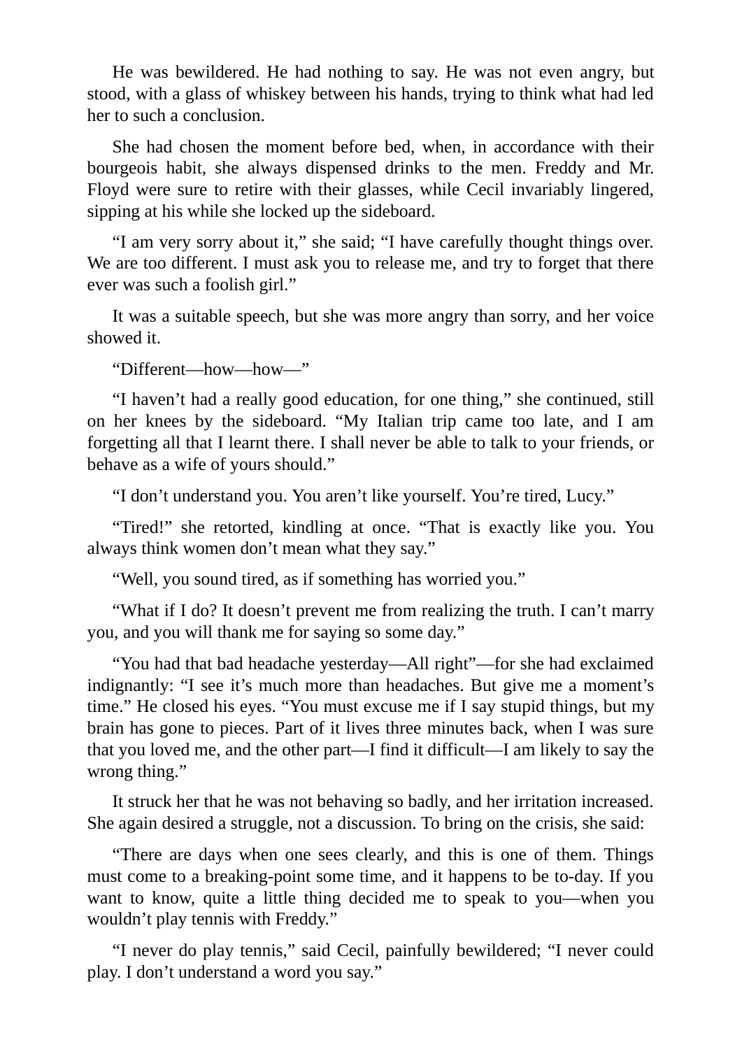He was bewildered. He had nothing to say. He was not even angry, but stood, with a glass of whiskey between his hands, trying to think what had led her to such a conclusion.

She had chosen the moment before bed, when, in accordance with their bourgeois habit, she always dispensed drinks to the men. Freddy and Mr. Floyd were sure to retire with their glasses, while Cecil invariably lingered, sipping at his while she locked up the sideboard.

“I am very sorry about it,” she said; “I have carefully thought things over. We are too different. I must ask you to release me, and try to forget that there ever was such a foolish girl.”

It was a suitable speech, but she was more angry than sorry, and her voice showed it.

“Different—how—how—”

“I haven’t had a really good education, for one thing,” she continued, still on her knees by the sideboard. “My Italian trip came too late, and I am forgetting all that I learnt there. I shall never be able to talk to your friends, or behave as a wife of yours should.”

“I don’t understand you. You aren’t like yourself. You’re tired, Lucy.”

“Tired!” she retorted, kindling at once. “That is exactly like you. You always think women don’t mean what they say.”

“Well, you sound tired, as if something has worried you.”

“What if I do? It doesn’t prevent me from realizing the truth. I can’t marry you, and you will thank me for saying so some day.”

“You had that bad headache yesterday—All right”—for she had exclaimed indignantly: “I see it’s much more than headaches. But give me a moment’s time.” He closed his eyes. “You must excuse me if I say stupid things, but my brain has gone to pieces. Part of it lives three minutes back, when I was sure that you loved me, and the other part—I find it difficult—I am likely to say the wrong thing.”

It struck her that he was not behaving so badly, and her irritation increased. She again desired a struggle, not a discussion. To bring on the crisis, she said:

“There are days when one sees clearly, and this is one of them. Things must come to a breaking-point some time, and it happens to be to-day. If you want to know, quite a little thing decided me to speak to you—when you wouldn’t play tennis with Freddy.”

“I never do play tennis,” said Cecil, painfully bewildered; “I never could play. I don’t understand a word you say.”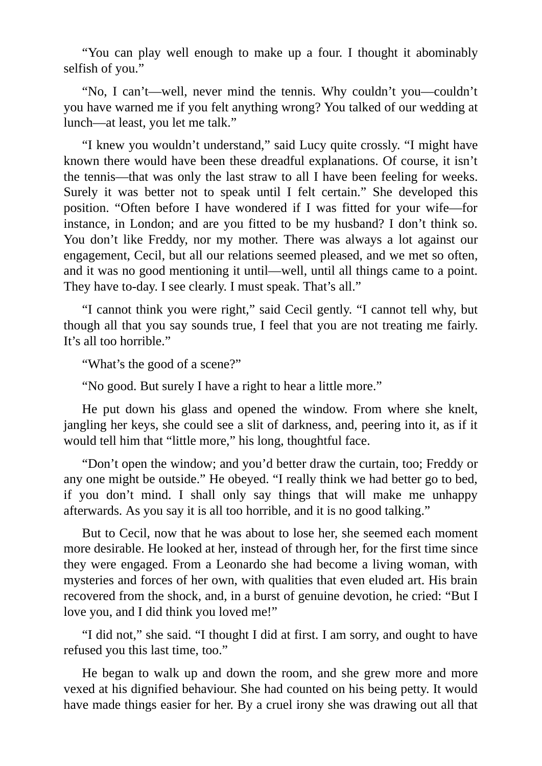"You can play well enough to make up a four. I thought it abominably selfish of you."

"No, I can't—well, never mind the tennis. Why couldn't you—couldn't you have warned me if you felt anything wrong? You talked of our wedding at lunch—at least, you let me talk."

"I knew you wouldn't understand," said Lucy quite crossly. "I might have known there would have been these dreadful explanations. Of course, it isn't the tennis—that was only the last straw to all I have been feeling for weeks. Surely it was better not to speak until I felt certain." She developed this position. "Often before I have wondered if I was fitted for your wife—for instance, in London; and are you fitted to be my husband? I don't think so. You don't like Freddy, nor my mother. There was always a lot against our engagement, Cecil, but all our relations seemed pleased, and we met so often, and it was no good mentioning it until—well, until all things came to a point. They have to-day. I see clearly. I must speak. That's all."

"I cannot think you were right," said Cecil gently. "I cannot tell why, but though all that you say sounds true, I feel that you are not treating me fairly. It's all too horrible."

"What's the good of a scene?"

"No good. But surely I have a right to hear a little more."

He put down his glass and opened the window. From where she knelt, jangling her keys, she could see a slit of darkness, and, peering into it, as if it would tell him that "little more," his long, thoughtful face.

"Don't open the window; and you'd better draw the curtain, too; Freddy or any one might be outside." He obeyed. "I really think we had better go to bed, if you don't mind. I shall only say things that will make me unhappy afterwards. As you say it is all too horrible, and it is no good talking."

But to Cecil, now that he was about to lose her, she seemed each moment more desirable. He looked at her, instead of through her, for the first time since they were engaged. From a Leonardo she had become a living woman, with mysteries and forces of her own, with qualities that even eluded art. His brain recovered from the shock, and, in a burst of genuine devotion, he cried: "But I love you, and I did think you loved me!"

"I did not," she said. "I thought I did at first. I am sorry, and ought to have refused you this last time, too."

He began to walk up and down the room, and she grew more and more vexed at his dignified behaviour. She had counted on his being petty. It would have made things easier for her. By a cruel irony she was drawing out all that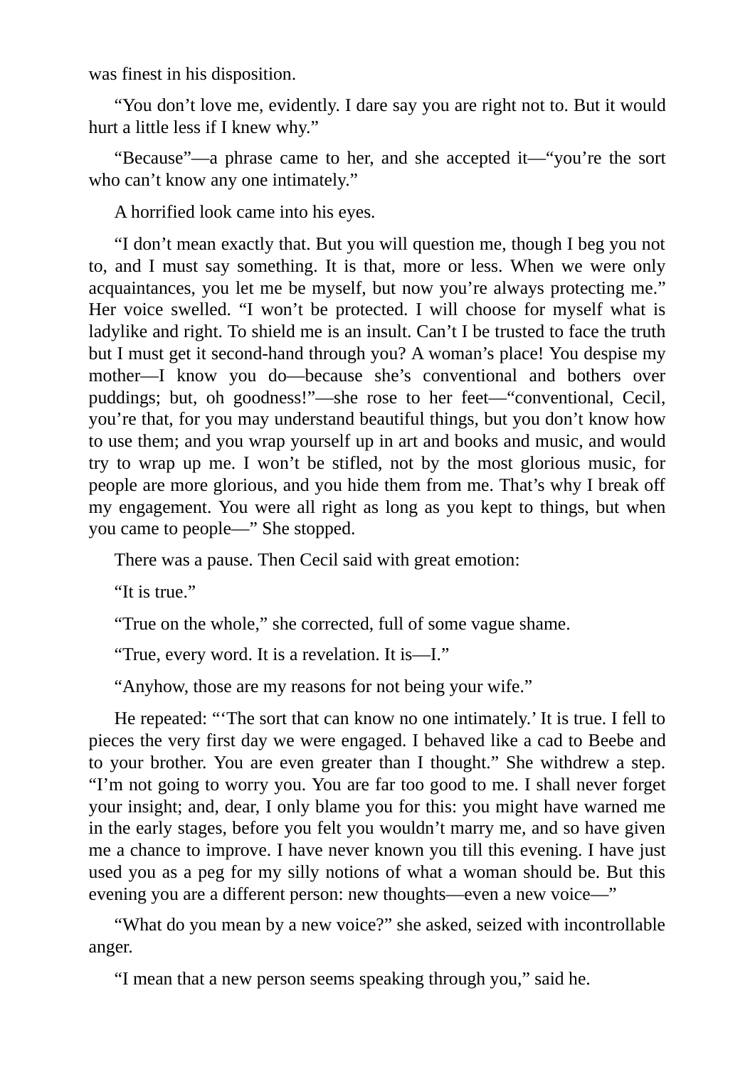was finest in his disposition.

"You don't love me, evidently. I dare say you are right not to. But it would hurt a little less if I knew why."

"Because"—a phrase came to her, and she accepted it—"you're the sort who can't know any one intimately."

A horrified look came into his eyes.

"I don't mean exactly that. But you will question me, though I beg you not to, and I must say something. It is that, more or less. When we were only acquaintances, you let me be myself, but now you're always protecting me." Her voice swelled. "I won't be protected. I will choose for myself what is ladylike and right. To shield me is an insult. Can't I be trusted to face the truth but I must get it second-hand through you? A woman's place! You despise my mother—I know you do—because she's conventional and bothers over puddings; but, oh goodness!"—she rose to her feet—"conventional, Cecil, you're that, for you may understand beautiful things, but you don't know how to use them; and you wrap yourself up in art and books and music, and would try to wrap up me. I won't be stifled, not by the most glorious music, for people are more glorious, and you hide them from me. That's why I break off my engagement. You were all right as long as you kept to things, but when you came to people—" She stopped.

There was a pause. Then Cecil said with great emotion:

"It is true."

"True on the whole," she corrected, full of some vague shame.

"True, every word. It is a revelation. It is—I."

"Anyhow, those are my reasons for not being your wife."

He repeated: "'The sort that can know no one intimately.' It is true. I fell to pieces the very first day we were engaged. I behaved like a cad to Beebe and to your brother. You are even greater than I thought." She withdrew a step. "I'm not going to worry you. You are far too good to me. I shall never forget your insight; and, dear, I only blame you for this: you might have warned me in the early stages, before you felt you wouldn't marry me, and so have given me a chance to improve. I have never known you till this evening. I have just used you as a peg for my silly notions of what a woman should be. But this evening you are a different person: new thoughts—even a new voice—"

"What do you mean by a new voice?" she asked, seized with incontrollable anger.

"I mean that a new person seems speaking through you," said he.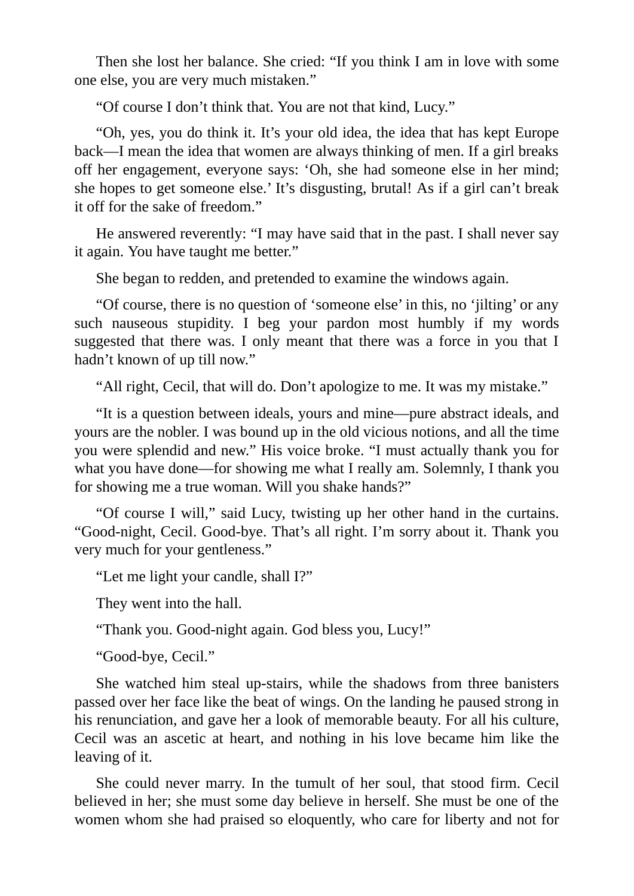Then she lost her balance. She cried: “If you think I am in love with some one else, you are very much mistaken.”

“Of course I don’t think that. You are not that kind, Lucy.”

“Oh, yes, you do think it. It’s your old idea, the idea that has kept Europe back—I mean the idea that women are always thinking of men. If a girl breaks off her engagement, everyone says: ‘Oh, she had someone else in her mind; she hopes to get someone else.’ It’s disgusting, brutal! As if a girl can’t break it off for the sake of freedom.”

He answered reverently: “I may have said that in the past. I shall never say it again. You have taught me better.”

She began to redden, and pretended to examine the windows again.

“Of course, there is no question of ‘someone else’ in this, no ‘jilting’ or any such nauseous stupidity. I beg your pardon most humbly if my words suggested that there was. I only meant that there was a force in you that I hadn’t known of up till now.”

“All right, Cecil, that will do. Don’t apologize to me. It was my mistake.”

“It is a question between ideals, yours and mine—pure abstract ideals, and yours are the nobler. I was bound up in the old vicious notions, and all the time you were splendid and new.” His voice broke. “I must actually thank you for what you have done—for showing me what I really am. Solemnly, I thank you for showing me a true woman. Will you shake hands?”

“Of course I will,” said Lucy, twisting up her other hand in the curtains. “Good-night, Cecil. Good-bye. That’s all right. I’m sorry about it. Thank you very much for your gentleness.”

“Let me light your candle, shall I?”

They went into the hall.

“Thank you. Good-night again. God bless you, Lucy!”

“Good-bye, Cecil.”

She watched him steal up-stairs, while the shadows from three banisters passed over her face like the beat of wings. On the landing he paused strong in his renunciation, and gave her a look of memorable beauty. For all his culture, Cecil was an ascetic at heart, and nothing in his love became him like the leaving of it.

She could never marry. In the tumult of her soul, that stood firm. Cecil believed in her; she must some day believe in herself. She must be one of the women whom she had praised so eloquently, who care for liberty and not for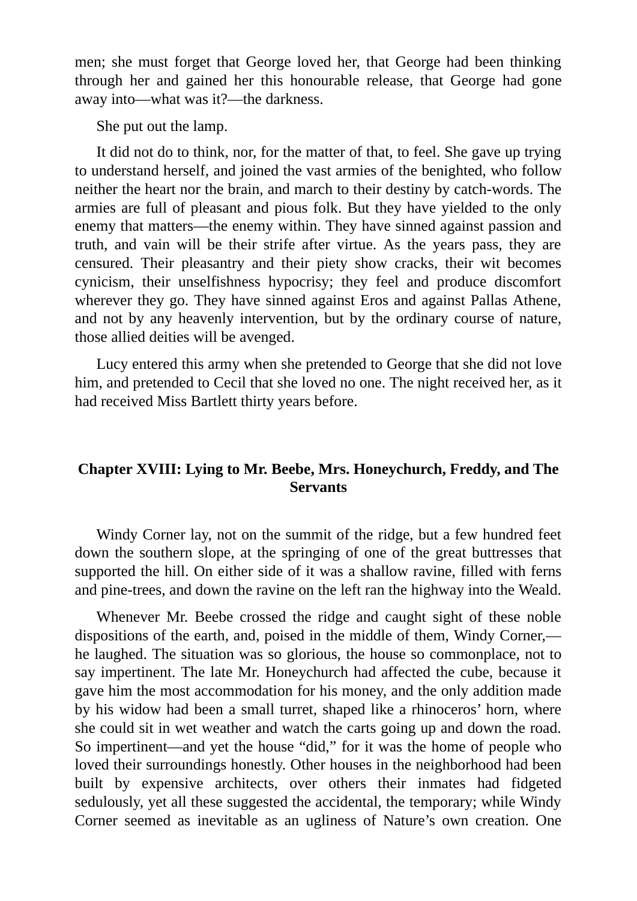men; she must forget that George loved her, that George had been thinking through her and gained her this honourable release, that George had gone away into—what was it?—the darkness.

She put out the lamp.

It did not do to think, nor, for the matter of that, to feel. She gave up trying to understand herself, and joined the vast armies of the benighted, who follow neither the heart nor the brain, and march to their destiny by catch-words. The armies are full of pleasant and pious folk. But they have yielded to the only enemy that matters—the enemy within. They have sinned against passion and truth, and vain will be their strife after virtue. As the years pass, they are censured. Their pleasantry and their piety show cracks, their wit becomes cynicism, their unselfishness hypocrisy; they feel and produce discomfort wherever they go. They have sinned against Eros and against Pallas Athene, and not by any heavenly intervention, but by the ordinary course of nature, those allied deities will be avenged.

Lucy entered this army when she pretended to George that she did not love him, and pretended to Cecil that she loved no one. The night received her, as it had received Miss Bartlett thirty years before.

## Chapter XVIII: Lying to Mr. Beebe, Mrs. Honeychurch, Freddy, and The Servants

Windy Corner lay, not on the summit of the ridge, but a few hundred feet down the southern slope, at the springing of one of the great buttresses that supported the hill. On either side of it was a shallow ravine, filled with ferns and pine-trees, and down the ravine on the left ran the highway into the Weald.

Whenever Mr. Beebe crossed the ridge and caught sight of these noble dispositions of the earth, and, poised in the middle of them, Windy Corner,—he laughed. The situation was so glorious, the house so commonplace, not to say impertinent. The late Mr. Honeychurch had affected the cube, because it gave him the most accommodation for his money, and the only addition made by his widow had been a small turret, shaped like a rhinoceros' horn, where she could sit in wet weather and watch the carts going up and down the road. So impertinent—and yet the house "did," for it was the home of people who loved their surroundings honestly. Other houses in the neighborhood had been built by expensive architects, over others their inmates had fidgeted sedulously, yet all these suggested the accidental, the temporary; while Windy Corner seemed as inevitable as an ugliness of Nature's own creation. One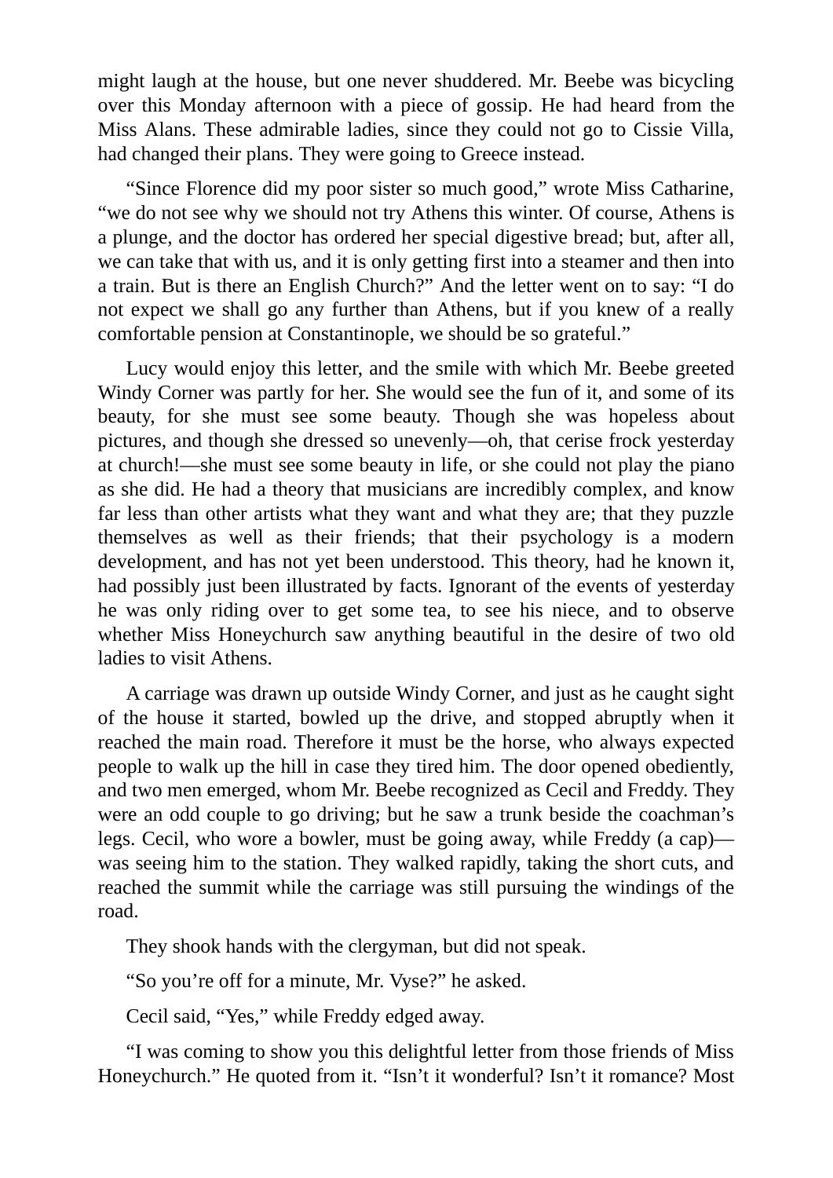might laugh at the house, but one never shuddered. Mr. Beebe was bicycling over this Monday afternoon with a piece of gossip. He had heard from the Miss Alans. These admirable ladies, since they could not go to Cissie Villa, had changed their plans. They were going to Greece instead.

“Since Florence did my poor sister so much good,” wrote Miss Catharine, “we do not see why we should not try Athens this winter. Of course, Athens is a plunge, and the doctor has ordered her special digestive bread; but, after all, we can take that with us, and it is only getting first into a steamer and then into a train. But is there an English Church?” And the letter went on to say: “I do not expect we shall go any further than Athens, but if you knew of a really comfortable pension at Constantinople, we should be so grateful.”

Lucy would enjoy this letter, and the smile with which Mr. Beebe greeted Windy Corner was partly for her. She would see the fun of it, and some of its beauty, for she must see some beauty. Though she was hopeless about pictures, and though she dressed so unevenly—oh, that cerise frock yesterday at church!—she must see some beauty in life, or she could not play the piano as she did. He had a theory that musicians are incredibly complex, and know far less than other artists what they want and what they are; that they puzzle themselves as well as their friends; that their psychology is a modern development, and has not yet been understood. This theory, had he known it, had possibly just been illustrated by facts. Ignorant of the events of yesterday he was only riding over to get some tea, to see his niece, and to observe whether Miss Honeychurch saw anything beautiful in the desire of two old ladies to visit Athens.

A carriage was drawn up outside Windy Corner, and just as he caught sight of the house it started, bowled up the drive, and stopped abruptly when it reached the main road. Therefore it must be the horse, who always expected people to walk up the hill in case they tired him. The door opened obediently, and two men emerged, whom Mr. Beebe recognized as Cecil and Freddy. They were an odd couple to go driving; but he saw a trunk beside the coachman’s legs. Cecil, who wore a bowler, must be going away, while Freddy (a cap)—was seeing him to the station. They walked rapidly, taking the short cuts, and reached the summit while the carriage was still pursuing the windings of the road.

They shook hands with the clergyman, but did not speak.

“So you’re off for a minute, Mr. Vyse?” he asked.

Cecil said, “Yes,” while Freddy edged away.

“I was coming to show you this delightful letter from those friends of Miss Honeychurch.” He quoted from it. “Isn’t it wonderful? Isn’t it romance? Most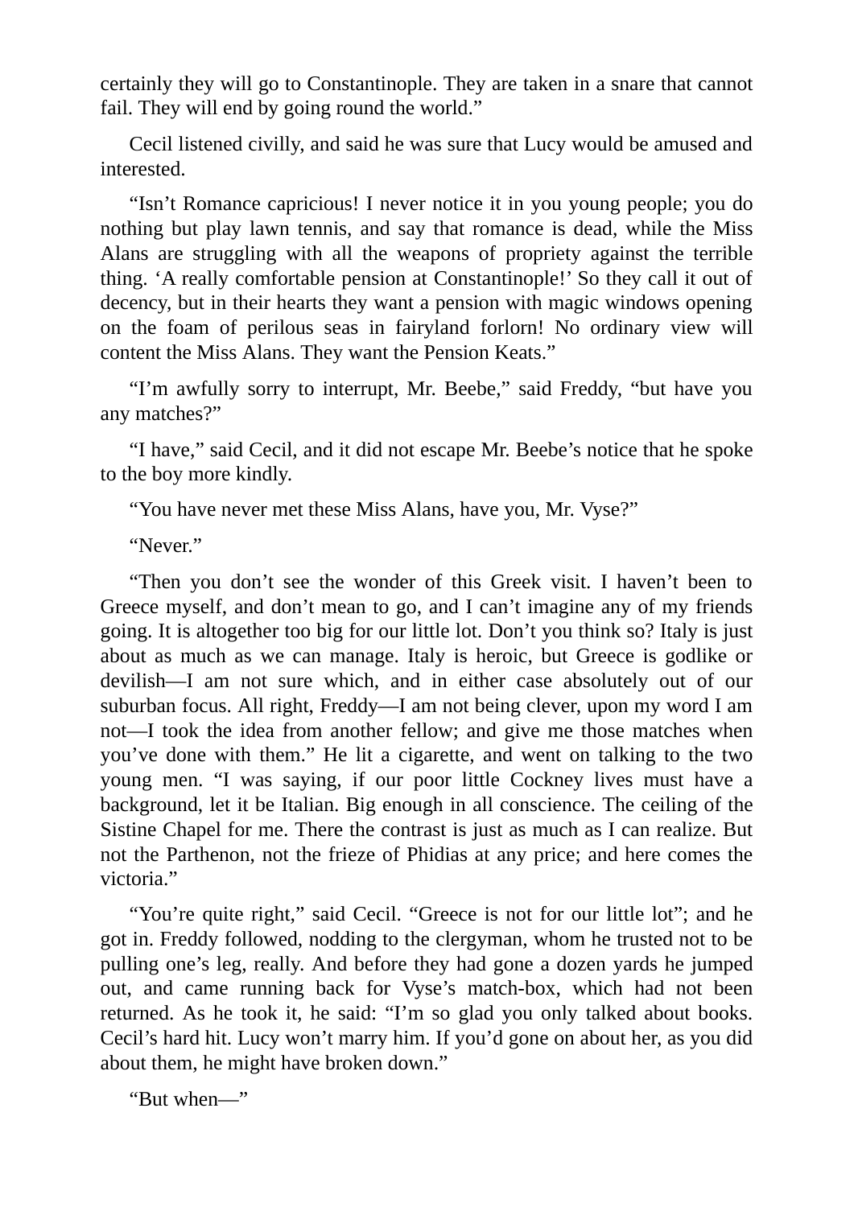certainly they will go to Constantinople. They are taken in a snare that cannot fail. They will end by going round the world."

Cecil listened civilly, and said he was sure that Lucy would be amused and interested.

"Isn't Romance capricious! I never notice it in you young people; you do nothing but play lawn tennis, and say that romance is dead, while the Miss Alans are struggling with all the weapons of propriety against the terrible thing. 'A really comfortable pension at Constantinople!' So they call it out of decency, but in their hearts they want a pension with magic windows opening on the foam of perilous seas in fairyland forlorn! No ordinary view will content the Miss Alans. They want the Pension Keats."

"I'm awfully sorry to interrupt, Mr. Beebe," said Freddy, "but have you any matches?"

"I have," said Cecil, and it did not escape Mr. Beebe's notice that he spoke to the boy more kindly.

"You have never met these Miss Alans, have you, Mr. Vyse?"

"Never."

"Then you don't see the wonder of this Greek visit. I haven't been to Greece myself, and don't mean to go, and I can't imagine any of my friends going. It is altogether too big for our little lot. Don't you think so? Italy is just about as much as we can manage. Italy is heroic, but Greece is godlike or devilish—I am not sure which, and in either case absolutely out of our suburban focus. All right, Freddy—I am not being clever, upon my word I am not—I took the idea from another fellow; and give me those matches when you've done with them." He lit a cigarette, and went on talking to the two young men. "I was saying, if our poor little Cockney lives must have a background, let it be Italian. Big enough in all conscience. The ceiling of the Sistine Chapel for me. There the contrast is just as much as I can realize. But not the Parthenon, not the frieze of Phidias at any price; and here comes the victoria."

"You're quite right," said Cecil. "Greece is not for our little lot"; and he got in. Freddy followed, nodding to the clergyman, whom he trusted not to be pulling one's leg, really. And before they had gone a dozen yards he jumped out, and came running back for Vyse's match-box, which had not been returned. As he took it, he said: "I'm so glad you only talked about books. Cecil's hard hit. Lucy won't marry him. If you'd gone on about her, as you did about them, he might have broken down."

"But when—"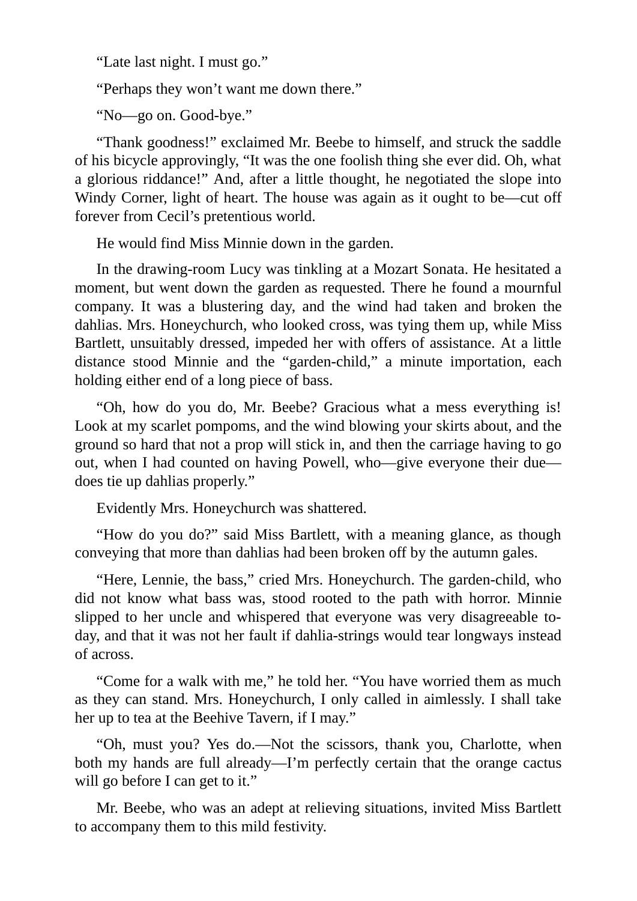"Late last night. I must go."

"Perhaps they won't want me down there."

"No—go on. Good-bye."

"Thank goodness!" exclaimed Mr. Beebe to himself, and struck the saddle of his bicycle approvingly, "It was the one foolish thing she ever did. Oh, what a glorious riddance!" And, after a little thought, he negotiated the slope into Windy Corner, light of heart. The house was again as it ought to be—cut off forever from Cecil's pretentious world.

He would find Miss Minnie down in the garden.

In the drawing-room Lucy was tinkling at a Mozart Sonata. He hesitated a moment, but went down the garden as requested. There he found a mournful company. It was a blustering day, and the wind had taken and broken the dahlias. Mrs. Honeychurch, who looked cross, was tying them up, while Miss Bartlett, unsuitably dressed, impeded her with offers of assistance. At a little distance stood Minnie and the "garden-child," a minute importation, each holding either end of a long piece of bass.

"Oh, how do you do, Mr. Beebe? Gracious what a mess everything is! Look at my scarlet pompoms, and the wind blowing your skirts about, and the ground so hard that not a prop will stick in, and then the carriage having to go out, when I had counted on having Powell, who—give everyone their due—does tie up dahlias properly."

Evidently Mrs. Honeychurch was shattered.

"How do you do?" said Miss Bartlett, with a meaning glance, as though conveying that more than dahlias had been broken off by the autumn gales.

"Here, Lennie, the bass," cried Mrs. Honeychurch. The garden-child, who did not know what bass was, stood rooted to the path with horror. Minnie slipped to her uncle and whispered that everyone was very disagreeable to-day, and that it was not her fault if dahlia-strings would tear longways instead of across.

"Come for a walk with me," he told her. "You have worried them as much as they can stand. Mrs. Honeychurch, I only called in aimlessly. I shall take her up to tea at the Beehive Tavern, if I may."

"Oh, must you? Yes do.—Not the scissors, thank you, Charlotte, when both my hands are full already—I'm perfectly certain that the orange cactus will go before I can get to it."

Mr. Beebe, who was an adept at relieving situations, invited Miss Bartlett to accompany them to this mild festivity.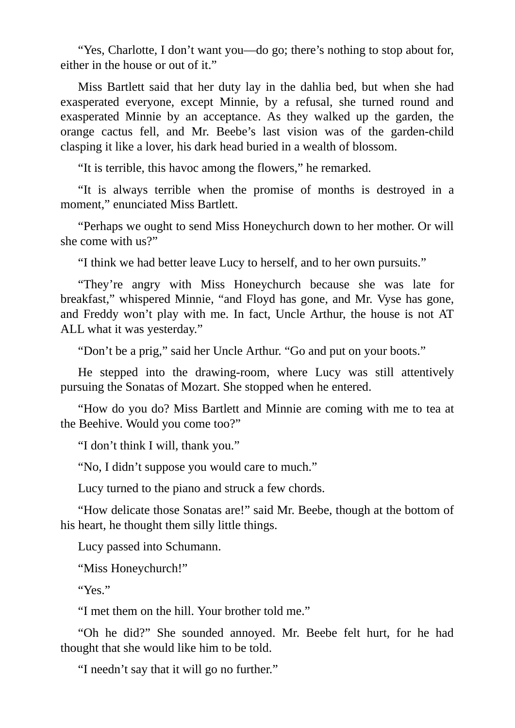"Yes, Charlotte, I don't want you—do go; there's nothing to stop about for, either in the house or out of it."

Miss Bartlett said that her duty lay in the dahlia bed, but when she had exasperated everyone, except Minnie, by a refusal, she turned round and exasperated Minnie by an acceptance. As they walked up the garden, the orange cactus fell, and Mr. Beebe's last vision was of the garden-child clasping it like a lover, his dark head buried in a wealth of blossom.

"It is terrible, this havoc among the flowers," he remarked.

"It is always terrible when the promise of months is destroyed in a moment," enunciated Miss Bartlett.

"Perhaps we ought to send Miss Honeychurch down to her mother. Or will she come with us?"

"I think we had better leave Lucy to herself, and to her own pursuits."

"They're angry with Miss Honeychurch because she was late for breakfast," whispered Minnie, "and Floyd has gone, and Mr. Vyse has gone, and Freddy won't play with me. In fact, Uncle Arthur, the house is not AT ALL what it was yesterday."

"Don't be a prig," said her Uncle Arthur. "Go and put on your boots."

He stepped into the drawing-room, where Lucy was still attentively pursuing the Sonatas of Mozart. She stopped when he entered.

"How do you do? Miss Bartlett and Minnie are coming with me to tea at the Beehive. Would you come too?"

"I don't think I will, thank you."

"No, I didn't suppose you would care to much."

Lucy turned to the piano and struck a few chords.

"How delicate those Sonatas are!" said Mr. Beebe, though at the bottom of his heart, he thought them silly little things.

Lucy passed into Schumann.

"Miss Honeychurch!"

"Yes."

"I met them on the hill. Your brother told me."

"Oh he did?" She sounded annoyed. Mr. Beebe felt hurt, for he had thought that she would like him to be told.

"I needn't say that it will go no further."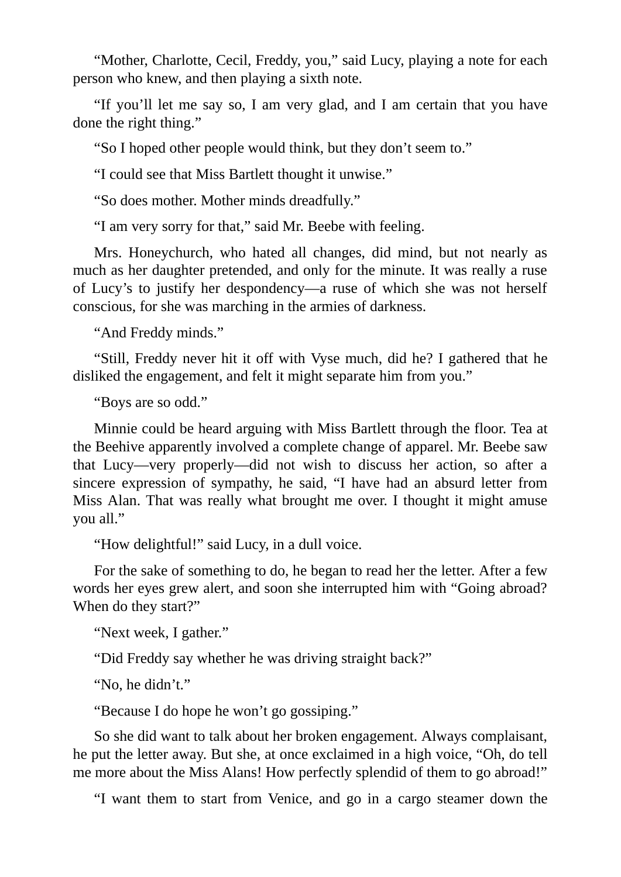"Mother, Charlotte, Cecil, Freddy, you," said Lucy, playing a note for each person who knew, and then playing a sixth note.

"If you'll let me say so, I am very glad, and I am certain that you have done the right thing."

"So I hoped other people would think, but they don't seem to."

"I could see that Miss Bartlett thought it unwise."

"So does mother. Mother minds dreadfully."

"I am very sorry for that," said Mr. Beebe with feeling.

Mrs. Honeychurch, who hated all changes, did mind, but not nearly as much as her daughter pretended, and only for the minute. It was really a ruse of Lucy's to justify her despondency—a ruse of which she was not herself conscious, for she was marching in the armies of darkness.

"And Freddy minds."

"Still, Freddy never hit it off with Vyse much, did he? I gathered that he disliked the engagement, and felt it might separate him from you."

"Boys are so odd."

Minnie could be heard arguing with Miss Bartlett through the floor. Tea at the Beehive apparently involved a complete change of apparel. Mr. Beebe saw that Lucy—very properly—did not wish to discuss her action, so after a sincere expression of sympathy, he said, "I have had an absurd letter from Miss Alan. That was really what brought me over. I thought it might amuse you all."

"How delightful!" said Lucy, in a dull voice.

For the sake of something to do, he began to read her the letter. After a few words her eyes grew alert, and soon she interrupted him with "Going abroad? When do they start?"

"Next week, I gather."

"Did Freddy say whether he was driving straight back?"

"No, he didn't."

"Because I do hope he won't go gossiping."

So she did want to talk about her broken engagement. Always complaisant, he put the letter away. But she, at once exclaimed in a high voice, "Oh, do tell me more about the Miss Alans! How perfectly splendid of them to go abroad!"

"I want them to start from Venice, and go in a cargo steamer down the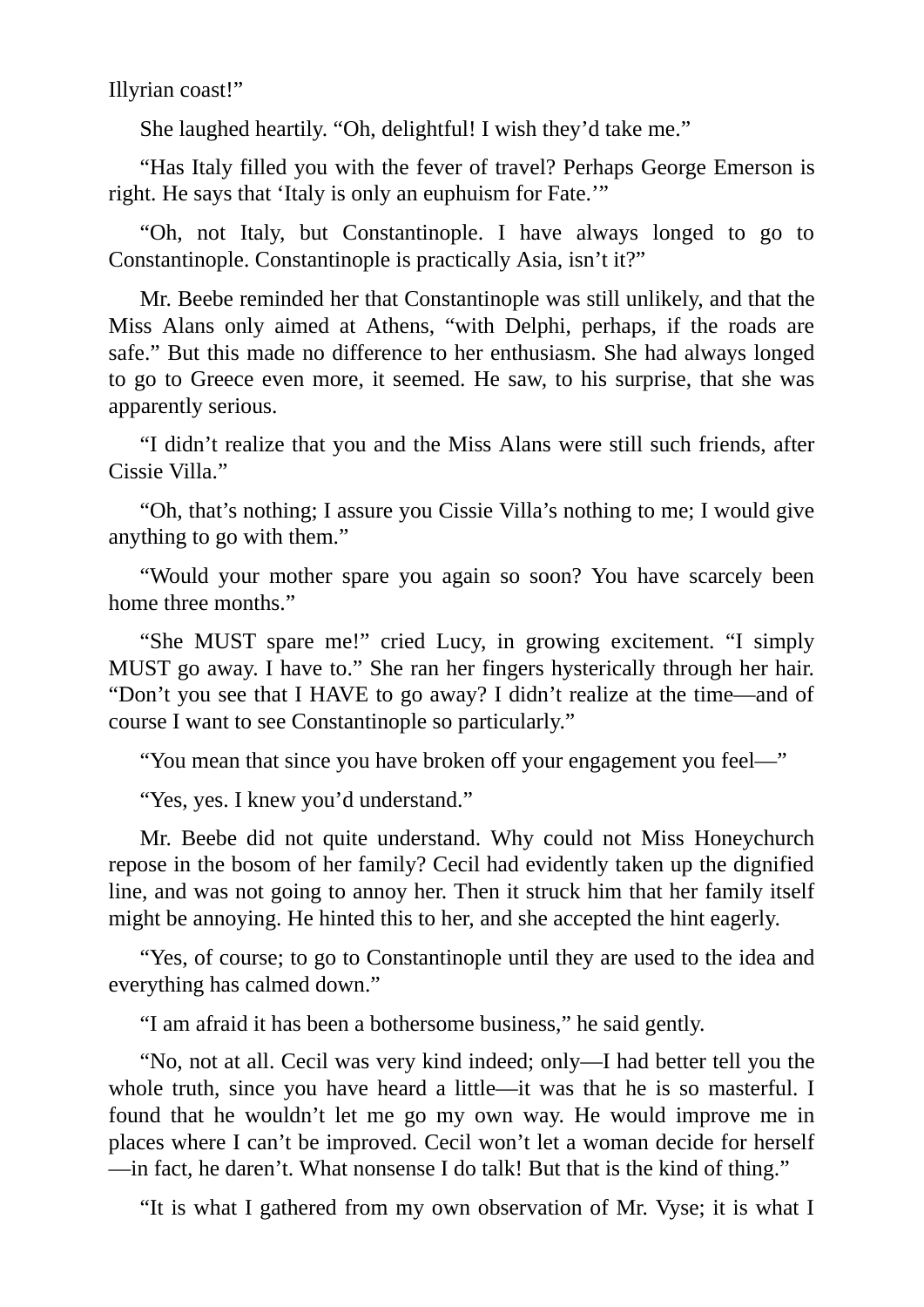Illyrian coast!”

She laughed heartily. “Oh, delightful! I wish they’d take me.”

“Has Italy filled you with the fever of travel? Perhaps George Emerson is right. He says that ‘Italy is only an euphuism for Fate.’”

“Oh, not Italy, but Constantinople. I have always longed to go to Constantinople. Constantinople is practically Asia, isn’t it?”

Mr. Beebe reminded her that Constantinople was still unlikely, and that the Miss Alans only aimed at Athens, “with Delphi, perhaps, if the roads are safe.” But this made no difference to her enthusiasm. She had always longed to go to Greece even more, it seemed. He saw, to his surprise, that she was apparently serious.

“I didn’t realize that you and the Miss Alans were still such friends, after Cissie Villa.”

“Oh, that’s nothing; I assure you Cissie Villa’s nothing to me; I would give anything to go with them.”

“Would your mother spare you again so soon? You have scarcely been home three months.”

“She MUST spare me!” cried Lucy, in growing excitement. “I simply MUST go away. I have to.” She ran her fingers hysterically through her hair. “Don’t you see that I HAVE to go away? I didn’t realize at the time—and of course I want to see Constantinople so particularly.”

“You mean that since you have broken off your engagement you feel—”

“Yes, yes. I knew you’d understand.”

Mr. Beebe did not quite understand. Why could not Miss Honeychurch repose in the bosom of her family? Cecil had evidently taken up the dignified line, and was not going to annoy her. Then it struck him that her family itself might be annoying. He hinted this to her, and she accepted the hint eagerly.

“Yes, of course; to go to Constantinople until they are used to the idea and everything has calmed down.”

“I am afraid it has been a bothersome business,” he said gently.

“No, not at all. Cecil was very kind indeed; only—I had better tell you the whole truth, since you have heard a little—it was that he is so masterful. I found that he wouldn’t let me go my own way. He would improve me in places where I can’t be improved. Cecil won’t let a woman decide for herself—in fact, he daren’t. What nonsense I do talk! But that is the kind of thing.”

“It is what I gathered from my own observation of Mr. Vyse; it is what I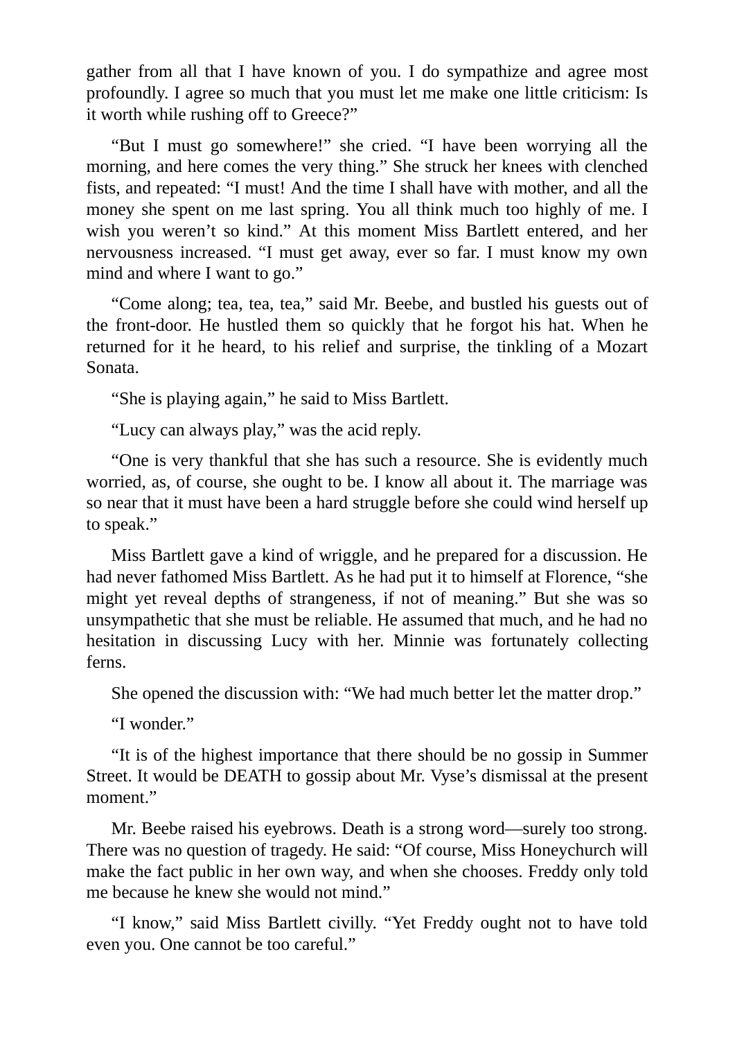gather from all that I have known of you. I do sympathize and agree most profoundly. I agree so much that you must let me make one little criticism: Is it worth while rushing off to Greece?"

"But I must go somewhere!" she cried. "I have been worrying all the morning, and here comes the very thing." She struck her knees with clenched fists, and repeated: "I must! And the time I shall have with mother, and all the money she spent on me last spring. You all think much too highly of me. I wish you weren't so kind." At this moment Miss Bartlett entered, and her nervousness increased. "I must get away, ever so far. I must know my own mind and where I want to go."

"Come along; tea, tea, tea," said Mr. Beebe, and bustled his guests out of the front-door. He hustled them so quickly that he forgot his hat. When he returned for it he heard, to his relief and surprise, the tinkling of a Mozart Sonata.

"She is playing again," he said to Miss Bartlett.

"Lucy can always play," was the acid reply.

"One is very thankful that she has such a resource. She is evidently much worried, as, of course, she ought to be. I know all about it. The marriage was so near that it must have been a hard struggle before she could wind herself up to speak."

Miss Bartlett gave a kind of wriggle, and he prepared for a discussion. He had never fathomed Miss Bartlett. As he had put it to himself at Florence, "she might yet reveal depths of strangeness, if not of meaning." But she was so unsympathetic that she must be reliable. He assumed that much, and he had no hesitation in discussing Lucy with her. Minnie was fortunately collecting ferns.

She opened the discussion with: "We had much better let the matter drop."

"I wonder."

"It is of the highest importance that there should be no gossip in Summer Street. It would be DEATH to gossip about Mr. Vyse's dismissal at the present moment."

Mr. Beebe raised his eyebrows. Death is a strong word—surely too strong. There was no question of tragedy. He said: "Of course, Miss Honeychurch will make the fact public in her own way, and when she chooses. Freddy only told me because he knew she would not mind."

"I know," said Miss Bartlett civilly. "Yet Freddy ought not to have told even you. One cannot be too careful."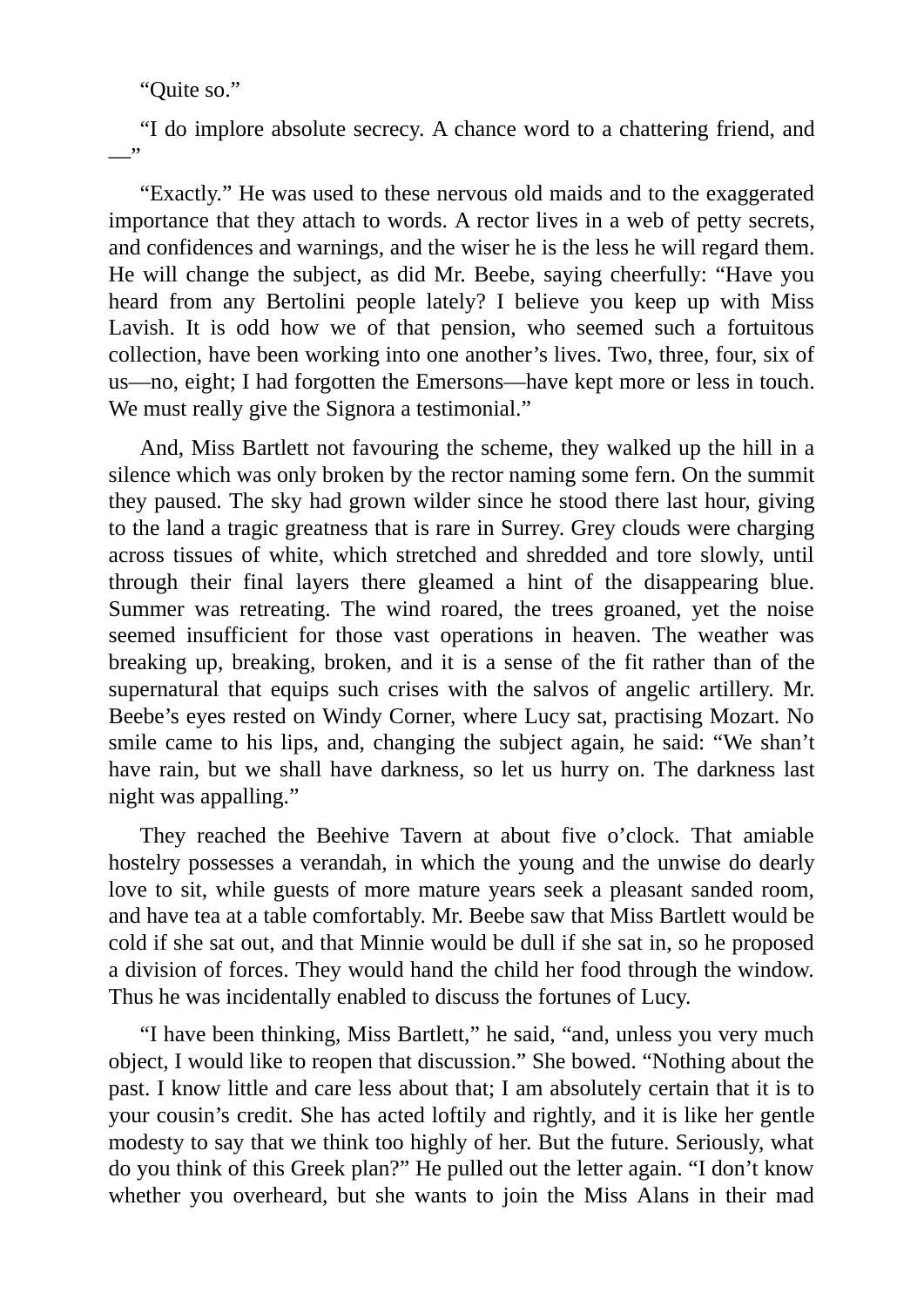"Quite so."

"I do implore absolute secrecy. A chance word to a chattering friend, and —"

"Exactly." He was used to these nervous old maids and to the exaggerated importance that they attach to words. A rector lives in a web of petty secrets, and confidences and warnings, and the wiser he is the less he will regard them. He will change the subject, as did Mr. Beebe, saying cheerfully: "Have you heard from any Bertolini people lately? I believe you keep up with Miss Lavish. It is odd how we of that pension, who seemed such a fortuitous collection, have been working into one another's lives. Two, three, four, six of us—no, eight; I had forgotten the Emersons—have kept more or less in touch. We must really give the Signora a testimonial."

And, Miss Bartlett not favouring the scheme, they walked up the hill in a silence which was only broken by the rector naming some fern. On the summit they paused. The sky had grown wilder since he stood there last hour, giving to the land a tragic greatness that is rare in Surrey. Grey clouds were charging across tissues of white, which stretched and shredded and tore slowly, until through their final layers there gleamed a hint of the disappearing blue. Summer was retreating. The wind roared, the trees groaned, yet the noise seemed insufficient for those vast operations in heaven. The weather was breaking up, breaking, broken, and it is a sense of the fit rather than of the supernatural that equips such crises with the salvos of angelic artillery. Mr. Beebe's eyes rested on Windy Corner, where Lucy sat, practising Mozart. No smile came to his lips, and, changing the subject again, he said: "We shan't have rain, but we shall have darkness, so let us hurry on. The darkness last night was appalling."

They reached the Beehive Tavern at about five o'clock. That amiable hostelry possesses a verandah, in which the young and the unwise do dearly love to sit, while guests of more mature years seek a pleasant sanded room, and have tea at a table comfortably. Mr. Beebe saw that Miss Bartlett would be cold if she sat out, and that Minnie would be dull if she sat in, so he proposed a division of forces. They would hand the child her food through the window. Thus he was incidentally enabled to discuss the fortunes of Lucy.

"I have been thinking, Miss Bartlett," he said, "and, unless you very much object, I would like to reopen that discussion." She bowed. "Nothing about the past. I know little and care less about that; I am absolutely certain that it is to your cousin's credit. She has acted loftily and rightly, and it is like her gentle modesty to say that we think too highly of her. But the future. Seriously, what do you think of this Greek plan?" He pulled out the letter again. "I don't know whether you overheard, but she wants to join the Miss Alans in their mad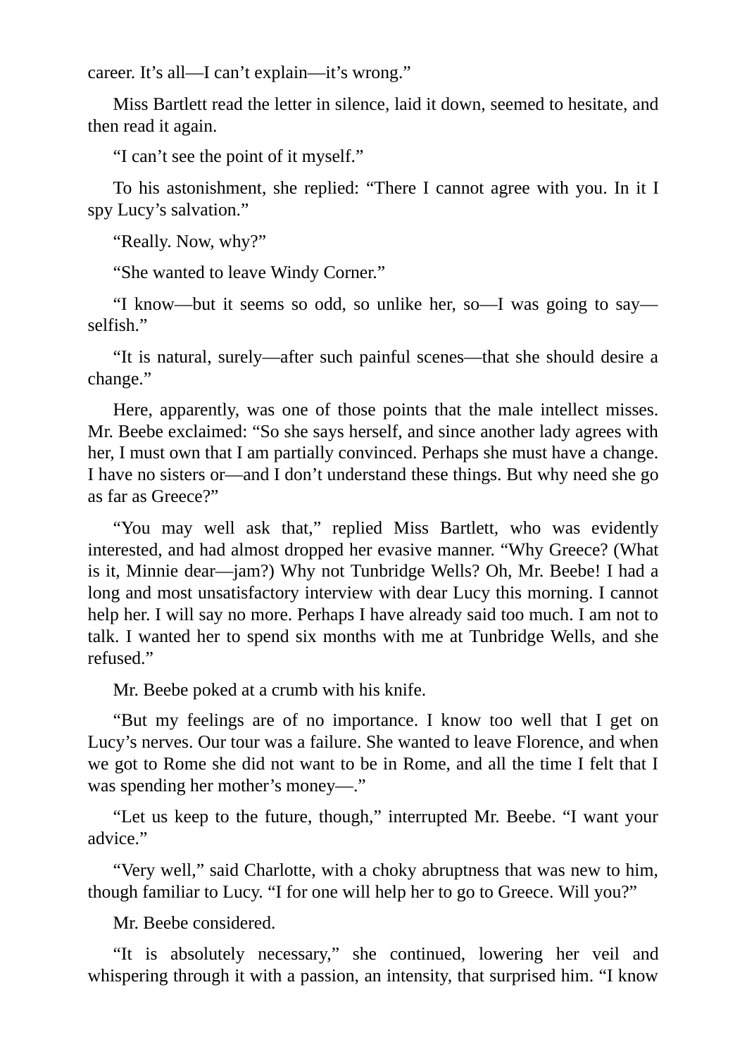career. It’s all—I can’t explain—it’s wrong.”

Miss Bartlett read the letter in silence, laid it down, seemed to hesitate, and then read it again.

“I can’t see the point of it myself.”

To his astonishment, she replied: “There I cannot agree with you. In it I spy Lucy’s salvation.”

“Really. Now, why?”

“She wanted to leave Windy Corner.”

“I know—but it seems so odd, so unlike her, so—I was going to say—selfish.”

“It is natural, surely—after such painful scenes—that she should desire a change.”

Here, apparently, was one of those points that the male intellect misses. Mr. Beebe exclaimed: “So she says herself, and since another lady agrees with her, I must own that I am partially convinced. Perhaps she must have a change. I have no sisters or—and I don’t understand these things. But why need she go as far as Greece?”

“You may well ask that,” replied Miss Bartlett, who was evidently interested, and had almost dropped her evasive manner. “Why Greece? (What is it, Minnie dear—jam?) Why not Tunbridge Wells? Oh, Mr. Beebe! I had a long and most unsatisfactory interview with dear Lucy this morning. I cannot help her. I will say no more. Perhaps I have already said too much. I am not to talk. I wanted her to spend six months with me at Tunbridge Wells, and she refused.”

Mr. Beebe poked at a crumb with his knife.

“But my feelings are of no importance. I know too well that I get on Lucy’s nerves. Our tour was a failure. She wanted to leave Florence, and when we got to Rome she did not want to be in Rome, and all the time I felt that I was spending her mother’s money—.”

“Let us keep to the future, though,” interrupted Mr. Beebe. “I want your advice.”

“Very well,” said Charlotte, with a choky abruptness that was new to him, though familiar to Lucy. “I for one will help her to go to Greece. Will you?”

Mr. Beebe considered.

“It is absolutely necessary,” she continued, lowering her veil and whispering through it with a passion, an intensity, that surprised him. “I know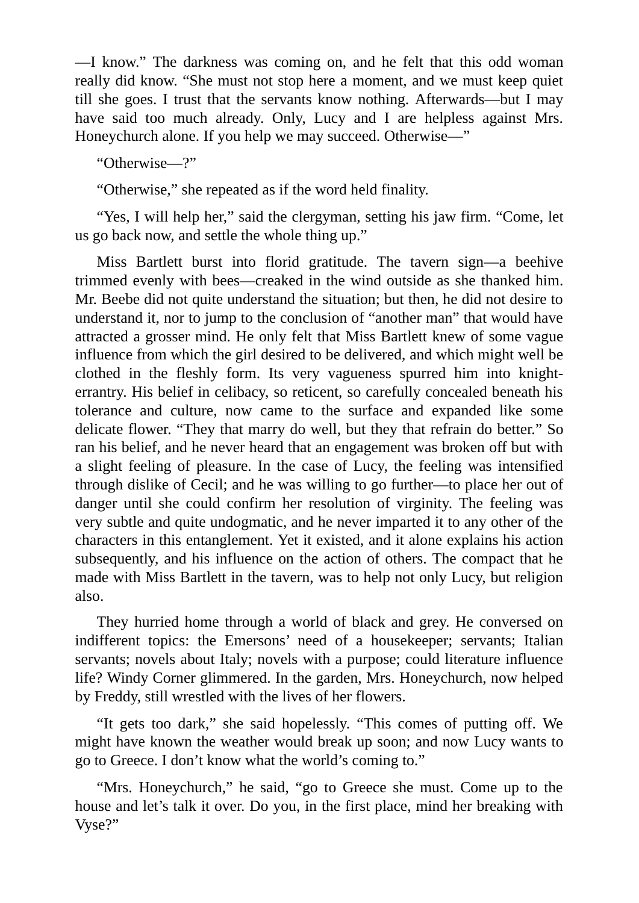—I know." The darkness was coming on, and he felt that this odd woman really did know. "She must not stop here a moment, and we must keep quiet till she goes. I trust that the servants know nothing. Afterwards—but I may have said too much already. Only, Lucy and I are helpless against Mrs. Honeychurch alone. If you help we may succeed. Otherwise—"

"Otherwise—?"

"Otherwise," she repeated as if the word held finality.

"Yes, I will help her," said the clergyman, setting his jaw firm. "Come, let us go back now, and settle the whole thing up."

Miss Bartlett burst into florid gratitude. The tavern sign—a beehive trimmed evenly with bees—creaked in the wind outside as she thanked him. Mr. Beebe did not quite understand the situation; but then, he did not desire to understand it, nor to jump to the conclusion of "another man" that would have attracted a grosser mind. He only felt that Miss Bartlett knew of some vague influence from which the girl desired to be delivered, and which might well be clothed in the fleshly form. Its very vagueness spurred him into knight-errantry. His belief in celibacy, so reticent, so carefully concealed beneath his tolerance and culture, now came to the surface and expanded like some delicate flower. "They that marry do well, but they that refrain do better." So ran his belief, and he never heard that an engagement was broken off but with a slight feeling of pleasure. In the case of Lucy, the feeling was intensified through dislike of Cecil; and he was willing to go further—to place her out of danger until she could confirm her resolution of virginity. The feeling was very subtle and quite undogmatic, and he never imparted it to any other of the characters in this entanglement. Yet it existed, and it alone explains his action subsequently, and his influence on the action of others. The compact that he made with Miss Bartlett in the tavern, was to help not only Lucy, but religion also.

They hurried home through a world of black and grey. He conversed on indifferent topics: the Emersons' need of a housekeeper; servants; Italian servants; novels about Italy; novels with a purpose; could literature influence life? Windy Corner glimmered. In the garden, Mrs. Honeychurch, now helped by Freddy, still wrestled with the lives of her flowers.

"It gets too dark," she said hopelessly. "This comes of putting off. We might have known the weather would break up soon; and now Lucy wants to go to Greece. I don't know what the world's coming to."

"Mrs. Honeychurch," he said, "go to Greece she must. Come up to the house and let's talk it over. Do you, in the first place, mind her breaking with Vyse?"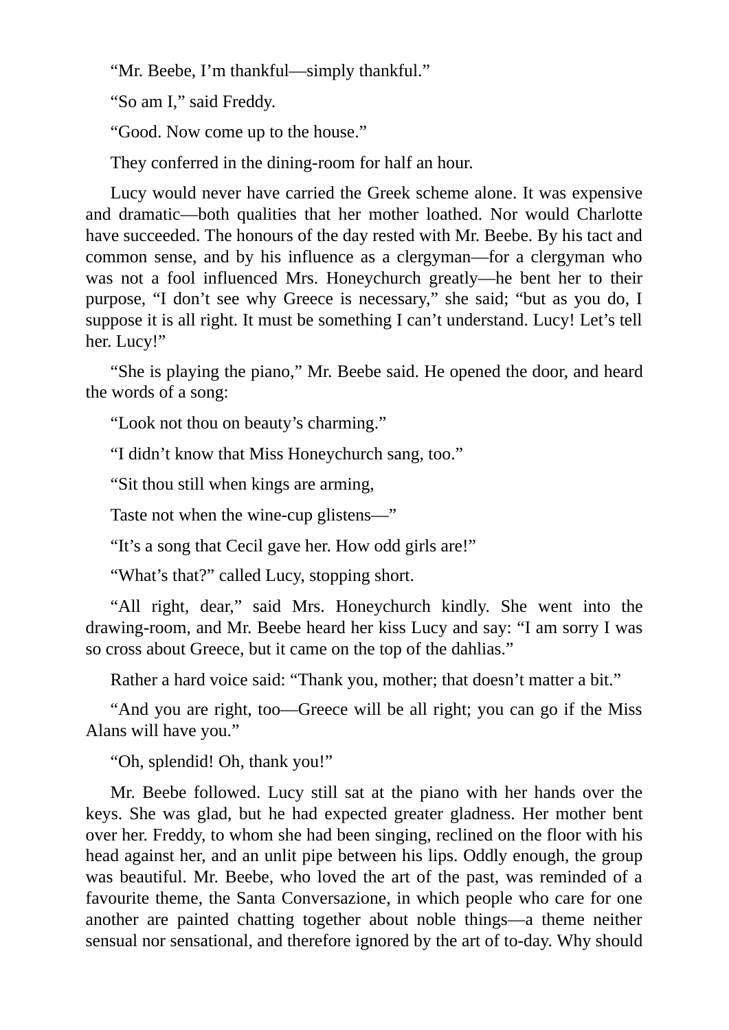"Mr. Beebe, I'm thankful—simply thankful."

"So am I," said Freddy.

"Good. Now come up to the house."

They conferred in the dining-room for half an hour.

Lucy would never have carried the Greek scheme alone. It was expensive and dramatic—both qualities that her mother loathed. Nor would Charlotte have succeeded. The honours of the day rested with Mr. Beebe. By his tact and common sense, and by his influence as a clergyman—for a clergyman who was not a fool influenced Mrs. Honeychurch greatly—he bent her to their purpose, "I don't see why Greece is necessary," she said; "but as you do, I suppose it is all right. It must be something I can't understand. Lucy! Let's tell her. Lucy!"

"She is playing the piano," Mr. Beebe said. He opened the door, and heard the words of a song:

"Look not thou on beauty's charming."

"I didn't know that Miss Honeychurch sang, too."

"Sit thou still when kings are arming,

Taste not when the wine-cup glistens—"

"It's a song that Cecil gave her. How odd girls are!"

"What's that?" called Lucy, stopping short.

"All right, dear," said Mrs. Honeychurch kindly. She went into the drawing-room, and Mr. Beebe heard her kiss Lucy and say: "I am sorry I was so cross about Greece, but it came on the top of the dahlias."

Rather a hard voice said: "Thank you, mother; that doesn't matter a bit."

"And you are right, too—Greece will be all right; you can go if the Miss Alans will have you."

"Oh, splendid! Oh, thank you!"

Mr. Beebe followed. Lucy still sat at the piano with her hands over the keys. She was glad, but he had expected greater gladness. Her mother bent over her. Freddy, to whom she had been singing, reclined on the floor with his head against her, and an unlit pipe between his lips. Oddly enough, the group was beautiful. Mr. Beebe, who loved the art of the past, was reminded of a favourite theme, the Santa Conversazione, in which people who care for one another are painted chatting together about noble things—a theme neither sensual nor sensational, and therefore ignored by the art of to-day. Why should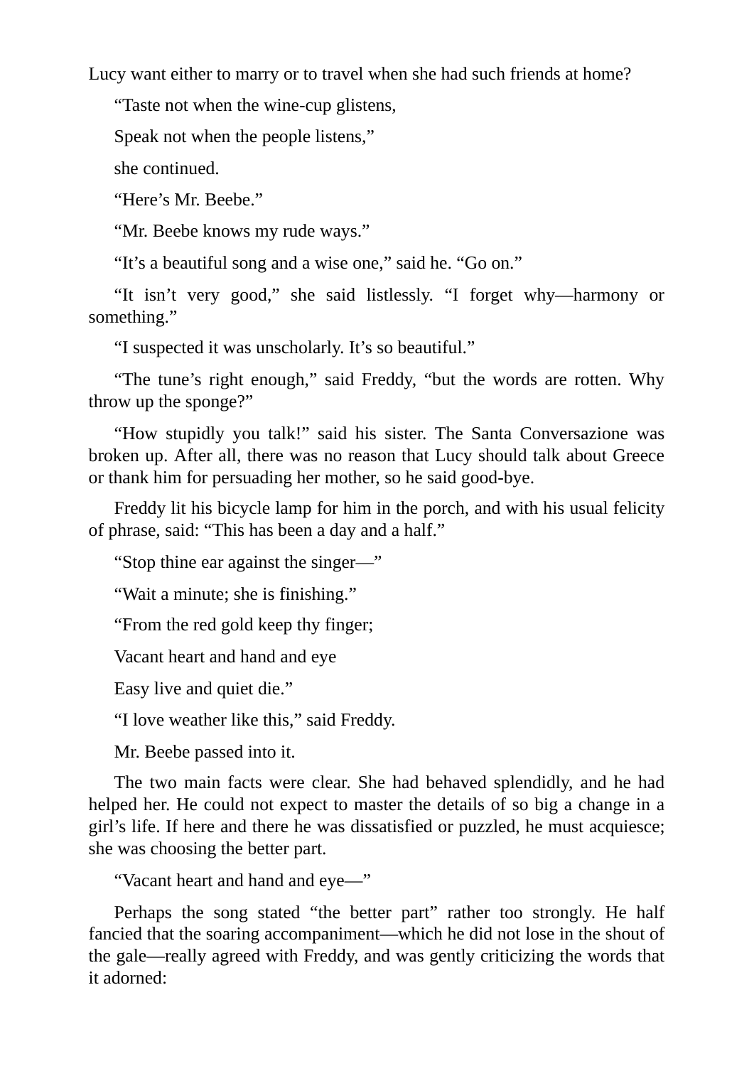Lucy want either to marry or to travel when she had such friends at home?

"Taste not when the wine-cup glistens,

Speak not when the people listens,"

she continued.

"Here's Mr. Beebe."

"Mr. Beebe knows my rude ways."

"It's a beautiful song and a wise one," said he. "Go on."

"It isn't very good," she said listlessly. "I forget why—harmony or something."

"I suspected it was unscholarly. It's so beautiful."

"The tune's right enough," said Freddy, "but the words are rotten. Why throw up the sponge?"

"How stupidly you talk!" said his sister. The Santa Conversazione was broken up. After all, there was no reason that Lucy should talk about Greece or thank him for persuading her mother, so he said good-bye.

Freddy lit his bicycle lamp for him in the porch, and with his usual felicity of phrase, said: "This has been a day and a half."

"Stop thine ear against the singer—"

"Wait a minute; she is finishing."

"From the red gold keep thy finger;

Vacant heart and hand and eye

Easy live and quiet die."

"I love weather like this," said Freddy.

Mr. Beebe passed into it.

The two main facts were clear. She had behaved splendidly, and he had helped her. He could not expect to master the details of so big a change in a girl's life. If here and there he was dissatisfied or puzzled, he must acquiesce; she was choosing the better part.

"Vacant heart and hand and eye—"

Perhaps the song stated "the better part" rather too strongly. He half fancied that the soaring accompaniment—which he did not lose in the shout of the gale—really agreed with Freddy, and was gently criticizing the words that it adorned: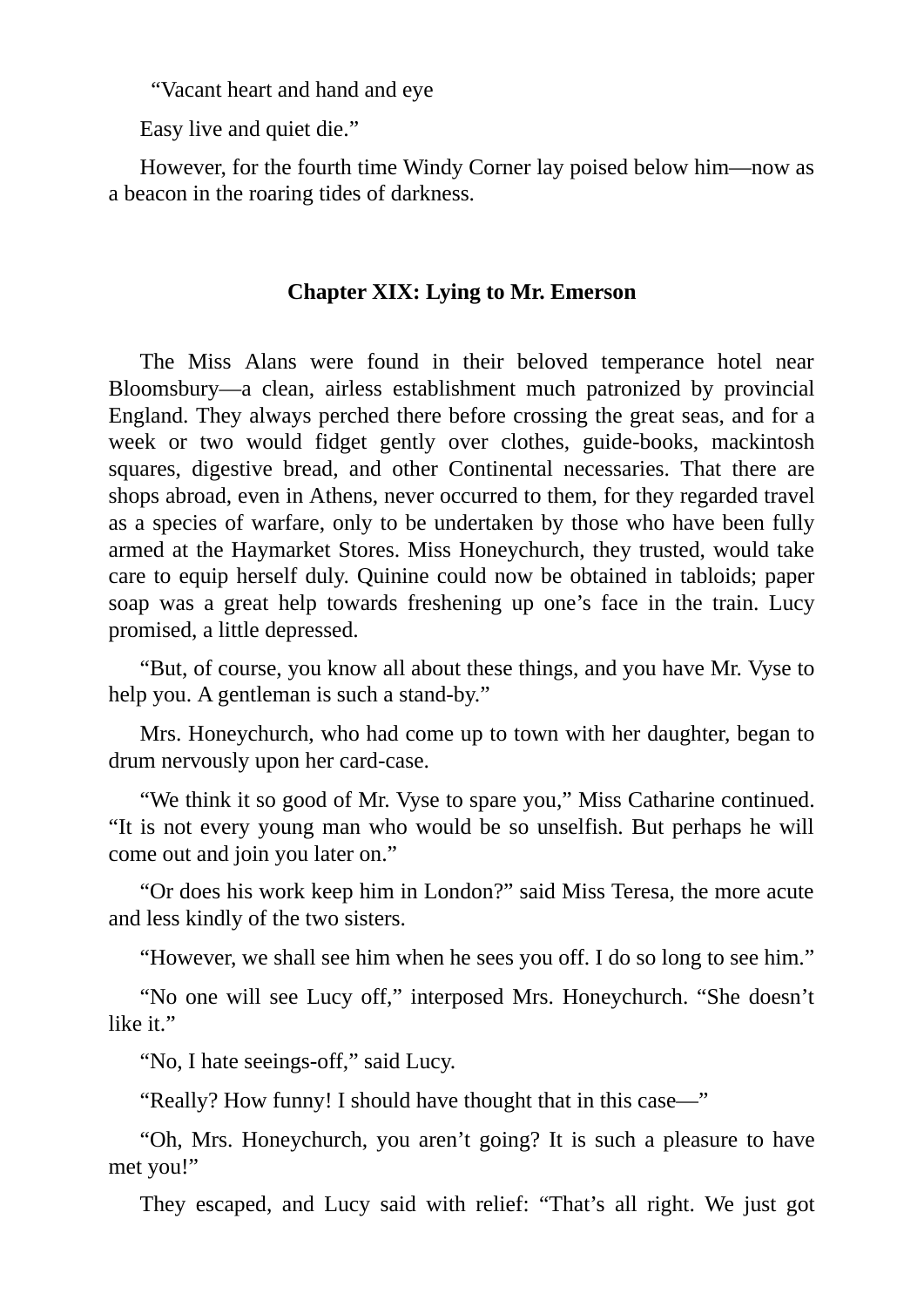“Vacant heart and hand and eye

Easy live and quiet die.”

However, for the fourth time Windy Corner lay poised below him—now as a beacon in the roaring tides of darkness.

## Chapter XIX: Lying to Mr. Emerson

The Miss Alans were found in their beloved temperance hotel near Bloomsbury—a clean, airless establishment much patronized by provincial England. They always perched there before crossing the great seas, and for a week or two would fidget gently over clothes, guide-books, mackintosh squares, digestive bread, and other Continental necessaries. That there are shops abroad, even in Athens, never occurred to them, for they regarded travel as a species of warfare, only to be undertaken by those who have been fully armed at the Haymarket Stores. Miss Honeychurch, they trusted, would take care to equip herself duly. Quinine could now be obtained in tabloids; paper soap was a great help towards freshening up one’s face in the train. Lucy promised, a little depressed.

“But, of course, you know all about these things, and you have Mr. Vyse to help you. A gentleman is such a stand-by.”

Mrs. Honeychurch, who had come up to town with her daughter, began to drum nervously upon her card-case.

“We think it so good of Mr. Vyse to spare you,” Miss Catharine continued. “It is not every young man who would be so unselfish. But perhaps he will come out and join you later on.”

“Or does his work keep him in London?” said Miss Teresa, the more acute and less kindly of the two sisters.

“However, we shall see him when he sees you off. I do so long to see him.”

“No one will see Lucy off,” interposed Mrs. Honeychurch. “She doesn’t like it.”

“No, I hate seeings-off,” said Lucy.

“Really? How funny! I should have thought that in this case—”

“Oh, Mrs. Honeychurch, you aren’t going? It is such a pleasure to have met you!”

They escaped, and Lucy said with relief: “That’s all right. We just got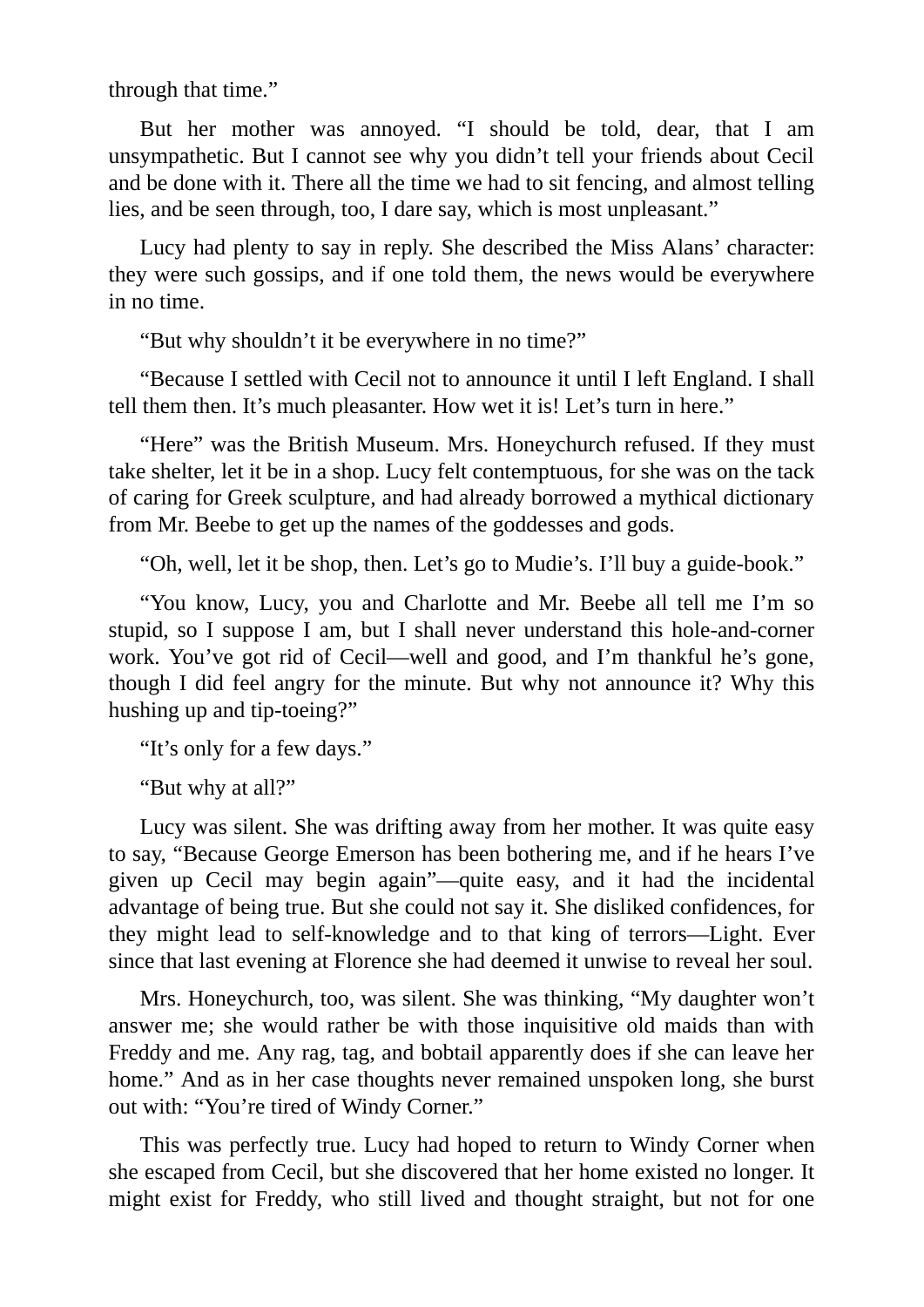through that time."

But her mother was annoyed. "I should be told, dear, that I am unsympathetic. But I cannot see why you didn't tell your friends about Cecil and be done with it. There all the time we had to sit fencing, and almost telling lies, and be seen through, too, I dare say, which is most unpleasant."

Lucy had plenty to say in reply. She described the Miss Alans' character: they were such gossips, and if one told them, the news would be everywhere in no time.

"But why shouldn't it be everywhere in no time?"

"Because I settled with Cecil not to announce it until I left England. I shall tell them then. It's much pleasanter. How wet it is! Let's turn in here."

"Here" was the British Museum. Mrs. Honeychurch refused. If they must take shelter, let it be in a shop. Lucy felt contemptuous, for she was on the tack of caring for Greek sculpture, and had already borrowed a mythical dictionary from Mr. Beebe to get up the names of the goddesses and gods.

"Oh, well, let it be shop, then. Let's go to Mudie's. I'll buy a guide-book."

"You know, Lucy, you and Charlotte and Mr. Beebe all tell me I'm so stupid, so I suppose I am, but I shall never understand this hole-and-corner work. You've got rid of Cecil—well and good, and I'm thankful he's gone, though I did feel angry for the minute. But why not announce it? Why this hushing up and tip-toeing?"

"It's only for a few days."

"But why at all?"

Lucy was silent. She was drifting away from her mother. It was quite easy to say, "Because George Emerson has been bothering me, and if he hears I've given up Cecil may begin again"—quite easy, and it had the incidental advantage of being true. But she could not say it. She disliked confidences, for they might lead to self-knowledge and to that king of terrors—Light. Ever since that last evening at Florence she had deemed it unwise to reveal her soul.

Mrs. Honeychurch, too, was silent. She was thinking, "My daughter won't answer me; she would rather be with those inquisitive old maids than with Freddy and me. Any rag, tag, and bobtail apparently does if she can leave her home." And as in her case thoughts never remained unspoken long, she burst out with: "You're tired of Windy Corner."

This was perfectly true. Lucy had hoped to return to Windy Corner when she escaped from Cecil, but she discovered that her home existed no longer. It might exist for Freddy, who still lived and thought straight, but not for one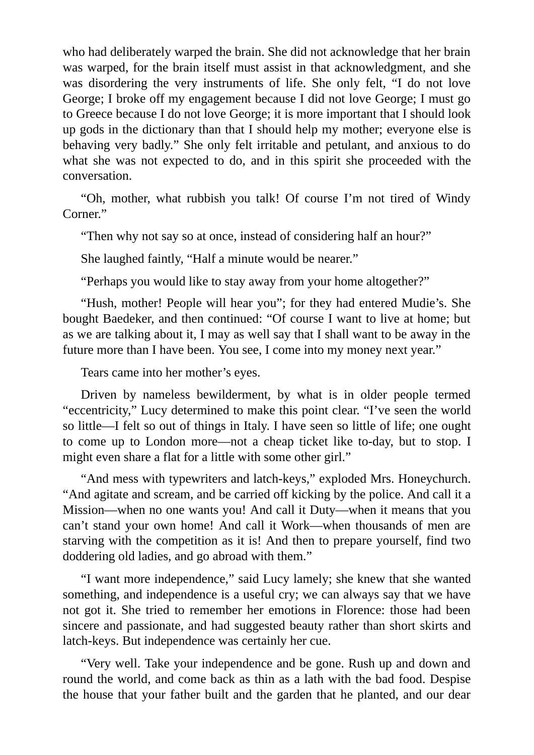who had deliberately warped the brain. She did not acknowledge that her brain was warped, for the brain itself must assist in that acknowledgment, and she was disordering the very instruments of life. She only felt, "I do not love George; I broke off my engagement because I did not love George; I must go to Greece because I do not love George; it is more important that I should look up gods in the dictionary than that I should help my mother; everyone else is behaving very badly." She only felt irritable and petulant, and anxious to do what she was not expected to do, and in this spirit she proceeded with the conversation.

"Oh, mother, what rubbish you talk! Of course I'm not tired of Windy Corner."

"Then why not say so at once, instead of considering half an hour?"

She laughed faintly, "Half a minute would be nearer."

"Perhaps you would like to stay away from your home altogether?"

"Hush, mother! People will hear you"; for they had entered Mudie's. She bought Baedeker, and then continued: "Of course I want to live at home; but as we are talking about it, I may as well say that I shall want to be away in the future more than I have been. You see, I come into my money next year."

Tears came into her mother's eyes.

Driven by nameless bewilderment, by what is in older people termed "eccentricity," Lucy determined to make this point clear. "I've seen the world so little—I felt so out of things in Italy. I have seen so little of life; one ought to come up to London more—not a cheap ticket like to-day, but to stop. I might even share a flat for a little with some other girl."

"And mess with typewriters and latch-keys," exploded Mrs. Honeychurch. "And agitate and scream, and be carried off kicking by the police. And call it a Mission—when no one wants you! And call it Duty—when it means that you can't stand your own home! And call it Work—when thousands of men are starving with the competition as it is! And then to prepare yourself, find two doddering old ladies, and go abroad with them."

"I want more independence," said Lucy lamely; she knew that she wanted something, and independence is a useful cry; we can always say that we have not got it. She tried to remember her emotions in Florence: those had been sincere and passionate, and had suggested beauty rather than short skirts and latch-keys. But independence was certainly her cue.

"Very well. Take your independence and be gone. Rush up and down and round the world, and come back as thin as a lath with the bad food. Despise the house that your father built and the garden that he planted, and our dear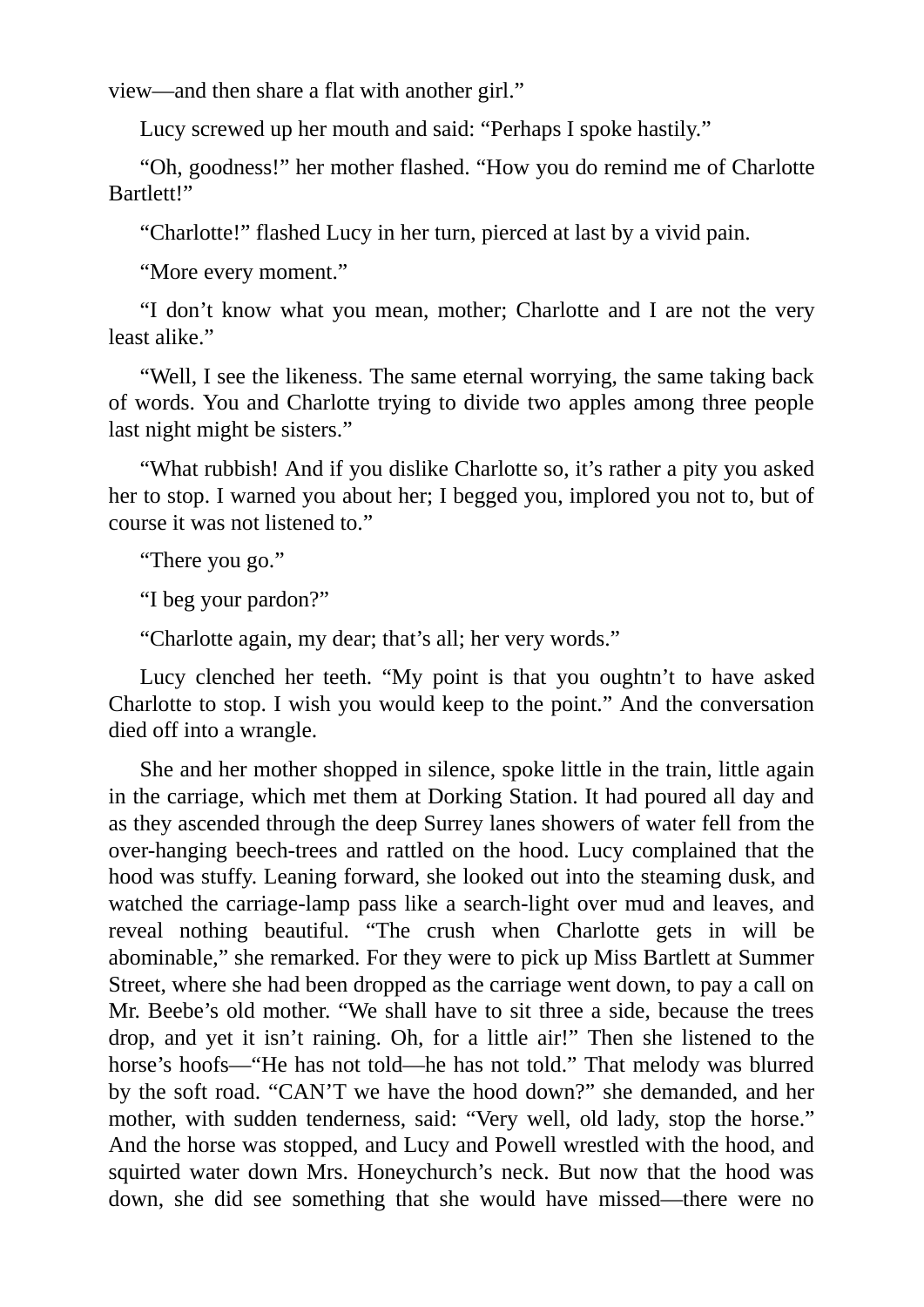view—and then share a flat with another girl."

Lucy screwed up her mouth and said: "Perhaps I spoke hastily."

"Oh, goodness!" her mother flashed. "How you do remind me of Charlotte Bartlett!"

"Charlotte!" flashed Lucy in her turn, pierced at last by a vivid pain.

"More every moment."

"I don't know what you mean, mother; Charlotte and I are not the very least alike."

"Well, I see the likeness. The same eternal worrying, the same taking back of words. You and Charlotte trying to divide two apples among three people last night might be sisters."

"What rubbish! And if you dislike Charlotte so, it's rather a pity you asked her to stop. I warned you about her; I begged you, implored you not to, but of course it was not listened to."

"There you go."

"I beg your pardon?"

"Charlotte again, my dear; that's all; her very words."

Lucy clenched her teeth. "My point is that you oughtn't to have asked Charlotte to stop. I wish you would keep to the point." And the conversation died off into a wrangle.

She and her mother shopped in silence, spoke little in the train, little again in the carriage, which met them at Dorking Station. It had poured all day and as they ascended through the deep Surrey lanes showers of water fell from the over-hanging beech-trees and rattled on the hood. Lucy complained that the hood was stuffy. Leaning forward, she looked out into the steaming dusk, and watched the carriage-lamp pass like a search-light over mud and leaves, and reveal nothing beautiful. "The crush when Charlotte gets in will be abominable," she remarked. For they were to pick up Miss Bartlett at Summer Street, where she had been dropped as the carriage went down, to pay a call on Mr. Beebe's old mother. "We shall have to sit three a side, because the trees drop, and yet it isn't raining. Oh, for a little air!" Then she listened to the horse's hoofs—"He has not told—he has not told." That melody was blurred by the soft road. "CAN'T we have the hood down?" she demanded, and her mother, with sudden tenderness, said: "Very well, old lady, stop the horse." And the horse was stopped, and Lucy and Powell wrestled with the hood, and squirted water down Mrs. Honeychurch's neck. But now that the hood was down, she did see something that she would have missed—there were no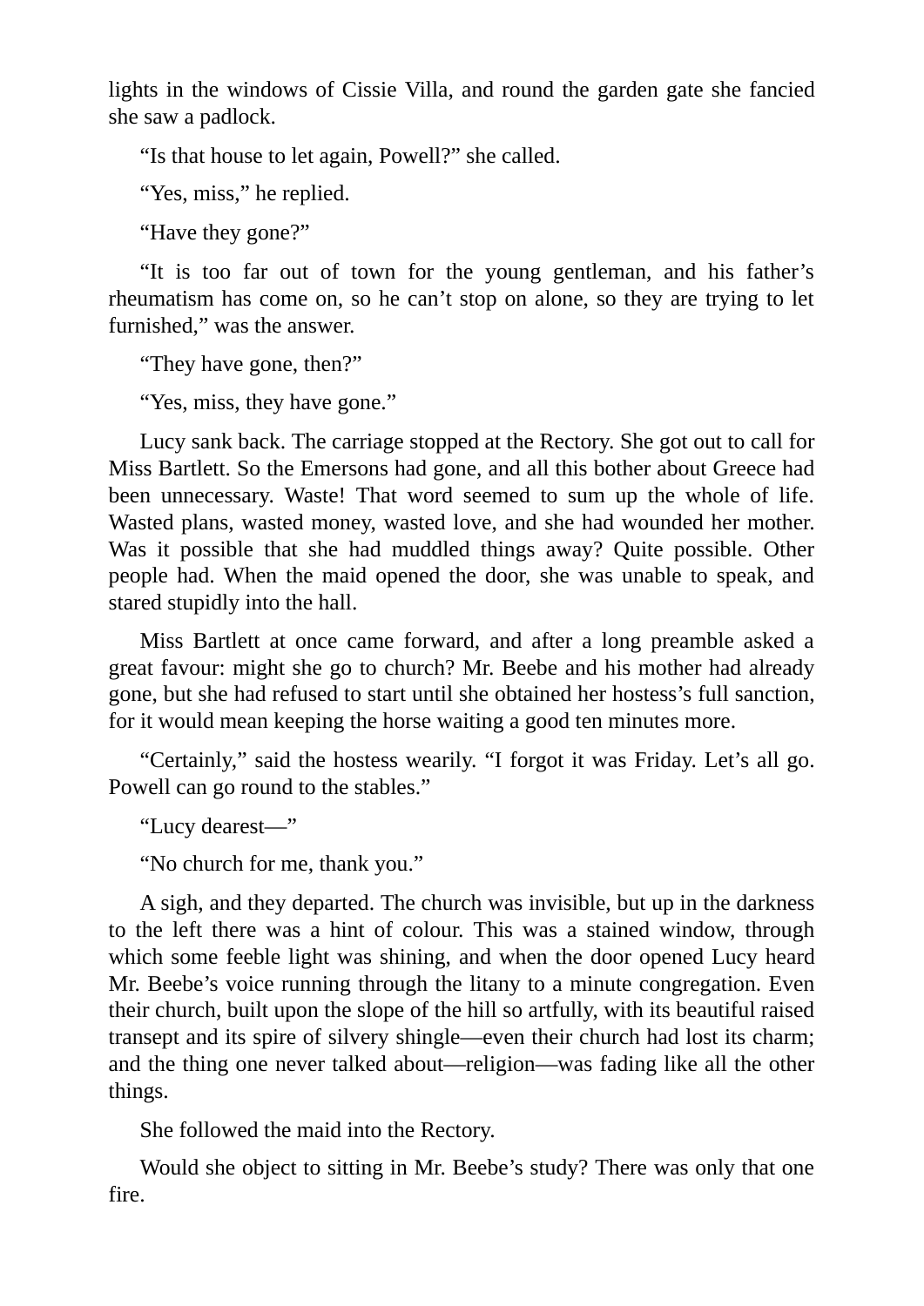lights in the windows of Cissie Villa, and round the garden gate she fancied she saw a padlock.

"Is that house to let again, Powell?" she called.

"Yes, miss," he replied.

"Have they gone?"

"It is too far out of town for the young gentleman, and his father's rheumatism has come on, so he can't stop on alone, so they are trying to let furnished," was the answer.

"They have gone, then?"

"Yes, miss, they have gone."

Lucy sank back. The carriage stopped at the Rectory. She got out to call for Miss Bartlett. So the Emersons had gone, and all this bother about Greece had been unnecessary. Waste! That word seemed to sum up the whole of life. Wasted plans, wasted money, wasted love, and she had wounded her mother. Was it possible that she had muddled things away? Quite possible. Other people had. When the maid opened the door, she was unable to speak, and stared stupidly into the hall.

Miss Bartlett at once came forward, and after a long preamble asked a great favour: might she go to church? Mr. Beebe and his mother had already gone, but she had refused to start until she obtained her hostess's full sanction, for it would mean keeping the horse waiting a good ten minutes more.

"Certainly," said the hostess wearily. "I forgot it was Friday. Let's all go. Powell can go round to the stables."

"Lucy dearest—"

"No church for me, thank you."

A sigh, and they departed. The church was invisible, but up in the darkness to the left there was a hint of colour. This was a stained window, through which some feeble light was shining, and when the door opened Lucy heard Mr. Beebe's voice running through the litany to a minute congregation. Even their church, built upon the slope of the hill so artfully, with its beautiful raised transept and its spire of silvery shingle—even their church had lost its charm; and the thing one never talked about—religion—was fading like all the other things.

She followed the maid into the Rectory.

Would she object to sitting in Mr. Beebe's study? There was only that one fire.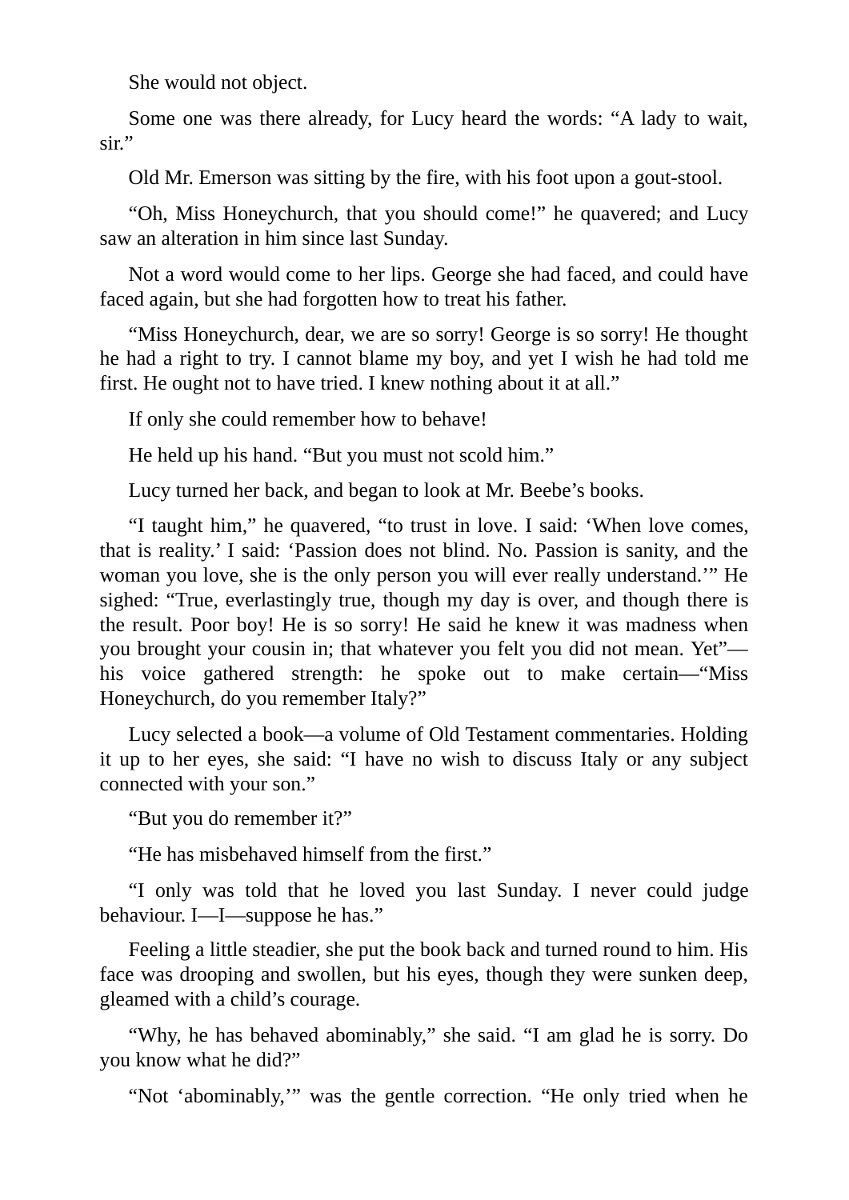She would not object.

Some one was there already, for Lucy heard the words: “A lady to wait, sir.”

Old Mr. Emerson was sitting by the fire, with his foot upon a gout-stool.

“Oh, Miss Honeychurch, that you should come!” he quavered; and Lucy saw an alteration in him since last Sunday.

Not a word would come to her lips. George she had faced, and could have faced again, but she had forgotten how to treat his father.

“Miss Honeychurch, dear, we are so sorry! George is so sorry! He thought he had a right to try. I cannot blame my boy, and yet I wish he had told me first. He ought not to have tried. I knew nothing about it at all.”

If only she could remember how to behave!

He held up his hand. “But you must not scold him.”

Lucy turned her back, and began to look at Mr. Beebe’s books.

“I taught him,” he quavered, “to trust in love. I said: ‘When love comes, that is reality.’ I said: ‘Passion does not blind. No. Passion is sanity, and the woman you love, she is the only person you will ever really understand.’” He sighed: “True, everlastingly true, though my day is over, and though there is the result. Poor boy! He is so sorry! He said he knew it was madness when you brought your cousin in; that whatever you felt you did not mean. Yet”—his voice gathered strength: he spoke out to make certain—“Miss Honeychurch, do you remember Italy?”

Lucy selected a book—a volume of Old Testament commentaries. Holding it up to her eyes, she said: “I have no wish to discuss Italy or any subject connected with your son.”

“But you do remember it?”

“He has misbehaved himself from the first.”

“I only was told that he loved you last Sunday. I never could judge behaviour. I—I—suppose he has.”

Feeling a little steadier, she put the book back and turned round to him. His face was drooping and swollen, but his eyes, though they were sunken deep, gleamed with a child’s courage.

“Why, he has behaved abominably,” she said. “I am glad he is sorry. Do you know what he did?”

“Not ‘abominably,’” was the gentle correction. “He only tried when he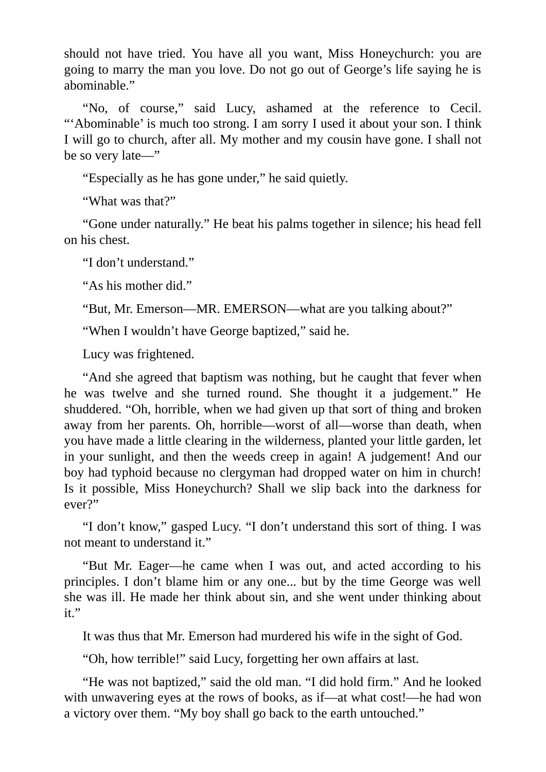should not have tried. You have all you want, Miss Honeychurch: you are going to marry the man you love. Do not go out of George's life saying he is abominable."

"No, of course," said Lucy, ashamed at the reference to Cecil. "'Abominable' is much too strong. I am sorry I used it about your son. I think I will go to church, after all. My mother and my cousin have gone. I shall not be so very late—"

"Especially as he has gone under," he said quietly.

"What was that?"

"Gone under naturally." He beat his palms together in silence; his head fell on his chest.

"I don't understand."

"As his mother did."

"But, Mr. Emerson—MR. EMERSON—what are you talking about?"

"When I wouldn't have George baptized," said he.

Lucy was frightened.

"And she agreed that baptism was nothing, but he caught that fever when he was twelve and she turned round. She thought it a judgement." He shuddered. "Oh, horrible, when we had given up that sort of thing and broken away from her parents. Oh, horrible—worst of all—worse than death, when you have made a little clearing in the wilderness, planted your little garden, let in your sunlight, and then the weeds creep in again! A judgement! And our boy had typhoid because no clergyman had dropped water on him in church! Is it possible, Miss Honeychurch? Shall we slip back into the darkness for ever?"

"I don't know," gasped Lucy. "I don't understand this sort of thing. I was not meant to understand it."

"But Mr. Eager—he came when I was out, and acted according to his principles. I don't blame him or any one... but by the time George was well she was ill. He made her think about sin, and she went under thinking about it."

It was thus that Mr. Emerson had murdered his wife in the sight of God.

"Oh, how terrible!" said Lucy, forgetting her own affairs at last.

"He was not baptized," said the old man. "I did hold firm." And he looked with unwavering eyes at the rows of books, as if—at what cost!—he had won a victory over them. "My boy shall go back to the earth untouched."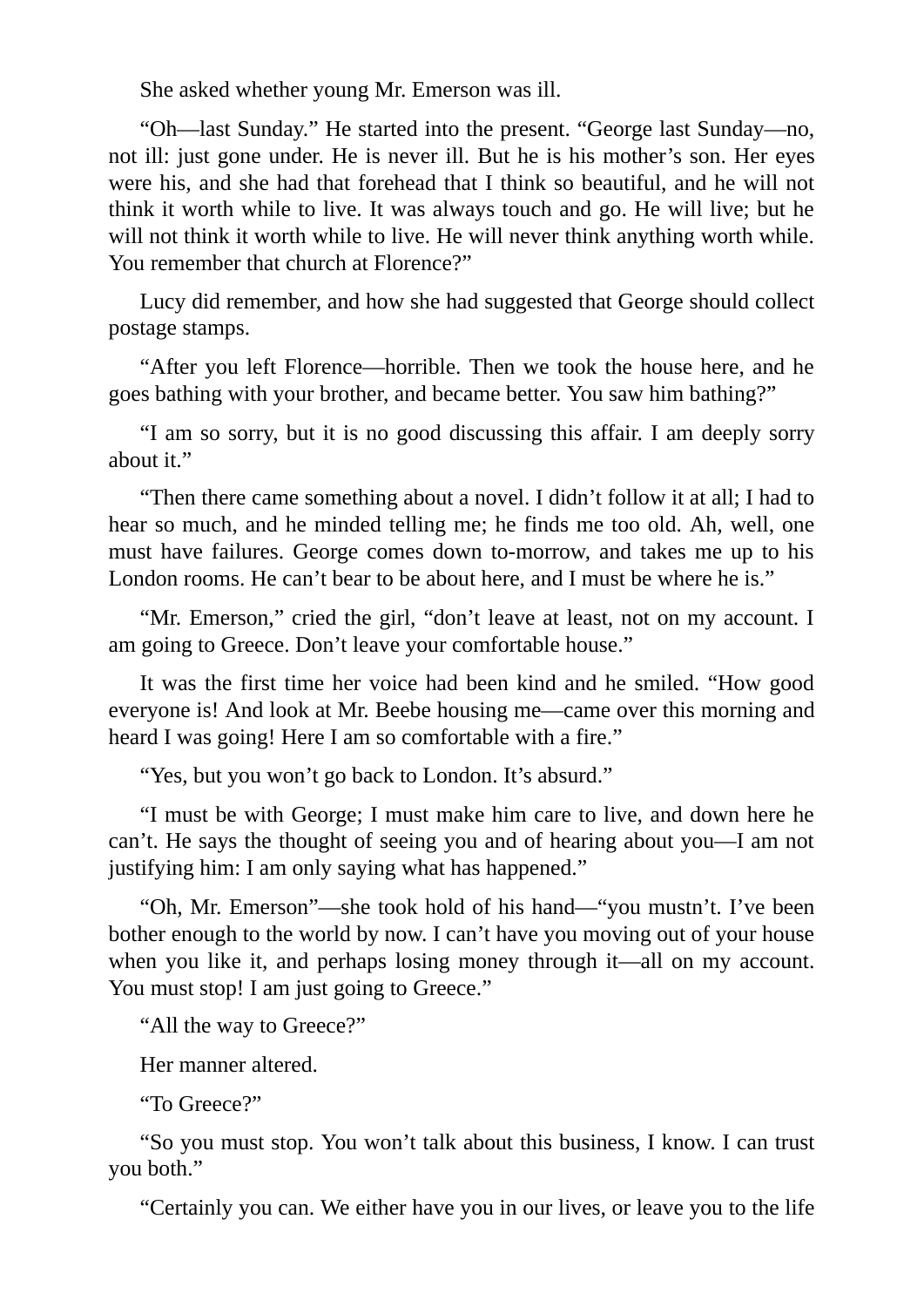She asked whether young Mr. Emerson was ill.

“Oh—last Sunday.” He started into the present. “George last Sunday—no, not ill: just gone under. He is never ill. But he is his mother’s son. Her eyes were his, and she had that forehead that I think so beautiful, and he will not think it worth while to live. It was always touch and go. He will live; but he will not think it worth while to live. He will never think anything worth while. You remember that church at Florence?”

Lucy did remember, and how she had suggested that George should collect postage stamps.

“After you left Florence—horrible. Then we took the house here, and he goes bathing with your brother, and became better. You saw him bathing?”

“I am so sorry, but it is no good discussing this affair. I am deeply sorry about it.”

“Then there came something about a novel. I didn’t follow it at all; I had to hear so much, and he minded telling me; he finds me too old. Ah, well, one must have failures. George comes down to-morrow, and takes me up to his London rooms. He can’t bear to be about here, and I must be where he is.”

“Mr. Emerson,” cried the girl, “don’t leave at least, not on my account. I am going to Greece. Don’t leave your comfortable house.”

It was the first time her voice had been kind and he smiled. “How good everyone is! And look at Mr. Beebe housing me—came over this morning and heard I was going! Here I am so comfortable with a fire.”

“Yes, but you won’t go back to London. It’s absurd.”

“I must be with George; I must make him care to live, and down here he can’t. He says the thought of seeing you and of hearing about you—I am not justifying him: I am only saying what has happened.”

“Oh, Mr. Emerson”—she took hold of his hand—“you mustn’t. I’ve been bother enough to the world by now. I can’t have you moving out of your house when you like it, and perhaps losing money through it—all on my account. You must stop! I am just going to Greece.”

“All the way to Greece?”

Her manner altered.

“To Greece?”

“So you must stop. You won’t talk about this business, I know. I can trust you both.”

“Certainly you can. We either have you in our lives, or leave you to the life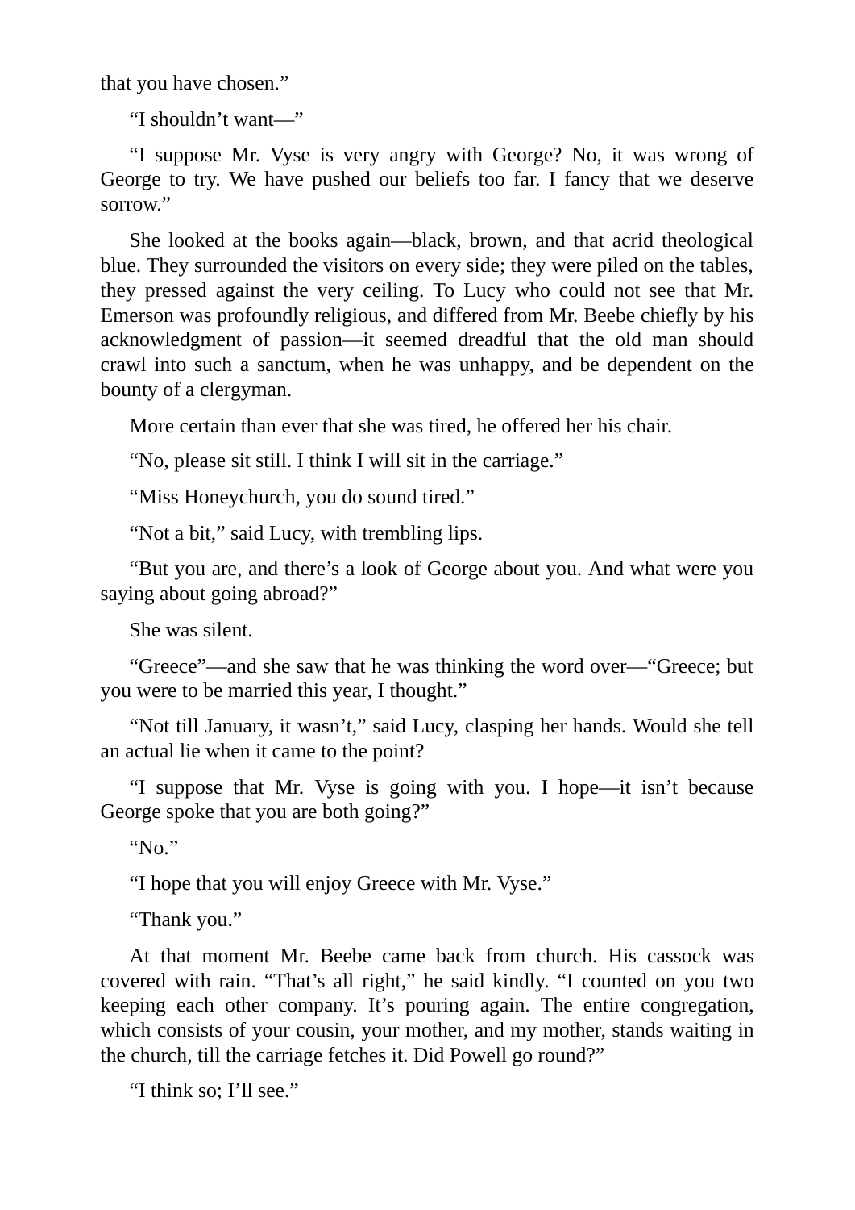that you have chosen."

"I shouldn't want—"

"I suppose Mr. Vyse is very angry with George? No, it was wrong of George to try. We have pushed our beliefs too far. I fancy that we deserve sorrow."

She looked at the books again—black, brown, and that acrid theological blue. They surrounded the visitors on every side; they were piled on the tables, they pressed against the very ceiling. To Lucy who could not see that Mr. Emerson was profoundly religious, and differed from Mr. Beebe chiefly by his acknowledgment of passion—it seemed dreadful that the old man should crawl into such a sanctum, when he was unhappy, and be dependent on the bounty of a clergyman.

More certain than ever that she was tired, he offered her his chair.

"No, please sit still. I think I will sit in the carriage."

"Miss Honeychurch, you do sound tired."

"Not a bit," said Lucy, with trembling lips.

"But you are, and there's a look of George about you. And what were you saying about going abroad?"

She was silent.

"Greece"—and she saw that he was thinking the word over—"Greece; but you were to be married this year, I thought."

"Not till January, it wasn't," said Lucy, clasping her hands. Would she tell an actual lie when it came to the point?

"I suppose that Mr. Vyse is going with you. I hope—it isn't because George spoke that you are both going?"

"No."

"I hope that you will enjoy Greece with Mr. Vyse."

"Thank you."

At that moment Mr. Beebe came back from church. His cassock was covered with rain. "That's all right," he said kindly. "I counted on you two keeping each other company. It's pouring again. The entire congregation, which consists of your cousin, your mother, and my mother, stands waiting in the church, till the carriage fetches it. Did Powell go round?"

"I think so; I'll see."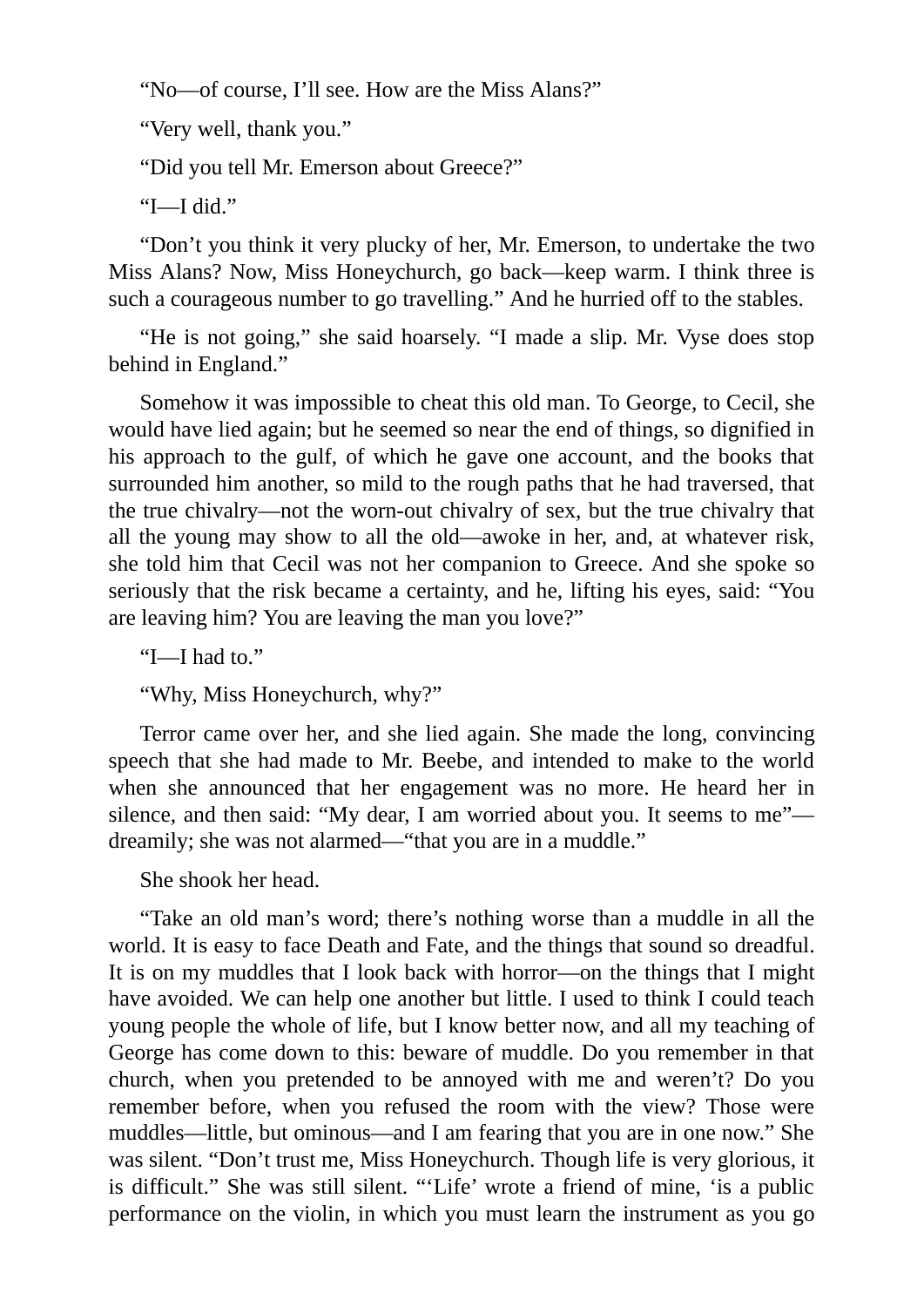"No—of course, I'll see. How are the Miss Alans?"

"Very well, thank you."

"Did you tell Mr. Emerson about Greece?"

"I—I did."

"Don't you think it very plucky of her, Mr. Emerson, to undertake the two Miss Alans? Now, Miss Honeychurch, go back—keep warm. I think three is such a courageous number to go travelling." And he hurried off to the stables.

"He is not going," she said hoarsely. "I made a slip. Mr. Vyse does stop behind in England."

Somehow it was impossible to cheat this old man. To George, to Cecil, she would have lied again; but he seemed so near the end of things, so dignified in his approach to the gulf, of which he gave one account, and the books that surrounded him another, so mild to the rough paths that he had traversed, that the true chivalry—not the worn-out chivalry of sex, but the true chivalry that all the young may show to all the old—awoke in her, and, at whatever risk, she told him that Cecil was not her companion to Greece. And she spoke so seriously that the risk became a certainty, and he, lifting his eyes, said: "You are leaving him? You are leaving the man you love?"

"I—I had to."

"Why, Miss Honeychurch, why?"

Terror came over her, and she lied again. She made the long, convincing speech that she had made to Mr. Beebe, and intended to make to the world when she announced that her engagement was no more. He heard her in silence, and then said: "My dear, I am worried about you. It seems to me"—dreamily; she was not alarmed—"that you are in a muddle."

She shook her head.

"Take an old man's word; there's nothing worse than a muddle in all the world. It is easy to face Death and Fate, and the things that sound so dreadful. It is on my muddles that I look back with horror—on the things that I might have avoided. We can help one another but little. I used to think I could teach young people the whole of life, but I know better now, and all my teaching of George has come down to this: beware of muddle. Do you remember in that church, when you pretended to be annoyed with me and weren't? Do you remember before, when you refused the room with the view? Those were muddles—little, but ominous—and I am fearing that you are in one now." She was silent. "Don't trust me, Miss Honeychurch. Though life is very glorious, it is difficult." She was still silent. "'Life' wrote a friend of mine, 'is a public performance on the violin, in which you must learn the instrument as you go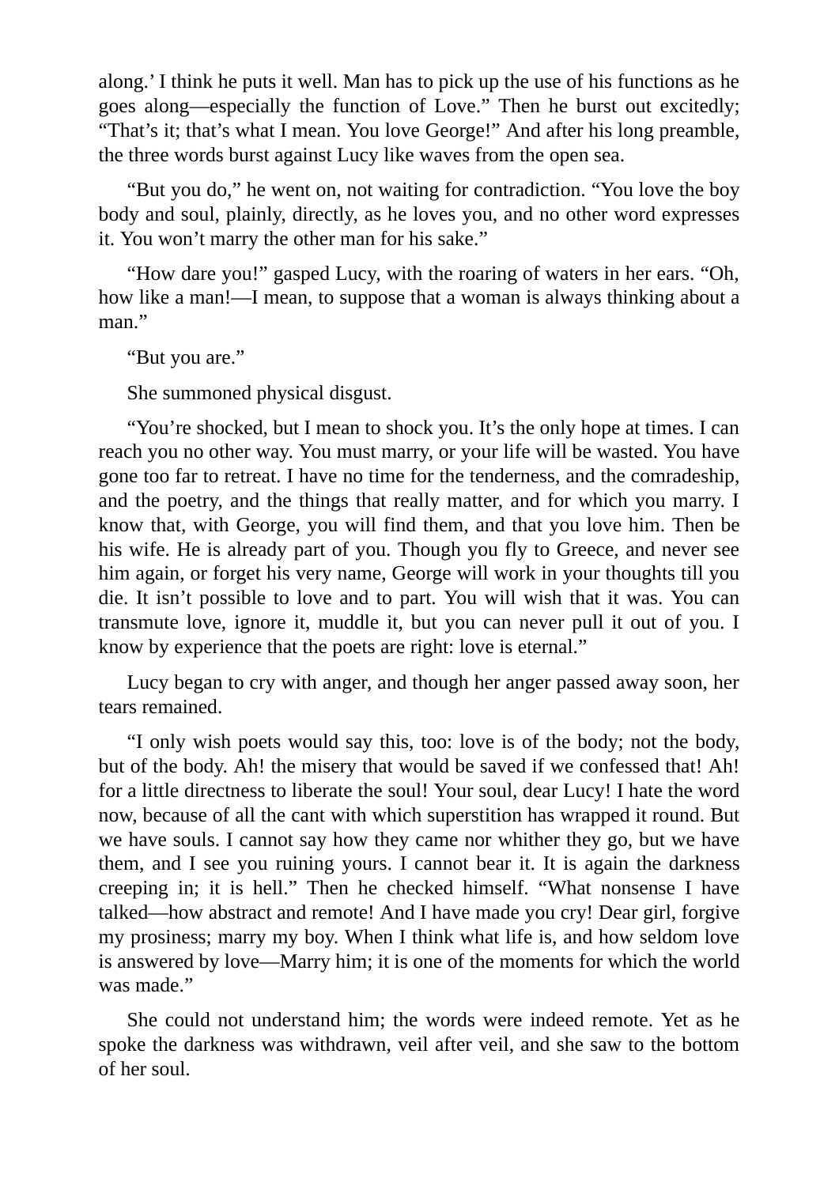along.' I think he puts it well. Man has to pick up the use of his functions as he goes along—especially the function of Love." Then he burst out excitedly; "That's it; that's what I mean. You love George!" And after his long preamble, the three words burst against Lucy like waves from the open sea.

"But you do," he went on, not waiting for contradiction. "You love the boy body and soul, plainly, directly, as he loves you, and no other word expresses it. You won't marry the other man for his sake."

"How dare you!" gasped Lucy, with the roaring of waters in her ears. "Oh, how like a man!—I mean, to suppose that a woman is always thinking about a man."

"But you are."

She summoned physical disgust.

"You're shocked, but I mean to shock you. It's the only hope at times. I can reach you no other way. You must marry, or your life will be wasted. You have gone too far to retreat. I have no time for the tenderness, and the comradeship, and the poetry, and the things that really matter, and for which you marry. I know that, with George, you will find them, and that you love him. Then be his wife. He is already part of you. Though you fly to Greece, and never see him again, or forget his very name, George will work in your thoughts till you die. It isn't possible to love and to part. You will wish that it was. You can transmute love, ignore it, muddle it, but you can never pull it out of you. I know by experience that the poets are right: love is eternal."

Lucy began to cry with anger, and though her anger passed away soon, her tears remained.

"I only wish poets would say this, too: love is of the body; not the body, but of the body. Ah! the misery that would be saved if we confessed that! Ah! for a little directness to liberate the soul! Your soul, dear Lucy! I hate the word now, because of all the cant with which superstition has wrapped it round. But we have souls. I cannot say how they came nor whither they go, but we have them, and I see you ruining yours. I cannot bear it. It is again the darkness creeping in; it is hell." Then he checked himself. "What nonsense I have talked—how abstract and remote! And I have made you cry! Dear girl, forgive my prosiness; marry my boy. When I think what life is, and how seldom love is answered by love—Marry him; it is one of the moments for which the world was made."

She could not understand him; the words were indeed remote. Yet as he spoke the darkness was withdrawn, veil after veil, and she saw to the bottom of her soul.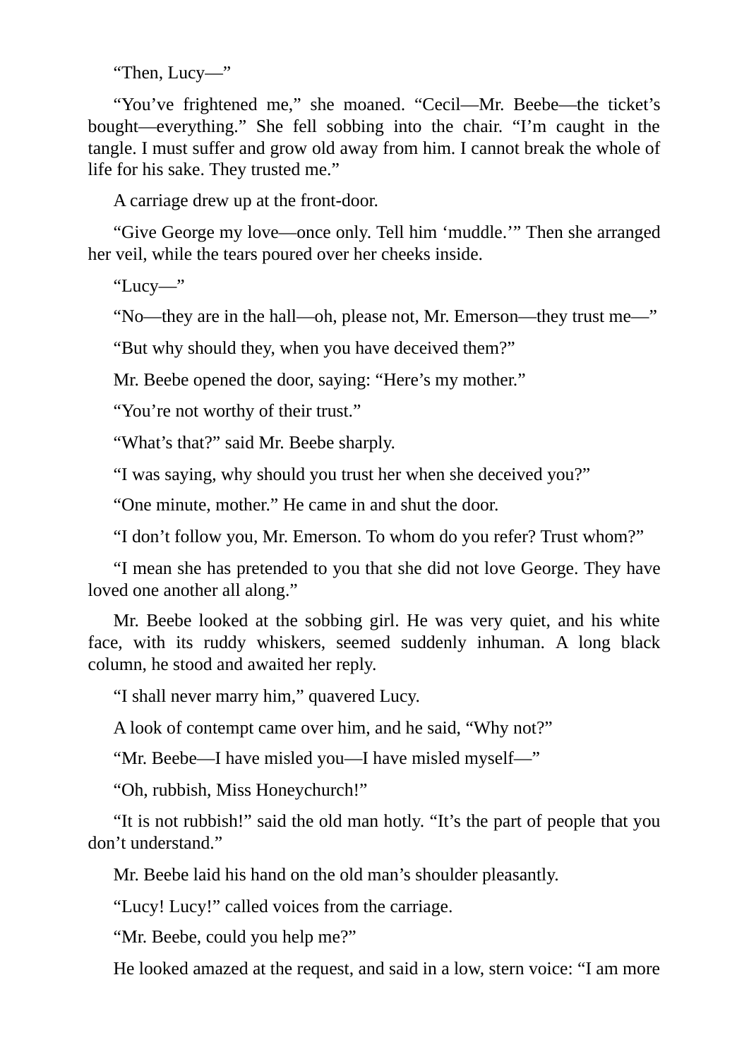"Then, Lucy—"

"You've frightened me," she moaned. "Cecil—Mr. Beebe—the ticket's bought—everything." She fell sobbing into the chair. "I'm caught in the tangle. I must suffer and grow old away from him. I cannot break the whole of life for his sake. They trusted me."

A carriage drew up at the front-door.

"Give George my love—once only. Tell him 'muddle.'" Then she arranged her veil, while the tears poured over her cheeks inside.

"Lucy—"

"No—they are in the hall—oh, please not, Mr. Emerson—they trust me—"

"But why should they, when you have deceived them?"

Mr. Beebe opened the door, saying: "Here's my mother."

"You're not worthy of their trust."

"What's that?" said Mr. Beebe sharply.

"I was saying, why should you trust her when she deceived you?"

"One minute, mother." He came in and shut the door.

"I don't follow you, Mr. Emerson. To whom do you refer? Trust whom?"

"I mean she has pretended to you that she did not love George. They have loved one another all along."

Mr. Beebe looked at the sobbing girl. He was very quiet, and his white face, with its ruddy whiskers, seemed suddenly inhuman. A long black column, he stood and awaited her reply.

"I shall never marry him," quavered Lucy.

A look of contempt came over him, and he said, "Why not?"

"Mr. Beebe—I have misled you—I have misled myself—"

"Oh, rubbish, Miss Honeychurch!"

"It is not rubbish!" said the old man hotly. "It's the part of people that you don't understand."

Mr. Beebe laid his hand on the old man's shoulder pleasantly.

"Lucy! Lucy!" called voices from the carriage.

"Mr. Beebe, could you help me?"

He looked amazed at the request, and said in a low, stern voice: "I am more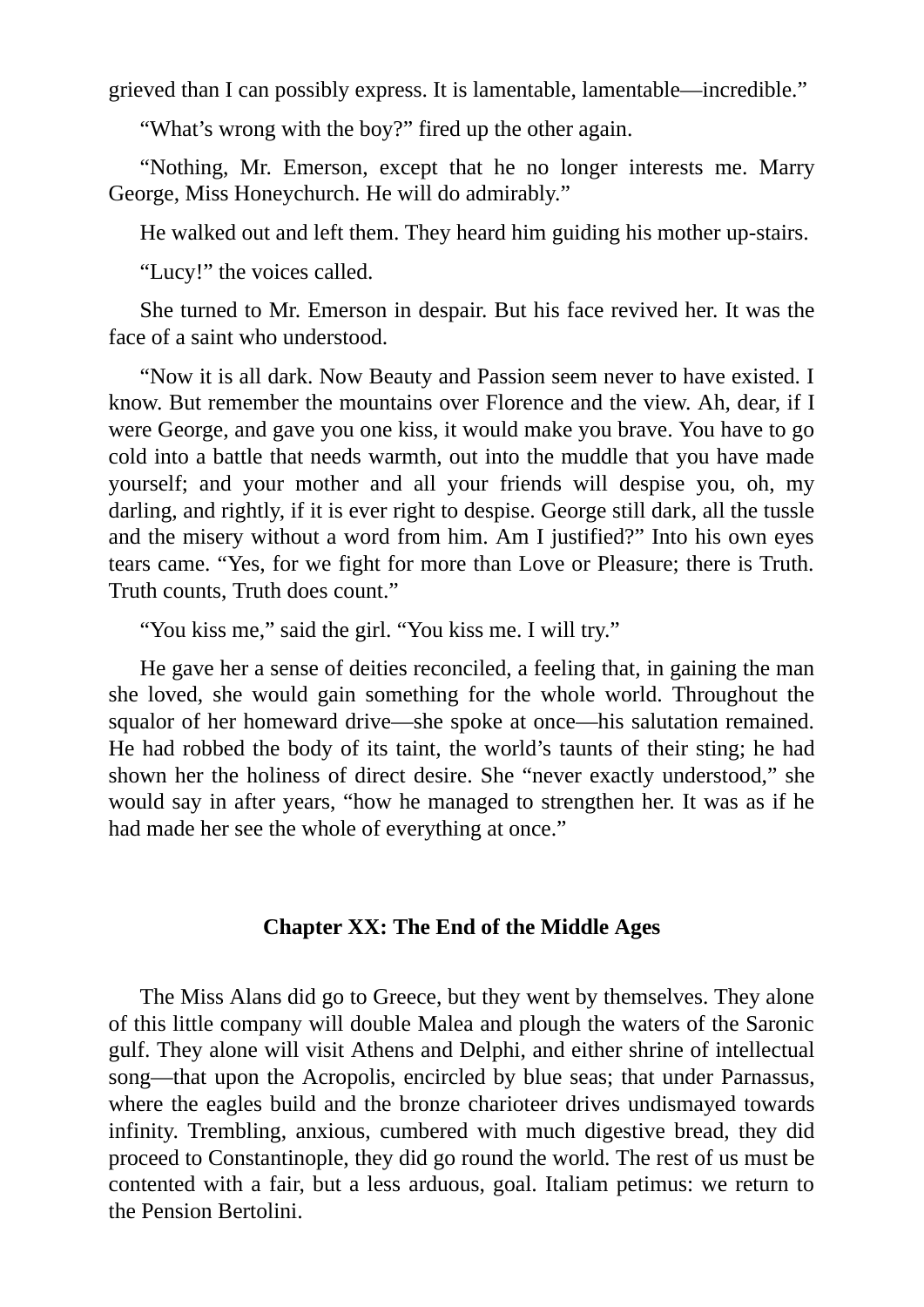grieved than I can possibly express. It is lamentable, lamentable—incredible."

"What's wrong with the boy?" fired up the other again.

"Nothing, Mr. Emerson, except that he no longer interests me. Marry George, Miss Honeychurch. He will do admirably."

He walked out and left them. They heard him guiding his mother up-stairs.

"Lucy!" the voices called.

She turned to Mr. Emerson in despair. But his face revived her. It was the face of a saint who understood.

"Now it is all dark. Now Beauty and Passion seem never to have existed. I know. But remember the mountains over Florence and the view. Ah, dear, if I were George, and gave you one kiss, it would make you brave. You have to go cold into a battle that needs warmth, out into the muddle that you have made yourself; and your mother and all your friends will despise you, oh, my darling, and rightly, if it is ever right to despise. George still dark, all the tussle and the misery without a word from him. Am I justified?" Into his own eyes tears came. "Yes, for we fight for more than Love or Pleasure; there is Truth. Truth counts, Truth does count."

"You kiss me," said the girl. "You kiss me. I will try."

He gave her a sense of deities reconciled, a feeling that, in gaining the man she loved, she would gain something for the whole world. Throughout the squalor of her homeward drive—she spoke at once—his salutation remained. He had robbed the body of its taint, the world's taunts of their sting; he had shown her the holiness of direct desire. She "never exactly understood," she would say in after years, "how he managed to strengthen her. It was as if he had made her see the whole of everything at once."

## Chapter XX: The End of the Middle Ages

The Miss Alans did go to Greece, but they went by themselves. They alone of this little company will double Malea and plough the waters of the Saronic gulf. They alone will visit Athens and Delphi, and either shrine of intellectual song—that upon the Acropolis, encircled by blue seas; that under Parnassus, where the eagles build and the bronze charioteer drives undismayed towards infinity. Trembling, anxious, cumbered with much digestive bread, they did proceed to Constantinople, they did go round the world. The rest of us must be contented with a fair, but a less arduous, goal. Italiam petimus: we return to the Pension Bertolini.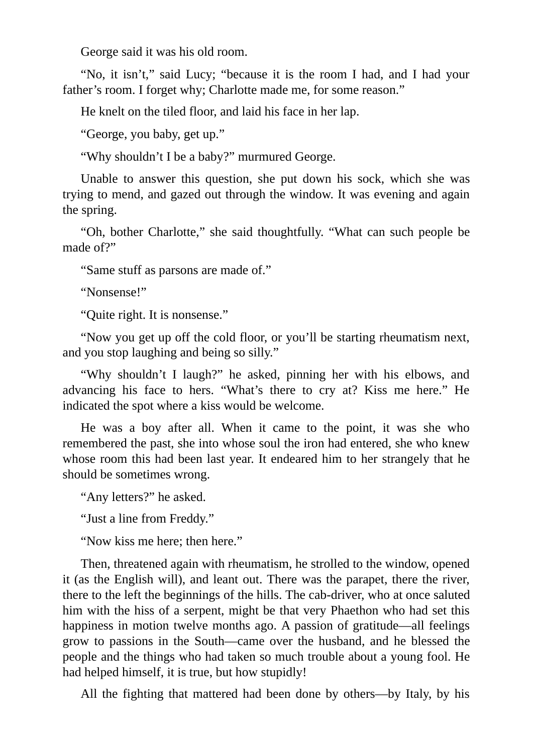George said it was his old room.

“No, it isn’t,” said Lucy; “because it is the room I had, and I had your father’s room. I forget why; Charlotte made me, for some reason.”

He knelt on the tiled floor, and laid his face in her lap.

“George, you baby, get up.”

“Why shouldn’t I be a baby?” murmured George.

Unable to answer this question, she put down his sock, which she was trying to mend, and gazed out through the window. It was evening and again the spring.

“Oh, bother Charlotte,” she said thoughtfully. “What can such people be made of?”

“Same stuff as parsons are made of.”

“Nonsense!”

“Quite right. It is nonsense.”

“Now you get up off the cold floor, or you’ll be starting rheumatism next, and you stop laughing and being so silly.”

“Why shouldn’t I laugh?” he asked, pinning her with his elbows, and advancing his face to hers. “What’s there to cry at? Kiss me here.” He indicated the spot where a kiss would be welcome.

He was a boy after all. When it came to the point, it was she who remembered the past, she into whose soul the iron had entered, she who knew whose room this had been last year. It endeared him to her strangely that he should be sometimes wrong.

“Any letters?” he asked.

“Just a line from Freddy.”

“Now kiss me here; then here.”

Then, threatened again with rheumatism, he strolled to the window, opened it (as the English will), and leant out. There was the parapet, there the river, there to the left the beginnings of the hills. The cab-driver, who at once saluted him with the hiss of a serpent, might be that very Phaethon who had set this happiness in motion twelve months ago. A passion of gratitude—all feelings grow to passions in the South—came over the husband, and he blessed the people and the things who had taken so much trouble about a young fool. He had helped himself, it is true, but how stupidly!

All the fighting that mattered had been done by others—by Italy, by his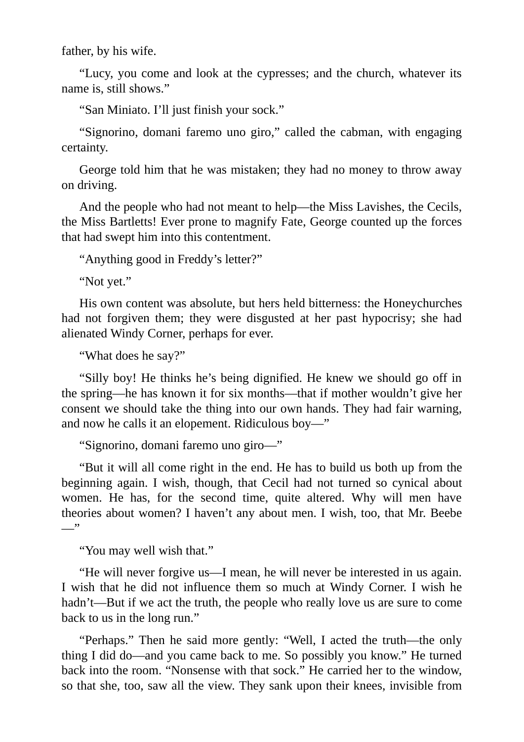father, by his wife.

“Lucy, you come and look at the cypresses; and the church, whatever its name is, still shows.”

“San Miniato. I’ll just finish your sock.”

“Signorino, domani faremo uno giro,” called the cabman, with engaging certainty.

George told him that he was mistaken; they had no money to throw away on driving.

And the people who had not meant to help—the Miss Lavishes, the Cecils, the Miss Bartletts! Ever prone to magnify Fate, George counted up the forces that had swept him into this contentment.

“Anything good in Freddy’s letter?”

“Not yet.”

His own content was absolute, but hers held bitterness: the Honeychurches had not forgiven them; they were disgusted at her past hypocrisy; she had alienated Windy Corner, perhaps for ever.

“What does he say?”

“Silly boy! He thinks he’s being dignified. He knew we should go off in the spring—he has known it for six months—that if mother wouldn’t give her consent we should take the thing into our own hands. They had fair warning, and now he calls it an elopement. Ridiculous boy—”

“Signorino, domani faremo uno giro—”

“But it will all come right in the end. He has to build us both up from the beginning again. I wish, though, that Cecil had not turned so cynical about women. He has, for the second time, quite altered. Why will men have theories about women? I haven’t any about men. I wish, too, that Mr. Beebe—”

“You may well wish that.”

“He will never forgive us—I mean, he will never be interested in us again. I wish that he did not influence them so much at Windy Corner. I wish he hadn’t—But if we act the truth, the people who really love us are sure to come back to us in the long run.”

“Perhaps.” Then he said more gently: “Well, I acted the truth—the only thing I did do—and you came back to me. So possibly you know.” He turned back into the room. “Nonsense with that sock.” He carried her to the window, so that she, too, saw all the view. They sank upon their knees, invisible from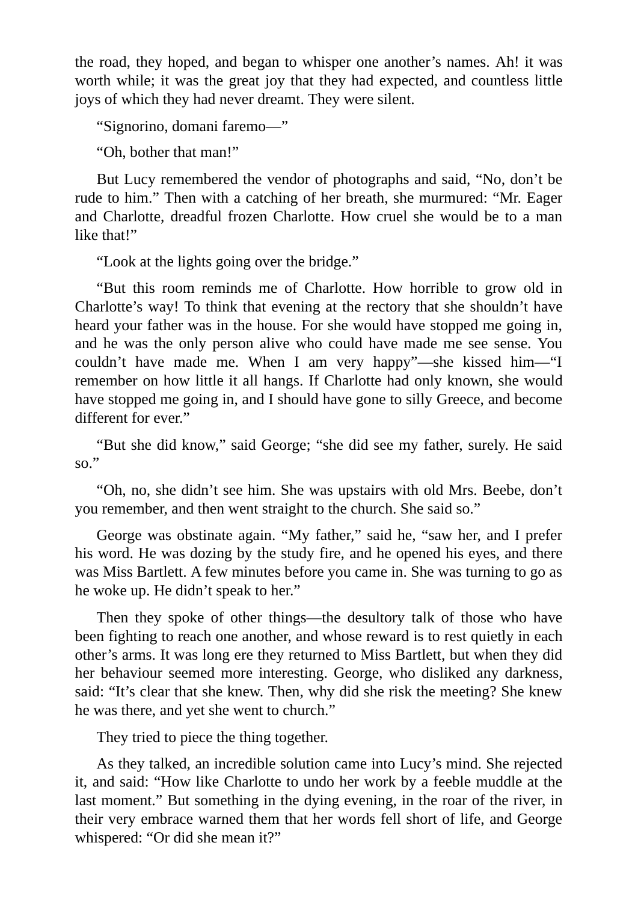the road, they hoped, and began to whisper one another's names. Ah! it was worth while; it was the great joy that they had expected, and countless little joys of which they had never dreamt. They were silent.

"Signorino, domani faremo—"

"Oh, bother that man!"

But Lucy remembered the vendor of photographs and said, "No, don't be rude to him." Then with a catching of her breath, she murmured: "Mr. Eager and Charlotte, dreadful frozen Charlotte. How cruel she would be to a man like that!"

"Look at the lights going over the bridge."

"But this room reminds me of Charlotte. How horrible to grow old in Charlotte's way! To think that evening at the rectory that she shouldn't have heard your father was in the house. For she would have stopped me going in, and he was the only person alive who could have made me see sense. You couldn't have made me. When I am very happy"—she kissed him—"I remember on how little it all hangs. If Charlotte had only known, she would have stopped me going in, and I should have gone to silly Greece, and become different for ever."

"But she did know," said George; "she did see my father, surely. He said so."

"Oh, no, she didn't see him. She was upstairs with old Mrs. Beebe, don't you remember, and then went straight to the church. She said so."

George was obstinate again. "My father," said he, "saw her, and I prefer his word. He was dozing by the study fire, and he opened his eyes, and there was Miss Bartlett. A few minutes before you came in. She was turning to go as he woke up. He didn't speak to her."

Then they spoke of other things—the desultory talk of those who have been fighting to reach one another, and whose reward is to rest quietly in each other's arms. It was long ere they returned to Miss Bartlett, but when they did her behaviour seemed more interesting. George, who disliked any darkness, said: "It's clear that she knew. Then, why did she risk the meeting? She knew he was there, and yet she went to church."

They tried to piece the thing together.

As they talked, an incredible solution came into Lucy's mind. She rejected it, and said: "How like Charlotte to undo her work by a feeble muddle at the last moment." But something in the dying evening, in the roar of the river, in their very embrace warned them that her words fell short of life, and George whispered: "Or did she mean it?"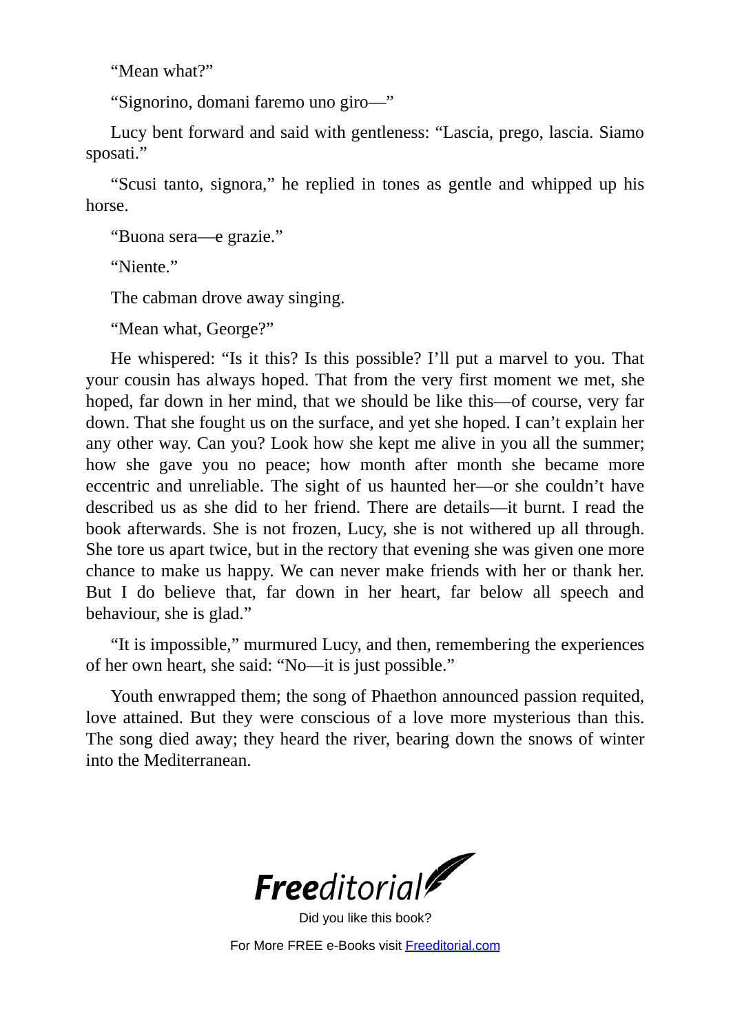"Mean what?"

"Signorino, domani faremo uno giro—"

Lucy bent forward and said with gentleness: "Lascia, prego, lascia. Siamo sposati."

"Scusi tanto, signora," he replied in tones as gentle and whipped up his horse.

"Buona sera—e grazie."

"Niente."

The cabman drove away singing.

"Mean what, George?"

He whispered: "Is it this? Is this possible? I'll put a marvel to you. That your cousin has always hoped. That from the very first moment we met, she hoped, far down in her mind, that we should be like this—of course, very far down. That she fought us on the surface, and yet she hoped. I can't explain her any other way. Can you? Look how she kept me alive in you all the summer; how she gave you no peace; how month after month she became more eccentric and unreliable. The sight of us haunted her—or she couldn't have described us as she did to her friend. There are details—it burnt. I read the book afterwards. She is not frozen, Lucy, she is not withered up all through. She tore us apart twice, but in the rectory that evening she was given one more chance to make us happy. We can never make friends with her or thank her. But I do believe that, far down in her heart, far below all speech and behaviour, she is glad."

"It is impossible," murmured Lucy, and then, remembering the experiences of her own heart, she said: "No—it is just possible."

Youth enwrapped them; the song of Phaethon announced passion requited, love attained. But they were conscious of a love more mysterious than this. The song died away; they heard the river, bearing down the snows of winter into the Mediterranean.

Freeditorial

Did you like this book?

For More FREE e-Books visit Freeditorial.com